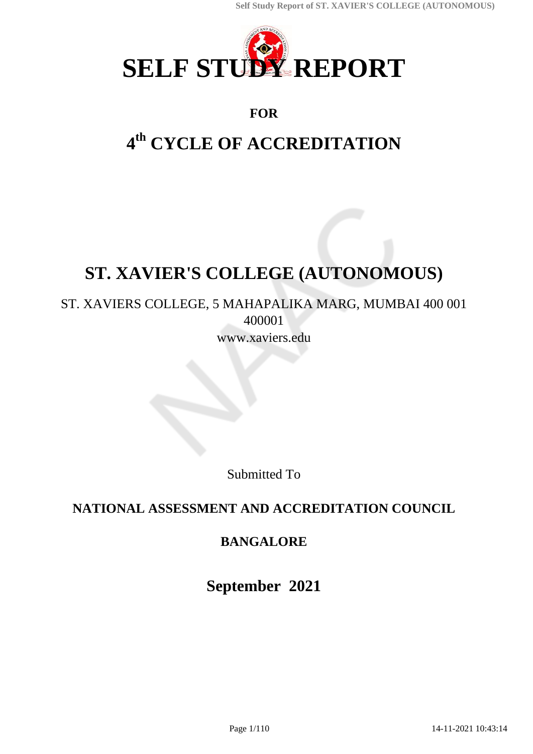# SELF STUDY REPORT

## FOR

# 4th CYCLE OF ACCREDITATION

# ST. XAVIER'S COLLEGE (AUTONOMOUS)

ST. XAVIERS COLLEGE, 5 MAHAPALIKA MARG, MUMBAI 400 001
400001
www.xaviers.edu

Submitted To

## NATIONAL ASSESSMENT AND ACCREDITATION COUNCIL

## BANGALORE

## September 2021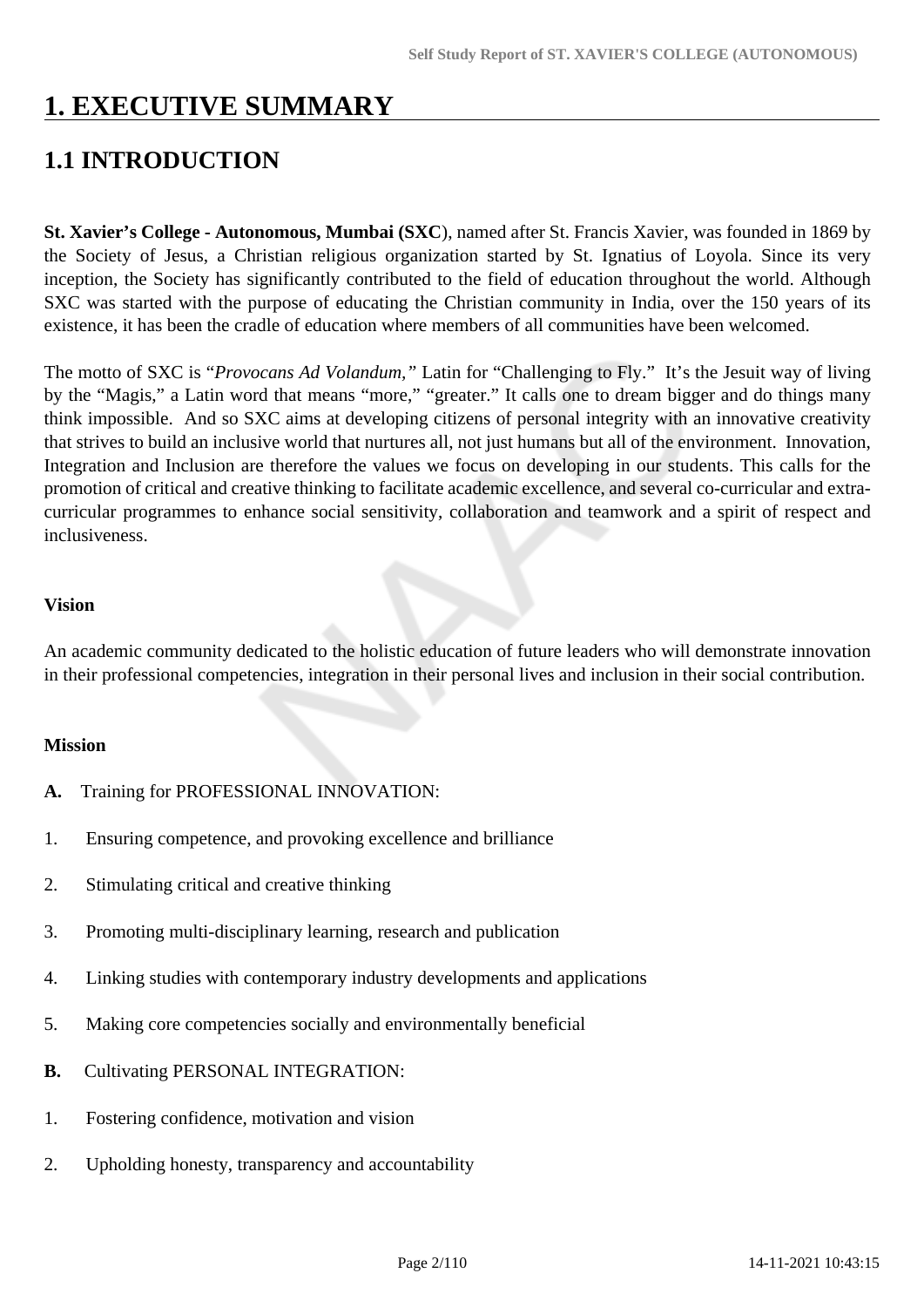# 1. EXECUTIVE SUMMARY

## 1.1 INTRODUCTION

**St. Xavier's College - Autonomous, Mumbai (SXC**), named after St. Francis Xavier, was founded in 1869 by the Society of Jesus, a Christian religious organization started by St. Ignatius of Loyola. Since its very inception, the Society has significantly contributed to the field of education throughout the world. Although SXC was started with the purpose of educating the Christian community in India, over the 150 years of its existence, it has been the cradle of education where members of all communities have been welcomed.

The motto of SXC is "*Provocans Ad Volandum,*" Latin for "Challenging to Fly." It's the Jesuit way of living by the "Magis," a Latin word that means "more," "greater." It calls one to dream bigger and do things many think impossible. And so SXC aims at developing citizens of personal integrity with an innovative creativity that strives to build an inclusive world that nurtures all, not just humans but all of the environment. Innovation, Integration and Inclusion are therefore the values we focus on developing in our students. This calls for the promotion of critical and creative thinking to facilitate academic excellence, and several co-curricular and extra-curricular programmes to enhance social sensitivity, collaboration and teamwork and a spirit of respect and inclusiveness.

**Vision**

An academic community dedicated to the holistic education of future leaders who will demonstrate innovation in their professional competencies, integration in their personal lives and inclusion in their social contribution.

**Mission**

**A.** Training for PROFESSIONAL INNOVATION:

1. Ensuring competence, and provoking excellence and brilliance
2. Stimulating critical and creative thinking
3. Promoting multi-disciplinary learning, research and publication
4. Linking studies with contemporary industry developments and applications
5. Making core competencies socially and environmentally beneficial

**B.** Cultivating PERSONAL INTEGRATION:

1. Fostering confidence, motivation and vision
2. Upholding honesty, transparency and accountability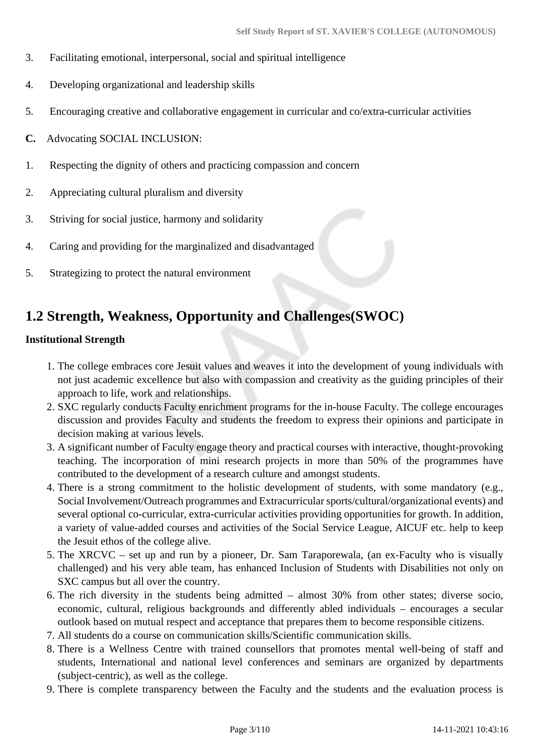3. Facilitating emotional, interpersonal, social and spiritual intelligence

4. Developing organizational and leadership skills

5. Encouraging creative and collaborative engagement in curricular and co/extra-curricular activities

**C.** Advocating SOCIAL INCLUSION:

1. Respecting the dignity of others and practicing compassion and concern

2. Appreciating cultural pluralism and diversity

3. Striving for social justice, harmony and solidarity

4. Caring and providing for the marginalized and disadvantaged

5. Strategizing to protect the natural environment

## 1.2 Strength, Weakness, Opportunity and Challenges(SWOC)

**Institutional Strength**

1. The college embraces core Jesuit values and weaves it into the development of young individuals with not just academic excellence but also with compassion and creativity as the guiding principles of their approach to life, work and relationships.
2. SXC regularly conducts Faculty enrichment programs for the in-house Faculty. The college encourages discussion and provides Faculty and students the freedom to express their opinions and participate in decision making at various levels.
3. A significant number of Faculty engage theory and practical courses with interactive, thought-provoking teaching. The incorporation of mini research projects in more than 50% of the programmes have contributed to the development of a research culture and amongst students.
4. There is a strong commitment to the holistic development of students, with some mandatory (e.g., Social Involvement/Outreach programmes and Extracurricular sports/cultural/organizational events) and several optional co-curricular, extra-curricular activities providing opportunities for growth. In addition, a variety of value-added courses and activities of the Social Service League, AICUF etc. help to keep the Jesuit ethos of the college alive.
5. The XRCVC – set up and run by a pioneer, Dr. Sam Taraporewala, (an ex-Faculty who is visually challenged) and his very able team, has enhanced Inclusion of Students with Disabilities not only on SXC campus but all over the country.
6. The rich diversity in the students being admitted – almost 30% from other states; diverse socio, economic, cultural, religious backgrounds and differently abled individuals – encourages a secular outlook based on mutual respect and acceptance that prepares them to become responsible citizens.
7. All students do a course on communication skills/Scientific communication skills.
8. There is a Wellness Centre with trained counsellors that promotes mental well-being of staff and students, International and national level conferences and seminars are organized by departments (subject-centric), as well as the college.
9. There is complete transparency between the Faculty and the students and the evaluation process is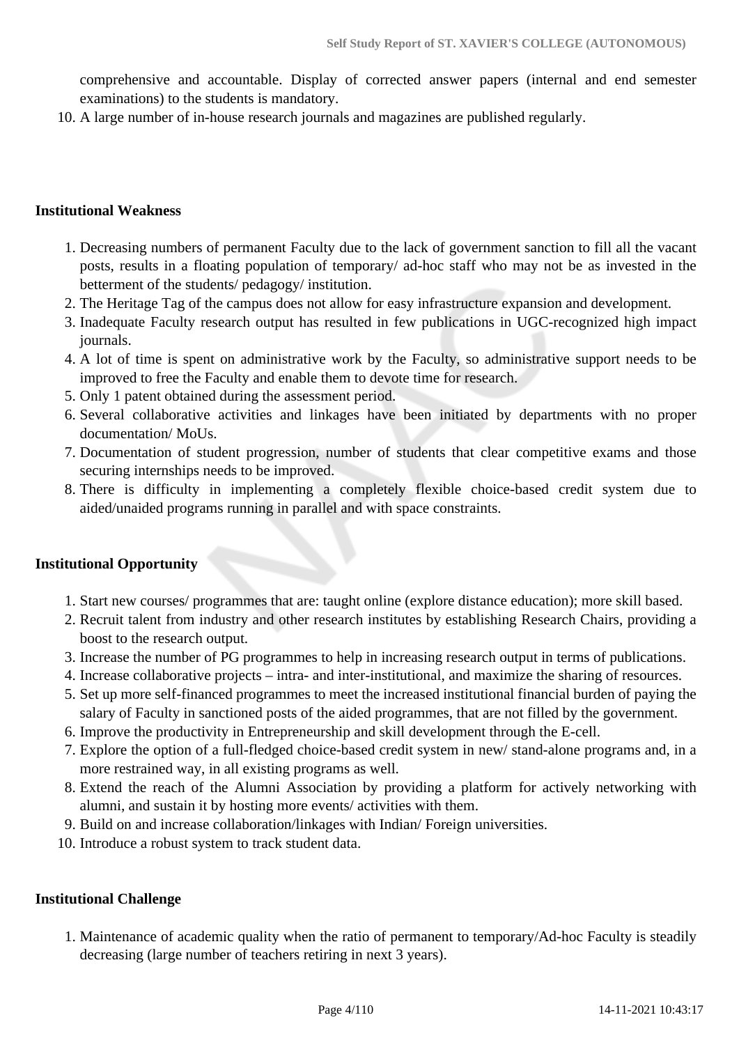comprehensive and accountable. Display of corrected answer papers (internal and end semester examinations) to the students is mandatory.

10. A large number of in-house research journals and magazines are published regularly.

**Institutional Weakness**

1. Decreasing numbers of permanent Faculty due to the lack of government sanction to fill all the vacant posts, results in a floating population of temporary/ ad-hoc staff who may not be as invested in the betterment of the students/ pedagogy/ institution.
2. The Heritage Tag of the campus does not allow for easy infrastructure expansion and development.
3. Inadequate Faculty research output has resulted in few publications in UGC-recognized high impact journals.
4. A lot of time is spent on administrative work by the Faculty, so administrative support needs to be improved to free the Faculty and enable them to devote time for research.
5. Only 1 patent obtained during the assessment period.
6. Several collaborative activities and linkages have been initiated by departments with no proper documentation/ MoUs.
7. Documentation of student progression, number of students that clear competitive exams and those securing internships needs to be improved.
8. There is difficulty in implementing a completely flexible choice-based credit system due to aided/unaided programs running in parallel and with space constraints.

**Institutional Opportunity**

1. Start new courses/ programmes that are: taught online (explore distance education); more skill based.
2. Recruit talent from industry and other research institutes by establishing Research Chairs, providing a boost to the research output.
3. Increase the number of PG programmes to help in increasing research output in terms of publications.
4. Increase collaborative projects – intra- and inter-institutional, and maximize the sharing of resources.
5. Set up more self-financed programmes to meet the increased institutional financial burden of paying the salary of Faculty in sanctioned posts of the aided programmes, that are not filled by the government.
6. Improve the productivity in Entrepreneurship and skill development through the E-cell.
7. Explore the option of a full-fledged choice-based credit system in new/ stand-alone programs and, in a more restrained way, in all existing programs as well.
8. Extend the reach of the Alumni Association by providing a platform for actively networking with alumni, and sustain it by hosting more events/ activities with them.
9. Build on and increase collaboration/linkages with Indian/ Foreign universities.
10. Introduce a robust system to track student data.

**Institutional Challenge**

1. Maintenance of academic quality when the ratio of permanent to temporary/Ad-hoc Faculty is steadily decreasing (large number of teachers retiring in next 3 years).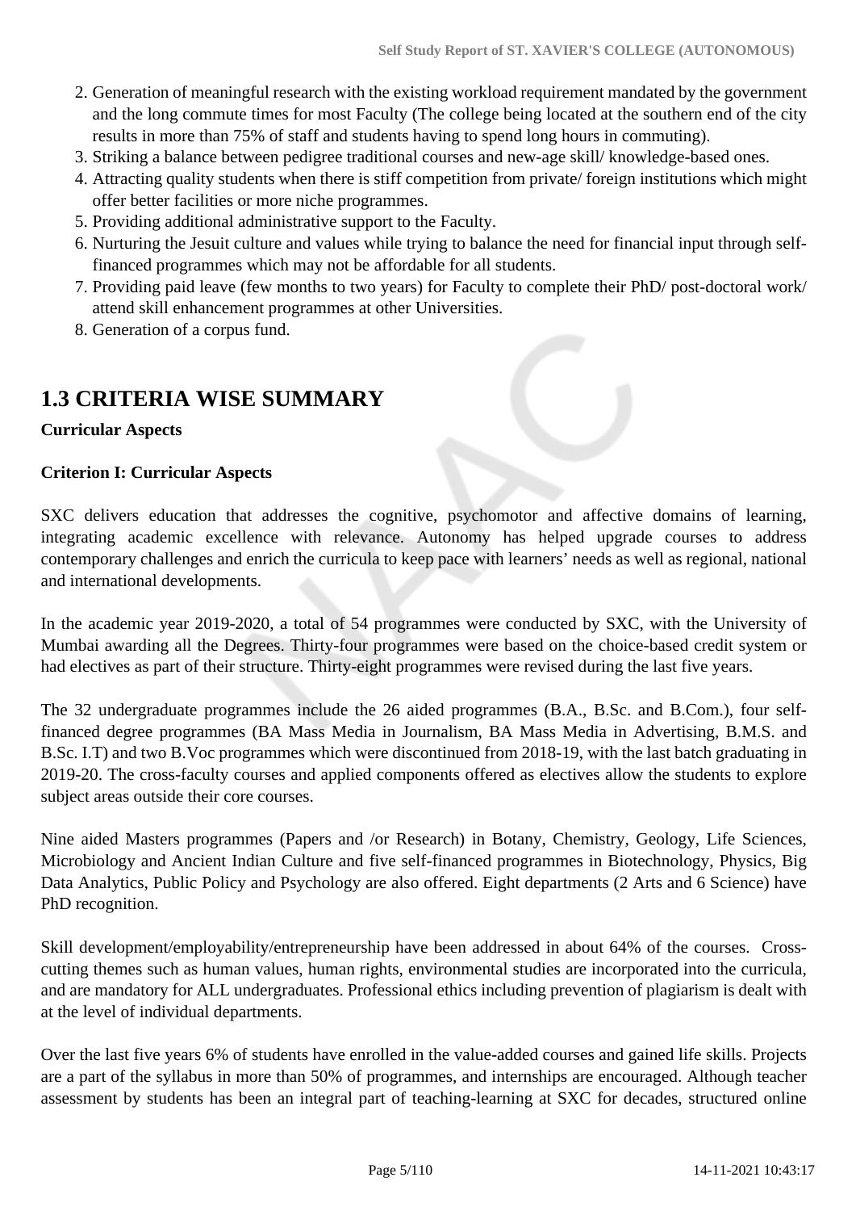2. Generation of meaningful research with the existing workload requirement mandated by the government and the long commute times for most Faculty (The college being located at the southern end of the city results in more than 75% of staff and students having to spend long hours in commuting).
3. Striking a balance between pedigree traditional courses and new-age skill/ knowledge-based ones.
4. Attracting quality students when there is stiff competition from private/ foreign institutions which might offer better facilities or more niche programmes.
5. Providing additional administrative support to the Faculty.
6. Nurturing the Jesuit culture and values while trying to balance the need for financial input through self-financed programmes which may not be affordable for all students.
7. Providing paid leave (few months to two years) for Faculty to complete their PhD/ post-doctoral work/ attend skill enhancement programmes at other Universities.
8. Generation of a corpus fund.

# 1.3 CRITERIA WISE SUMMARY

**Curricular Aspects**

**Criterion I: Curricular Aspects**

SXC delivers education that addresses the cognitive, psychomotor and affective domains of learning, integrating academic excellence with relevance. Autonomy has helped upgrade courses to address contemporary challenges and enrich the curricula to keep pace with learners' needs as well as regional, national and international developments.

In the academic year 2019-2020, a total of 54 programmes were conducted by SXC, with the University of Mumbai awarding all the Degrees. Thirty-four programmes were based on the choice-based credit system or had electives as part of their structure. Thirty-eight programmes were revised during the last five years.

The 32 undergraduate programmes include the 26 aided programmes (B.A., B.Sc. and B.Com.), four self-financed degree programmes (BA Mass Media in Journalism, BA Mass Media in Advertising, B.M.S. and B.Sc. I.T) and two B.Voc programmes which were discontinued from 2018-19, with the last batch graduating in 2019-20. The cross-faculty courses and applied components offered as electives allow the students to explore subject areas outside their core courses.

Nine aided Masters programmes (Papers and /or Research) in Botany, Chemistry, Geology, Life Sciences, Microbiology and Ancient Indian Culture and five self-financed programmes in Biotechnology, Physics, Big Data Analytics, Public Policy and Psychology are also offered. Eight departments (2 Arts and 6 Science) have PhD recognition.

Skill development/employability/entrepreneurship have been addressed in about 64% of the courses. Cross-cutting themes such as human values, human rights, environmental studies are incorporated into the curricula, and are mandatory for ALL undergraduates. Professional ethics including prevention of plagiarism is dealt with at the level of individual departments.

Over the last five years 6% of students have enrolled in the value-added courses and gained life skills. Projects are a part of the syllabus in more than 50% of programmes, and internships are encouraged. Although teacher assessment by students has been an integral part of teaching-learning at SXC for decades, structured online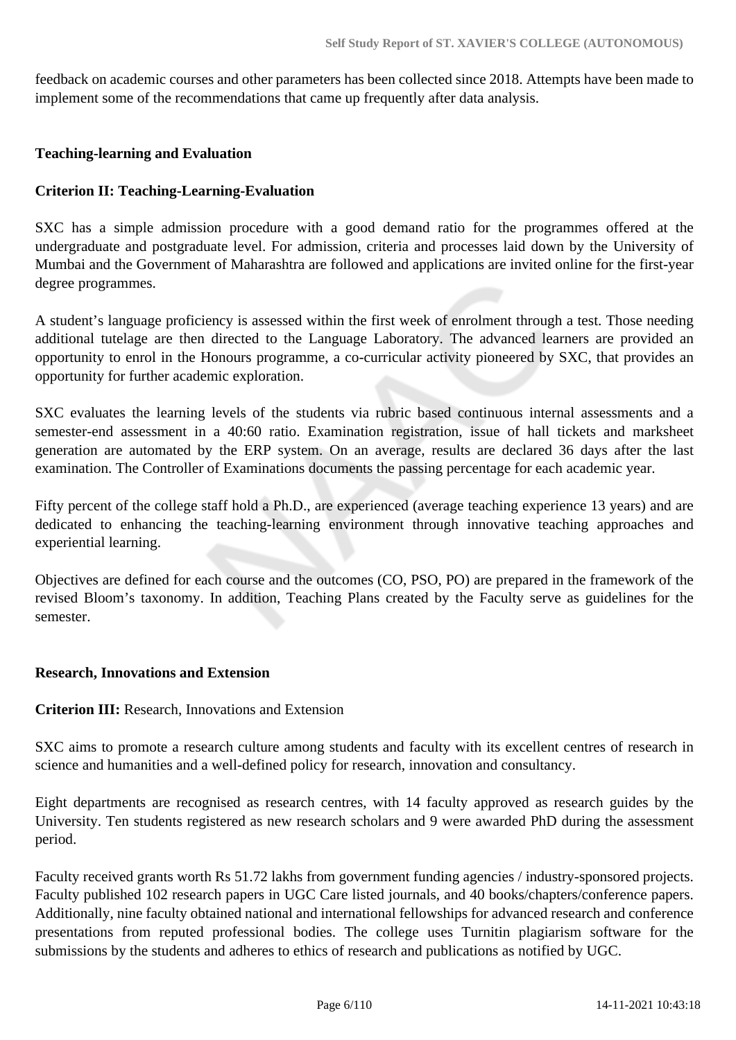feedback on academic courses and other parameters has been collected since 2018. Attempts have been made to implement some of the recommendations that came up frequently after data analysis.

**Teaching-learning and Evaluation**

**Criterion II: Teaching-Learning-Evaluation**

SXC has a simple admission procedure with a good demand ratio for the programmes offered at the undergraduate and postgraduate level. For admission, criteria and processes laid down by the University of Mumbai and the Government of Maharashtra are followed and applications are invited online for the first-year degree programmes.

A student's language proficiency is assessed within the first week of enrolment through a test. Those needing additional tutelage are then directed to the Language Laboratory. The advanced learners are provided an opportunity to enrol in the Honours programme, a co-curricular activity pioneered by SXC, that provides an opportunity for further academic exploration.

SXC evaluates the learning levels of the students via rubric based continuous internal assessments and a semester-end assessment in a 40:60 ratio. Examination registration, issue of hall tickets and marksheet generation are automated by the ERP system. On an average, results are declared 36 days after the last examination. The Controller of Examinations documents the passing percentage for each academic year.

Fifty percent of the college staff hold a Ph.D., are experienced (average teaching experience 13 years) and are dedicated to enhancing the teaching-learning environment through innovative teaching approaches and experiential learning.

Objectives are defined for each course and the outcomes (CO, PSO, PO) are prepared in the framework of the revised Bloom's taxonomy. In addition, Teaching Plans created by the Faculty serve as guidelines for the semester.

**Research, Innovations and Extension**

**Criterion III:** Research, Innovations and Extension

SXC aims to promote a research culture among students and faculty with its excellent centres of research in science and humanities and a well-defined policy for research, innovation and consultancy.

Eight departments are recognised as research centres, with 14 faculty approved as research guides by the University. Ten students registered as new research scholars and 9 were awarded PhD during the assessment period.

Faculty received grants worth Rs 51.72 lakhs from government funding agencies / industry-sponsored projects. Faculty published 102 research papers in UGC Care listed journals, and 40 books/chapters/conference papers. Additionally, nine faculty obtained national and international fellowships for advanced research and conference presentations from reputed professional bodies. The college uses Turnitin plagiarism software for the submissions by the students and adheres to ethics of research and publications as notified by UGC.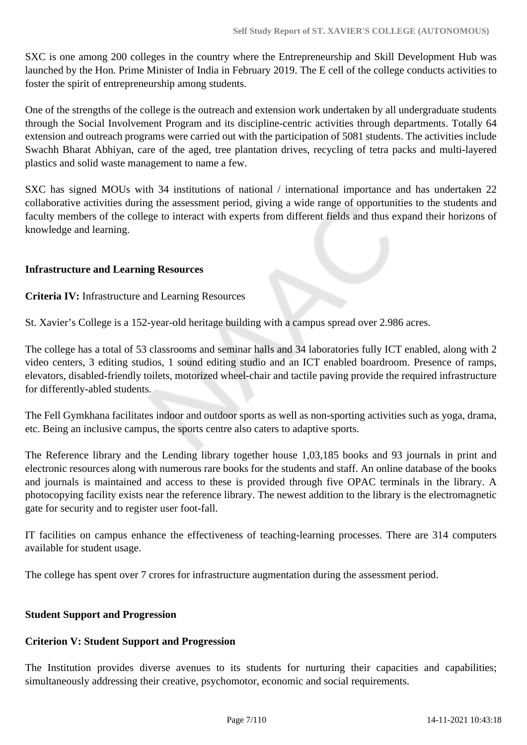SXC is one among 200 colleges in the country where the Entrepreneurship and Skill Development Hub was launched by the Hon. Prime Minister of India in February 2019. The E cell of the college conducts activities to foster the spirit of entrepreneurship among students.

One of the strengths of the college is the outreach and extension work undertaken by all undergraduate students through the Social Involvement Program and its discipline-centric activities through departments. Totally 64 extension and outreach programs were carried out with the participation of 5081 students. The activities include Swachh Bharat Abhiyan, care of the aged, tree plantation drives, recycling of tetra packs and multi-layered plastics and solid waste management to name a few.

SXC has signed MOUs with 34 institutions of national / international importance and has undertaken 22 collaborative activities during the assessment period, giving a wide range of opportunities to the students and faculty members of the college to interact with experts from different fields and thus expand their horizons of knowledge and learning.

**Infrastructure and Learning Resources**

**Criteria IV:** Infrastructure and Learning Resources

St. Xavier's College is a 152-year-old heritage building with a campus spread over 2.986 acres.

The college has a total of 53 classrooms and seminar halls and 34 laboratories fully ICT enabled, along with 2 video centers, 3 editing studios, 1 sound editing studio and an ICT enabled boardroom. Presence of ramps, elevators, disabled-friendly toilets, motorized wheel-chair and tactile paving provide the required infrastructure for differently-abled students.

The Fell Gymkhana facilitates indoor and outdoor sports as well as non-sporting activities such as yoga, drama, etc. Being an inclusive campus, the sports centre also caters to adaptive sports.

The Reference library and the Lending library together house 1,03,185 books and 93 journals in print and electronic resources along with numerous rare books for the students and staff. An online database of the books and journals is maintained and access to these is provided through five OPAC terminals in the library. A photocopying facility exists near the reference library. The newest addition to the library is the electromagnetic gate for security and to register user foot-fall.

IT facilities on campus enhance the effectiveness of teaching-learning processes. There are 314 computers available for student usage.

The college has spent over 7 crores for infrastructure augmentation during the assessment period.

**Student Support and Progression**

**Criterion V: Student Support and Progression**

The Institution provides diverse avenues to its students for nurturing their capacities and capabilities; simultaneously addressing their creative, psychomotor, economic and social requirements.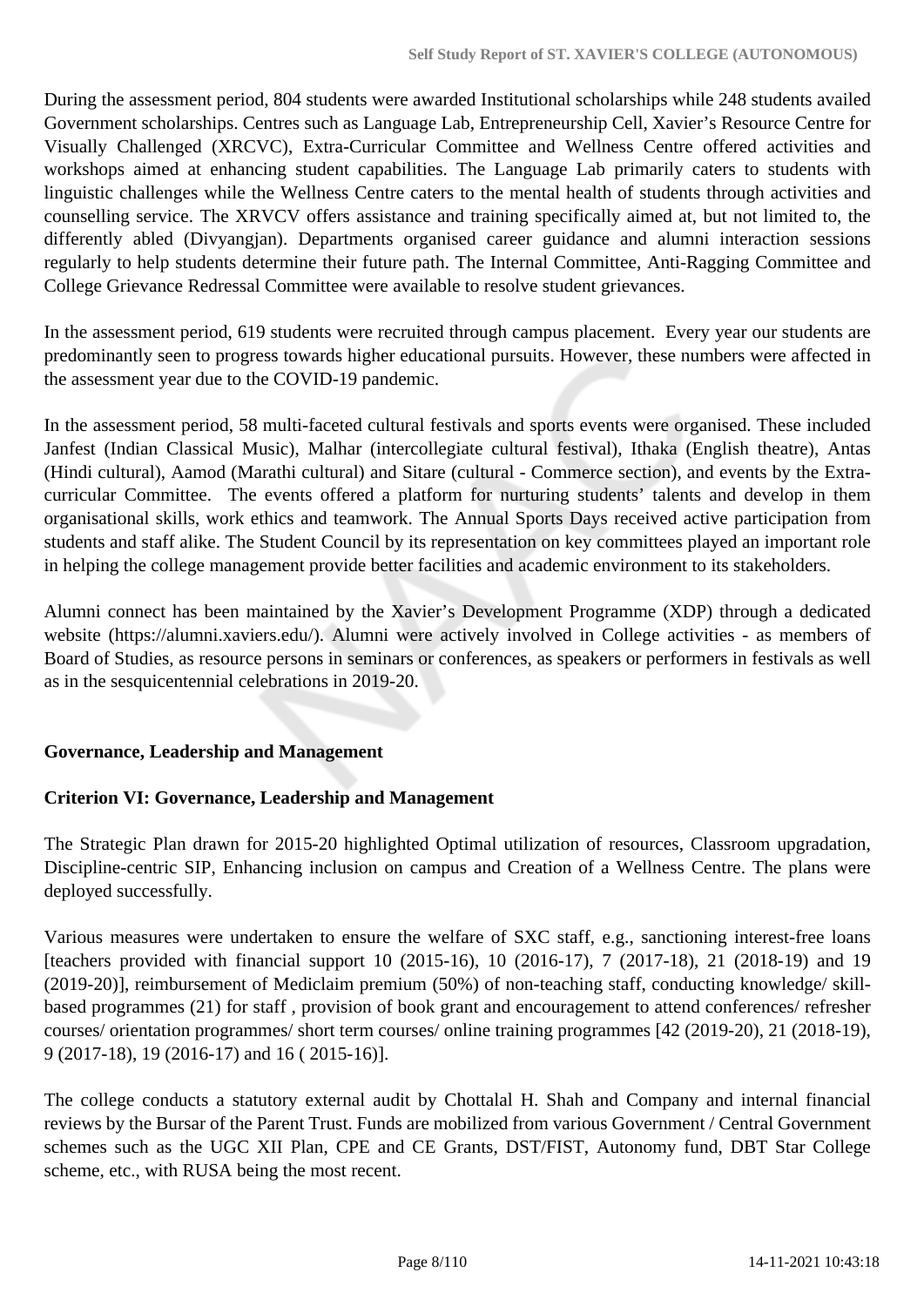During the assessment period, 804 students were awarded Institutional scholarships while 248 students availed Government scholarships. Centres such as Language Lab, Entrepreneurship Cell, Xavier's Resource Centre for Visually Challenged (XRCVC), Extra-Curricular Committee and Wellness Centre offered activities and workshops aimed at enhancing student capabilities. The Language Lab primarily caters to students with linguistic challenges while the Wellness Centre caters to the mental health of students through activities and counselling service. The XRVCV offers assistance and training specifically aimed at, but not limited to, the differently abled (Divyangjan). Departments organised career guidance and alumni interaction sessions regularly to help students determine their future path. The Internal Committee, Anti-Ragging Committee and College Grievance Redressal Committee were available to resolve student grievances.

In the assessment period, 619 students were recruited through campus placement. Every year our students are predominantly seen to progress towards higher educational pursuits. However, these numbers were affected in the assessment year due to the COVID-19 pandemic.

In the assessment period, 58 multi-faceted cultural festivals and sports events were organised. These included Janfest (Indian Classical Music), Malhar (intercollegiate cultural festival), Ithaka (English theatre), Antas (Hindi cultural), Aamod (Marathi cultural) and Sitare (cultural - Commerce section), and events by the Extra-curricular Committee. The events offered a platform for nurturing students' talents and develop in them organisational skills, work ethics and teamwork. The Annual Sports Days received active participation from students and staff alike. The Student Council by its representation on key committees played an important role in helping the college management provide better facilities and academic environment to its stakeholders.

Alumni connect has been maintained by the Xavier's Development Programme (XDP) through a dedicated website (https://alumni.xaviers.edu/). Alumni were actively involved in College activities - as members of Board of Studies, as resource persons in seminars or conferences, as speakers or performers in festivals as well as in the sesquicentennial celebrations in 2019-20.

**Governance, Leadership and Management**

**Criterion VI: Governance, Leadership and Management**

The Strategic Plan drawn for 2015-20 highlighted Optimal utilization of resources, Classroom upgradation, Discipline-centric SIP, Enhancing inclusion on campus and Creation of a Wellness Centre. The plans were deployed successfully.

Various measures were undertaken to ensure the welfare of SXC staff, e.g., sanctioning interest-free loans [teachers provided with financial support 10 (2015-16), 10 (2016-17), 7 (2017-18), 21 (2018-19) and 19 (2019-20)], reimbursement of Mediclaim premium (50%) of non-teaching staff, conducting knowledge/ skill-based programmes (21) for staff , provision of book grant and encouragement to attend conferences/ refresher courses/ orientation programmes/ short term courses/ online training programmes [42 (2019-20), 21 (2018-19), 9 (2017-18), 19 (2016-17) and 16 ( 2015-16)].

The college conducts a statutory external audit by Chottalal H. Shah and Company and internal financial reviews by the Bursar of the Parent Trust. Funds are mobilized from various Government / Central Government schemes such as the UGC XII Plan, CPE and CE Grants, DST/FIST, Autonomy fund, DBT Star College scheme, etc., with RUSA being the most recent.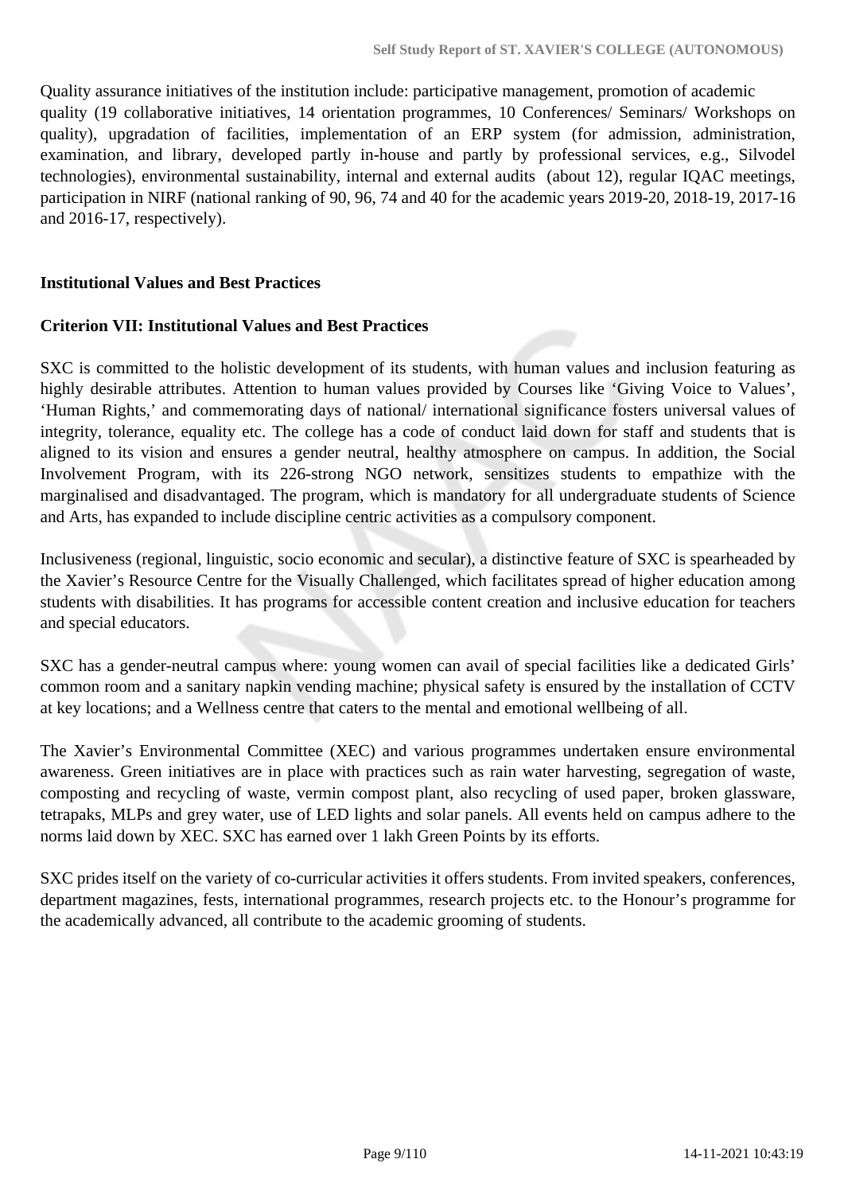Quality assurance initiatives of the institution include: participative management, promotion of academic quality (19 collaborative initiatives, 14 orientation programmes, 10 Conferences/ Seminars/ Workshops on quality), upgradation of facilities, implementation of an ERP system (for admission, administration, examination, and library, developed partly in-house and partly by professional services, e.g., Silvodel technologies), environmental sustainability, internal and external audits (about 12), regular IQAC meetings, participation in NIRF (national ranking of 90, 96, 74 and 40 for the academic years 2019-20, 2018-19, 2017-16 and 2016-17, respectively).

**Institutional Values and Best Practices**

**Criterion VII: Institutional Values and Best Practices**

SXC is committed to the holistic development of its students, with human values and inclusion featuring as highly desirable attributes. Attention to human values provided by Courses like 'Giving Voice to Values', 'Human Rights,' and commemorating days of national/ international significance fosters universal values of integrity, tolerance, equality etc. The college has a code of conduct laid down for staff and students that is aligned to its vision and ensures a gender neutral, healthy atmosphere on campus. In addition, the Social Involvement Program, with its 226-strong NGO network, sensitizes students to empathize with the marginalised and disadvantaged. The program, which is mandatory for all undergraduate students of Science and Arts, has expanded to include discipline centric activities as a compulsory component.

Inclusiveness (regional, linguistic, socio economic and secular), a distinctive feature of SXC is spearheaded by the Xavier's Resource Centre for the Visually Challenged, which facilitates spread of higher education among students with disabilities. It has programs for accessible content creation and inclusive education for teachers and special educators.

SXC has a gender-neutral campus where: young women can avail of special facilities like a dedicated Girls' common room and a sanitary napkin vending machine; physical safety is ensured by the installation of CCTV at key locations; and a Wellness centre that caters to the mental and emotional wellbeing of all.

The Xavier's Environmental Committee (XEC) and various programmes undertaken ensure environmental awareness. Green initiatives are in place with practices such as rain water harvesting, segregation of waste, composting and recycling of waste, vermin compost plant, also recycling of used paper, broken glassware, tetrapaks, MLPs and grey water, use of LED lights and solar panels. All events held on campus adhere to the norms laid down by XEC. SXC has earned over 1 lakh Green Points by its efforts.

SXC prides itself on the variety of co-curricular activities it offers students. From invited speakers, conferences, department magazines, fests, international programmes, research projects etc. to the Honour's programme for the academically advanced, all contribute to the academic grooming of students.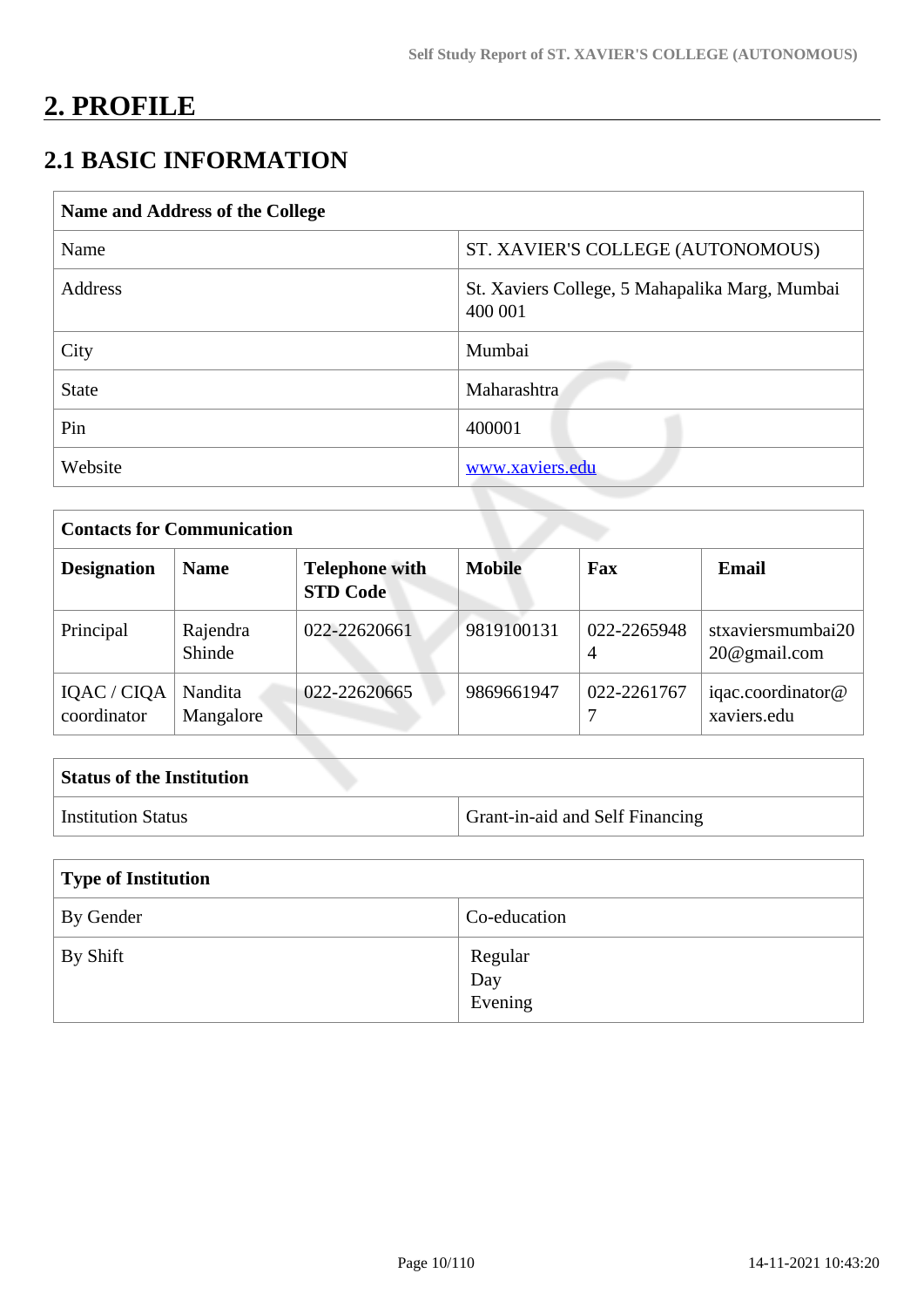# 2. PROFILE

## 2.1 BASIC INFORMATION

| **Name and Address of the College** | |
|---|---|
| Name | ST. XAVIER'S COLLEGE (AUTONOMOUS) |
| Address | St. Xaviers College, 5 Mahapalika Marg, Mumbai 400 001 |
| City | Mumbai |
| State | Maharashtra |
| Pin | 400001 |
| Website | www.xaviers.edu |

| **Contacts for Communication** | | | | | |
|---|---|---|---|---|---|
| **Designation** | **Name** | **Telephone with STD Code** | **Mobile** | **Fax** | **Email** |
| Principal | Rajendra Shinde | 022-22620661 | 9819100131 | 022-22659484 | stxaviersmumbai2020@gmail.com |
| IQAC / CIQA coordinator | Nandita Mangalore | 022-22620665 | 9869661947 | 022-22617677 | iqac.coordinator@xaviers.edu |

| **Status of the Institution** | |
|---|---|
| Institution Status | Grant-in-aid and Self Financing |

| **Type of Institution** | |
|---|---|
| By Gender | Co-education |
| By Shift | Regular<br>Day<br>Evening |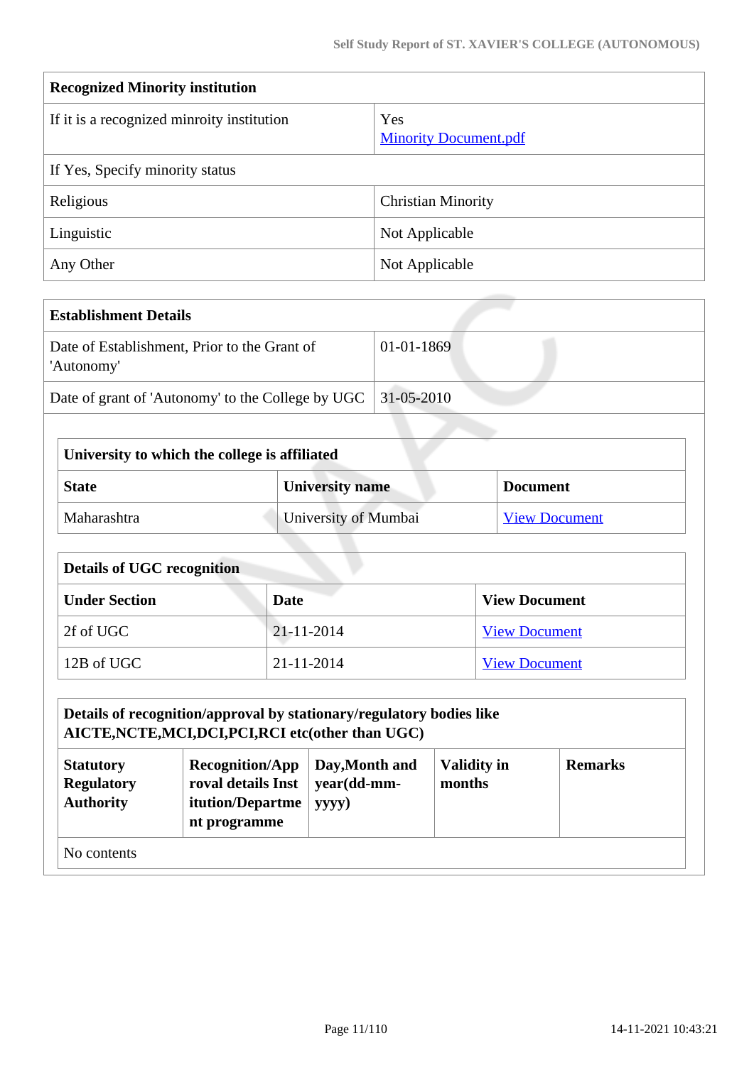| Recognized Minority institution | |
|---|---|
| If it is a recognized minroity institution | Yes<br>Minority Document.pdf |
| If Yes, Specify minority status | |
| Religious | Christian Minority |
| Linguistic | Not Applicable |
| Any Other | Not Applicable |

| Establishment Details | |
|---|---|
| Date of Establishment, Prior to the Grant of 'Autonomy' | 01-01-1869 |
| Date of grant of 'Autonomy' to the College by UGC | 31-05-2010 |

| University to which the college is affiliated | | |
|---|---|---|
| **State** | **University name** | **Document** |
| Maharashtra | University of Mumbai | View Document |

| Details of UGC recognition | | |
|---|---|---|
| **Under Section** | **Date** | **View Document** |
| 2f of UGC | 21-11-2014 | View Document |
| 12B of UGC | 21-11-2014 | View Document |

| Details of recognition/approval by stationary/regulatory bodies like AICTE,NCTE,MCI,DCI,PCI,RCI etc(other than UGC) | | | | |
|---|---|---|---|---|
| **Statutory Regulatory Authority** | **Recognition/Approval details Institution/Department programme** | **Day,Month and year(dd-mm-yyyy)** | **Validity in months** | **Remarks** |
| No contents | | | | |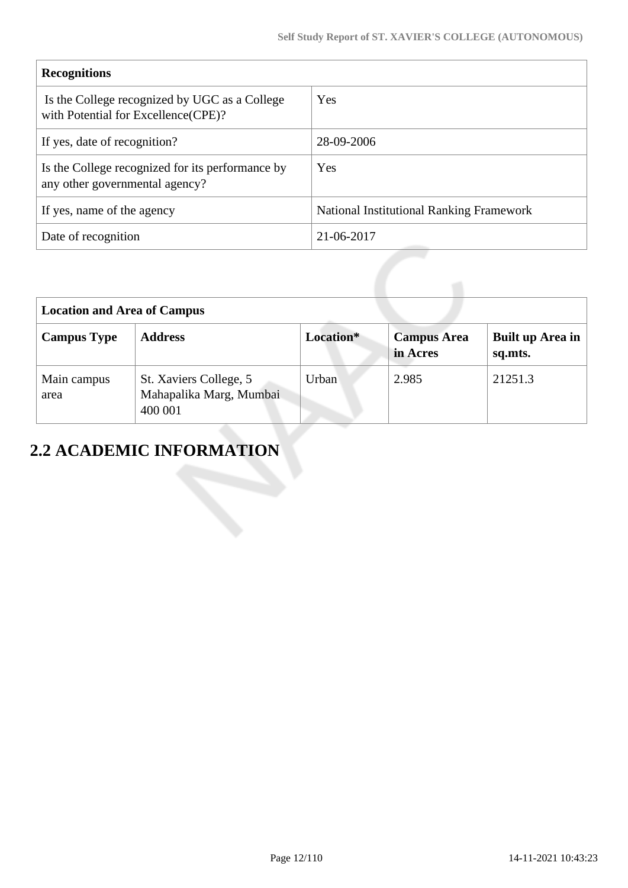| Recognitions | |
|---|---|
| Is the College recognized by UGC as a College with Potential for Excellence(CPE)? | Yes |
| If yes, date of recognition? | 28-09-2006 |
| Is the College recognized for its performance by any other governmental agency? | Yes |
| If yes, name of the agency | National Institutional Ranking Framework |
| Date of recognition | 21-06-2017 |

| Location and Area of Campus | | | | |
|---|---|---|---|---|
| **Campus Type** | **Address** | **Location*** | **Campus Area in Acres** | **Built up Area in sq.mts.** |
| Main campus area | St. Xaviers College, 5 Mahapalika Marg, Mumbai 400 001 | Urban | 2.985 | 21251.3 |

## 2.2 ACADEMIC INFORMATION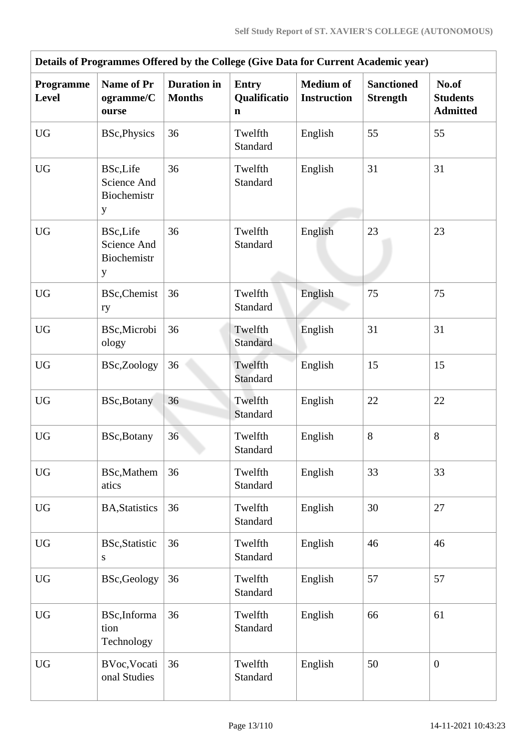| Details of Programmes Offered by the College (Give Data for Current Academic year) | | | | | | |
|---|---|---|---|---|---|---|
| **Programme Level** | **Name of Programme/Course** | **Duration in Months** | **Entry Qualification** | **Medium of Instruction** | **Sanctioned Strength** | **No.of Students Admitted** |
| UG | BSc,Physics | 36 | Twelfth Standard | English | 55 | 55 |
| UG | BSc,Life Science And Biochemistry | 36 | Twelfth Standard | English | 31 | 31 |
| UG | BSc,Life Science And Biochemistry | 36 | Twelfth Standard | English | 23 | 23 |
| UG | BSc,Chemistry | 36 | Twelfth Standard | English | 75 | 75 |
| UG | BSc,Microbiology | 36 | Twelfth Standard | English | 31 | 31 |
| UG | BSc,Zoology | 36 | Twelfth Standard | English | 15 | 15 |
| UG | BSc,Botany | 36 | Twelfth Standard | English | 22 | 22 |
| UG | BSc,Botany | 36 | Twelfth Standard | English | 8 | 8 |
| UG | BSc,Mathematics | 36 | Twelfth Standard | English | 33 | 33 |
| UG | BA,Statistics | 36 | Twelfth Standard | English | 30 | 27 |
| UG | BSc,Statistics | 36 | Twelfth Standard | English | 46 | 46 |
| UG | BSc,Geology | 36 | Twelfth Standard | English | 57 | 57 |
| UG | BSc,Information Technology | 36 | Twelfth Standard | English | 66 | 61 |
| UG | BVoc,Vocational Studies | 36 | Twelfth Standard | English | 50 | 0 |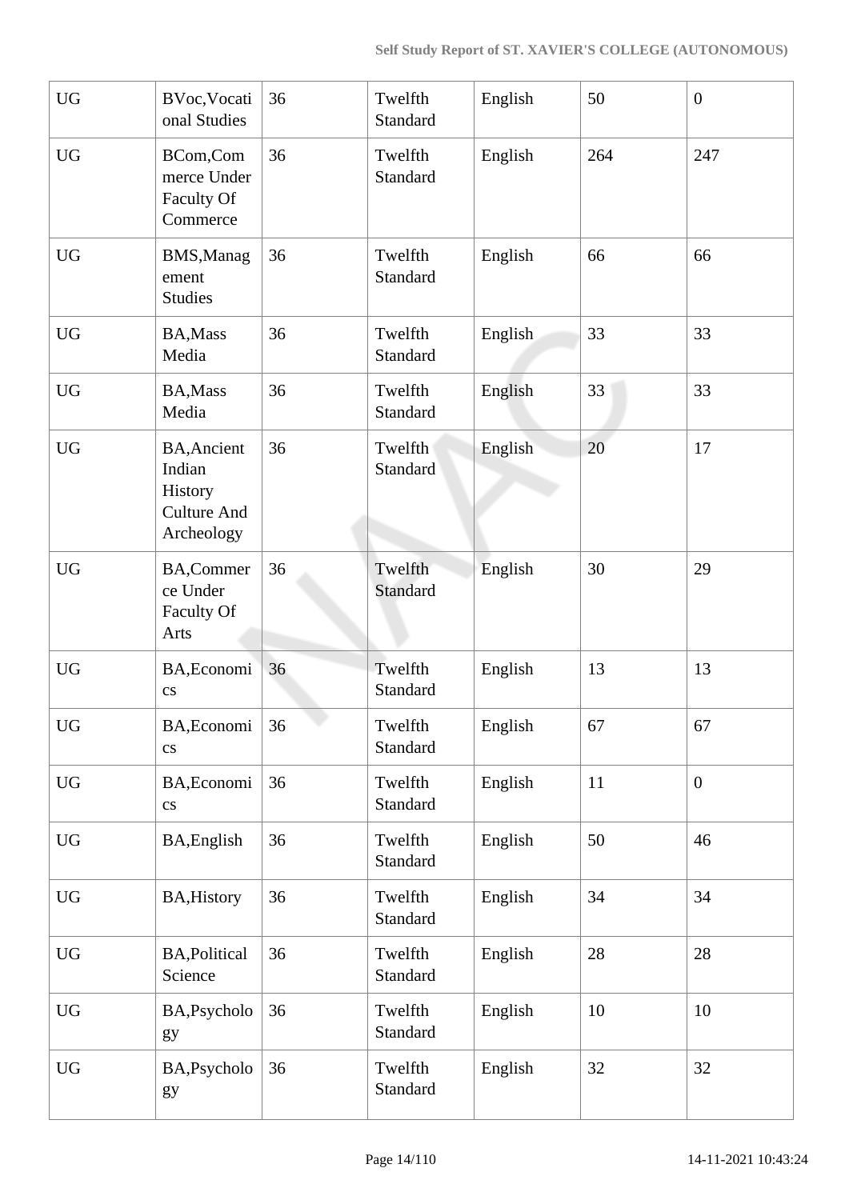| UG | BVoc,Vocational Studies | 36 | Twelfth Standard | English | 50 | 0 |
|---|---|---|---|---|---|---|
| UG | BCom,Commerce Under Faculty Of Commerce | 36 | Twelfth Standard | English | 264 | 247 |
| UG | BMS,Management Studies | 36 | Twelfth Standard | English | 66 | 66 |
| UG | BA,Mass Media | 36 | Twelfth Standard | English | 33 | 33 |
| UG | BA,Mass Media | 36 | Twelfth Standard | English | 33 | 33 |
| UG | BA,Ancient Indian History Culture And Archeology | 36 | Twelfth Standard | English | 20 | 17 |
| UG | BA,Commerce Under Faculty Of Arts | 36 | Twelfth Standard | English | 30 | 29 |
| UG | BA,Economics | 36 | Twelfth Standard | English | 13 | 13 |
| UG | BA,Economics | 36 | Twelfth Standard | English | 67 | 67 |
| UG | BA,Economics | 36 | Twelfth Standard | English | 11 | 0 |
| UG | BA,English | 36 | Twelfth Standard | English | 50 | 46 |
| UG | BA,History | 36 | Twelfth Standard | English | 34 | 34 |
| UG | BA,Political Science | 36 | Twelfth Standard | English | 28 | 28 |
| UG | BA,Psychology | 36 | Twelfth Standard | English | 10 | 10 |
| UG | BA,Psychology | 36 | Twelfth Standard | English | 32 | 32 |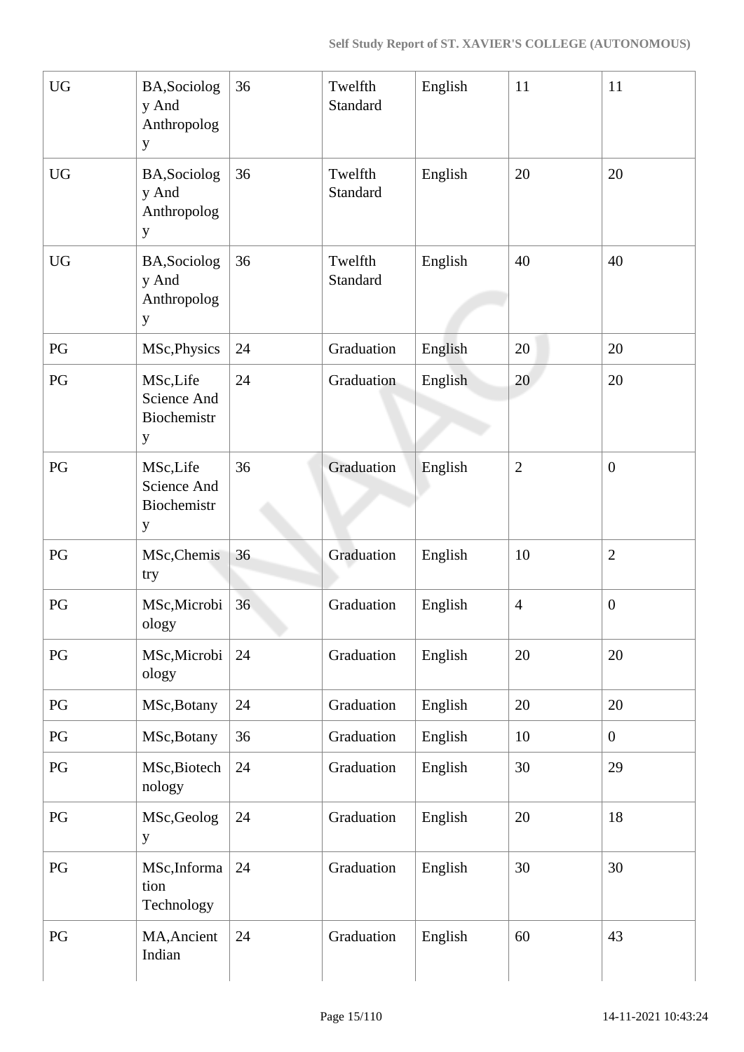| UG | BA,Sociology And Anthropology | 36 | Twelfth Standard | English | 11 | 11 |
|---|---|---|---|---|---|---|
| UG | BA,Sociology And Anthropology | 36 | Twelfth Standard | English | 20 | 20 |
| UG | BA,Sociology And Anthropology | 36 | Twelfth Standard | English | 40 | 40 |
| PG | MSc,Physics | 24 | Graduation | English | 20 | 20 |
| PG | MSc,Life Science And Biochemistry | 24 | Graduation | English | 20 | 20 |
| PG | MSc,Life Science And Biochemistry | 36 | Graduation | English | 2 | 0 |
| PG | MSc,Chemistry | 36 | Graduation | English | 10 | 2 |
| PG | MSc,Microbiology | 36 | Graduation | English | 4 | 0 |
| PG | MSc,Microbiology | 24 | Graduation | English | 20 | 20 |
| PG | MSc,Botany | 24 | Graduation | English | 20 | 20 |
| PG | MSc,Botany | 36 | Graduation | English | 10 | 0 |
| PG | MSc,Biotechnology | 24 | Graduation | English | 30 | 29 |
| PG | MSc,Geology | 24 | Graduation | English | 20 | 18 |
| PG | MSc,Information Technology | 24 | Graduation | English | 30 | 30 |
| PG | MA,Ancient Indian | 24 | Graduation | English | 60 | 43 |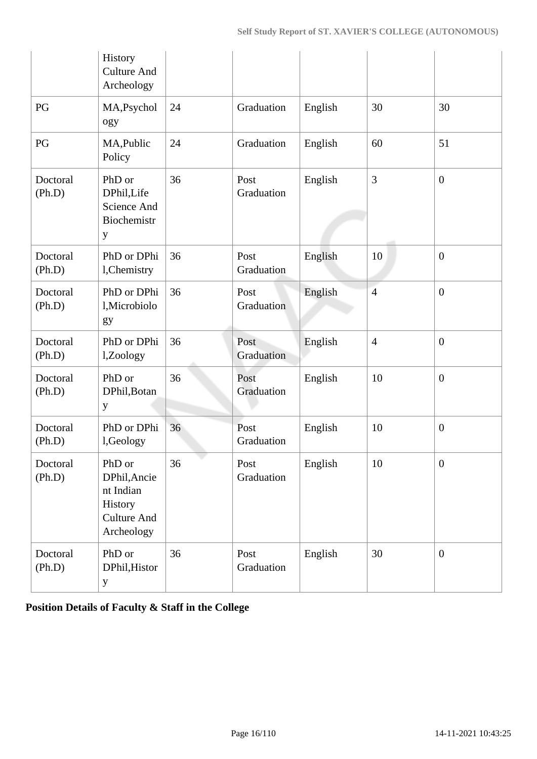| | History Culture And Archeology | | | | | |
|---|---|---|---|---|---|---|
| PG | MA,Psychology | 24 | Graduation | English | 30 | 30 |
| PG | MA,Public Policy | 24 | Graduation | English | 60 | 51 |
| Doctoral (Ph.D) | PhD or DPhil,Life Science And Biochemistry | 36 | Post Graduation | English | 3 | 0 |
| Doctoral (Ph.D) | PhD or DPhil,Chemistry | 36 | Post Graduation | English | 10 | 0 |
| Doctoral (Ph.D) | PhD or DPhil,Microbiology | 36 | Post Graduation | English | 4 | 0 |
| Doctoral (Ph.D) | PhD or DPhil,Zoology | 36 | Post Graduation | English | 4 | 0 |
| Doctoral (Ph.D) | PhD or DPhil,Botany | 36 | Post Graduation | English | 10 | 0 |
| Doctoral (Ph.D) | PhD or DPhil,Geology | 36 | Post Graduation | English | 10 | 0 |
| Doctoral (Ph.D) | PhD or DPhil,Ancient Indian History Culture And Archeology | 36 | Post Graduation | English | 10 | 0 |
| Doctoral (Ph.D) | PhD or DPhil,History | 36 | Post Graduation | English | 30 | 0 |

**Position Details of Faculty & Staff in the College**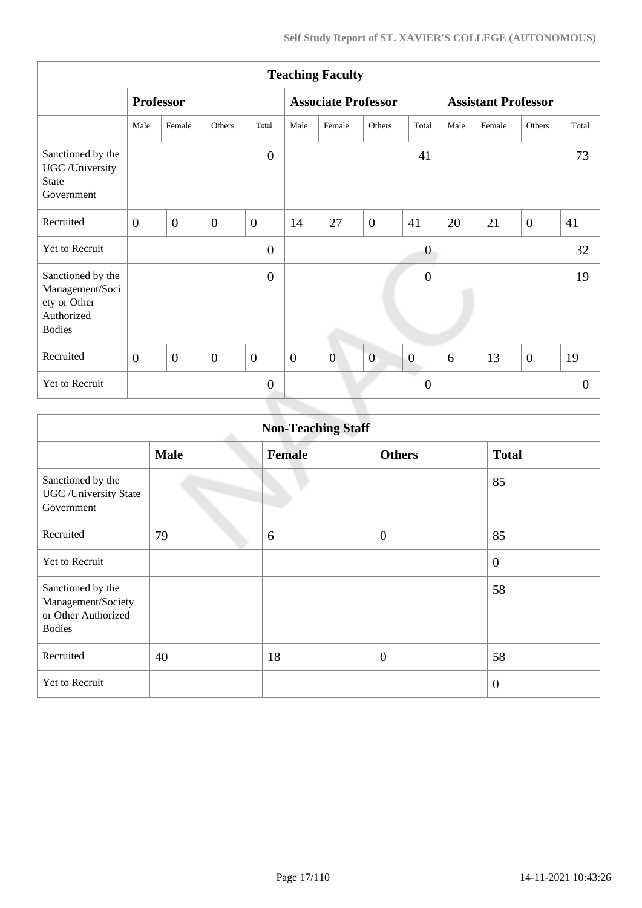| Teaching Faculty | | | | | | | | | | | | |
|---|---|---|---|---|---|---|---|---|---|---|---|---|
| | **Professor** | | | | **Associate Professor** | | | | **Assistant Professor** | | | |
| | Male | Female | Others | Total | Male | Female | Others | Total | Male | Female | Others | Total |
| Sanctioned by the UGC /University State Government | | | | 0 | | | | 41 | | | | 73 |
| Recruited | 0 | 0 | 0 | 0 | 14 | 27 | 0 | 41 | 20 | 21 | 0 | 41 |
| Yet to Recruit | | | | 0 | | | | 0 | | | | 32 |
| Sanctioned by the Management/Society or Other Authorized Bodies | | | | 0 | | | | 0 | | | | 19 |
| Recruited | 0 | 0 | 0 | 0 | 0 | 0 | 0 | 0 | 6 | 13 | 0 | 19 |
| Yet to Recruit | | | | 0 | | | | 0 | | | | 0 |

| Non-Teaching Staff | | | | |
|---|---|---|---|---|
| | **Male** | **Female** | **Others** | **Total** |
| Sanctioned by the UGC /University State Government | | | | 85 |
| Recruited | 79 | 6 | 0 | 85 |
| Yet to Recruit | | | | 0 |
| Sanctioned by the Management/Society or Other Authorized Bodies | | | | 58 |
| Recruited | 40 | 18 | 0 | 58 |
| Yet to Recruit | | | | 0 |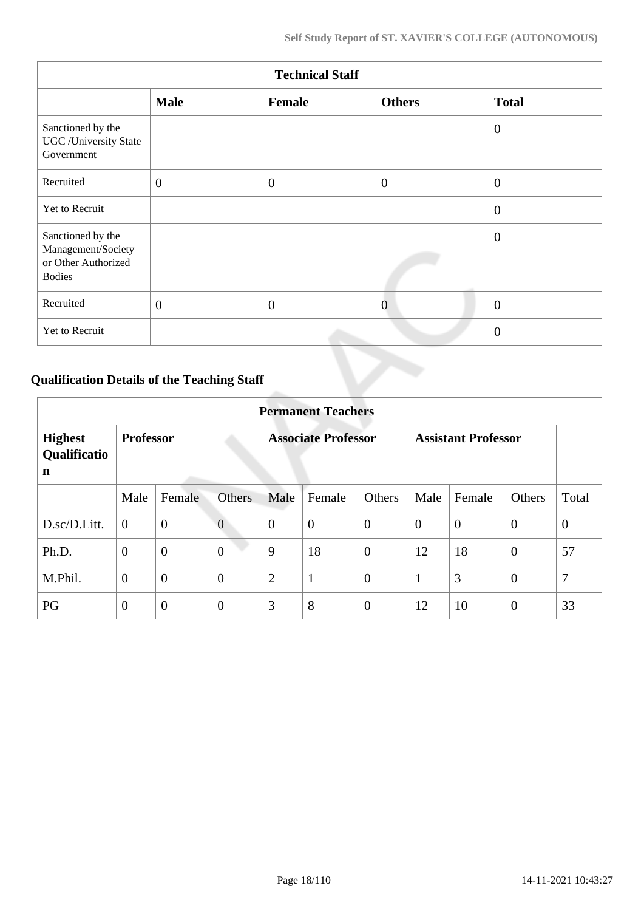| Technical Staff | | | | |
|---|---|---|---|---|
| | **Male** | **Female** | **Others** | **Total** |
| Sanctioned by the UGC /University State Government | | | | 0 |
| Recruited | 0 | 0 | 0 | 0 |
| Yet to Recruit | | | | 0 |
| Sanctioned by the Management/Society or Other Authorized Bodies | | | | 0 |
| Recruited | 0 | 0 | 0 | 0 |
| Yet to Recruit | | | | 0 |

### Qualification Details of the Teaching Staff

| Permanent Teachers | | | | | | | | | | |
|---|---|---|---|---|---|---|---|---|---|---|
| **Highest Qualification** | **Professor** | | | **Associate Professor** | | | **Assistant Professor** | | | |
| | Male | Female | Others | Male | Female | Others | Male | Female | Others | Total |
| D.sc/D.Litt. | 0 | 0 | 0 | 0 | 0 | 0 | 0 | 0 | 0 | 0 |
| Ph.D. | 0 | 0 | 0 | 9 | 18 | 0 | 12 | 18 | 0 | 57 |
| M.Phil. | 0 | 0 | 0 | 2 | 1 | 0 | 1 | 3 | 0 | 7 |
| PG | 0 | 0 | 0 | 3 | 8 | 0 | 12 | 10 | 0 | 33 |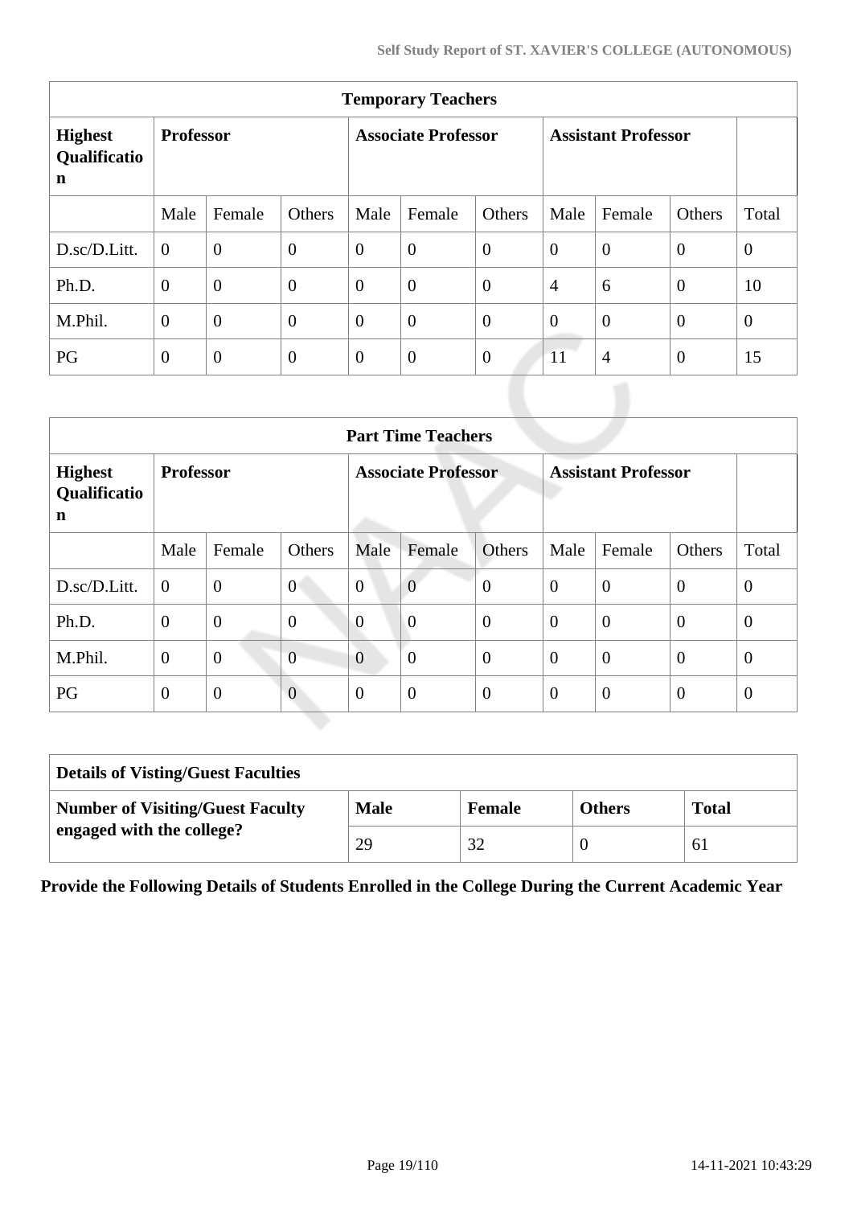| Temporary Teachers | | | | | | | | | | |
|---|---|---|---|---|---|---|---|---|---|---|
| **Highest Qualification** | **Professor** | | | **Associate Professor** | | | **Assistant Professor** | | | |
| | Male | Female | Others | Male | Female | Others | Male | Female | Others | Total |
| D.sc/D.Litt. | 0 | 0 | 0 | 0 | 0 | 0 | 0 | 0 | 0 | 0 |
| Ph.D. | 0 | 0 | 0 | 0 | 0 | 0 | 4 | 6 | 0 | 10 |
| M.Phil. | 0 | 0 | 0 | 0 | 0 | 0 | 0 | 0 | 0 | 0 |
| PG | 0 | 0 | 0 | 0 | 0 | 0 | 11 | 4 | 0 | 15 |

| Part Time Teachers | | | | | | | | | | |
|---|---|---|---|---|---|---|---|---|---|---|
| **Highest Qualification** | **Professor** | | | **Associate Professor** | | | **Assistant Professor** | | | |
| | Male | Female | Others | Male | Female | Others | Male | Female | Others | Total |
| D.sc/D.Litt. | 0 | 0 | 0 | 0 | 0 | 0 | 0 | 0 | 0 | 0 |
| Ph.D. | 0 | 0 | 0 | 0 | 0 | 0 | 0 | 0 | 0 | 0 |
| M.Phil. | 0 | 0 | 0 | 0 | 0 | 0 | 0 | 0 | 0 | 0 |
| PG | 0 | 0 | 0 | 0 | 0 | 0 | 0 | 0 | 0 | 0 |

| Details of Visting/Guest Faculties | | | | |
|---|---|---|---|---|
| **Number of Visiting/Guest Faculty engaged with the college?** | **Male** | **Female** | **Others** | **Total** |
| | 29 | 32 | 0 | 61 |

**Provide the Following Details of Students Enrolled in the College During the Current Academic Year**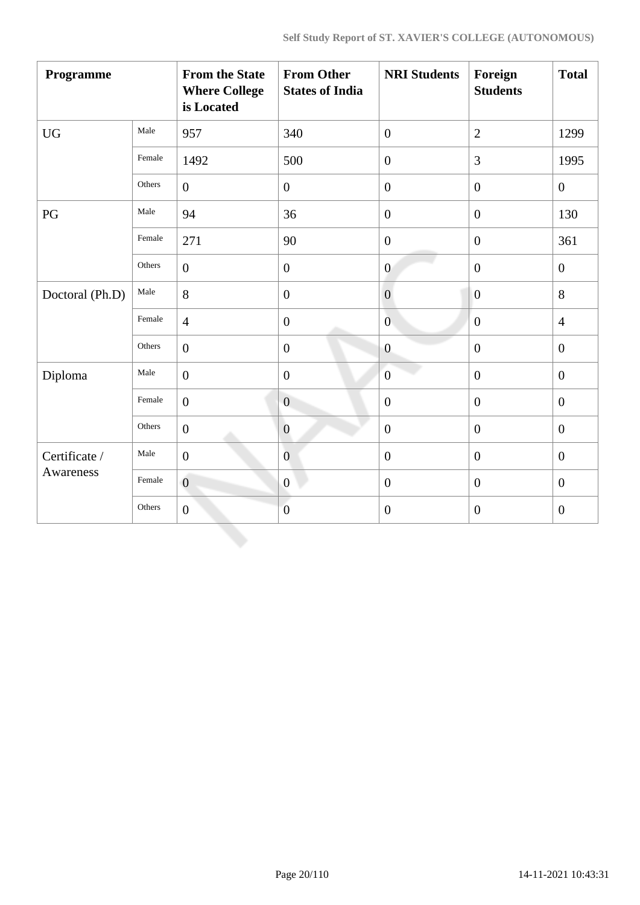| Programme | | From the State Where College is Located | From Other States of India | NRI Students | Foreign Students | Total |
|---|---|---|---|---|---|---|
| UG | Male | 957 | 340 | 0 | 2 | 1299 |
| | Female | 1492 | 500 | 0 | 3 | 1995 |
| | Others | 0 | 0 | 0 | 0 | 0 |
| PG | Male | 94 | 36 | 0 | 0 | 130 |
| | Female | 271 | 90 | 0 | 0 | 361 |
| | Others | 0 | 0 | 0 | 0 | 0 |
| Doctoral (Ph.D) | Male | 8 | 0 | 0 | 0 | 8 |
| | Female | 4 | 0 | 0 | 0 | 4 |
| | Others | 0 | 0 | 0 | 0 | 0 |
| Diploma | Male | 0 | 0 | 0 | 0 | 0 |
| | Female | 0 | 0 | 0 | 0 | 0 |
| | Others | 0 | 0 | 0 | 0 | 0 |
| Certificate / Awareness | Male | 0 | 0 | 0 | 0 | 0 |
| | Female | 0 | 0 | 0 | 0 | 0 |
| | Others | 0 | 0 | 0 | 0 | 0 |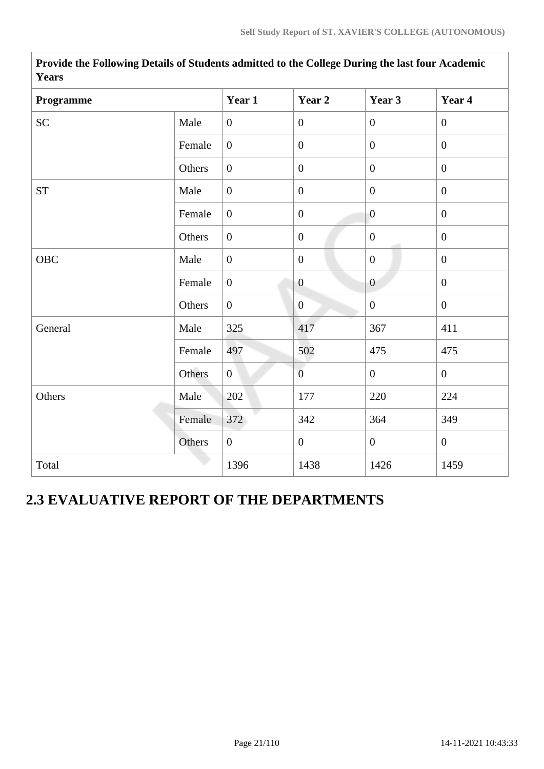| Provide the Following Details of Students admitted to the College During the last four Academic Years | | | | | |
|---|---|---|---|---|---|
| **Programme** | | **Year 1** | **Year 2** | **Year 3** | **Year 4** |
| SC | Male | 0 | 0 | 0 | 0 |
| | Female | 0 | 0 | 0 | 0 |
| | Others | 0 | 0 | 0 | 0 |
| ST | Male | 0 | 0 | 0 | 0 |
| | Female | 0 | 0 | 0 | 0 |
| | Others | 0 | 0 | 0 | 0 |
| OBC | Male | 0 | 0 | 0 | 0 |
| | Female | 0 | 0 | 0 | 0 |
| | Others | 0 | 0 | 0 | 0 |
| General | Male | 325 | 417 | 367 | 411 |
| | Female | 497 | 502 | 475 | 475 |
| | Others | 0 | 0 | 0 | 0 |
| Others | Male | 202 | 177 | 220 | 224 |
| | Female | 372 | 342 | 364 | 349 |
| | Others | 0 | 0 | 0 | 0 |
| Total | | 1396 | 1438 | 1426 | 1459 |

## 2.3 EVALUATIVE REPORT OF THE DEPARTMENTS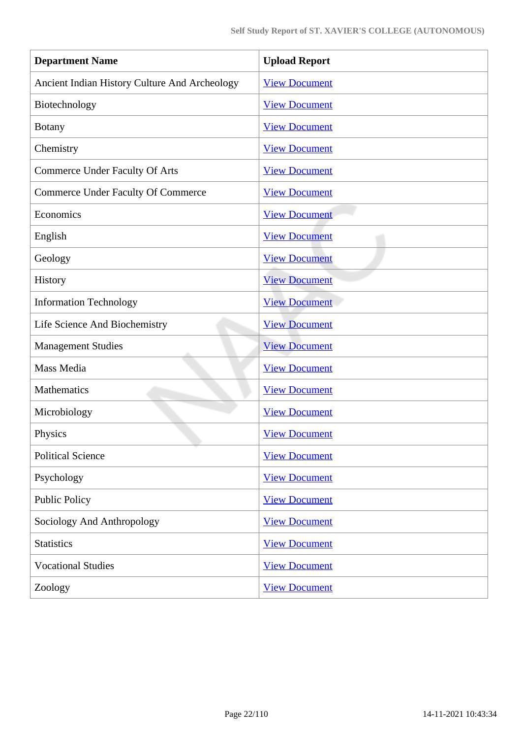| Department Name | Upload Report |
|---|---|
| Ancient Indian History Culture And Archeology | View Document |
| Biotechnology | View Document |
| Botany | View Document |
| Chemistry | View Document |
| Commerce Under Faculty Of Arts | View Document |
| Commerce Under Faculty Of Commerce | View Document |
| Economics | View Document |
| English | View Document |
| Geology | View Document |
| History | View Document |
| Information Technology | View Document |
| Life Science And Biochemistry | View Document |
| Management Studies | View Document |
| Mass Media | View Document |
| Mathematics | View Document |
| Microbiology | View Document |
| Physics | View Document |
| Political Science | View Document |
| Psychology | View Document |
| Public Policy | View Document |
| Sociology And Anthropology | View Document |
| Statistics | View Document |
| Vocational Studies | View Document |
| Zoology | View Document |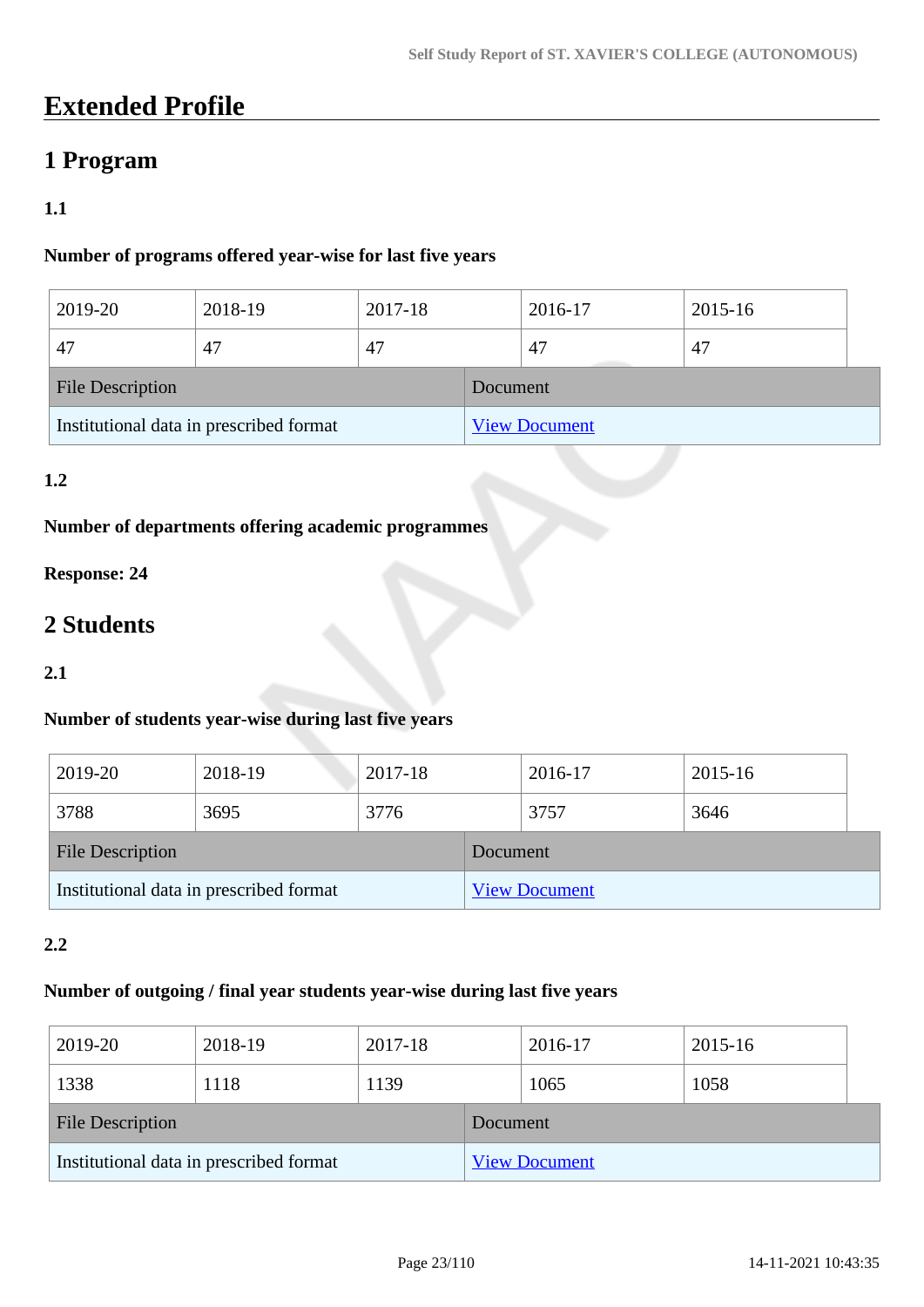# Extended Profile

## 1 Program

### 1.1

**Number of programs offered year-wise for last five years**

| 2019-20 | 2018-19 | 2017-18 | 2016-17 | 2015-16 |
|---|---|---|---|---|
| 47 | 47 | 47 | 47 | 47 |

| File Description | Document |
|---|---|
| Institutional data in prescribed format | View Document |

### 1.2

**Number of departments offering academic programmes**

**Response: 24**

## 2 Students

### 2.1

**Number of students year-wise during last five years**

| 2019-20 | 2018-19 | 2017-18 | 2016-17 | 2015-16 |
|---|---|---|---|---|
| 3788 | 3695 | 3776 | 3757 | 3646 |

| File Description | Document |
|---|---|
| Institutional data in prescribed format | View Document |

### 2.2

**Number of outgoing / final year students year-wise during last five years**

| 2019-20 | 2018-19 | 2017-18 | 2016-17 | 2015-16 |
|---|---|---|---|---|
| 1338 | 1118 | 1139 | 1065 | 1058 |

| File Description | Document |
|---|---|
| Institutional data in prescribed format | View Document |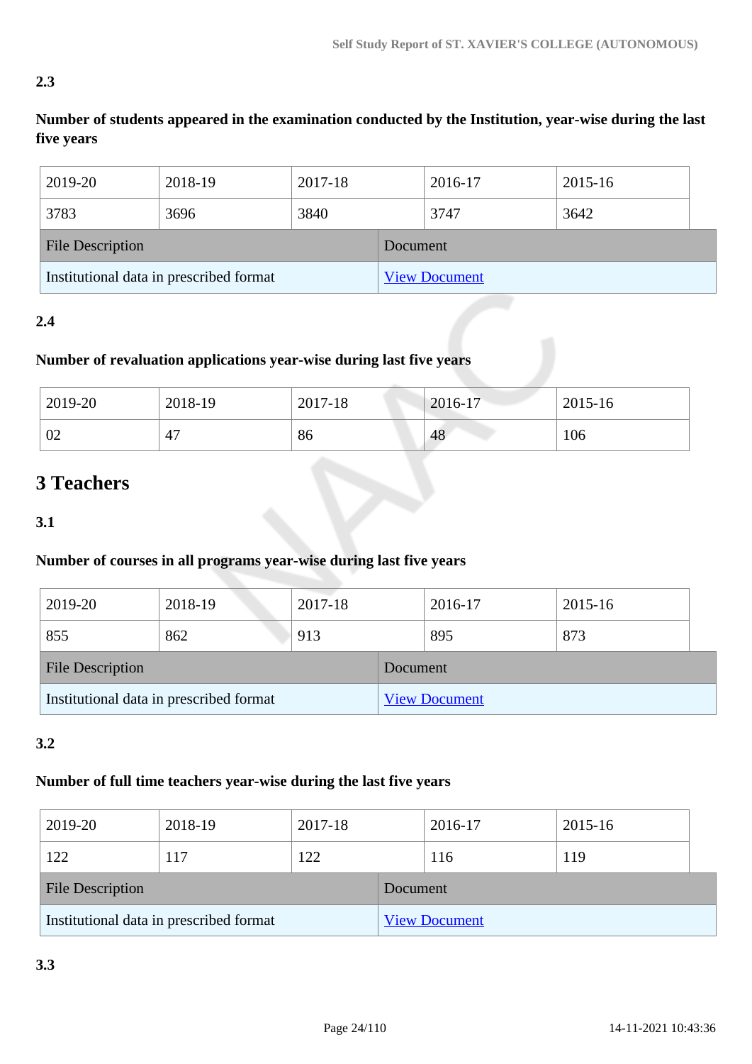**2.3**

**Number of students appeared in the examination conducted by the Institution, year-wise during the last five years**

| 2019-20 | 2018-19 | 2017-18 | 2016-17 | 2015-16 |
|---|---|---|---|---|
| 3783 | 3696 | 3840 | 3747 | 3642 |

| File Description | Document |
|---|---|
| Institutional data in prescribed format | View Document |

**2.4**

**Number of revaluation applications year-wise during last five years**

| 2019-20 | 2018-19 | 2017-18 | 2016-17 | 2015-16 |
|---|---|---|---|---|
| 02 | 47 | 86 | 48 | 106 |

## 3 Teachers

**3.1**

**Number of courses in all programs year-wise during last five years**

| 2019-20 | 2018-19 | 2017-18 | 2016-17 | 2015-16 |
|---|---|---|---|---|
| 855 | 862 | 913 | 895 | 873 |

| File Description | Document |
|---|---|
| Institutional data in prescribed format | View Document |

**3.2**

**Number of full time teachers year-wise during the last five years**

| 2019-20 | 2018-19 | 2017-18 | 2016-17 | 2015-16 |
|---|---|---|---|---|
| 122 | 117 | 122 | 116 | 119 |

| File Description | Document |
|---|---|
| Institutional data in prescribed format | View Document |

**3.3**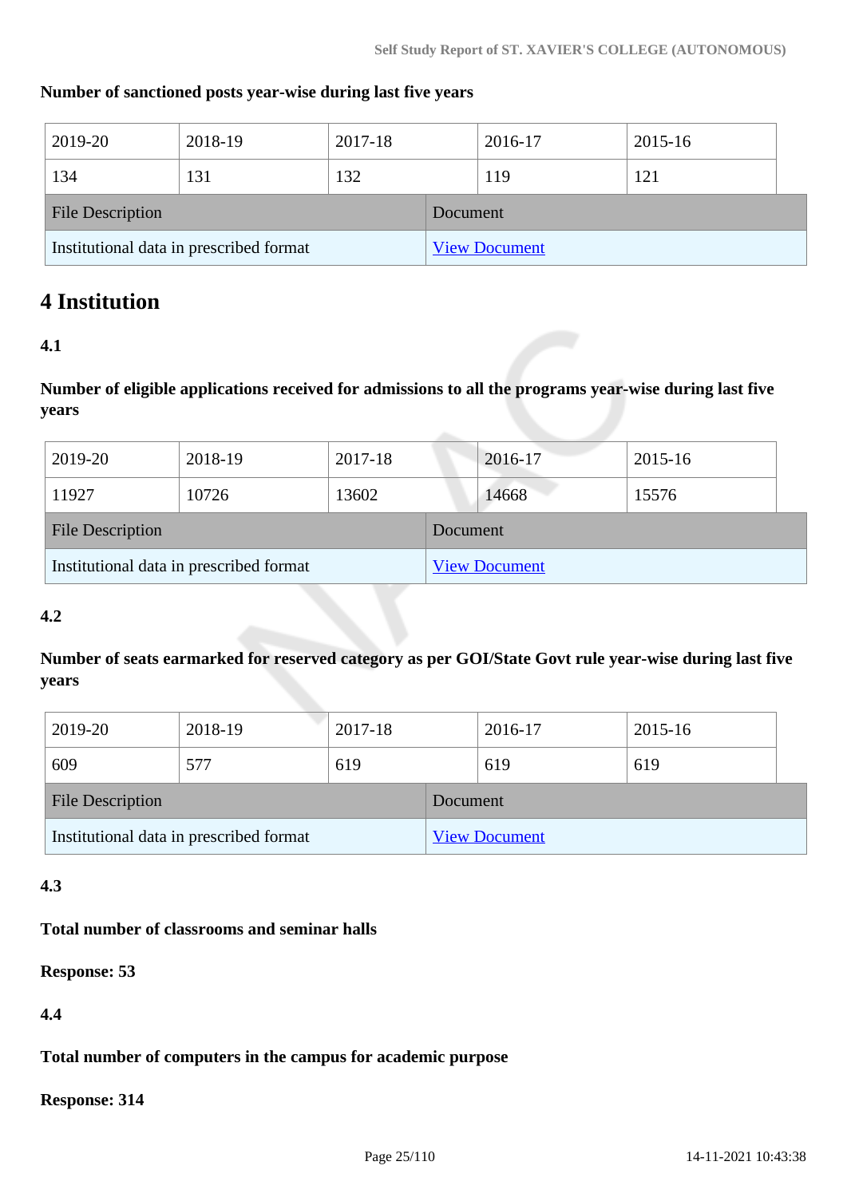**Number of sanctioned posts year-wise during last five years**

| 2019-20 | 2018-19 | 2017-18 | 2016-17 | 2015-16 |
|---|---|---|---|---|
| 134 | 131 | 132 | 119 | 121 |

| File Description | Document |
|---|---|
| Institutional data in prescribed format | View Document |

# 4 Institution

**4.1**

**Number of eligible applications received for admissions to all the programs year-wise during last five years**

| 2019-20 | 2018-19 | 2017-18 | 2016-17 | 2015-16 |
|---|---|---|---|---|
| 11927 | 10726 | 13602 | 14668 | 15576 |

| File Description | Document |
|---|---|
| Institutional data in prescribed format | View Document |

**4.2**

**Number of seats earmarked for reserved category as per GOI/State Govt rule year-wise during last five years**

| 2019-20 | 2018-19 | 2017-18 | 2016-17 | 2015-16 |
|---|---|---|---|---|
| 609 | 577 | 619 | 619 | 619 |

| File Description | Document |
|---|---|
| Institutional data in prescribed format | View Document |

**4.3**

**Total number of classrooms and seminar halls**

**Response: 53**

**4.4**

**Total number of computers in the campus for academic purpose**

**Response: 314**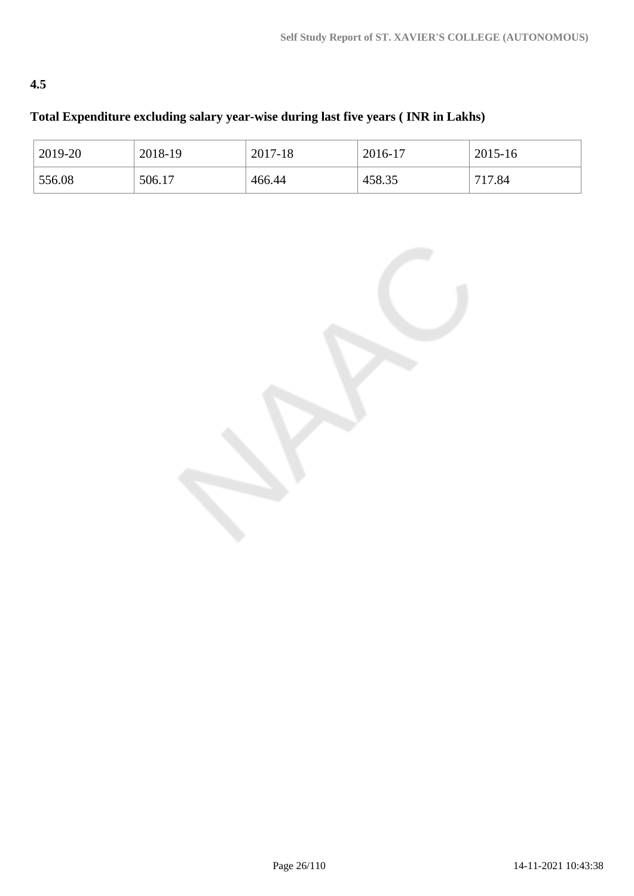**4.5**

**Total Expenditure excluding salary year-wise during last five years ( INR in Lakhs)**

| 2019-20 | 2018-19 | 2017-18 | 2016-17 | 2015-16 |
|---|---|---|---|---|
| 556.08 | 506.17 | 466.44 | 458.35 | 717.84 |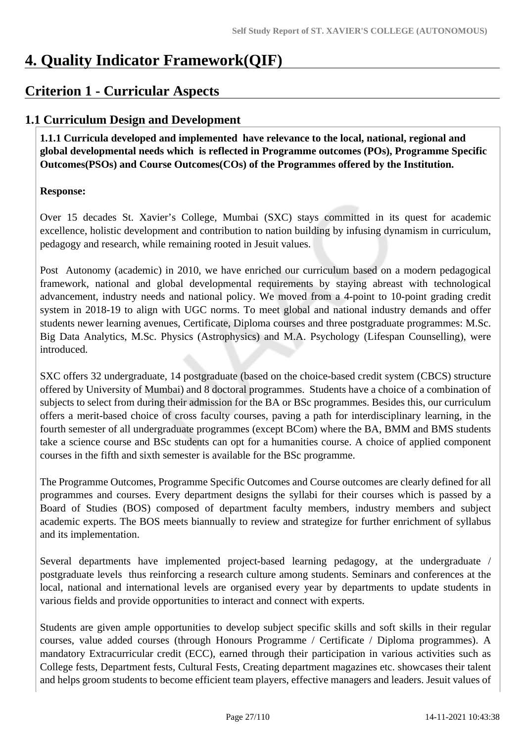# 4. Quality Indicator Framework(QIF)

## Criterion 1 - Curricular Aspects

### 1.1 Curriculum Design and Development

**1.1.1 Curricula developed and implemented have relevance to the local, national, regional and global developmental needs which is reflected in Programme outcomes (POs), Programme Specific Outcomes(PSOs) and Course Outcomes(COs) of the Programmes offered by the Institution.**

**Response:**

Over 15 decades St. Xavier's College, Mumbai (SXC) stays committed in its quest for academic excellence, holistic development and contribution to nation building by infusing dynamism in curriculum, pedagogy and research, while remaining rooted in Jesuit values.

Post Autonomy (academic) in 2010, we have enriched our curriculum based on a modern pedagogical framework, national and global developmental requirements by staying abreast with technological advancement, industry needs and national policy. We moved from a 4-point to 10-point grading credit system in 2018-19 to align with UGC norms. To meet global and national industry demands and offer students newer learning avenues, Certificate, Diploma courses and three postgraduate programmes: M.Sc. Big Data Analytics, M.Sc. Physics (Astrophysics) and M.A. Psychology (Lifespan Counselling), were introduced.

SXC offers 32 undergraduate, 14 postgraduate (based on the choice-based credit system (CBCS) structure offered by University of Mumbai) and 8 doctoral programmes. Students have a choice of a combination of subjects to select from during their admission for the BA or BSc programmes. Besides this, our curriculum offers a merit-based choice of cross faculty courses, paving a path for interdisciplinary learning, in the fourth semester of all undergraduate programmes (except BCom) where the BA, BMM and BMS students take a science course and BSc students can opt for a humanities course. A choice of applied component courses in the fifth and sixth semester is available for the BSc programme.

The Programme Outcomes, Programme Specific Outcomes and Course outcomes are clearly defined for all programmes and courses. Every department designs the syllabi for their courses which is passed by a Board of Studies (BOS) composed of department faculty members, industry members and subject academic experts. The BOS meets biannually to review and strategize for further enrichment of syllabus and its implementation.

Several departments have implemented project-based learning pedagogy, at the undergraduate / postgraduate levels thus reinforcing a research culture among students. Seminars and conferences at the local, national and international levels are organised every year by departments to update students in various fields and provide opportunities to interact and connect with experts.

Students are given ample opportunities to develop subject specific skills and soft skills in their regular courses, value added courses (through Honours Programme / Certificate / Diploma programmes). A mandatory Extracurricular credit (ECC), earned through their participation in various activities such as College fests, Department fests, Cultural Fests, Creating department magazines etc. showcases their talent and helps groom students to become efficient team players, effective managers and leaders. Jesuit values of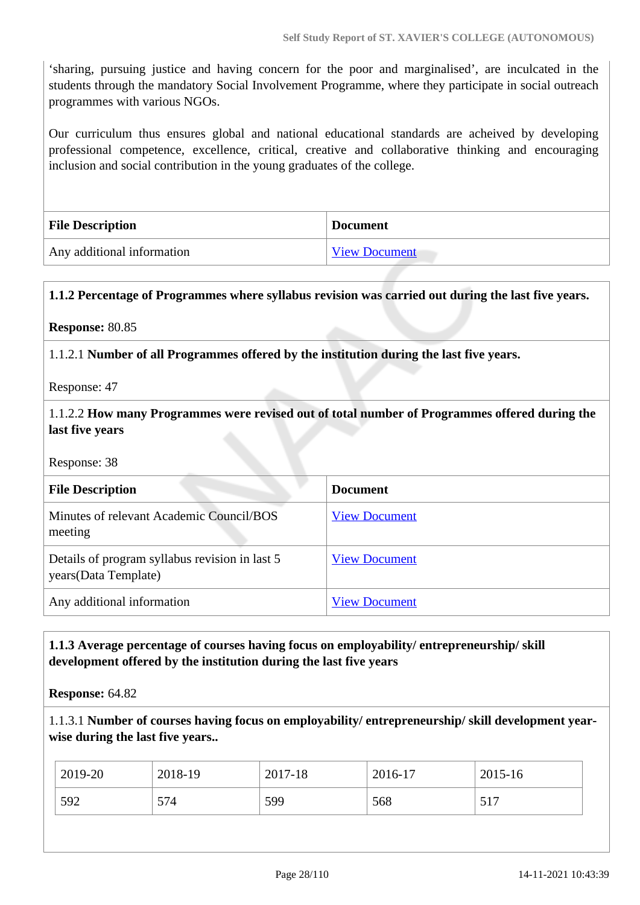'sharing, pursuing justice and having concern for the poor and marginalised', are inculcated in the students through the mandatory Social Involvement Programme, where they participate in social outreach programmes with various NGOs.

Our curriculum thus ensures global and national educational standards are acheived by developing professional competence, excellence, critical, creative and collaborative thinking and encouraging inclusion and social contribution in the young graduates of the college.

| File Description | Document |
|---|---|
| Any additional information | View Document |

**1.1.2 Percentage of Programmes where syllabus revision was carried out during the last five years.**

**Response:** 80.85

1.1.2.1 **Number of all Programmes offered by the institution during the last five years.**

Response: 47

1.1.2.2 **How many Programmes were revised out of total number of Programmes offered during the last five years**

Response: 38

| File Description | Document |
|---|---|
| Minutes of relevant Academic Council/BOS meeting | View Document |
| Details of program syllabus revision in last 5 years(Data Template) | View Document |
| Any additional information | View Document |

**1.1.3 Average percentage of courses having focus on employability/ entrepreneurship/ skill development offered by the institution during the last five years**

**Response:** 64.82

1.1.3.1 **Number of courses having focus on employability/ entrepreneurship/ skill development year-wise during the last five years..**

| 2019-20 | 2018-19 | 2017-18 | 2016-17 | 2015-16 |
|---|---|---|---|---|
| 592 | 574 | 599 | 568 | 517 |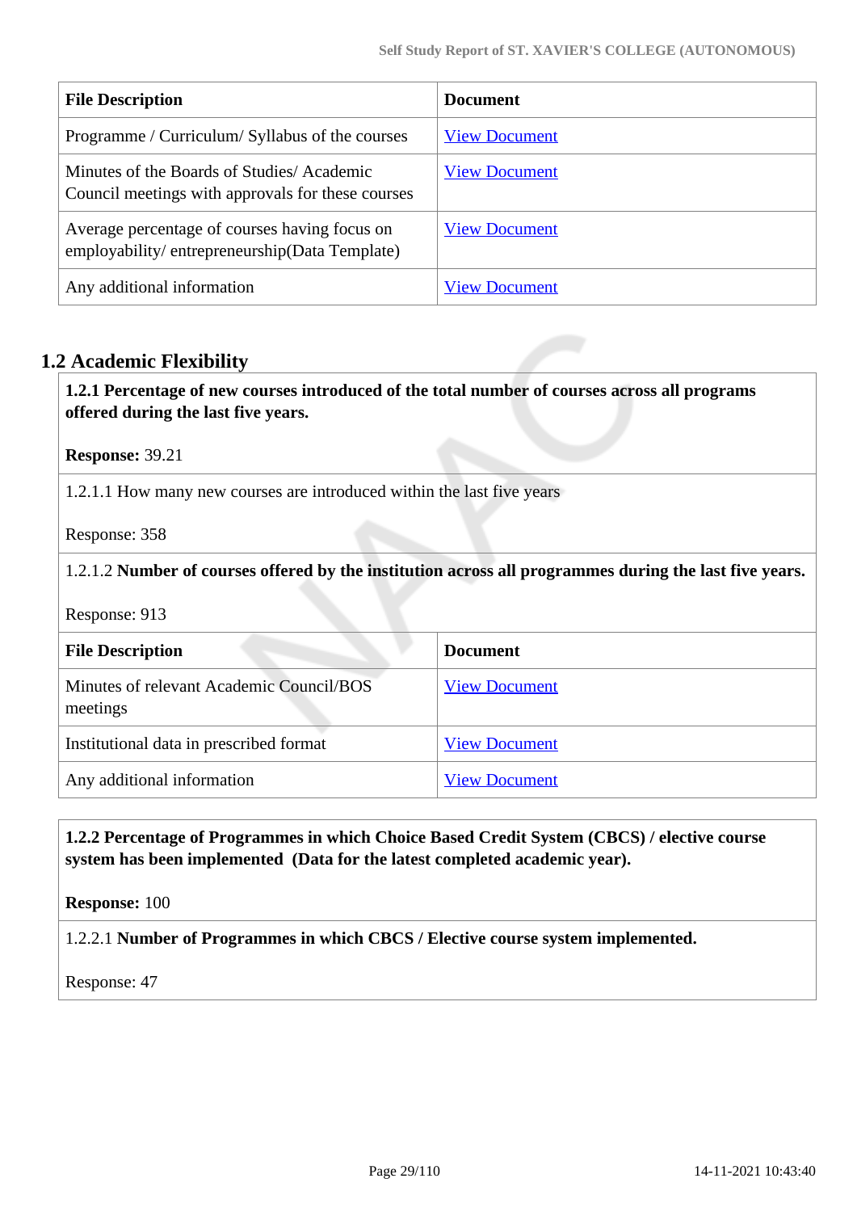| File Description | Document |
|---|---|
| Programme / Curriculum/ Syllabus of the courses | View Document |
| Minutes of the Boards of Studies/ Academic Council meetings with approvals for these courses | View Document |
| Average percentage of courses having focus on employability/ entrepreneurship(Data Template) | View Document |
| Any additional information | View Document |

## 1.2 Academic Flexibility

**1.2.1 Percentage of new courses introduced of the total number of courses across all programs offered during the last five years.**

**Response:** 39.21

1.2.1.1 How many new courses are introduced within the last five years

Response: 358

1.2.1.2 **Number of courses offered by the institution across all programmes during the last five years.**

Response: 913

| File Description | Document |
|---|---|
| Minutes of relevant Academic Council/BOS meetings | View Document |
| Institutional data in prescribed format | View Document |
| Any additional information | View Document |

**1.2.2 Percentage of Programmes in which Choice Based Credit System (CBCS) / elective course system has been implemented (Data for the latest completed academic year).**

**Response:** 100

1.2.2.1 **Number of Programmes in which CBCS / Elective course system implemented.**

Response: 47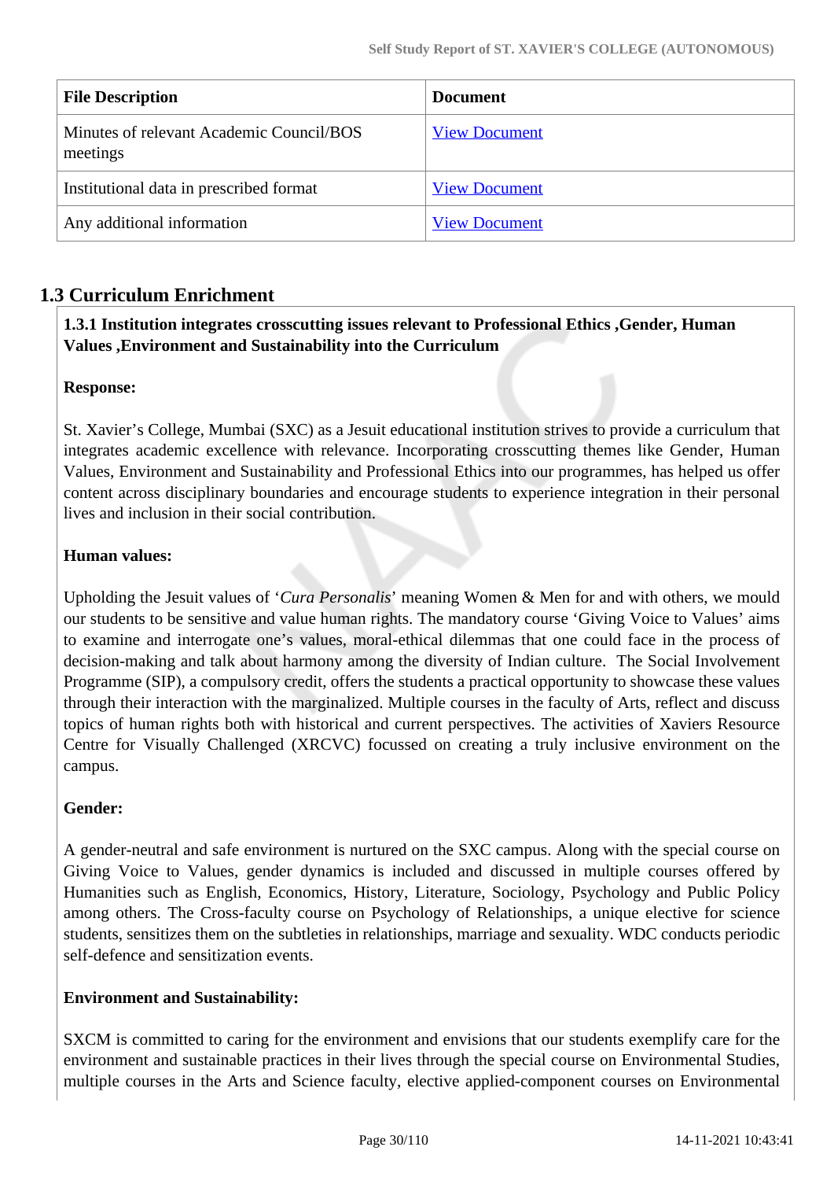| File Description | Document |
| --- | --- |
| Minutes of relevant Academic Council/BOS meetings | View Document |
| Institutional data in prescribed format | View Document |
| Any additional information | View Document |

## 1.3 Curriculum Enrichment

**1.3.1 Institution integrates crosscutting issues relevant to Professional Ethics ,Gender, Human Values ,Environment and Sustainability into the Curriculum**

**Response:**

St. Xavier's College, Mumbai (SXC) as a Jesuit educational institution strives to provide a curriculum that integrates academic excellence with relevance. Incorporating crosscutting themes like Gender, Human Values, Environment and Sustainability and Professional Ethics into our programmes, has helped us offer content across disciplinary boundaries and encourage students to experience integration in their personal lives and inclusion in their social contribution.

**Human values:**

Upholding the Jesuit values of '*Cura Personalis*' meaning Women & Men for and with others, we mould our students to be sensitive and value human rights. The mandatory course 'Giving Voice to Values' aims to examine and interrogate one's values, moral-ethical dilemmas that one could face in the process of decision-making and talk about harmony among the diversity of Indian culture. The Social Involvement Programme (SIP), a compulsory credit, offers the students a practical opportunity to showcase these values through their interaction with the marginalized. Multiple courses in the faculty of Arts, reflect and discuss topics of human rights both with historical and current perspectives. The activities of Xaviers Resource Centre for Visually Challenged (XRCVC) focussed on creating a truly inclusive environment on the campus.

**Gender:**

A gender-neutral and safe environment is nurtured on the SXC campus. Along with the special course on Giving Voice to Values, gender dynamics is included and discussed in multiple courses offered by Humanities such as English, Economics, History, Literature, Sociology, Psychology and Public Policy among others. The Cross-faculty course on Psychology of Relationships, a unique elective for science students, sensitizes them on the subtleties in relationships, marriage and sexuality. WDC conducts periodic self-defence and sensitization events.

**Environment and Sustainability:**

SXCM is committed to caring for the environment and envisions that our students exemplify care for the environment and sustainable practices in their lives through the special course on Environmental Studies, multiple courses in the Arts and Science faculty, elective applied-component courses on Environmental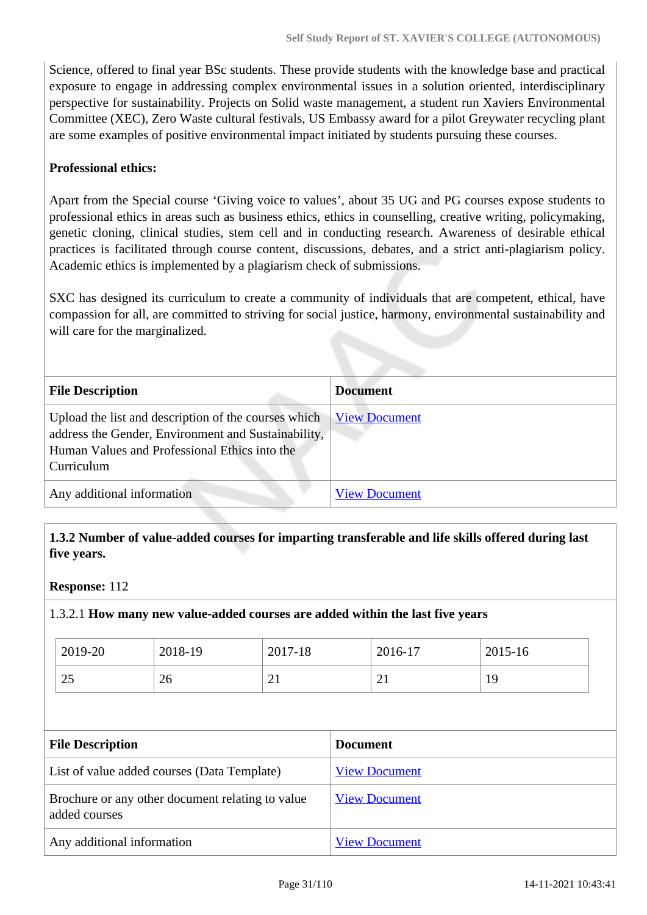Science, offered to final year BSc students. These provide students with the knowledge base and practical exposure to engage in addressing complex environmental issues in a solution oriented, interdisciplinary perspective for sustainability. Projects on Solid waste management, a student run Xaviers Environmental Committee (XEC), Zero Waste cultural festivals, US Embassy award for a pilot Greywater recycling plant are some examples of positive environmental impact initiated by students pursuing these courses.

**Professional ethics:**

Apart from the Special course 'Giving voice to values', about 35 UG and PG courses expose students to professional ethics in areas such as business ethics, ethics in counselling, creative writing, policymaking, genetic cloning, clinical studies, stem cell and in conducting research. Awareness of desirable ethical practices is facilitated through course content, discussions, debates, and a strict anti-plagiarism policy. Academic ethics is implemented by a plagiarism check of submissions.

SXC has designed its curriculum to create a community of individuals that are competent, ethical, have compassion for all, are committed to striving for social justice, harmony, environmental sustainability and will care for the marginalized.

| File Description | Document |
| --- | --- |
| Upload the list and description of the courses which address the Gender, Environment and Sustainability, Human Values and Professional Ethics into the Curriculum | View Document |
| Any additional information | View Document |

**1.3.2 Number of value-added courses for imparting transferable and life skills offered during last five years.**

**Response:** 112

1.3.2.1 **How many new value-added courses are added within the last five years**

| 2019-20 | 2018-19 | 2017-18 | 2016-17 | 2015-16 |
| --- | --- | --- | --- | --- |
| 25 | 26 | 21 | 21 | 19 |

| File Description | Document |
| --- | --- |
| List of value added courses (Data Template) | View Document |
| Brochure or any other document relating to value added courses | View Document |
| Any additional information | View Document |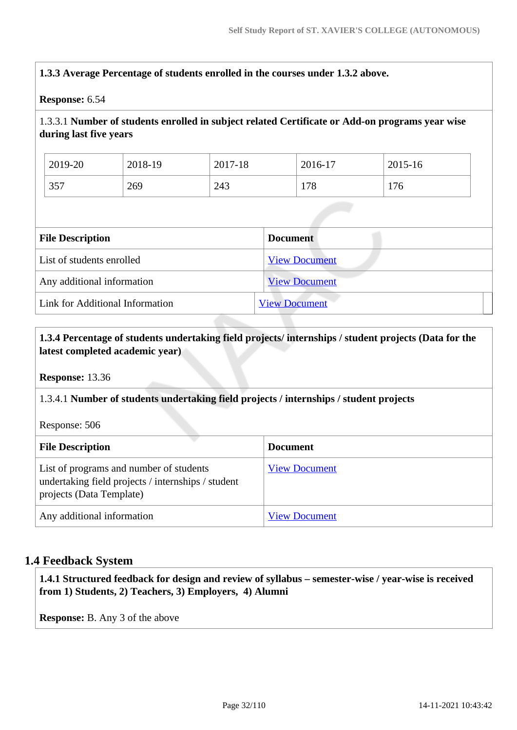**1.3.3 Average Percentage of students enrolled in the courses under 1.3.2 above.**

**Response:** 6.54

1.3.3.1 **Number of students enrolled in subject related Certificate or Add-on programs year wise during last five years**

| 2019-20 | 2018-19 | 2017-18 | 2016-17 | 2015-16 |
|---|---|---|---|---|
| 357 | 269 | 243 | 178 | 176 |

| File Description | Document |
|---|---|
| List of students enrolled | View Document |
| Any additional information | View Document |
| Link for Additional Information | View Document |

**1.3.4 Percentage of students undertaking field projects/ internships / student projects (Data for the latest completed academic year)**

**Response:** 13.36

1.3.4.1 **Number of students undertaking field projects / internships / student projects**

Response: 506

| File Description | Document |
|---|---|
| List of programs and number of students undertaking field projects / internships / student projects (Data Template) | View Document |
| Any additional information | View Document |

## 1.4 Feedback System

**1.4.1 Structured feedback for design and review of syllabus – semester-wise / year-wise is received from 1) Students, 2) Teachers, 3) Employers, 4) Alumni**

**Response:** B. Any 3 of the above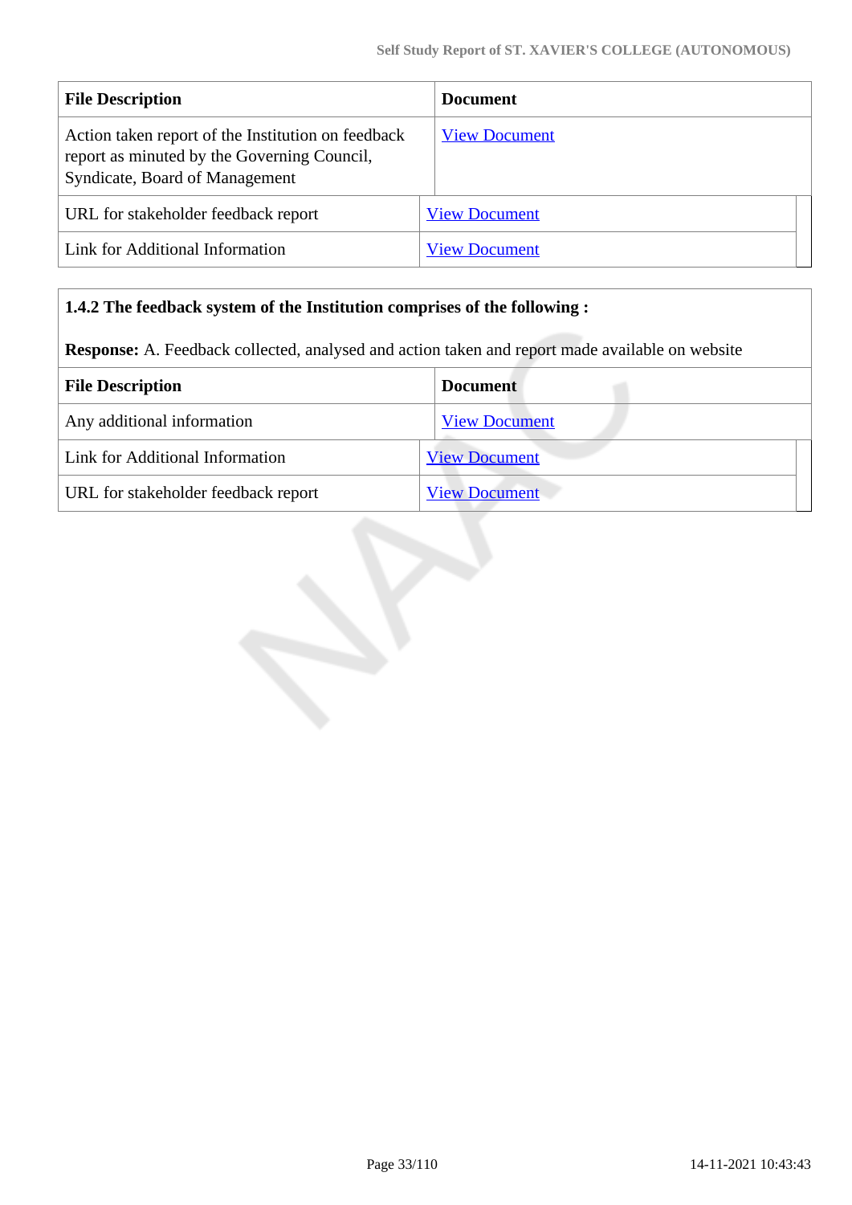| File Description | Document |
| --- | --- |
| Action taken report of the Institution on feedback report as minuted by the Governing Council, Syndicate, Board of Management | View Document |
| URL for stakeholder feedback report | View Document |
| Link for Additional Information | View Document |

**1.4.2 The feedback system of the Institution comprises of the following :**

**Response:** A. Feedback collected, analysed and action taken and report made available on website

| File Description | Document |
| --- | --- |
| Any additional information | View Document |
| Link for Additional Information | View Document |
| URL for stakeholder feedback report | View Document |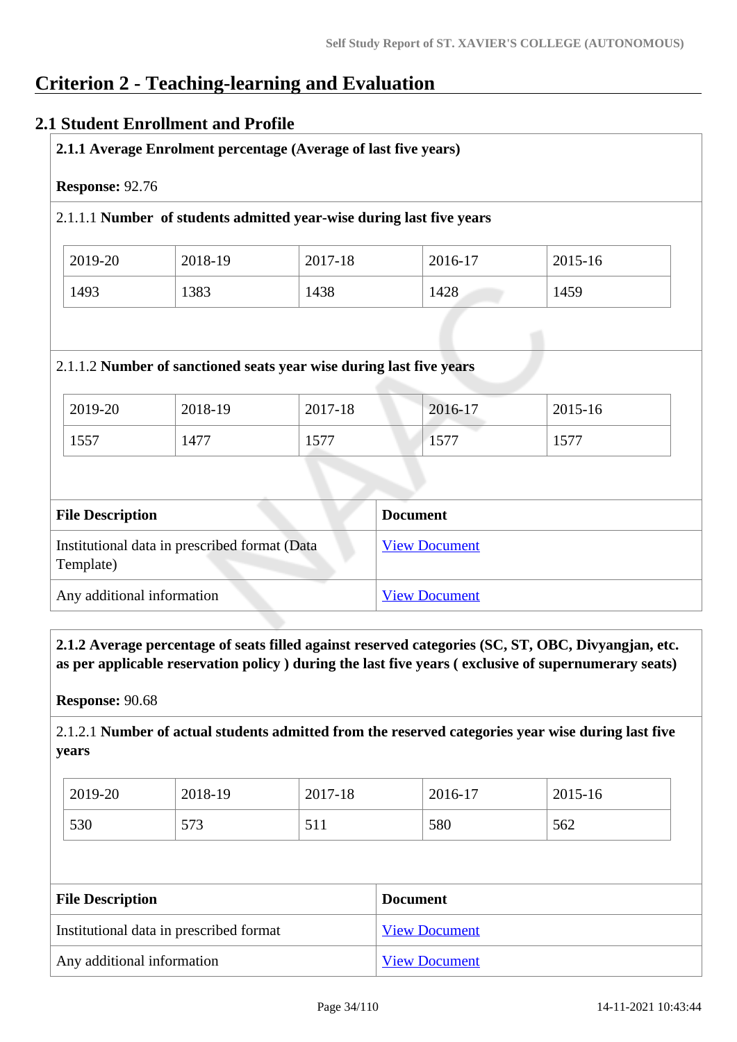# Criterion 2 - Teaching-learning and Evaluation

## 2.1 Student Enrollment and Profile

**2.1.1 Average Enrolment percentage (Average of last five years)**

**Response:** 92.76

2.1.1.1 **Number of students admitted year-wise during last five years**

| 2019-20 | 2018-19 | 2017-18 | 2016-17 | 2015-16 |
|---|---|---|---|---|
| 1493 | 1383 | 1438 | 1428 | 1459 |

2.1.1.2 **Number of sanctioned seats year wise during last five years**

| 2019-20 | 2018-19 | 2017-18 | 2016-17 | 2015-16 |
|---|---|---|---|---|
| 1557 | 1477 | 1577 | 1577 | 1577 |

| File Description | Document |
|---|---|
| Institutional data in prescribed format (Data Template) | View Document |
| Any additional information | View Document |

**2.1.2 Average percentage of seats filled against reserved categories (SC, ST, OBC, Divyangjan, etc. as per applicable reservation policy ) during the last five years ( exclusive of supernumerary seats)**

**Response:** 90.68

2.1.2.1 **Number of actual students admitted from the reserved categories year wise during last five years**

| 2019-20 | 2018-19 | 2017-18 | 2016-17 | 2015-16 |
|---|---|---|---|---|
| 530 | 573 | 511 | 580 | 562 |

| File Description | Document |
|---|---|
| Institutional data in prescribed format | View Document |
| Any additional information | View Document |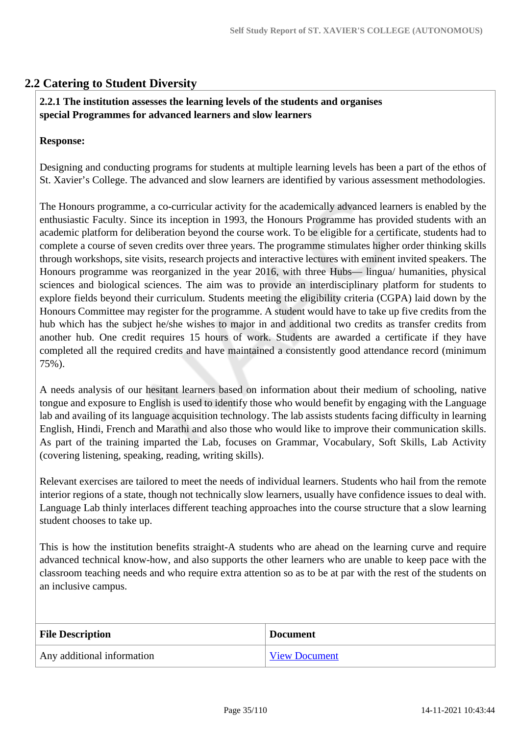## 2.2 Catering to Student Diversity

**2.2.1 The institution assesses the learning levels of the students and organises special Programmes for advanced learners and slow learners**

**Response:**

Designing and conducting programs for students at multiple learning levels has been a part of the ethos of St. Xavier's College. The advanced and slow learners are identified by various assessment methodologies.

The Honours programme, a co-curricular activity for the academically advanced learners is enabled by the enthusiastic Faculty. Since its inception in 1993, the Honours Programme has provided students with an academic platform for deliberation beyond the course work. To be eligible for a certificate, students had to complete a course of seven credits over three years. The programme stimulates higher order thinking skills through workshops, site visits, research projects and interactive lectures with eminent invited speakers. The Honours programme was reorganized in the year 2016, with three Hubs— lingua/ humanities, physical sciences and biological sciences. The aim was to provide an interdisciplinary platform for students to explore fields beyond their curriculum. Students meeting the eligibility criteria (CGPA) laid down by the Honours Committee may register for the programme. A student would have to take up five credits from the hub which has the subject he/she wishes to major in and additional two credits as transfer credits from another hub. One credit requires 15 hours of work. Students are awarded a certificate if they have completed all the required credits and have maintained a consistently good attendance record (minimum 75%).

A needs analysis of our hesitant learners based on information about their medium of schooling, native tongue and exposure to English is used to identify those who would benefit by engaging with the Language lab and availing of its language acquisition technology. The lab assists students facing difficulty in learning English, Hindi, French and Marathi and also those who would like to improve their communication skills. As part of the training imparted the Lab, focuses on Grammar, Vocabulary, Soft Skills, Lab Activity (covering listening, speaking, reading, writing skills).

Relevant exercises are tailored to meet the needs of individual learners. Students who hail from the remote interior regions of a state, though not technically slow learners, usually have confidence issues to deal with. Language Lab thinly interlaces different teaching approaches into the course structure that a slow learning student chooses to take up.

This is how the institution benefits straight-A students who are ahead on the learning curve and require advanced technical know-how, and also supports the other learners who are unable to keep pace with the classroom teaching needs and who require extra attention so as to be at par with the rest of the students on an inclusive campus.

| File Description | Document |
|---|---|
| Any additional information | View Document |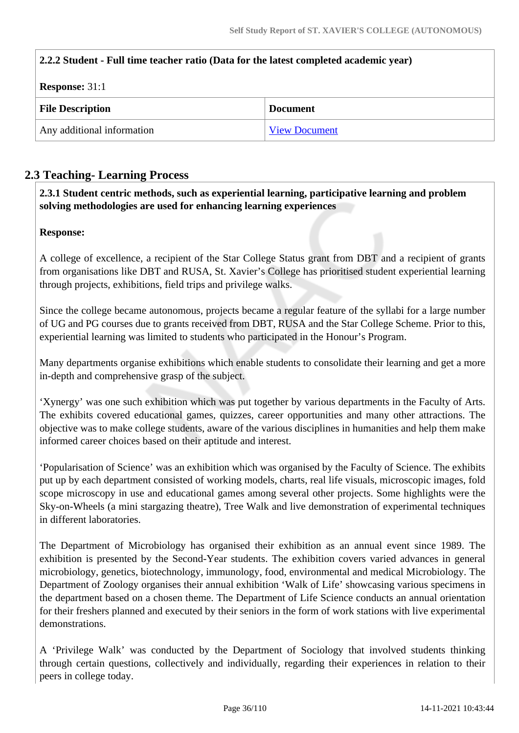**2.2.2 Student - Full time teacher ratio (Data for the latest completed academic year)**

**Response:** 31:1

| File Description | Document |
|---|---|
| Any additional information | View Document |

## 2.3 Teaching- Learning Process

**2.3.1 Student centric methods, such as experiential learning, participative learning and problem solving methodologies are used for enhancing learning experiences**

**Response:**

A college of excellence, a recipient of the Star College Status grant from DBT and a recipient of grants from organisations like DBT and RUSA, St. Xavier's College has prioritised student experiential learning through projects, exhibitions, field trips and privilege walks.

Since the college became autonomous, projects became a regular feature of the syllabi for a large number of UG and PG courses due to grants received from DBT, RUSA and the Star College Scheme. Prior to this, experiential learning was limited to students who participated in the Honour's Program.

Many departments organise exhibitions which enable students to consolidate their learning and get a more in-depth and comprehensive grasp of the subject.

'Xynergy' was one such exhibition which was put together by various departments in the Faculty of Arts. The exhibits covered educational games, quizzes, career opportunities and many other attractions. The objective was to make college students, aware of the various disciplines in humanities and help them make informed career choices based on their aptitude and interest.

'Popularisation of Science' was an exhibition which was organised by the Faculty of Science. The exhibits put up by each department consisted of working models, charts, real life visuals, microscopic images, fold scope microscopy in use and educational games among several other projects. Some highlights were the Sky-on-Wheels (a mini stargazing theatre), Tree Walk and live demonstration of experimental techniques in different laboratories.

The Department of Microbiology has organised their exhibition as an annual event since 1989. The exhibition is presented by the Second-Year students. The exhibition covers varied advances in general microbiology, genetics, biotechnology, immunology, food, environmental and medical Microbiology. The Department of Zoology organises their annual exhibition 'Walk of Life' showcasing various specimens in the department based on a chosen theme. The Department of Life Science conducts an annual orientation for their freshers planned and executed by their seniors in the form of work stations with live experimental demonstrations.

A 'Privilege Walk' was conducted by the Department of Sociology that involved students thinking through certain questions, collectively and individually, regarding their experiences in relation to their peers in college today.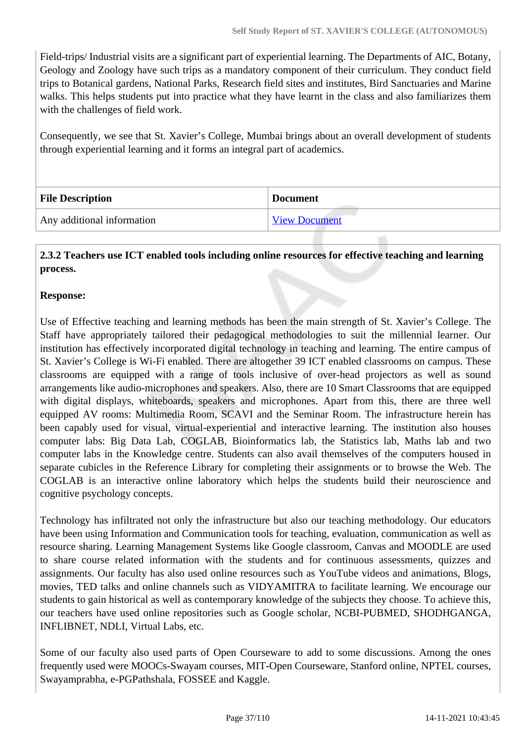Field-trips/ Industrial visits are a significant part of experiential learning. The Departments of AIC, Botany, Geology and Zoology have such trips as a mandatory component of their curriculum. They conduct field trips to Botanical gardens, National Parks, Research field sites and institutes, Bird Sanctuaries and Marine walks. This helps students put into practice what they have learnt in the class and also familiarizes them with the challenges of field work.

Consequently, we see that St. Xavier's College, Mumbai brings about an overall development of students through experiential learning and it forms an integral part of academics.

| File Description | Document |
|---|---|
| Any additional information | View Document |

**2.3.2 Teachers use ICT enabled tools including online resources for effective teaching and learning process.**

**Response:**

Use of Effective teaching and learning methods has been the main strength of St. Xavier's College. The Staff have appropriately tailored their pedagogical methodologies to suit the millennial learner. Our institution has effectively incorporated digital technology in teaching and learning. The entire campus of St. Xavier's College is Wi-Fi enabled. There are altogether 39 ICT enabled classrooms on campus. These classrooms are equipped with a range of tools inclusive of over-head projectors as well as sound arrangements like audio-microphones and speakers. Also, there are 10 Smart Classrooms that are equipped with digital displays, whiteboards, speakers and microphones. Apart from this, there are three well equipped AV rooms: Multimedia Room, SCAVI and the Seminar Room. The infrastructure herein has been capably used for visual, virtual-experiential and interactive learning. The institution also houses computer labs: Big Data Lab, COGLAB, Bioinformatics lab, the Statistics lab, Maths lab and two computer labs in the Knowledge centre. Students can also avail themselves of the computers housed in separate cubicles in the Reference Library for completing their assignments or to browse the Web. The COGLAB is an interactive online laboratory which helps the students build their neuroscience and cognitive psychology concepts.

Technology has infiltrated not only the infrastructure but also our teaching methodology. Our educators have been using Information and Communication tools for teaching, evaluation, communication as well as resource sharing. Learning Management Systems like Google classroom, Canvas and MOODLE are used to share course related information with the students and for continuous assessments, quizzes and assignments. Our faculty has also used online resources such as YouTube videos and animations, Blogs, movies, TED talks and online channels such as VIDYAMITRA to facilitate learning. We encourage our students to gain historical as well as contemporary knowledge of the subjects they choose. To achieve this, our teachers have used online repositories such as Google scholar, NCBI-PUBMED, SHODHGANGA, INFLIBNET, NDLI, Virtual Labs, etc.

Some of our faculty also used parts of Open Courseware to add to some discussions. Among the ones frequently used were MOOCs-Swayam courses, MIT-Open Courseware, Stanford online, NPTEL courses, Swayamprabha, e-PGPathshala, FOSSEE and Kaggle.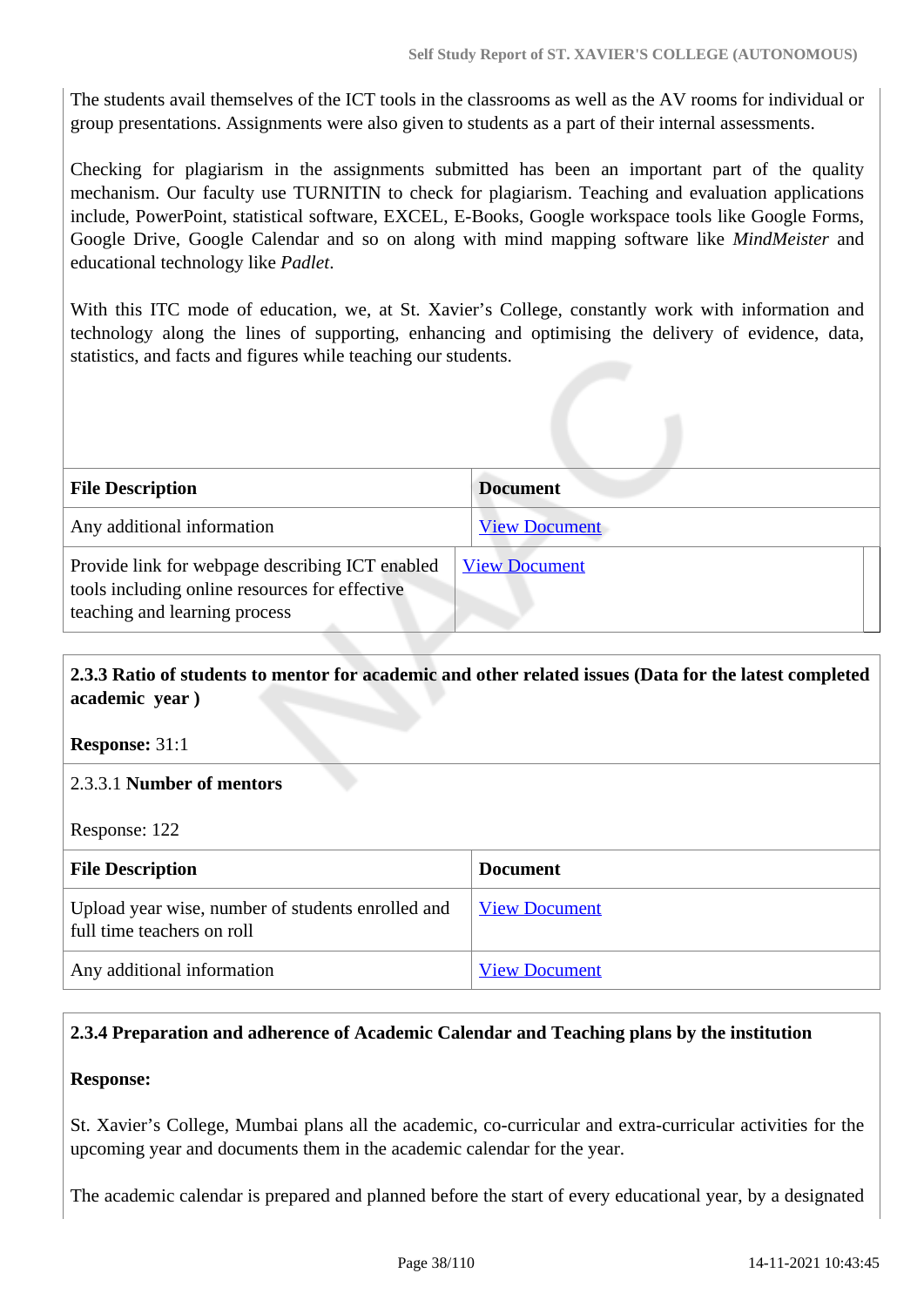The students avail themselves of the ICT tools in the classrooms as well as the AV rooms for individual or group presentations. Assignments were also given to students as a part of their internal assessments.

Checking for plagiarism in the assignments submitted has been an important part of the quality mechanism. Our faculty use TURNITIN to check for plagiarism. Teaching and evaluation applications include, PowerPoint, statistical software, EXCEL, E-Books, Google workspace tools like Google Forms, Google Drive, Google Calendar and so on along with mind mapping software like *MindMeister* and educational technology like *Padlet*.

With this ITC mode of education, we, at St. Xavier's College, constantly work with information and technology along the lines of supporting, enhancing and optimising the delivery of evidence, data, statistics, and facts and figures while teaching our students.

| File Description | Document |
|---|---|
| Any additional information | View Document |
| Provide link for webpage describing ICT enabled tools including online resources for effective teaching and learning process | View Document |

**2.3.3 Ratio of students to mentor for academic and other related issues (Data for the latest completed academic year )**

**Response:** 31:1

2.3.3.1 **Number of mentors**

Response: 122

| File Description | Document |
|---|---|
| Upload year wise, number of students enrolled and full time teachers on roll | View Document |
| Any additional information | View Document |

**2.3.4 Preparation and adherence of Academic Calendar and Teaching plans by the institution**

**Response:**

St. Xavier's College, Mumbai plans all the academic, co-curricular and extra-curricular activities for the upcoming year and documents them in the academic calendar for the year.

The academic calendar is prepared and planned before the start of every educational year, by a designated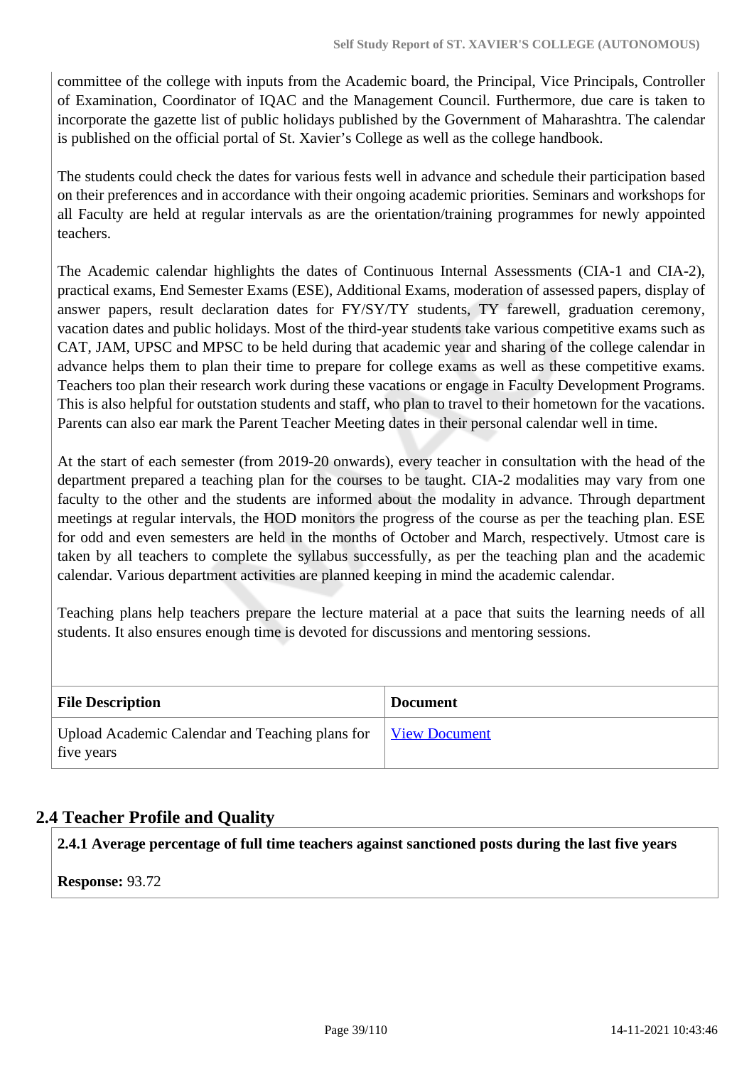committee of the college with inputs from the Academic board, the Principal, Vice Principals, Controller of Examination, Coordinator of IQAC and the Management Council. Furthermore, due care is taken to incorporate the gazette list of public holidays published by the Government of Maharashtra. The calendar is published on the official portal of St. Xavier's College as well as the college handbook.

The students could check the dates for various fests well in advance and schedule their participation based on their preferences and in accordance with their ongoing academic priorities. Seminars and workshops for all Faculty are held at regular intervals as are the orientation/training programmes for newly appointed teachers.

The Academic calendar highlights the dates of Continuous Internal Assessments (CIA-1 and CIA-2), practical exams, End Semester Exams (ESE), Additional Exams, moderation of assessed papers, display of answer papers, result declaration dates for FY/SY/TY students, TY farewell, graduation ceremony, vacation dates and public holidays. Most of the third-year students take various competitive exams such as CAT, JAM, UPSC and MPSC to be held during that academic year and sharing of the college calendar in advance helps them to plan their time to prepare for college exams as well as these competitive exams. Teachers too plan their research work during these vacations or engage in Faculty Development Programs. This is also helpful for outstation students and staff, who plan to travel to their hometown for the vacations. Parents can also ear mark the Parent Teacher Meeting dates in their personal calendar well in time.

At the start of each semester (from 2019-20 onwards), every teacher in consultation with the head of the department prepared a teaching plan for the courses to be taught. CIA-2 modalities may vary from one faculty to the other and the students are informed about the modality in advance. Through department meetings at regular intervals, the HOD monitors the progress of the course as per the teaching plan. ESE for odd and even semesters are held in the months of October and March, respectively. Utmost care is taken by all teachers to complete the syllabus successfully, as per the teaching plan and the academic calendar. Various department activities are planned keeping in mind the academic calendar.

Teaching plans help teachers prepare the lecture material at a pace that suits the learning needs of all students. It also ensures enough time is devoted for discussions and mentoring sessions.

| File Description | Document |
|---|---|
| Upload Academic Calendar and Teaching plans for five years | View Document |

## 2.4 Teacher Profile and Quality

**2.4.1 Average percentage of full time teachers against sanctioned posts during the last five years**

**Response:** 93.72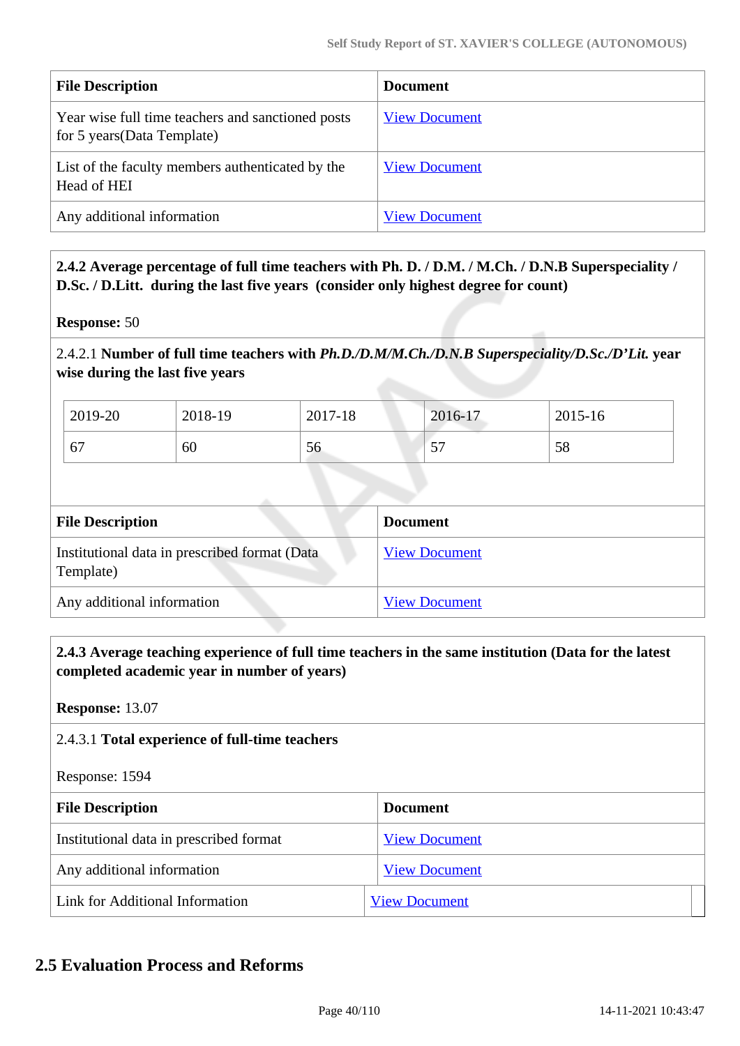| File Description | Document |
|---|---|
| Year wise full time teachers and sanctioned posts for 5 years(Data Template) | View Document |
| List of the faculty members authenticated by the Head of HEI | View Document |
| Any additional information | View Document |

**2.4.2 Average percentage of full time teachers with Ph. D. / D.M. / M.Ch. / D.N.B Superspeciality / D.Sc. / D.Litt. during the last five years (consider only highest degree for count)**

**Response:** 50

2.4.2.1 **Number of full time teachers with *Ph.D./D.M/M.Ch./D.N.B Superspeciality/D.Sc./D'Lit.* year wise during the last five years**

| 2019-20 | 2018-19 | 2017-18 | 2016-17 | 2015-16 |
|---|---|---|---|---|
| 67 | 60 | 56 | 57 | 58 |

| File Description | Document |
|---|---|
| Institutional data in prescribed format (Data Template) | View Document |
| Any additional information | View Document |

**2.4.3 Average teaching experience of full time teachers in the same institution (Data for the latest completed academic year in number of years)**

**Response:** 13.07

2.4.3.1 **Total experience of full-time teachers**

Response: 1594

| File Description | Document |
|---|---|
| Institutional data in prescribed format | View Document |
| Any additional information | View Document |
| Link for Additional Information | View Document |

## 2.5 Evaluation Process and Reforms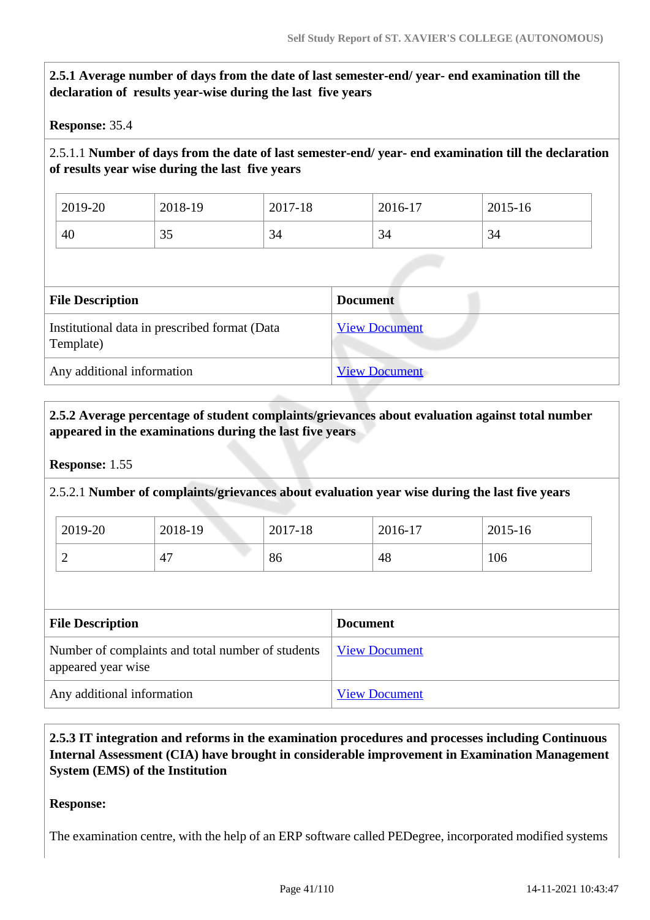**2.5.1 Average number of days from the date of last semester-end/ year- end examination till the declaration of results year-wise during the last five years**

**Response:** 35.4

2.5.1.1 **Number of days from the date of last semester-end/ year- end examination till the declaration of results year wise during the last five years**

| 2019-20 | 2018-19 | 2017-18 | 2016-17 | 2015-16 |
|---|---|---|---|---|
| 40 | 35 | 34 | 34 | 34 |

| File Description | Document |
|---|---|
| Institutional data in prescribed format (Data Template) | View Document |
| Any additional information | View Document |

**2.5.2 Average percentage of student complaints/grievances about evaluation against total number appeared in the examinations during the last five years**

**Response:** 1.55

2.5.2.1 **Number of complaints/grievances about evaluation year wise during the last five years**

| 2019-20 | 2018-19 | 2017-18 | 2016-17 | 2015-16 |
|---|---|---|---|---|
| 2 | 47 | 86 | 48 | 106 |

| File Description | Document |
|---|---|
| Number of complaints and total number of students appeared year wise | View Document |
| Any additional information | View Document |

**2.5.3 IT integration and reforms in the examination procedures and processes including Continuous Internal Assessment (CIA) have brought in considerable improvement in Examination Management System (EMS) of the Institution**

**Response:**

The examination centre, with the help of an ERP software called PEDegree, incorporated modified systems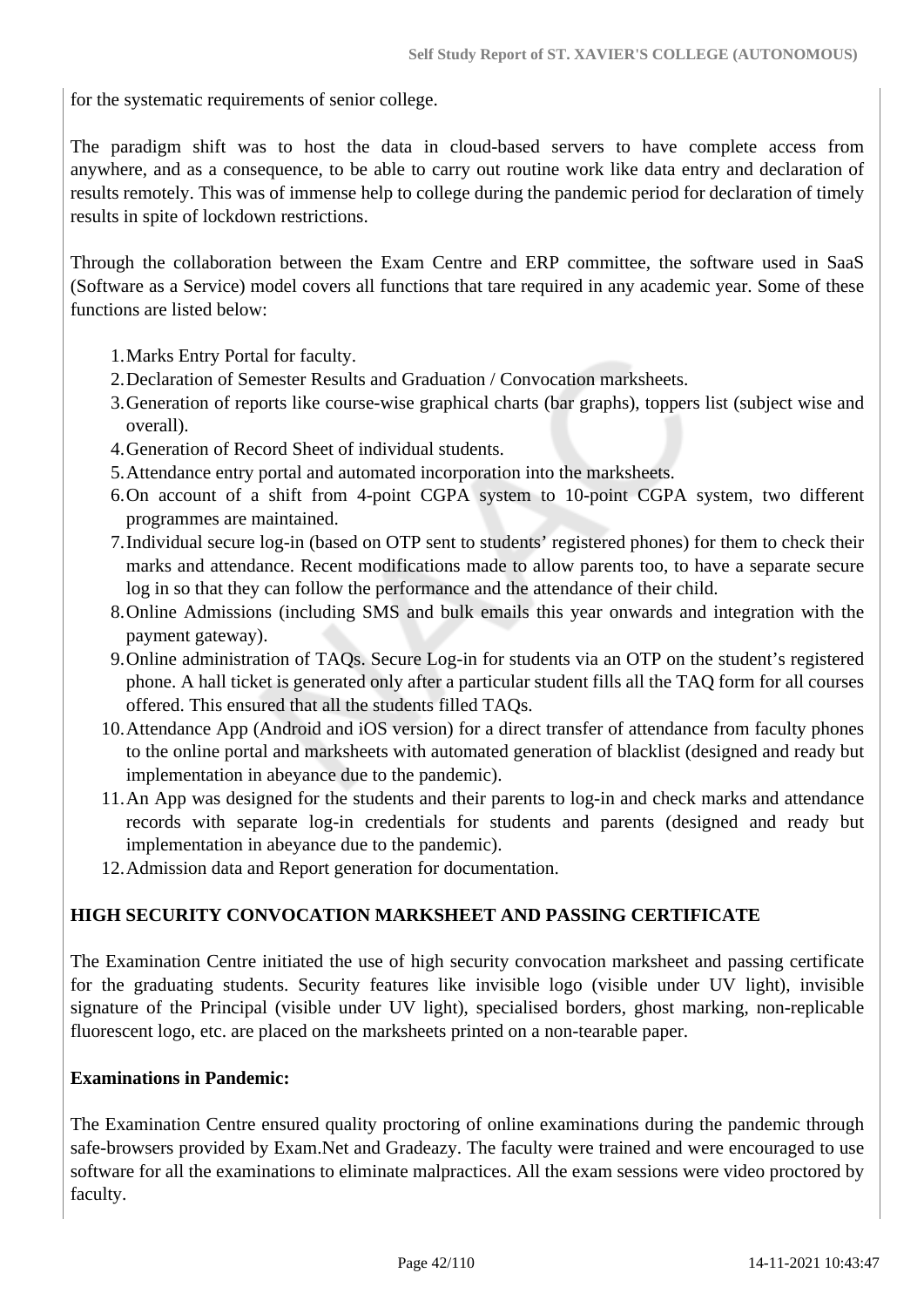for the systematic requirements of senior college.

The paradigm shift was to host the data in cloud-based servers to have complete access from anywhere, and as a consequence, to be able to carry out routine work like data entry and declaration of results remotely. This was of immense help to college during the pandemic period for declaration of timely results in spite of lockdown restrictions.

Through the collaboration between the Exam Centre and ERP committee, the software used in SaaS (Software as a Service) model covers all functions that tare required in any academic year. Some of these functions are listed below:

1. Marks Entry Portal for faculty.
2. Declaration of Semester Results and Graduation / Convocation marksheets.
3. Generation of reports like course-wise graphical charts (bar graphs), toppers list (subject wise and overall).
4. Generation of Record Sheet of individual students.
5. Attendance entry portal and automated incorporation into the marksheets.
6. On account of a shift from 4-point CGPA system to 10-point CGPA system, two different programmes are maintained.
7. Individual secure log-in (based on OTP sent to students' registered phones) for them to check their marks and attendance. Recent modifications made to allow parents too, to have a separate secure log in so that they can follow the performance and the attendance of their child.
8. Online Admissions (including SMS and bulk emails this year onwards and integration with the payment gateway).
9. Online administration of TAQs. Secure Log-in for students via an OTP on the student's registered phone. A hall ticket is generated only after a particular student fills all the TAQ form for all courses offered. This ensured that all the students filled TAQs.
10. Attendance App (Android and iOS version) for a direct transfer of attendance from faculty phones to the online portal and marksheets with automated generation of blacklist (designed and ready but implementation in abeyance due to the pandemic).
11. An App was designed for the students and their parents to log-in and check marks and attendance records with separate log-in credentials for students and parents (designed and ready but implementation in abeyance due to the pandemic).
12. Admission data and Report generation for documentation.

**HIGH SECURITY CONVOCATION MARKSHEET AND PASSING CERTIFICATE**

The Examination Centre initiated the use of high security convocation marksheet and passing certificate for the graduating students. Security features like invisible logo (visible under UV light), invisible signature of the Principal (visible under UV light), specialised borders, ghost marking, non-replicable fluorescent logo, etc. are placed on the marksheets printed on a non-tearable paper.

**Examinations in Pandemic:**

The Examination Centre ensured quality proctoring of online examinations during the pandemic through safe-browsers provided by Exam.Net and Gradeazy. The faculty were trained and were encouraged to use software for all the examinations to eliminate malpractices. All the exam sessions were video proctored by faculty.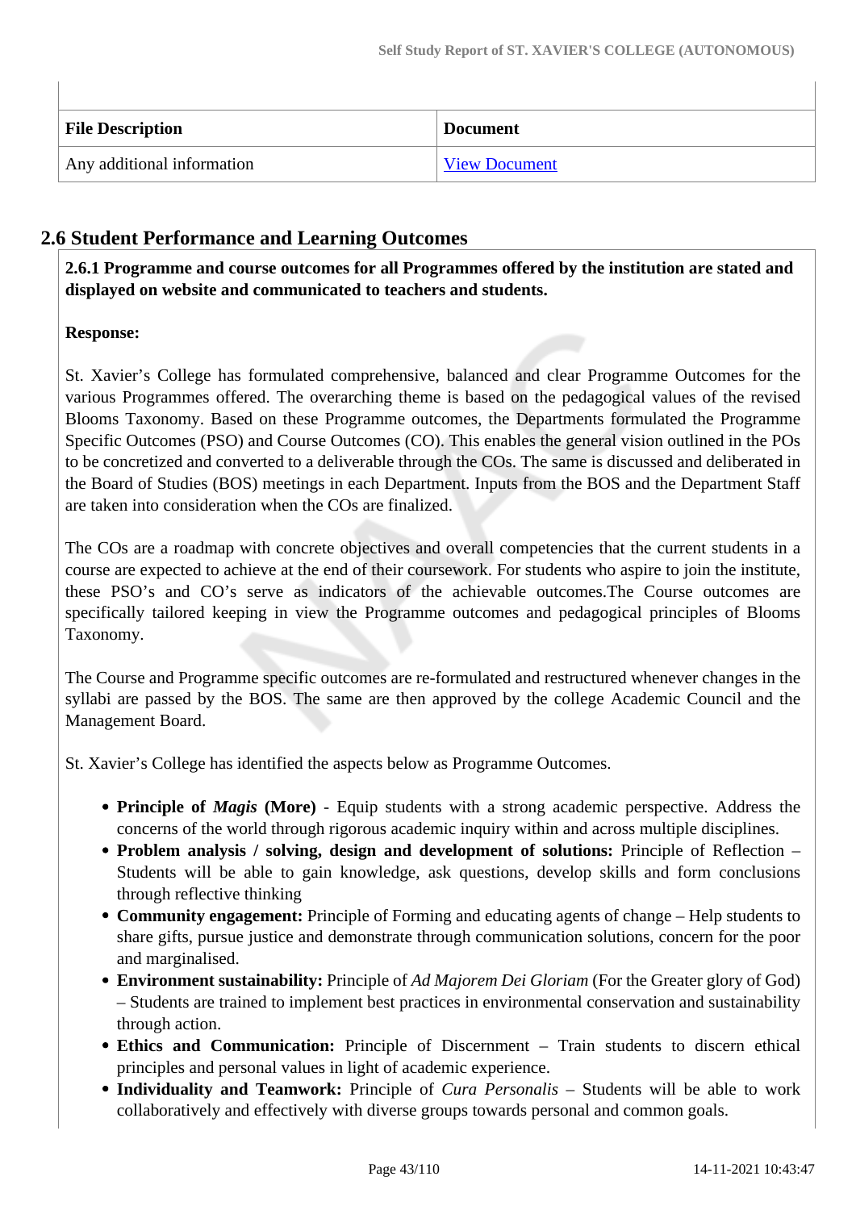| File Description | Document |
| --- | --- |
| Any additional information | View Document |

## 2.6 Student Performance and Learning Outcomes

**2.6.1 Programme and course outcomes for all Programmes offered by the institution are stated and displayed on website and communicated to teachers and students.**

**Response:**

St. Xavier's College has formulated comprehensive, balanced and clear Programme Outcomes for the various Programmes offered. The overarching theme is based on the pedagogical values of the revised Blooms Taxonomy. Based on these Programme outcomes, the Departments formulated the Programme Specific Outcomes (PSO) and Course Outcomes (CO). This enables the general vision outlined in the POs to be concretized and converted to a deliverable through the COs. The same is discussed and deliberated in the Board of Studies (BOS) meetings in each Department. Inputs from the BOS and the Department Staff are taken into consideration when the COs are finalized.

The COs are a roadmap with concrete objectives and overall competencies that the current students in a course are expected to achieve at the end of their coursework. For students who aspire to join the institute, these PSO's and CO's serve as indicators of the achievable outcomes.The Course outcomes are specifically tailored keeping in view the Programme outcomes and pedagogical principles of Blooms Taxonomy.

The Course and Programme specific outcomes are re-formulated and restructured whenever changes in the syllabi are passed by the BOS. The same are then approved by the college Academic Council and the Management Board.

St. Xavier's College has identified the aspects below as Programme Outcomes.

- **Principle of *Magis* (More)** - Equip students with a strong academic perspective. Address the concerns of the world through rigorous academic inquiry within and across multiple disciplines.
- **Problem analysis / solving, design and development of solutions:** Principle of Reflection – Students will be able to gain knowledge, ask questions, develop skills and form conclusions through reflective thinking
- **Community engagement:** Principle of Forming and educating agents of change – Help students to share gifts, pursue justice and demonstrate through communication solutions, concern for the poor and marginalised.
- **Environment sustainability:** Principle of *Ad Majorem Dei Gloriam* (For the Greater glory of God) – Students are trained to implement best practices in environmental conservation and sustainability through action.
- **Ethics and Communication:** Principle of Discernment – Train students to discern ethical principles and personal values in light of academic experience.
- **Individuality and Teamwork:** Principle of *Cura Personalis* – Students will be able to work collaboratively and effectively with diverse groups towards personal and common goals.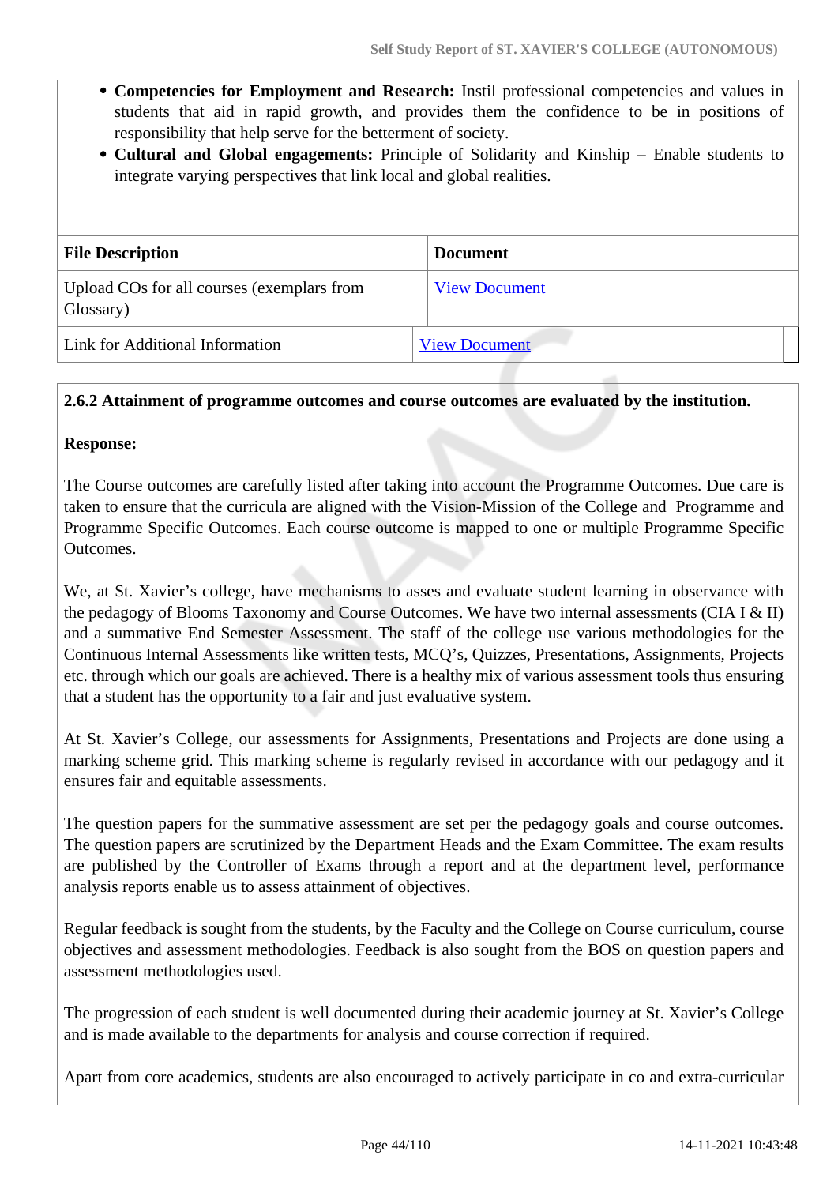- **Competencies for Employment and Research:** Instil professional competencies and values in students that aid in rapid growth, and provides them the confidence to be in positions of responsibility that help serve for the betterment of society.
- **Cultural and Global engagements:** Principle of Solidarity and Kinship – Enable students to integrate varying perspectives that link local and global realities.

| File Description | Document |
|---|---|
| Upload COs for all courses (exemplars from Glossary) | View Document |
| Link for Additional Information | View Document |

**2.6.2 Attainment of programme outcomes and course outcomes are evaluated by the institution.**

**Response:**

The Course outcomes are carefully listed after taking into account the Programme Outcomes. Due care is taken to ensure that the curricula are aligned with the Vision-Mission of the College and Programme and Programme Specific Outcomes. Each course outcome is mapped to one or multiple Programme Specific Outcomes.

We, at St. Xavier's college, have mechanisms to asses and evaluate student learning in observance with the pedagogy of Blooms Taxonomy and Course Outcomes. We have two internal assessments (CIA I & II) and a summative End Semester Assessment. The staff of the college use various methodologies for the Continuous Internal Assessments like written tests, MCQ's, Quizzes, Presentations, Assignments, Projects etc. through which our goals are achieved. There is a healthy mix of various assessment tools thus ensuring that a student has the opportunity to a fair and just evaluative system.

At St. Xavier's College, our assessments for Assignments, Presentations and Projects are done using a marking scheme grid. This marking scheme is regularly revised in accordance with our pedagogy and it ensures fair and equitable assessments.

The question papers for the summative assessment are set per the pedagogy goals and course outcomes. The question papers are scrutinized by the Department Heads and the Exam Committee. The exam results are published by the Controller of Exams through a report and at the department level, performance analysis reports enable us to assess attainment of objectives.

Regular feedback is sought from the students, by the Faculty and the College on Course curriculum, course objectives and assessment methodologies. Feedback is also sought from the BOS on question papers and assessment methodologies used.

The progression of each student is well documented during their academic journey at St. Xavier's College and is made available to the departments for analysis and course correction if required.

Apart from core academics, students are also encouraged to actively participate in co and extra-curricular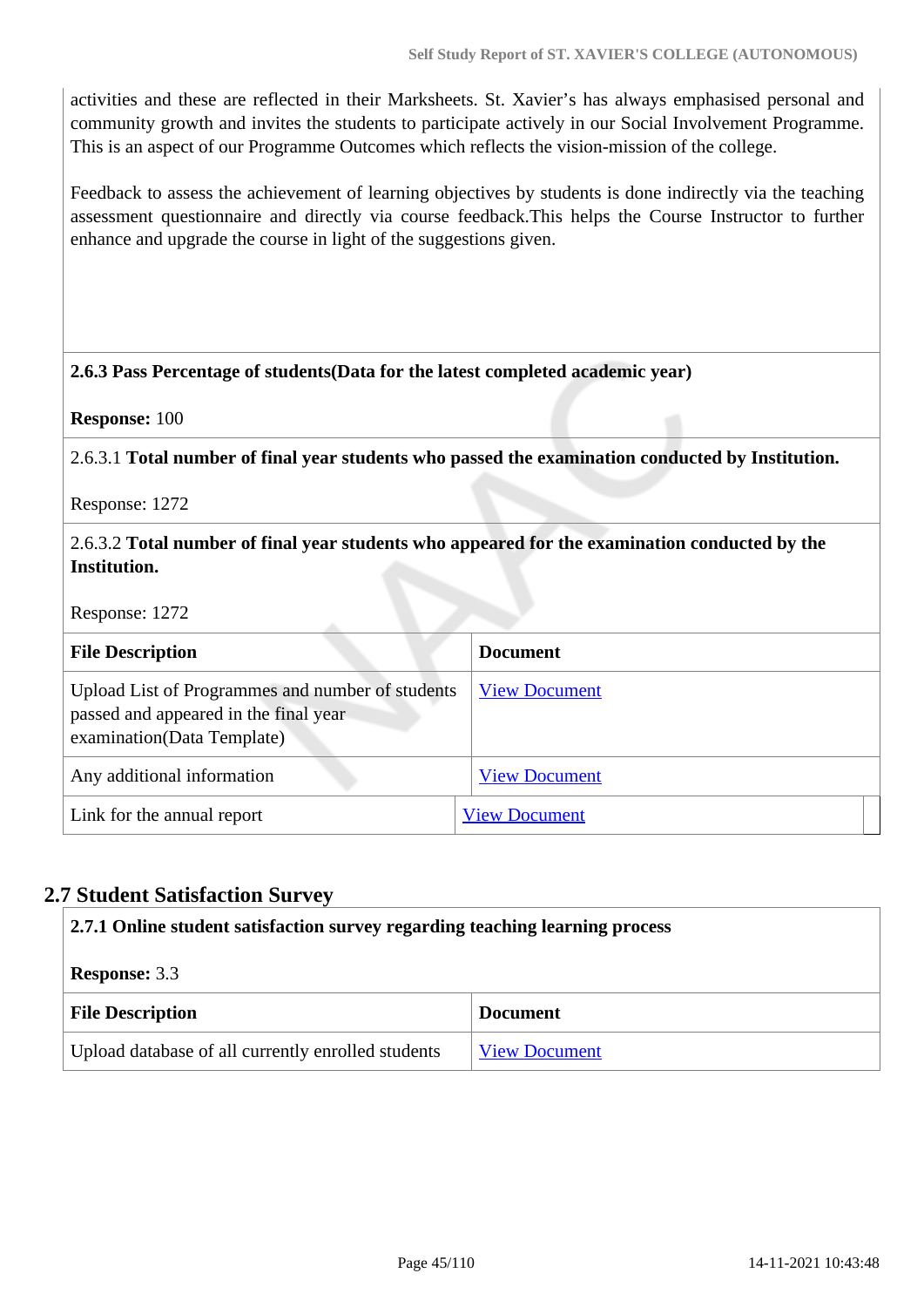activities and these are reflected in their Marksheets. St. Xavier's has always emphasised personal and community growth and invites the students to participate actively in our Social Involvement Programme. This is an aspect of our Programme Outcomes which reflects the vision-mission of the college.

Feedback to assess the achievement of learning objectives by students is done indirectly via the teaching assessment questionnaire and directly via course feedback.This helps the Course Instructor to further enhance and upgrade the course in light of the suggestions given.

**2.6.3 Pass Percentage of students(Data for the latest completed academic year)**

**Response:** 100

2.6.3.1 **Total number of final year students who passed the examination conducted by Institution.**

Response: 1272

2.6.3.2 **Total number of final year students who appeared for the examination conducted by the Institution.**

Response: 1272

| File Description | Document |
|---|---|
| Upload List of Programmes and number of students passed and appeared in the final year examination(Data Template) | View Document |
| Any additional information | View Document |
| Link for the annual report | View Document |

## 2.7 Student Satisfaction Survey

**2.7.1 Online student satisfaction survey regarding teaching learning process**

**Response:** 3.3

| File Description | Document |
|---|---|
| Upload database of all currently enrolled students | View Document |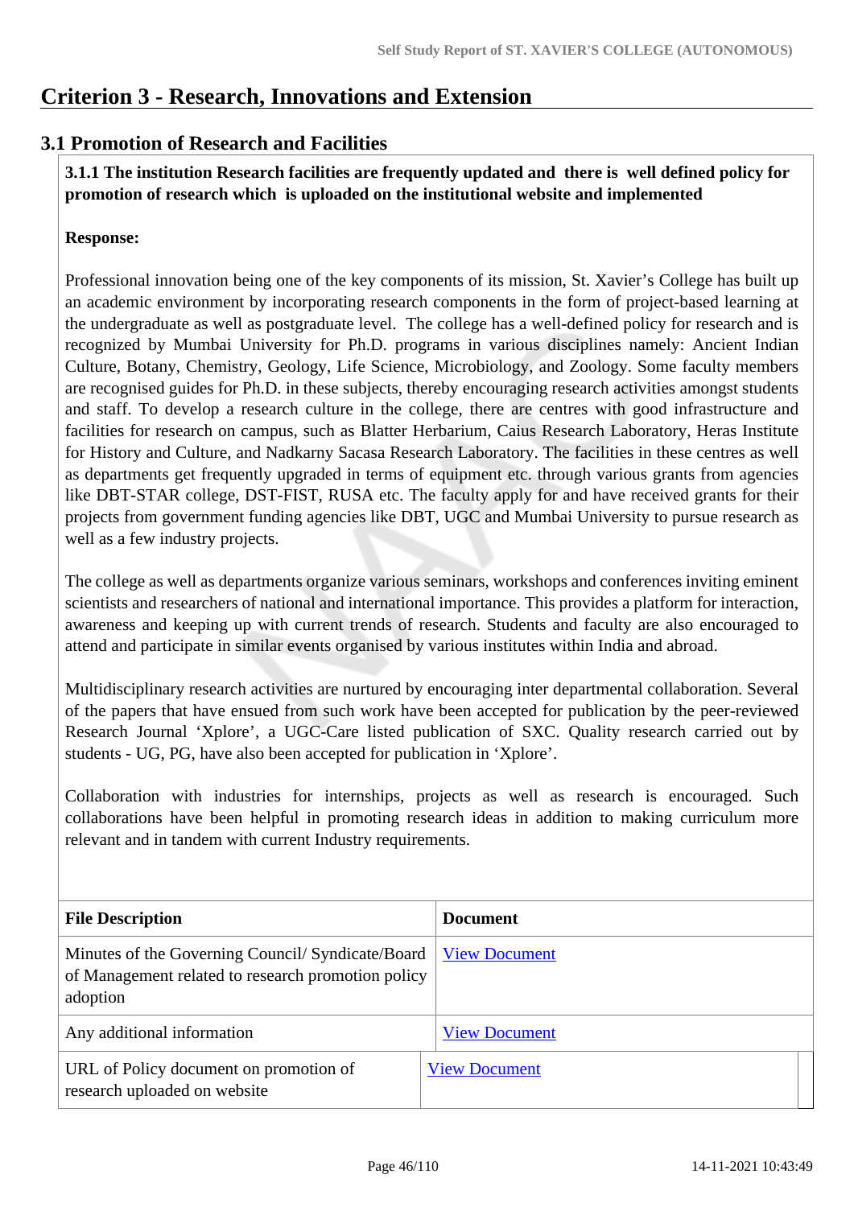# Criterion 3 - Research, Innovations and Extension

## 3.1 Promotion of Research and Facilities

**3.1.1 The institution Research facilities are frequently updated and there is well defined policy for promotion of research which is uploaded on the institutional website and implemented**

**Response:**

Professional innovation being one of the key components of its mission, St. Xavier's College has built up an academic environment by incorporating research components in the form of project-based learning at the undergraduate as well as postgraduate level. The college has a well-defined policy for research and is recognized by Mumbai University for Ph.D. programs in various disciplines namely: Ancient Indian Culture, Botany, Chemistry, Geology, Life Science, Microbiology, and Zoology. Some faculty members are recognised guides for Ph.D. in these subjects, thereby encouraging research activities amongst students and staff. To develop a research culture in the college, there are centres with good infrastructure and facilities for research on campus, such as Blatter Herbarium, Caius Research Laboratory, Heras Institute for History and Culture, and Nadkarny Sacasa Research Laboratory. The facilities in these centres as well as departments get frequently upgraded in terms of equipment etc. through various grants from agencies like DBT-STAR college, DST-FIST, RUSA etc. The faculty apply for and have received grants for their projects from government funding agencies like DBT, UGC and Mumbai University to pursue research as well as a few industry projects.

The college as well as departments organize various seminars, workshops and conferences inviting eminent scientists and researchers of national and international importance. This provides a platform for interaction, awareness and keeping up with current trends of research. Students and faculty are also encouraged to attend and participate in similar events organised by various institutes within India and abroad.

Multidisciplinary research activities are nurtured by encouraging inter departmental collaboration. Several of the papers that have ensued from such work have been accepted for publication by the peer-reviewed Research Journal 'Xplore', a UGC-Care listed publication of SXC. Quality research carried out by students - UG, PG, have also been accepted for publication in 'Xplore'.

Collaboration with industries for internships, projects as well as research is encouraged. Such collaborations have been helpful in promoting research ideas in addition to making curriculum more relevant and in tandem with current Industry requirements.

| File Description | Document |
|---|---|
| Minutes of the Governing Council/ Syndicate/Board of Management related to research promotion policy adoption | View Document |
| Any additional information | View Document |
| URL of Policy document on promotion of research uploaded on website | View Document |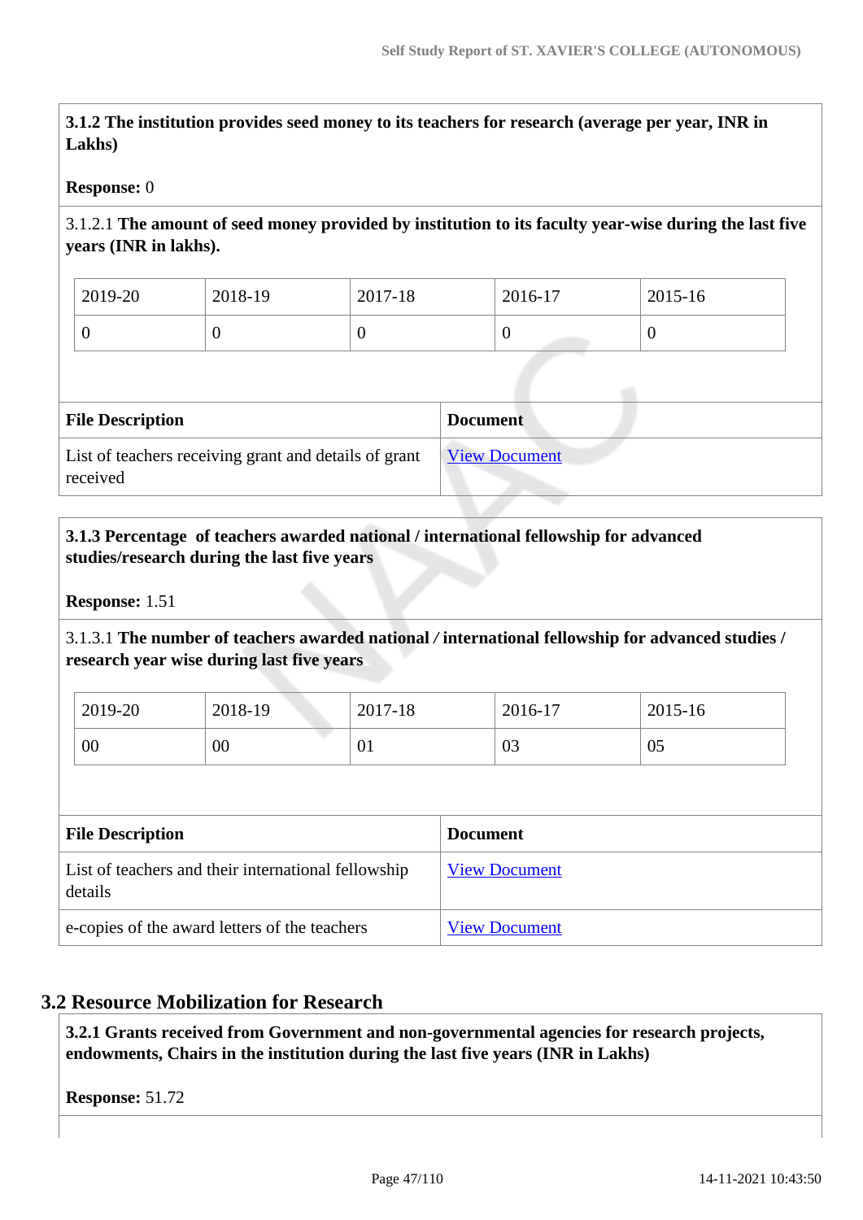**3.1.2 The institution provides seed money to its teachers for research (average per year, INR in Lakhs)**

**Response:** 0

3.1.2.1 **The amount of seed money provided by institution to its faculty year-wise during the last five years (INR in lakhs).**

| 2019-20 | 2018-19 | 2017-18 | 2016-17 | 2015-16 |
|---|---|---|---|---|
| 0 | 0 | 0 | 0 | 0 |

| File Description | Document |
|---|---|
| List of teachers receiving grant and details of grant received | View Document |

**3.1.3 Percentage of teachers awarded national / international fellowship for advanced studies/research during the last five years**

**Response:** 1.51

3.1.3.1 **The number of teachers awarded national / international fellowship for advanced studies / research year wise during last five years**

| 2019-20 | 2018-19 | 2017-18 | 2016-17 | 2015-16 |
|---|---|---|---|---|
| 00 | 00 | 01 | 03 | 05 |

| File Description | Document |
|---|---|
| List of teachers and their international fellowship details | View Document |
| e-copies of the award letters of the teachers | View Document |

## 3.2 Resource Mobilization for Research

**3.2.1 Grants received from Government and non-governmental agencies for research projects, endowments, Chairs in the institution during the last five years (INR in Lakhs)**

**Response:** 51.72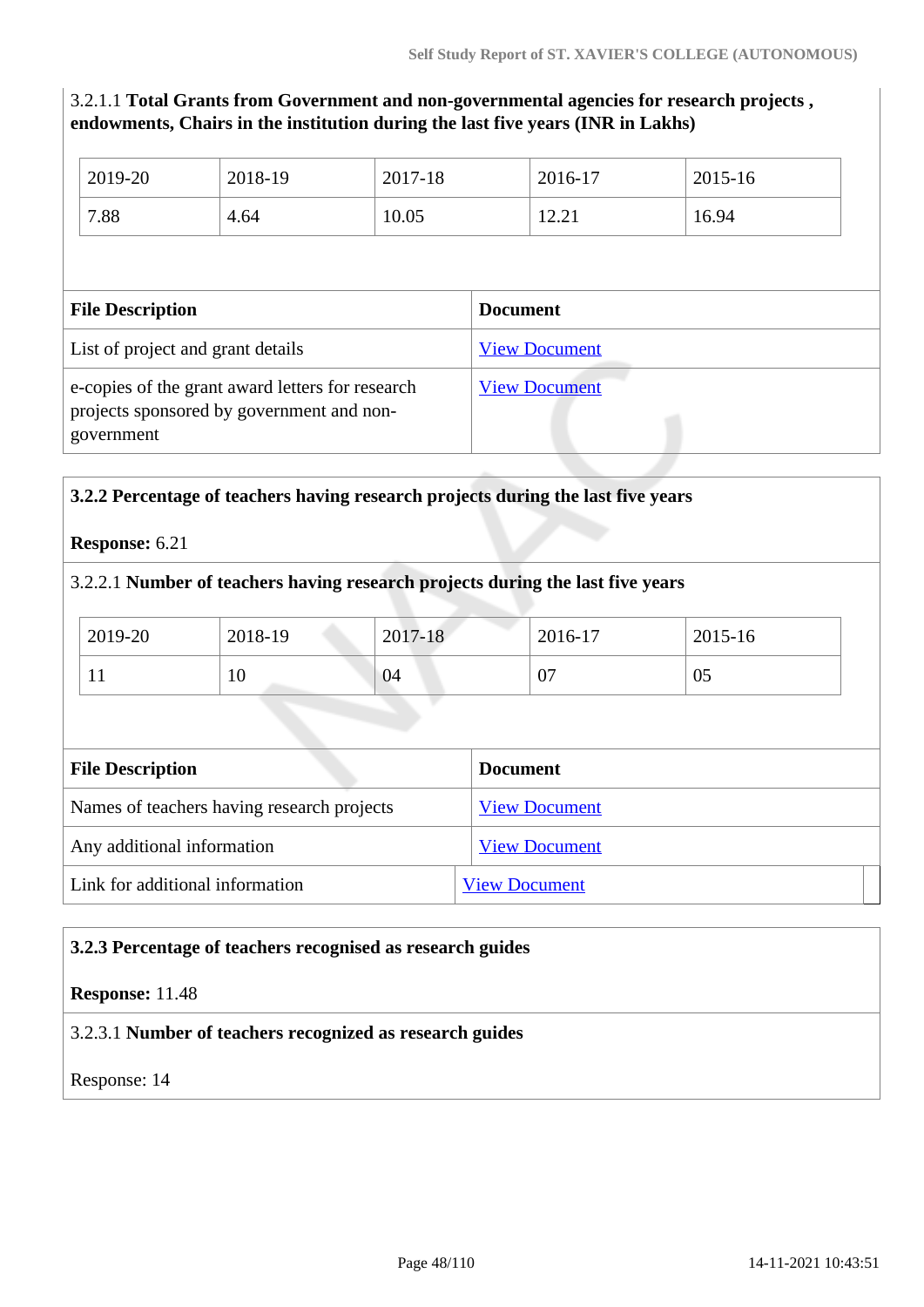3.2.1.1 **Total Grants from Government and non-governmental agencies for research projects , endowments, Chairs in the institution during the last five years (INR in Lakhs)**

| 2019-20 | 2018-19 | 2017-18 | 2016-17 | 2015-16 |
|---|---|---|---|---|
| 7.88 | 4.64 | 10.05 | 12.21 | 16.94 |

| File Description | Document |
|---|---|
| List of project and grant details | View Document |
| e-copies of the grant award letters for research projects sponsored by government and non-government | View Document |

**3.2.2 Percentage of teachers having research projects during the last five years**

**Response:** 6.21

3.2.2.1 **Number of teachers having research projects during the last five years**

| 2019-20 | 2018-19 | 2017-18 | 2016-17 | 2015-16 |
|---|---|---|---|---|
| 11 | 10 | 04 | 07 | 05 |

| File Description | Document |
|---|---|
| Names of teachers having research projects | View Document |
| Any additional information | View Document |
| Link for additional information | View Document |

**3.2.3 Percentage of teachers recognised as research guides**

**Response:** 11.48

3.2.3.1 **Number of teachers recognized as research guides**

Response: 14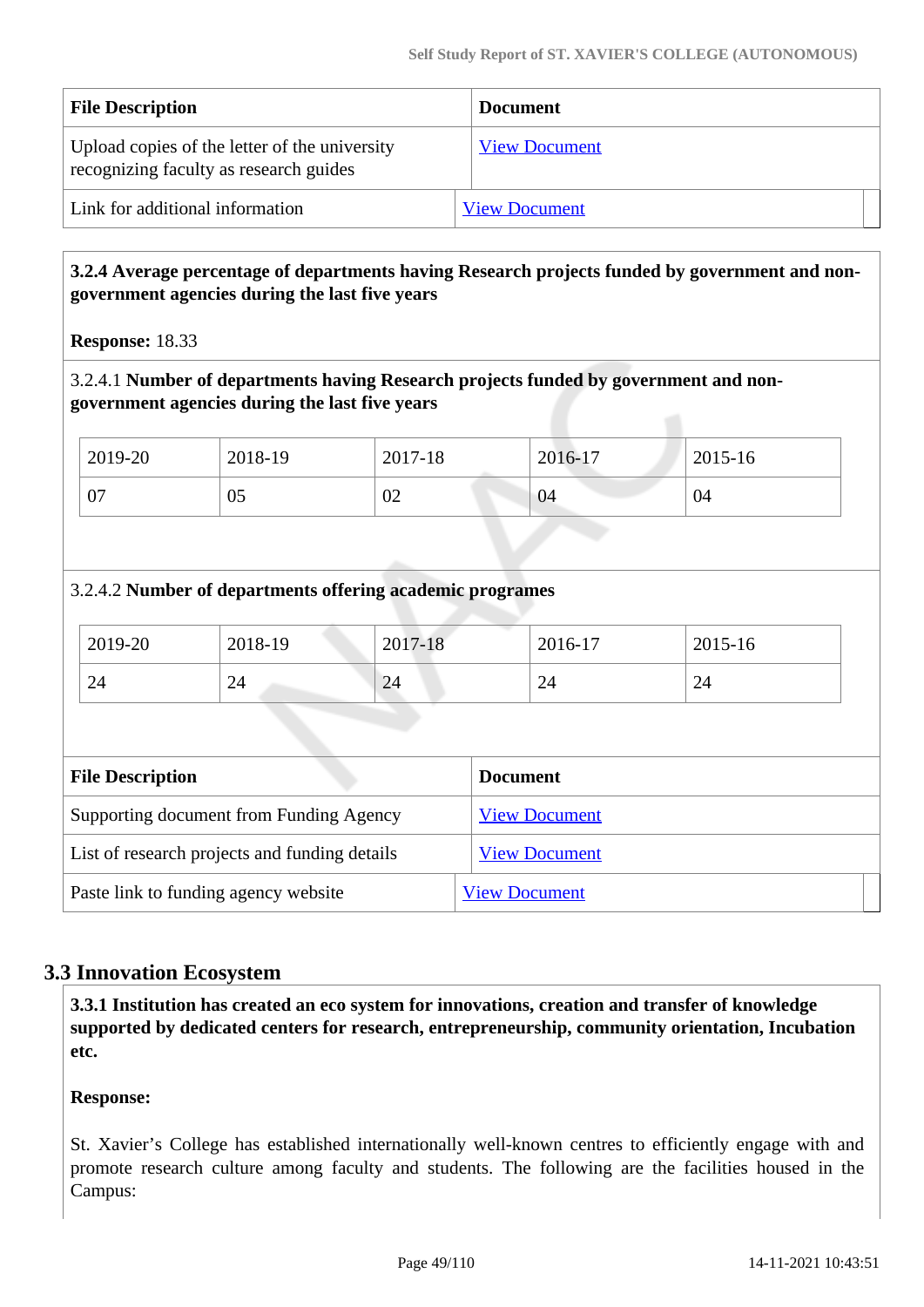| File Description | Document |
|---|---|
| Upload copies of the letter of the university recognizing faculty as research guides | View Document |
| Link for additional information | View Document |

**3.2.4 Average percentage of departments having Research projects funded by government and non-government agencies during the last five years**

**Response:** 18.33

3.2.4.1 **Number of departments having Research projects funded by government and non-government agencies during the last five years**

| 2019-20 | 2018-19 | 2017-18 | 2016-17 | 2015-16 |
|---|---|---|---|---|
| 07 | 05 | 02 | 04 | 04 |

3.2.4.2 **Number of departments offering academic programes**

| 2019-20 | 2018-19 | 2017-18 | 2016-17 | 2015-16 |
|---|---|---|---|---|
| 24 | 24 | 24 | 24 | 24 |

| File Description | Document |
|---|---|
| Supporting document from Funding Agency | View Document |
| List of research projects and funding details | View Document |
| Paste link to funding agency website | View Document |

## 3.3 Innovation Ecosystem

**3.3.1 Institution has created an eco system for innovations, creation and transfer of knowledge supported by dedicated centers for research, entrepreneurship, community orientation, Incubation etc.**

**Response:**

St. Xavier's College has established internationally well-known centres to efficiently engage with and promote research culture among faculty and students. The following are the facilities housed in the Campus: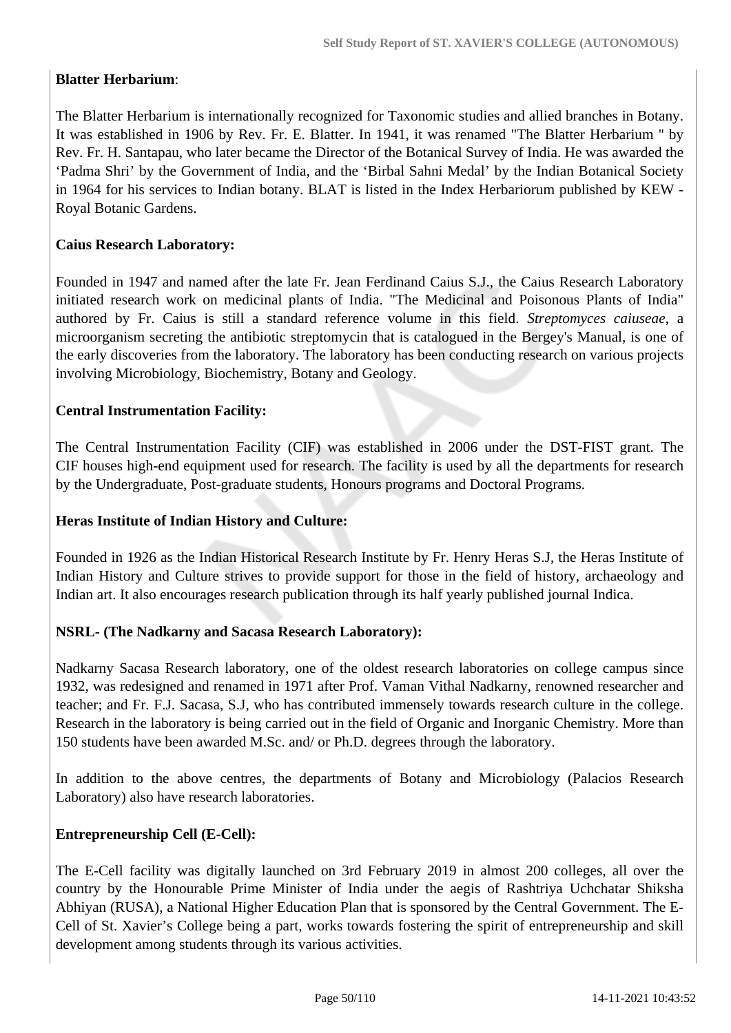**Blatter Herbarium**:

The Blatter Herbarium is internationally recognized for Taxonomic studies and allied branches in Botany. It was established in 1906 by Rev. Fr. E. Blatter. In 1941, it was renamed "The Blatter Herbarium " by Rev. Fr. H. Santapau, who later became the Director of the Botanical Survey of India. He was awarded the 'Padma Shri' by the Government of India, and the 'Birbal Sahni Medal' by the Indian Botanical Society in 1964 for his services to Indian botany. BLAT is listed in the Index Herbariorum published by KEW - Royal Botanic Gardens.

**Caius Research Laboratory:**

Founded in 1947 and named after the late Fr. Jean Ferdinand Caius S.J., the Caius Research Laboratory initiated research work on medicinal plants of India. "The Medicinal and Poisonous Plants of India" authored by Fr. Caius is still a standard reference volume in this field. *Streptomyces caiuseae*, a microorganism secreting the antibiotic streptomycin that is catalogued in the Bergey's Manual, is one of the early discoveries from the laboratory. The laboratory has been conducting research on various projects involving Microbiology, Biochemistry, Botany and Geology.

**Central Instrumentation Facility:**

The Central Instrumentation Facility (CIF) was established in 2006 under the DST-FIST grant. The CIF houses high-end equipment used for research. The facility is used by all the departments for research by the Undergraduate, Post-graduate students, Honours programs and Doctoral Programs.

**Heras Institute of Indian History and Culture:**

Founded in 1926 as the Indian Historical Research Institute by Fr. Henry Heras S.J, the Heras Institute of Indian History and Culture strives to provide support for those in the field of history, archaeology and Indian art. It also encourages research publication through its half yearly published journal Indica.

**NSRL- (The Nadkarny and Sacasa Research Laboratory):**

Nadkarny Sacasa Research laboratory, one of the oldest research laboratories on college campus since 1932, was redesigned and renamed in 1971 after Prof. Vaman Vithal Nadkarny, renowned researcher and teacher; and Fr. F.J. Sacasa, S.J, who has contributed immensely towards research culture in the college. Research in the laboratory is being carried out in the field of Organic and Inorganic Chemistry. More than 150 students have been awarded M.Sc. and/ or Ph.D. degrees through the laboratory.

In addition to the above centres, the departments of Botany and Microbiology (Palacios Research Laboratory) also have research laboratories.

**Entrepreneurship Cell (E-Cell):**

The E-Cell facility was digitally launched on 3rd February 2019 in almost 200 colleges, all over the country by the Honourable Prime Minister of India under the aegis of Rashtriya Uchchatar Shiksha Abhiyan (RUSA), a National Higher Education Plan that is sponsored by the Central Government. The E-Cell of St. Xavier's College being a part, works towards fostering the spirit of entrepreneurship and skill development among students through its various activities.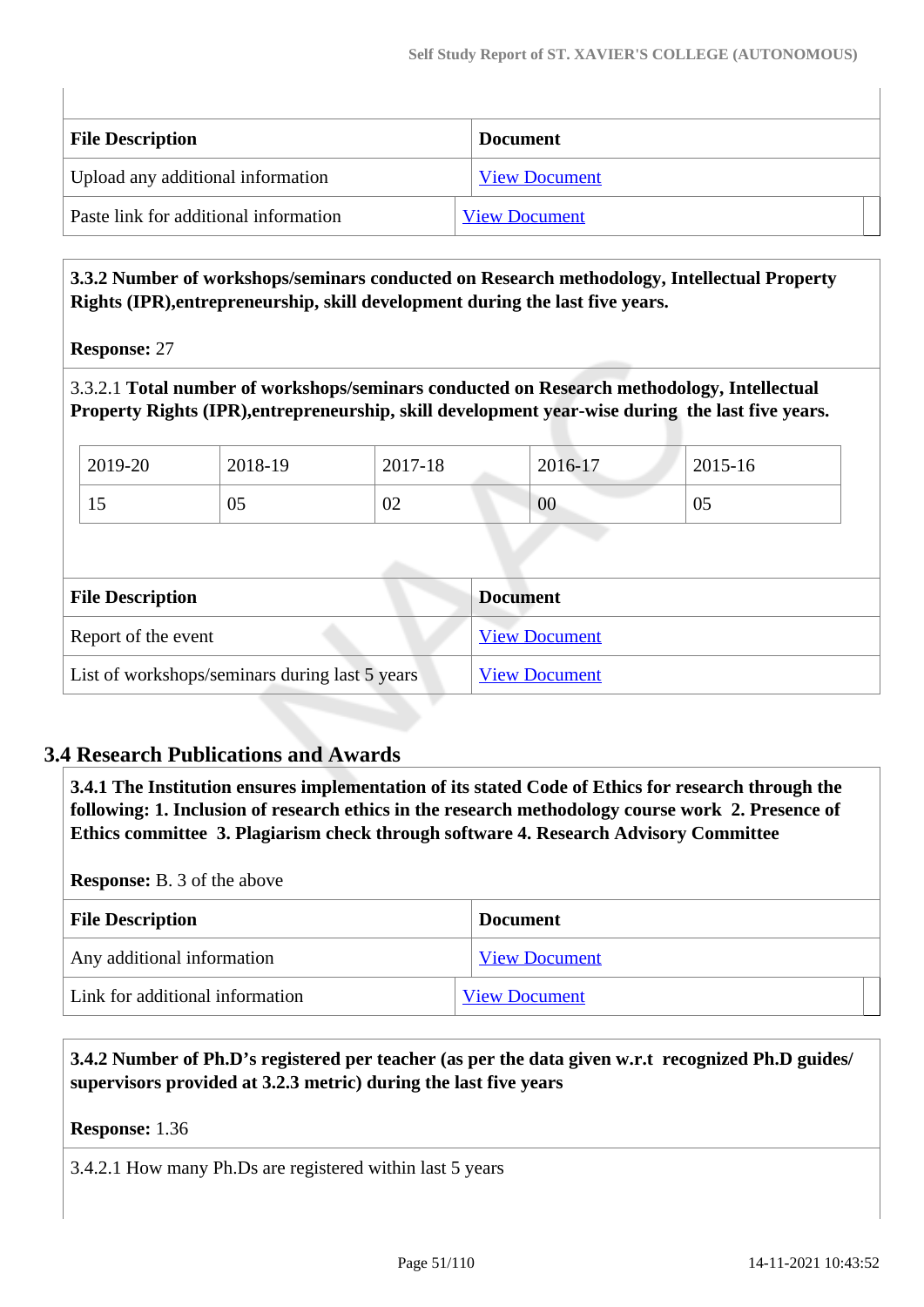| File Description | Document |
| --- | --- |
| Upload any additional information | View Document |
| Paste link for additional information | View Document |

**3.3.2 Number of workshops/seminars conducted on Research methodology, Intellectual Property Rights (IPR),entrepreneurship, skill development during the last five years.**

**Response:** 27

3.3.2.1 **Total number of workshops/seminars conducted on Research methodology, Intellectual Property Rights (IPR),entrepreneurship, skill development year-wise during the last five years.**

| 2019-20 | 2018-19 | 2017-18 | 2016-17 | 2015-16 |
| --- | --- | --- | --- | --- |
| 15 | 05 | 02 | 00 | 05 |

| File Description | Document |
| --- | --- |
| Report of the event | View Document |
| List of workshops/seminars during last 5 years | View Document |

## 3.4 Research Publications and Awards

**3.4.1 The Institution ensures implementation of its stated Code of Ethics for research through the following: 1. Inclusion of research ethics in the research methodology course work 2. Presence of Ethics committee 3. Plagiarism check through software 4. Research Advisory Committee**

**Response:** B. 3 of the above

| File Description | Document |
| --- | --- |
| Any additional information | View Document |
| Link for additional information | View Document |

**3.4.2 Number of Ph.D’s registered per teacher (as per the data given w.r.t recognized Ph.D guides/ supervisors provided at 3.2.3 metric) during the last five years**

**Response:** 1.36

3.4.2.1 How many Ph.Ds are registered within last 5 years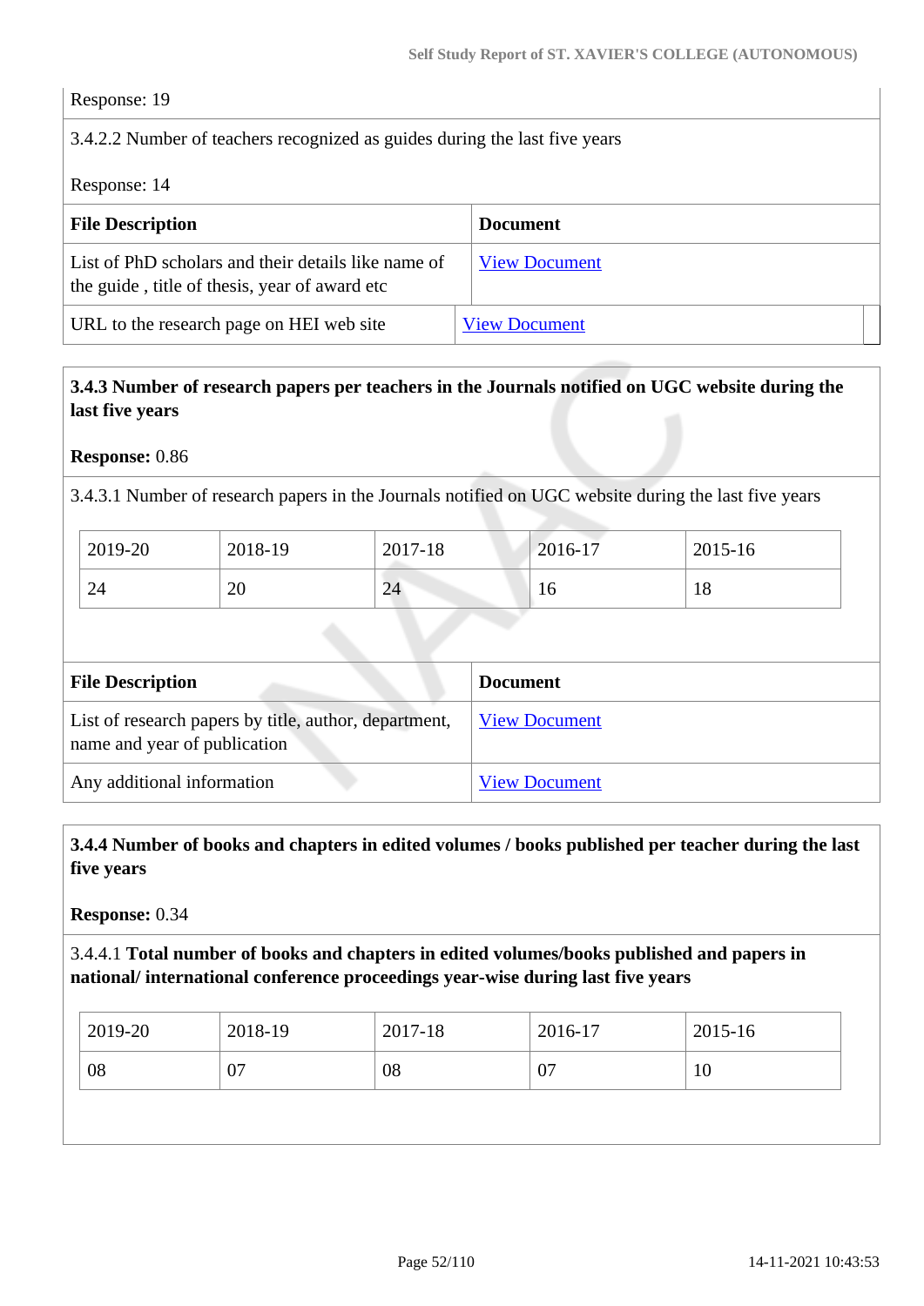Response: 19

3.4.2.2 Number of teachers recognized as guides during the last five years

Response: 14

| File Description | Document |
|---|---|
| List of PhD scholars and their details like name of the guide , title of thesis, year of award etc | View Document |
| URL to the research page on HEI web site | View Document |

**3.4.3 Number of research papers per teachers in the Journals notified on UGC website during the last five years**

**Response:** 0.86

3.4.3.1 Number of research papers in the Journals notified on UGC website during the last five years

| 2019-20 | 2018-19 | 2017-18 | 2016-17 | 2015-16 |
|---|---|---|---|---|
| 24 | 20 | 24 | 16 | 18 |

| File Description | Document |
|---|---|
| List of research papers by title, author, department, name and year of publication | View Document |
| Any additional information | View Document |

**3.4.4 Number of books and chapters in edited volumes / books published per teacher during the last five years**

**Response:** 0.34

3.4.4.1 **Total number of books and chapters in edited volumes/books published and papers in national/ international conference proceedings year-wise during last five years**

| 2019-20 | 2018-19 | 2017-18 | 2016-17 | 2015-16 |
|---|---|---|---|---|
| 08 | 07 | 08 | 07 | 10 |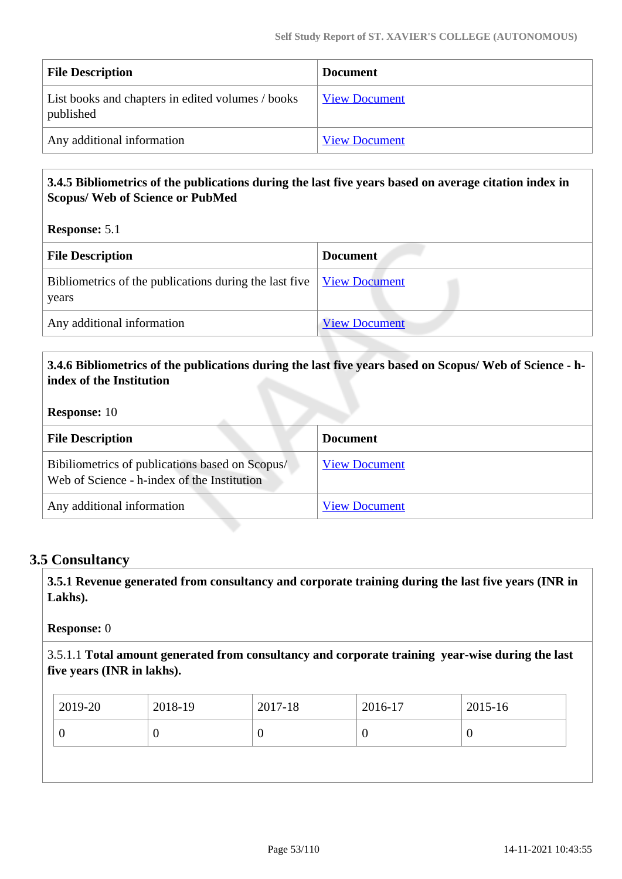| File Description | Document |
|---|---|
| List books and chapters in edited volumes / books published | View Document |
| Any additional information | View Document |

**3.4.5 Bibliometrics of the publications during the last five years based on average citation index in Scopus/ Web of Science or PubMed**

**Response:** 5.1

| File Description | Document |
|---|---|
| Bibliometrics of the publications during the last five years | View Document |
| Any additional information | View Document |

**3.4.6 Bibliometrics of the publications during the last five years based on Scopus/ Web of Science - h-index of the Institution**

**Response:** 10

| File Description | Document |
|---|---|
| Bibiliometrics of publications based on Scopus/ Web of Science - h-index of the Institution | View Document |
| Any additional information | View Document |

## 3.5 Consultancy

**3.5.1 Revenue generated from consultancy and corporate training during the last five years (INR in Lakhs).**

**Response:** 0

3.5.1.1 **Total amount generated from consultancy and corporate training year-wise during the last five years (INR in lakhs).**

| 2019-20 | 2018-19 | 2017-18 | 2016-17 | 2015-16 |
|---|---|---|---|---|
| 0 | 0 | 0 | 0 | 0 |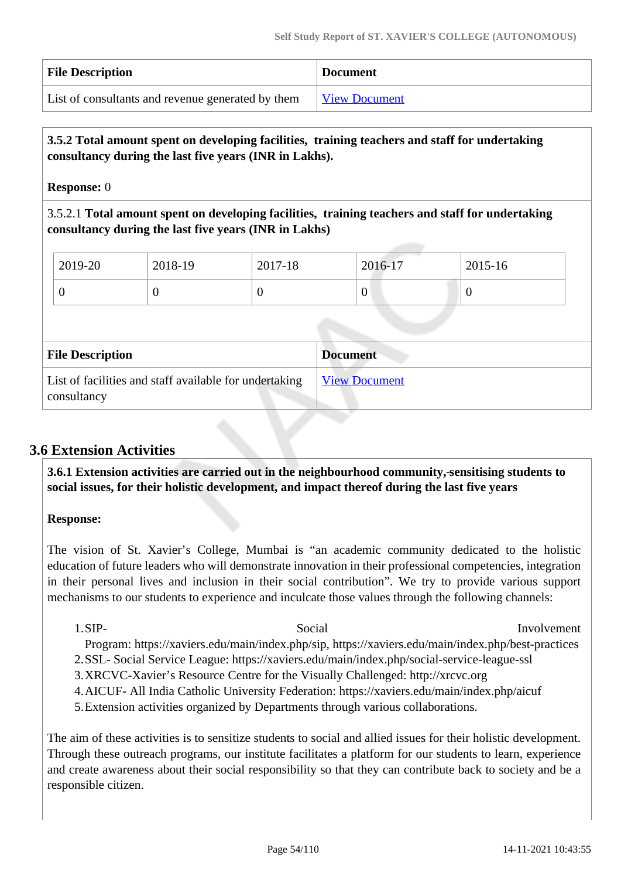| File Description | Document |
|---|---|
| List of consultants and revenue generated by them | View Document |

**3.5.2 Total amount spent on developing facilities, training teachers and staff for undertaking consultancy during the last five years (INR in Lakhs).**

**Response:** 0

3.5.2.1 **Total amount spent on developing facilities, training teachers and staff for undertaking consultancy during the last five years (INR in Lakhs)**

| 2019-20 | 2018-19 | 2017-18 | 2016-17 | 2015-16 |
|---|---|---|---|---|
| 0 | 0 | 0 | 0 | 0 |

| File Description | Document |
|---|---|
| List of facilities and staff available for undertaking consultancy | View Document |

## 3.6 Extension Activities

**3.6.1 Extension activities are carried out in the neighbourhood community, sensitising students to social issues, for their holistic development, and impact thereof during the last five years**

**Response:**

The vision of St. Xavier's College, Mumbai is "an academic community dedicated to the holistic education of future leaders who will demonstrate innovation in their professional competencies, integration in their personal lives and inclusion in their social contribution". We try to provide various support mechanisms to our students to experience and inculcate those values through the following channels:

1. SIP- Social Involvement Program: https://xaviers.edu/main/index.php/sip, https://xaviers.edu/main/index.php/best-practices
2. SSL- Social Service League: https://xaviers.edu/main/index.php/social-service-league-ssl
3. XRCVC-Xavier's Resource Centre for the Visually Challenged: http://xrcvc.org
4. AICUF- All India Catholic University Federation: https://xaviers.edu/main/index.php/aicuf
5. Extension activities organized by Departments through various collaborations.

The aim of these activities is to sensitize students to social and allied issues for their holistic development. Through these outreach programs, our institute facilitates a platform for our students to learn, experience and create awareness about their social responsibility so that they can contribute back to society and be a responsible citizen.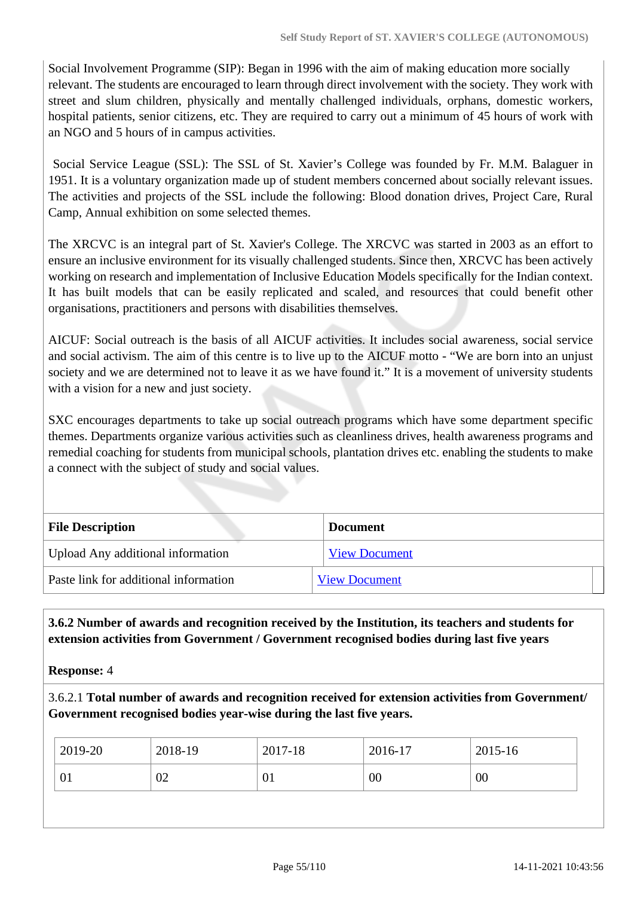Social Involvement Programme (SIP): Began in 1996 with the aim of making education more socially relevant. The students are encouraged to learn through direct involvement with the society. They work with street and slum children, physically and mentally challenged individuals, orphans, domestic workers, hospital patients, senior citizens, etc. They are required to carry out a minimum of 45 hours of work with an NGO and 5 hours of in campus activities.

Social Service League (SSL): The SSL of St. Xavier's College was founded by Fr. M.M. Balaguer in 1951. It is a voluntary organization made up of student members concerned about socially relevant issues. The activities and projects of the SSL include the following: Blood donation drives, Project Care, Rural Camp, Annual exhibition on some selected themes.

The XRCVC is an integral part of St. Xavier's College. The XRCVC was started in 2003 as an effort to ensure an inclusive environment for its visually challenged students. Since then, XRCVC has been actively working on research and implementation of Inclusive Education Models specifically for the Indian context. It has built models that can be easily replicated and scaled, and resources that could benefit other organisations, practitioners and persons with disabilities themselves.

AICUF: Social outreach is the basis of all AICUF activities. It includes social awareness, social service and social activism. The aim of this centre is to live up to the AICUF motto - "We are born into an unjust society and we are determined not to leave it as we have found it." It is a movement of university students with a vision for a new and just society.

SXC encourages departments to take up social outreach programs which have some department specific themes. Departments organize various activities such as cleanliness drives, health awareness programs and remedial coaching for students from municipal schools, plantation drives etc. enabling the students to make a connect with the subject of study and social values.

| File Description | Document |
|---|---|
| Upload Any additional information | View Document |
| Paste link for additional information | View Document |

**3.6.2 Number of awards and recognition received by the Institution, its teachers and students for extension activities from Government / Government recognised bodies during last five years**

**Response:** 4

3.6.2.1 **Total number of awards and recognition received for extension activities from Government/ Government recognised bodies year-wise during the last five years.**

| 2019-20 | 2018-19 | 2017-18 | 2016-17 | 2015-16 |
|---|---|---|---|---|
| 01 | 02 | 01 | 00 | 00 |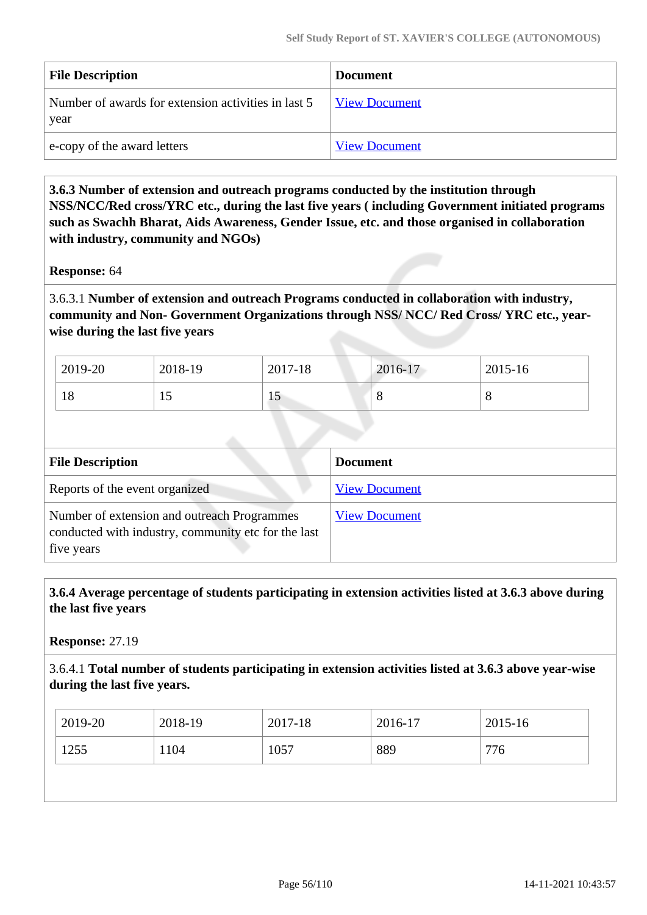| File Description | Document |
|---|---|
| Number of awards for extension activities in last 5 year | View Document |
| e-copy of the award letters | View Document |

**3.6.3 Number of extension and outreach programs conducted by the institution through NSS/NCC/Red cross/YRC etc., during the last five years ( including Government initiated programs such as Swachh Bharat, Aids Awareness, Gender Issue, etc. and those organised in collaboration with industry, community and NGOs)**

**Response:** 64

3.6.3.1 **Number of extension and outreach Programs conducted in collaboration with industry, community and Non- Government Organizations through NSS/ NCC/ Red Cross/ YRC etc., year-wise during the last five years**

| 2019-20 | 2018-19 | 2017-18 | 2016-17 | 2015-16 |
|---|---|---|---|---|
| 18 | 15 | 15 | 8 | 8 |

| File Description | Document |
|---|---|
| Reports of the event organized | View Document |
| Number of extension and outreach Programmes conducted with industry, community etc for the last five years | View Document |

**3.6.4 Average percentage of students participating in extension activities listed at 3.6.3 above during the last five years**

**Response:** 27.19

3.6.4.1 **Total number of students participating in extension activities listed at 3.6.3 above year-wise during the last five years.**

| 2019-20 | 2018-19 | 2017-18 | 2016-17 | 2015-16 |
|---|---|---|---|---|
| 1255 | 1104 | 1057 | 889 | 776 |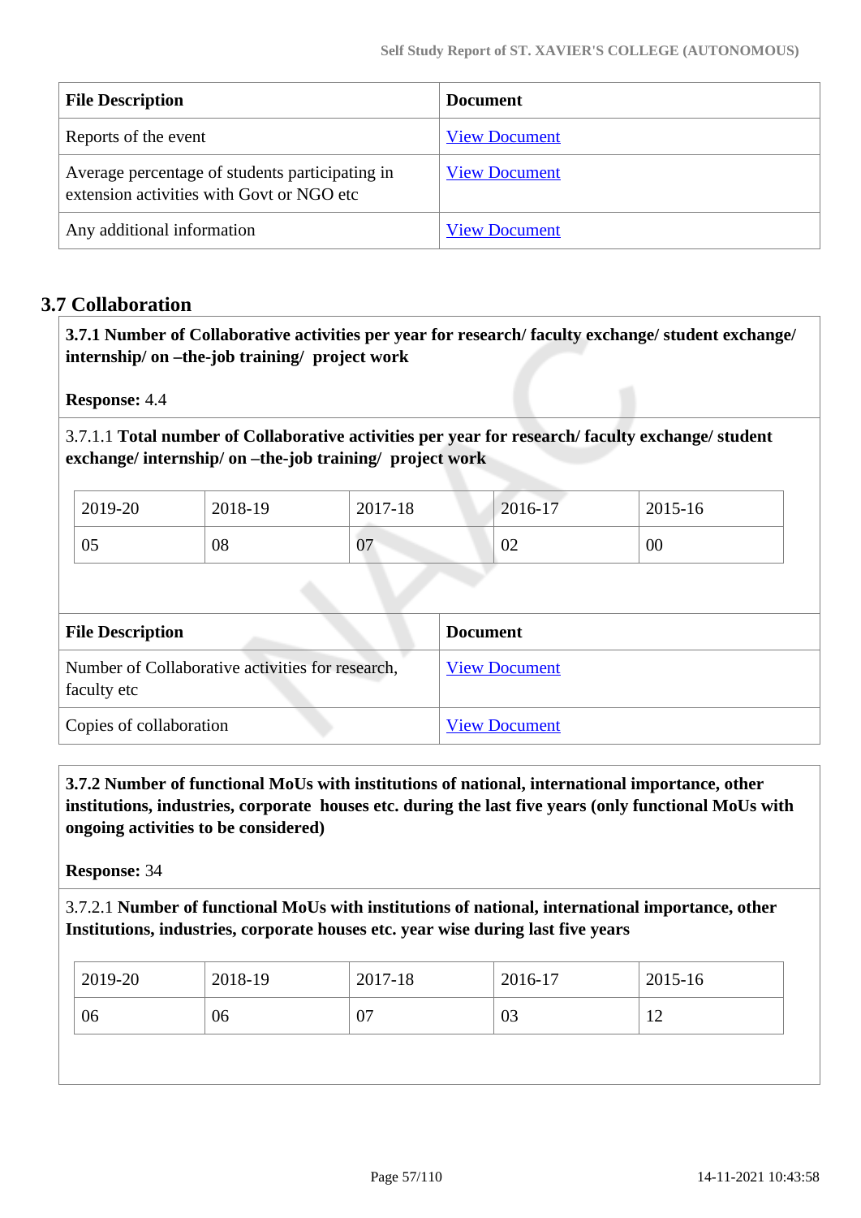| File Description | Document |
|---|---|
| Reports of the event | View Document |
| Average percentage of students participating in extension activities with Govt or NGO etc | View Document |
| Any additional information | View Document |

## 3.7 Collaboration

**3.7.1 Number of Collaborative activities per year for research/ faculty exchange/ student exchange/ internship/ on –the-job training/ project work**

**Response:** 4.4

3.7.1.1 **Total number of Collaborative activities per year for research/ faculty exchange/ student exchange/ internship/ on –the-job training/ project work**

| 2019-20 | 2018-19 | 2017-18 | 2016-17 | 2015-16 |
|---|---|---|---|---|
| 05 | 08 | 07 | 02 | 00 |

| File Description | Document |
|---|---|
| Number of Collaborative activities for research, faculty etc | View Document |
| Copies of collaboration | View Document |

**3.7.2 Number of functional MoUs with institutions of national, international importance, other institutions, industries, corporate houses etc. during the last five years (only functional MoUs with ongoing activities to be considered)**

**Response:** 34

3.7.2.1 **Number of functional MoUs with institutions of national, international importance, other Institutions, industries, corporate houses etc. year wise during last five years**

| 2019-20 | 2018-19 | 2017-18 | 2016-17 | 2015-16 |
|---|---|---|---|---|
| 06 | 06 | 07 | 03 | 12 |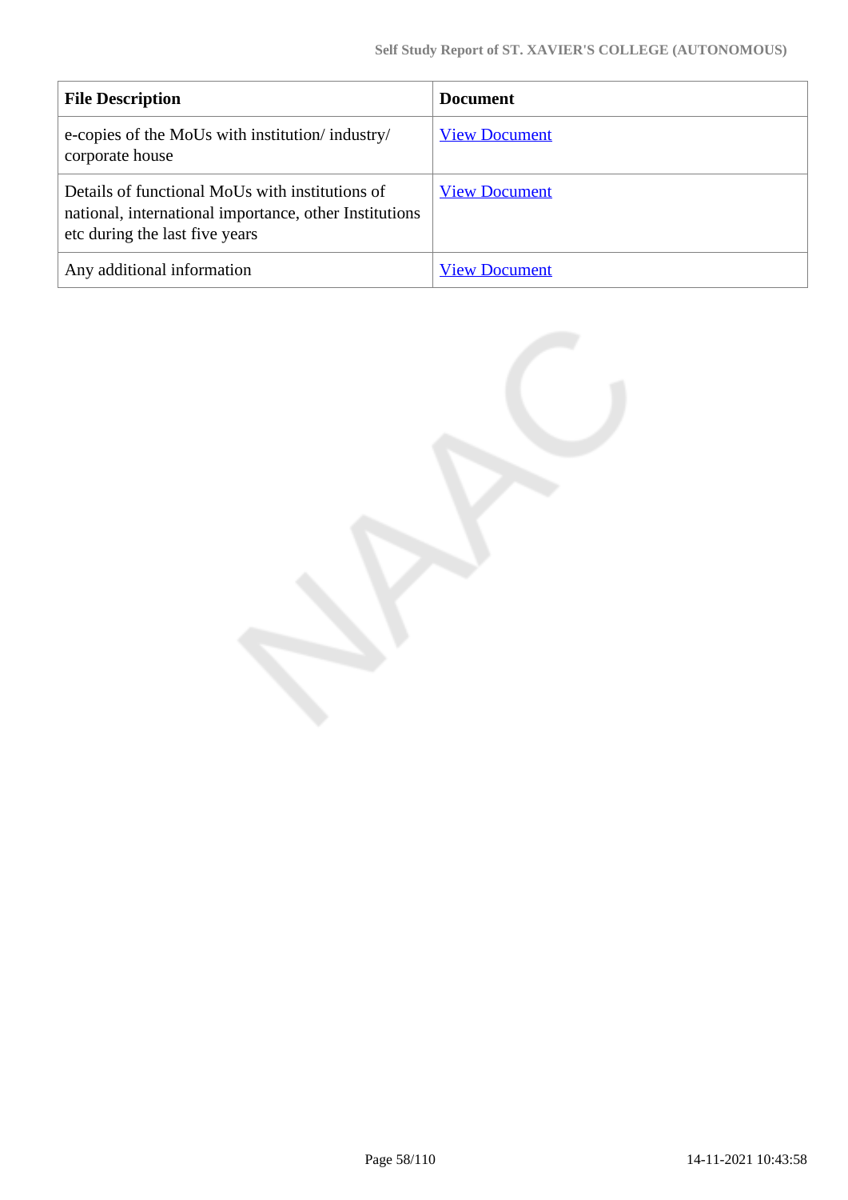| File Description | Document |
| --- | --- |
| e-copies of the MoUs with institution/ industry/ corporate house | View Document |
| Details of functional MoUs with institutions of national, international importance, other Institutions etc during the last five years | View Document |
| Any additional information | View Document |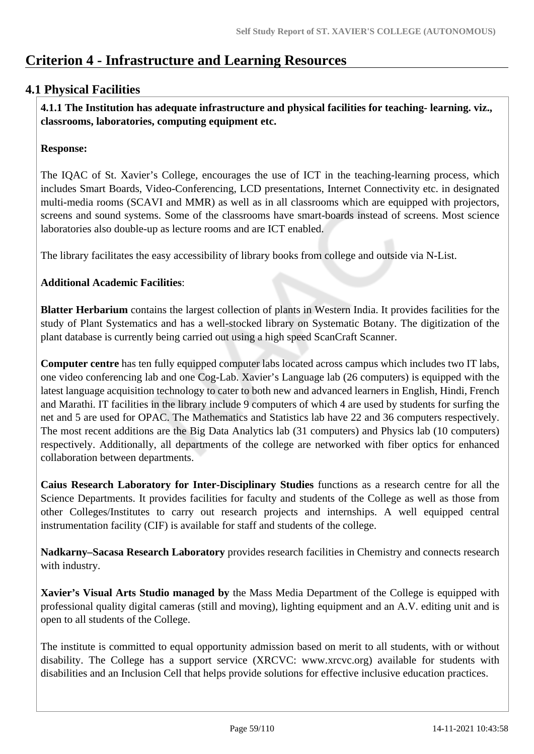# Criterion 4 - Infrastructure and Learning Resources

## 4.1 Physical Facilities

**4.1.1 The Institution has adequate infrastructure and physical facilities for teaching- learning. viz., classrooms, laboratories, computing equipment etc.**

**Response:**

The IQAC of St. Xavier's College, encourages the use of ICT in the teaching-learning process, which includes Smart Boards, Video-Conferencing, LCD presentations, Internet Connectivity etc. in designated multi-media rooms (SCAVI and MMR) as well as in all classrooms which are equipped with projectors, screens and sound systems. Some of the classrooms have smart-boards instead of screens. Most science laboratories also double-up as lecture rooms and are ICT enabled.

The library facilitates the easy accessibility of library books from college and outside via N-List.

**Additional Academic Facilities**:

**Blatter Herbarium** contains the largest collection of plants in Western India. It provides facilities for the study of Plant Systematics and has a well-stocked library on Systematic Botany. The digitization of the plant database is currently being carried out using a high speed ScanCraft Scanner.

**Computer centre** has ten fully equipped computer labs located across campus which includes two IT labs, one video conferencing lab and one Cog-Lab. Xavier's Language lab (26 computers) is equipped with the latest language acquisition technology to cater to both new and advanced learners in English, Hindi, French and Marathi. IT facilities in the library include 9 computers of which 4 are used by students for surfing the net and 5 are used for OPAC. The Mathematics and Statistics lab have 22 and 36 computers respectively. The most recent additions are the Big Data Analytics lab (31 computers) and Physics lab (10 computers) respectively. Additionally, all departments of the college are networked with fiber optics for enhanced collaboration between departments.

**Caius Research Laboratory for Inter-Disciplinary Studies** functions as a research centre for all the Science Departments. It provides facilities for faculty and students of the College as well as those from other Colleges/Institutes to carry out research projects and internships. A well equipped central instrumentation facility (CIF) is available for staff and students of the college.

**Nadkarny–Sacasa Research Laboratory** provides research facilities in Chemistry and connects research with industry.

**Xavier's Visual Arts Studio managed by** the Mass Media Department of the College is equipped with professional quality digital cameras (still and moving), lighting equipment and an A.V. editing unit and is open to all students of the College.

The institute is committed to equal opportunity admission based on merit to all students, with or without disability. The College has a support service (XRCVC: www.xrcvc.org) available for students with disabilities and an Inclusion Cell that helps provide solutions for effective inclusive education practices.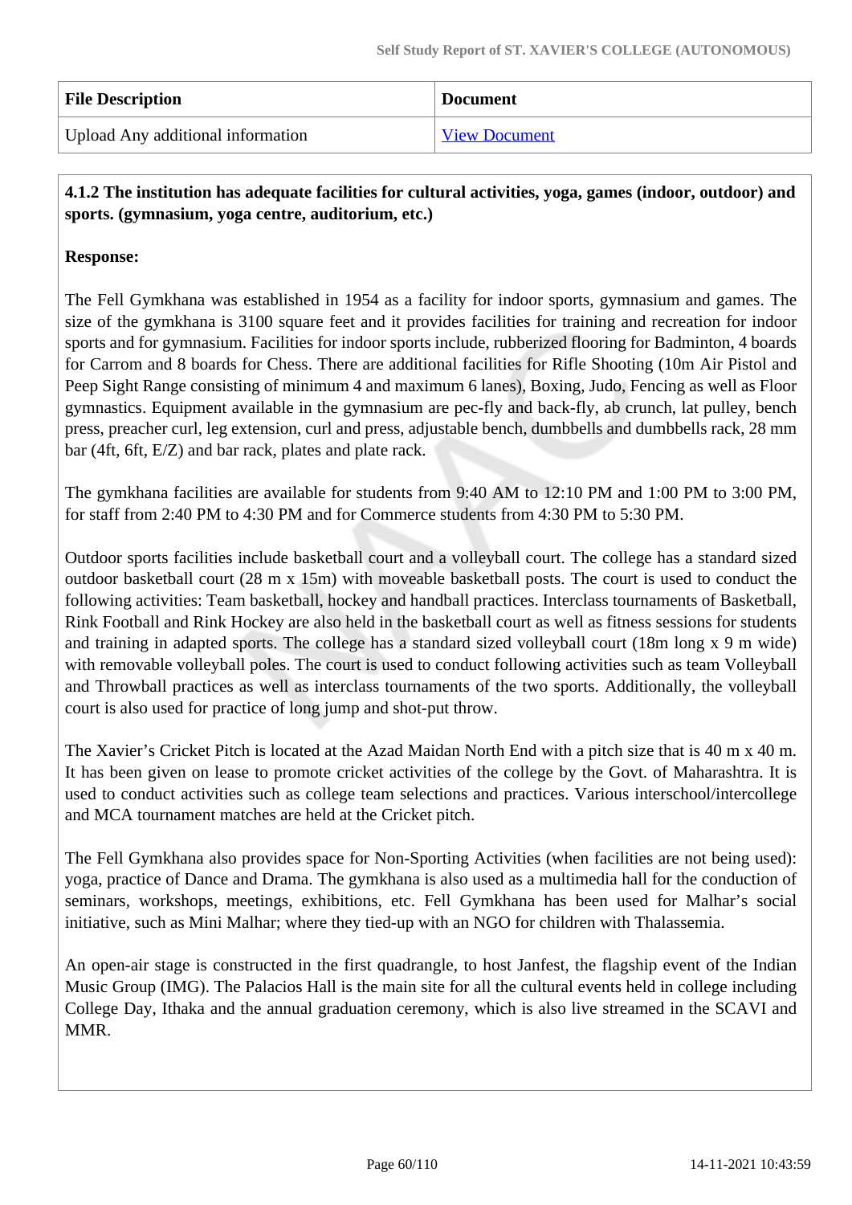| File Description | Document |
| --- | --- |
| Upload Any additional information | [View Document]() |

**4.1.2 The institution has adequate facilities for cultural activities, yoga, games (indoor, outdoor) and sports. (gymnasium, yoga centre, auditorium, etc.)**

**Response:**

The Fell Gymkhana was established in 1954 as a facility for indoor sports, gymnasium and games. The size of the gymkhana is 3100 square feet and it provides facilities for training and recreation for indoor sports and for gymnasium. Facilities for indoor sports include, rubberized flooring for Badminton, 4 boards for Carrom and 8 boards for Chess. There are additional facilities for Rifle Shooting (10m Air Pistol and Peep Sight Range consisting of minimum 4 and maximum 6 lanes), Boxing, Judo, Fencing as well as Floor gymnastics. Equipment available in the gymnasium are pec-fly and back-fly, ab crunch, lat pulley, bench press, preacher curl, leg extension, curl and press, adjustable bench, dumbbells and dumbbells rack, 28 mm bar (4ft, 6ft, E/Z) and bar rack, plates and plate rack.

The gymkhana facilities are available for students from 9:40 AM to 12:10 PM and 1:00 PM to 3:00 PM, for staff from 2:40 PM to 4:30 PM and for Commerce students from 4:30 PM to 5:30 PM.

Outdoor sports facilities include basketball court and a volleyball court. The college has a standard sized outdoor basketball court (28 m x 15m) with moveable basketball posts. The court is used to conduct the following activities: Team basketball, hockey and handball practices. Interclass tournaments of Basketball, Rink Football and Rink Hockey are also held in the basketball court as well as fitness sessions for students and training in adapted sports. The college has a standard sized volleyball court (18m long x 9 m wide) with removable volleyball poles. The court is used to conduct following activities such as team Volleyball and Throwball practices as well as interclass tournaments of the two sports. Additionally, the volleyball court is also used for practice of long jump and shot-put throw.

The Xavier's Cricket Pitch is located at the Azad Maidan North End with a pitch size that is 40 m x 40 m. It has been given on lease to promote cricket activities of the college by the Govt. of Maharashtra. It is used to conduct activities such as college team selections and practices. Various interschool/intercollege and MCA tournament matches are held at the Cricket pitch.

The Fell Gymkhana also provides space for Non-Sporting Activities (when facilities are not being used): yoga, practice of Dance and Drama. The gymkhana is also used as a multimedia hall for the conduction of seminars, workshops, meetings, exhibitions, etc. Fell Gymkhana has been used for Malhar's social initiative, such as Mini Malhar; where they tied-up with an NGO for children with Thalassemia.

An open-air stage is constructed in the first quadrangle, to host Janfest, the flagship event of the Indian Music Group (IMG). The Palacios Hall is the main site for all the cultural events held in college including College Day, Ithaka and the annual graduation ceremony, which is also live streamed in the SCAVI and MMR.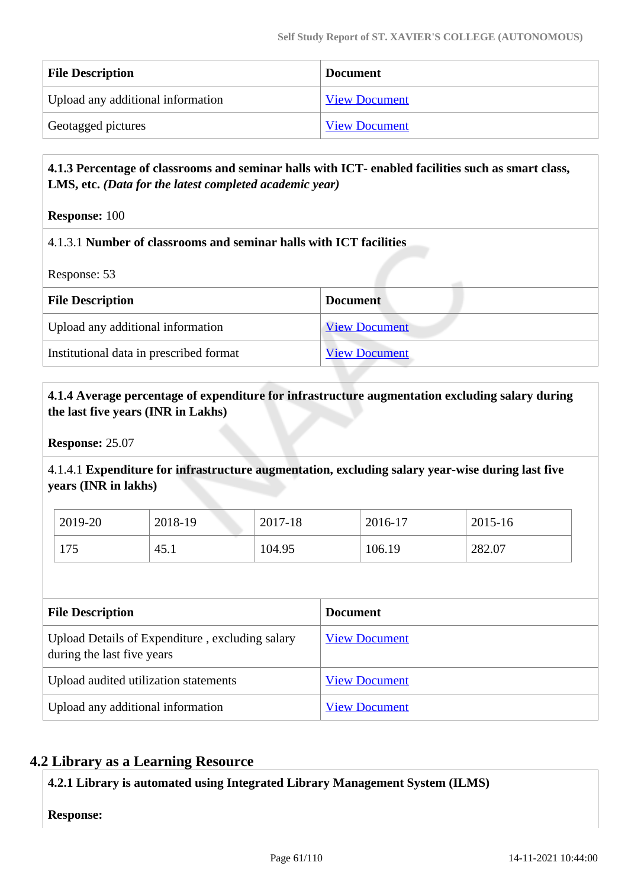| File Description | Document |
|---|---|
| Upload any additional information | View Document |
| Geotagged pictures | View Document |

**4.1.3 Percentage of classrooms and seminar halls with ICT- enabled facilities such as smart class, LMS, etc.** ***(Data for the latest completed academic year)***

**Response:** 100

4.1.3.1 **Number of classrooms and seminar halls with ICT facilities**

Response: 53

| File Description | Document |
|---|---|
| Upload any additional information | View Document |
| Institutional data in prescribed format | View Document |

**4.1.4 Average percentage of expenditure for infrastructure augmentation excluding salary during the last five years (INR in Lakhs)**

**Response:** 25.07

4.1.4.1 **Expenditure for infrastructure augmentation, excluding salary year-wise during last five years (INR in lakhs)**

| 2019-20 | 2018-19 | 2017-18 | 2016-17 | 2015-16 |
|---|---|---|---|---|
| 175 | 45.1 | 104.95 | 106.19 | 282.07 |

| File Description | Document |
|---|---|
| Upload Details of Expenditure , excluding salary during the last five years | View Document |
| Upload audited utilization statements | View Document |
| Upload any additional information | View Document |

## 4.2 Library as a Learning Resource

**4.2.1 Library is automated using Integrated Library Management System (ILMS)**

**Response:**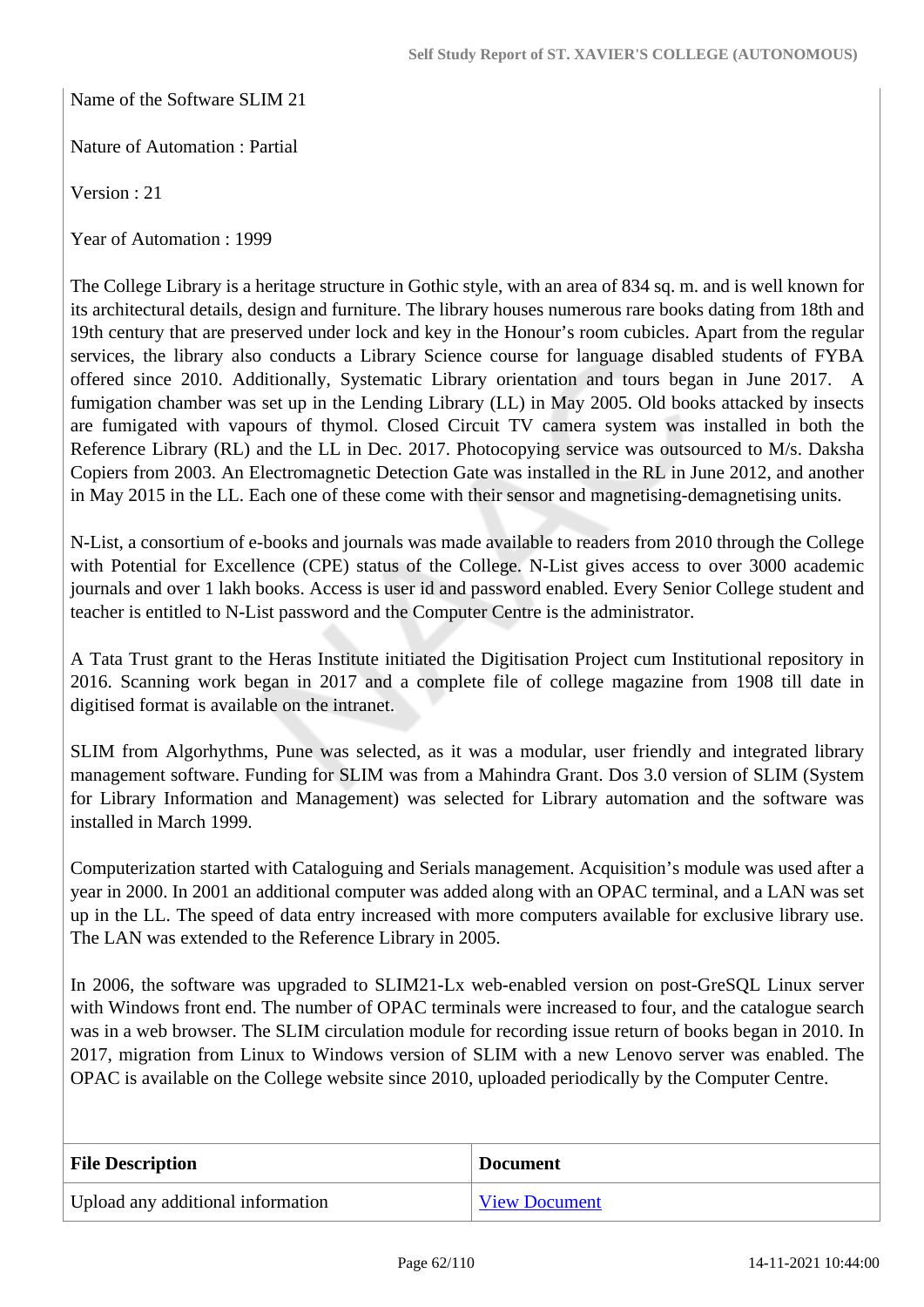Name of the Software SLIM 21

Nature of Automation : Partial

Version : 21

Year of Automation : 1999

The College Library is a heritage structure in Gothic style, with an area of 834 sq. m. and is well known for its architectural details, design and furniture. The library houses numerous rare books dating from 18th and 19th century that are preserved under lock and key in the Honour's room cubicles. Apart from the regular services, the library also conducts a Library Science course for language disabled students of FYBA offered since 2010. Additionally, Systematic Library orientation and tours began in June 2017. A fumigation chamber was set up in the Lending Library (LL) in May 2005. Old books attacked by insects are fumigated with vapours of thymol. Closed Circuit TV camera system was installed in both the Reference Library (RL) and the LL in Dec. 2017. Photocopying service was outsourced to M/s. Daksha Copiers from 2003. An Electromagnetic Detection Gate was installed in the RL in June 2012, and another in May 2015 in the LL. Each one of these come with their sensor and magnetising-demagnetising units.

N-List, a consortium of e-books and journals was made available to readers from 2010 through the College with Potential for Excellence (CPE) status of the College. N-List gives access to over 3000 academic journals and over 1 lakh books. Access is user id and password enabled. Every Senior College student and teacher is entitled to N-List password and the Computer Centre is the administrator.

A Tata Trust grant to the Heras Institute initiated the Digitisation Project cum Institutional repository in 2016. Scanning work began in 2017 and a complete file of college magazine from 1908 till date in digitised format is available on the intranet.

SLIM from Algorhythms, Pune was selected, as it was a modular, user friendly and integrated library management software. Funding for SLIM was from a Mahindra Grant. Dos 3.0 version of SLIM (System for Library Information and Management) was selected for Library automation and the software was installed in March 1999.

Computerization started with Cataloguing and Serials management. Acquisition's module was used after a year in 2000. In 2001 an additional computer was added along with an OPAC terminal, and a LAN was set up in the LL. The speed of data entry increased with more computers available for exclusive library use. The LAN was extended to the Reference Library in 2005.

In 2006, the software was upgraded to SLIM21-Lx web-enabled version on post-GreSQL Linux server with Windows front end. The number of OPAC terminals were increased to four, and the catalogue search was in a web browser. The SLIM circulation module for recording issue return of books began in 2010. In 2017, migration from Linux to Windows version of SLIM with a new Lenovo server was enabled. The OPAC is available on the College website since 2010, uploaded periodically by the Computer Centre.

| File Description | Document |
|---|---|
| Upload any additional information | View Document |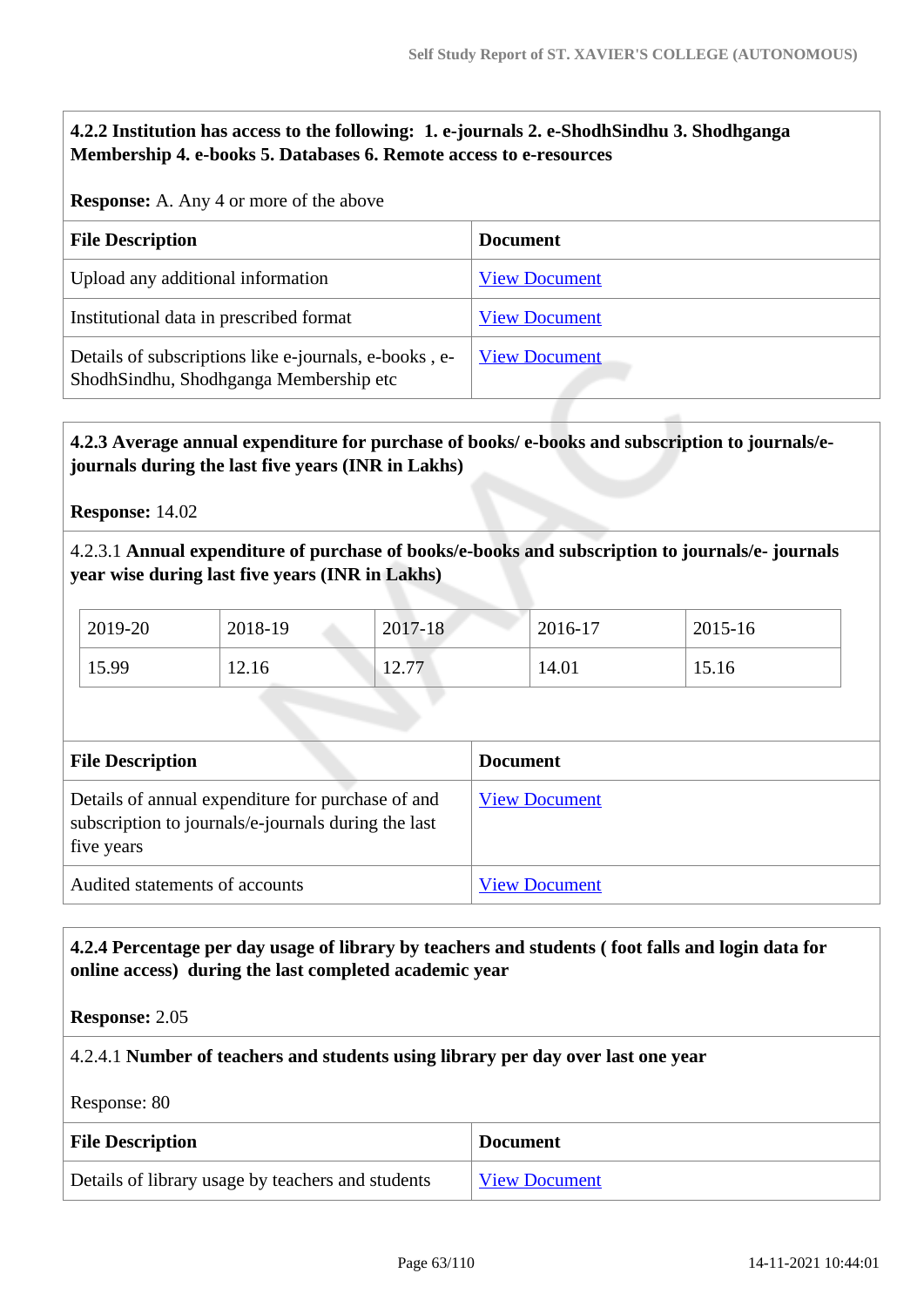**4.2.2 Institution has access to the following: 1. e-journals 2. e-ShodhSindhu 3. Shodhganga Membership 4. e-books 5. Databases 6. Remote access to e-resources**

**Response:** A. Any 4 or more of the above

| File Description | Document |
|---|---|
| Upload any additional information | View Document |
| Institutional data in prescribed format | View Document |
| Details of subscriptions like e-journals, e-books , e-ShodhSindhu, Shodhganga Membership etc | View Document |

**4.2.3 Average annual expenditure for purchase of books/ e-books and subscription to journals/e-journals during the last five years (INR in Lakhs)**

**Response:** 14.02

4.2.3.1 **Annual expenditure of purchase of books/e-books and subscription to journals/e- journals year wise during last five years (INR in Lakhs)**

| 2019-20 | 2018-19 | 2017-18 | 2016-17 | 2015-16 |
|---|---|---|---|---|
| 15.99 | 12.16 | 12.77 | 14.01 | 15.16 |

| File Description | Document |
|---|---|
| Details of annual expenditure for purchase of and subscription to journals/e-journals during the last five years | View Document |
| Audited statements of accounts | View Document |

**4.2.4 Percentage per day usage of library by teachers and students ( foot falls and login data for online access) during the last completed academic year**

**Response:** 2.05

4.2.4.1 **Number of teachers and students using library per day over last one year**

Response: 80

| File Description | Document |
|---|---|
| Details of library usage by teachers and students | View Document |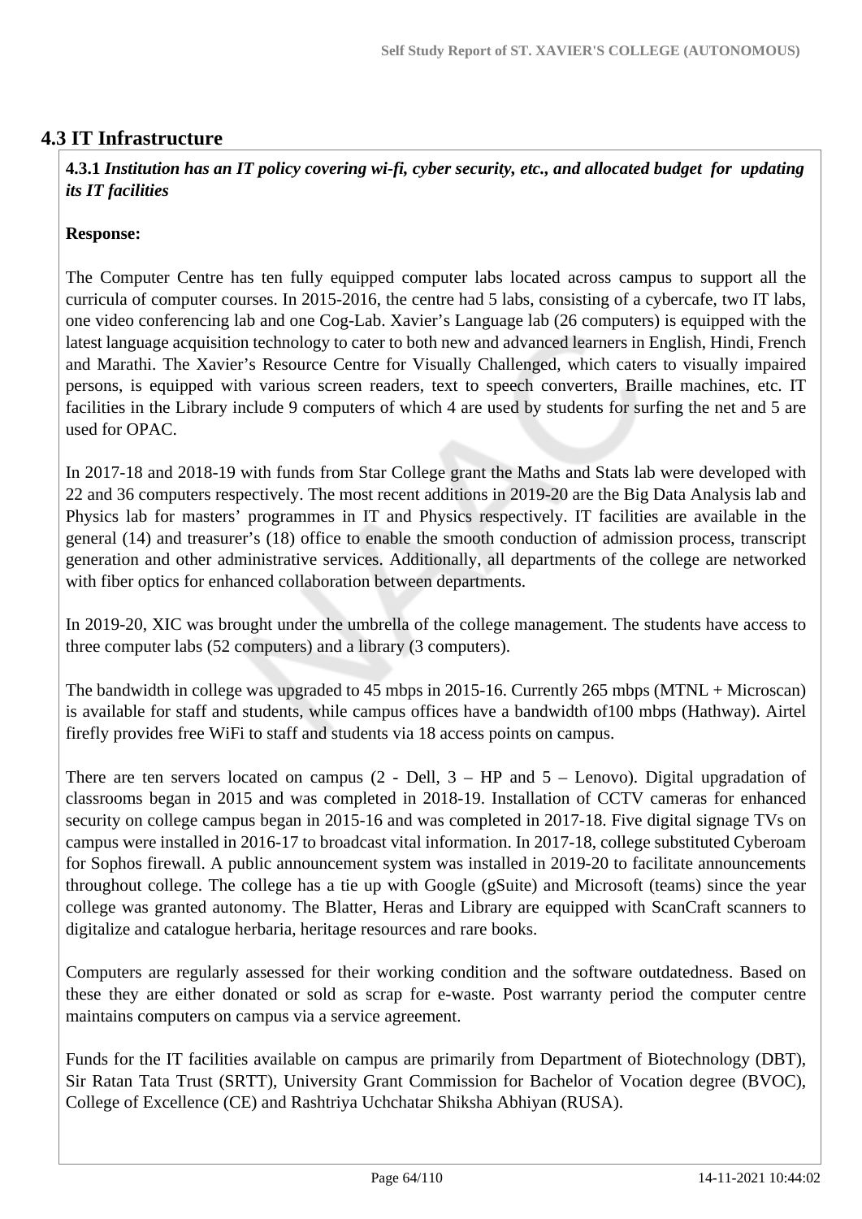## 4.3 IT Infrastructure

**4.3.1** ***Institution has an IT policy covering wi-fi, cyber security, etc., and allocated budget for updating its IT facilities***

**Response:**

The Computer Centre has ten fully equipped computer labs located across campus to support all the curricula of computer courses. In 2015-2016, the centre had 5 labs, consisting of a cybercafe, two IT labs, one video conferencing lab and one Cog-Lab. Xavier's Language lab (26 computers) is equipped with the latest language acquisition technology to cater to both new and advanced learners in English, Hindi, French and Marathi. The Xavier's Resource Centre for Visually Challenged, which caters to visually impaired persons, is equipped with various screen readers, text to speech converters, Braille machines, etc. IT facilities in the Library include 9 computers of which 4 are used by students for surfing the net and 5 are used for OPAC.

In 2017-18 and 2018-19 with funds from Star College grant the Maths and Stats lab were developed with 22 and 36 computers respectively. The most recent additions in 2019-20 are the Big Data Analysis lab and Physics lab for masters' programmes in IT and Physics respectively. IT facilities are available in the general (14) and treasurer's (18) office to enable the smooth conduction of admission process, transcript generation and other administrative services. Additionally, all departments of the college are networked with fiber optics for enhanced collaboration between departments.

In 2019-20, XIC was brought under the umbrella of the college management. The students have access to three computer labs (52 computers) and a library (3 computers).

The bandwidth in college was upgraded to 45 mbps in 2015-16. Currently 265 mbps (MTNL + Microscan) is available for staff and students, while campus offices have a bandwidth of100 mbps (Hathway). Airtel firefly provides free WiFi to staff and students via 18 access points on campus.

There are ten servers located on campus (2 - Dell, 3 – HP and 5 – Lenovo). Digital upgradation of classrooms began in 2015 and was completed in 2018-19. Installation of CCTV cameras for enhanced security on college campus began in 2015-16 and was completed in 2017-18. Five digital signage TVs on campus were installed in 2016-17 to broadcast vital information. In 2017-18, college substituted Cyberoam for Sophos firewall. A public announcement system was installed in 2019-20 to facilitate announcements throughout college. The college has a tie up with Google (gSuite) and Microsoft (teams) since the year college was granted autonomy. The Blatter, Heras and Library are equipped with ScanCraft scanners to digitalize and catalogue herbaria, heritage resources and rare books.

Computers are regularly assessed for their working condition and the software outdatedness. Based on these they are either donated or sold as scrap for e-waste. Post warranty period the computer centre maintains computers on campus via a service agreement.

Funds for the IT facilities available on campus are primarily from Department of Biotechnology (DBT), Sir Ratan Tata Trust (SRTT), University Grant Commission for Bachelor of Vocation degree (BVOC), College of Excellence (CE) and Rashtriya Uchchatar Shiksha Abhiyan (RUSA).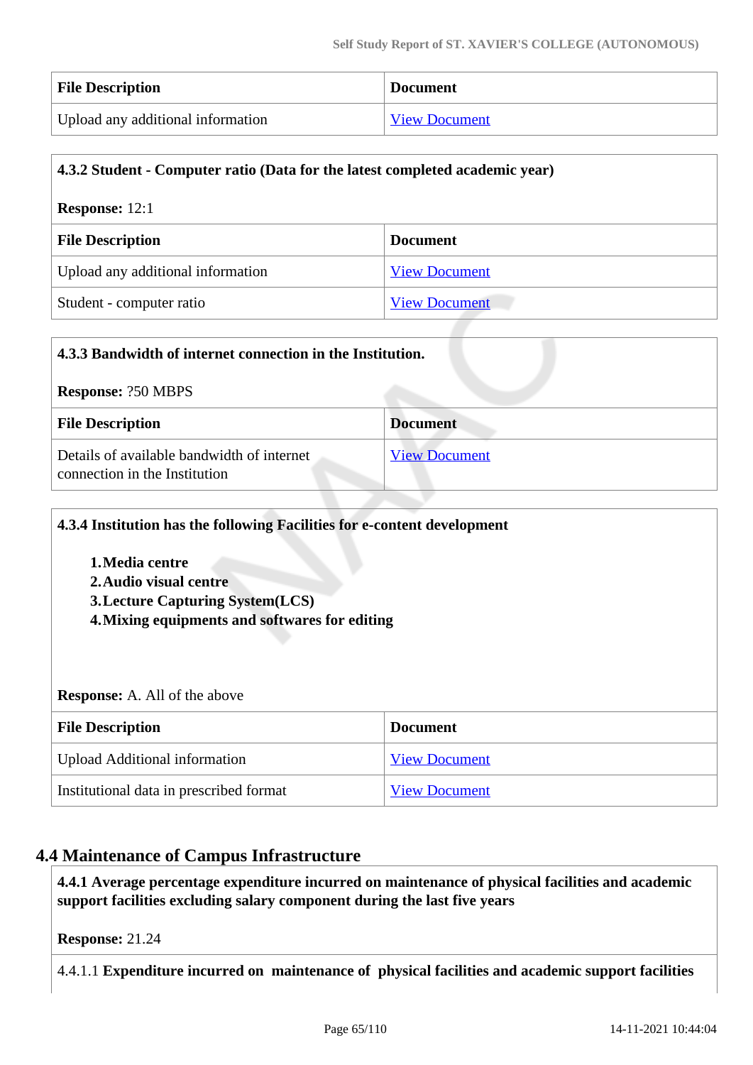| File Description | Document |
|---|---|
| Upload any additional information | View Document |

**4.3.2 Student - Computer ratio (Data for the latest completed academic year)**

**Response:** 12:1

| File Description | Document |
|---|---|
| Upload any additional information | View Document |
| Student - computer ratio | View Document |

**4.3.3 Bandwidth of internet connection in the Institution.**

**Response:** ?50 MBPS

| File Description | Document |
|---|---|
| Details of available bandwidth of internet connection in the Institution | View Document |

**4.3.4 Institution has the following Facilities for e-content development**

1. **Media centre**
2. **Audio visual centre**
3. **Lecture Capturing System(LCS)**
4. **Mixing equipments and softwares for editing**

**Response:** A. All of the above

| File Description | Document |
|---|---|
| Upload Additional information | View Document |
| Institutional data in prescribed format | View Document |

## 4.4 Maintenance of Campus Infrastructure

**4.4.1 Average percentage expenditure incurred on maintenance of physical facilities and academic support facilities excluding salary component during the last five years**

**Response:** 21.24

4.4.1.1 **Expenditure incurred on maintenance of physical facilities and academic support facilities**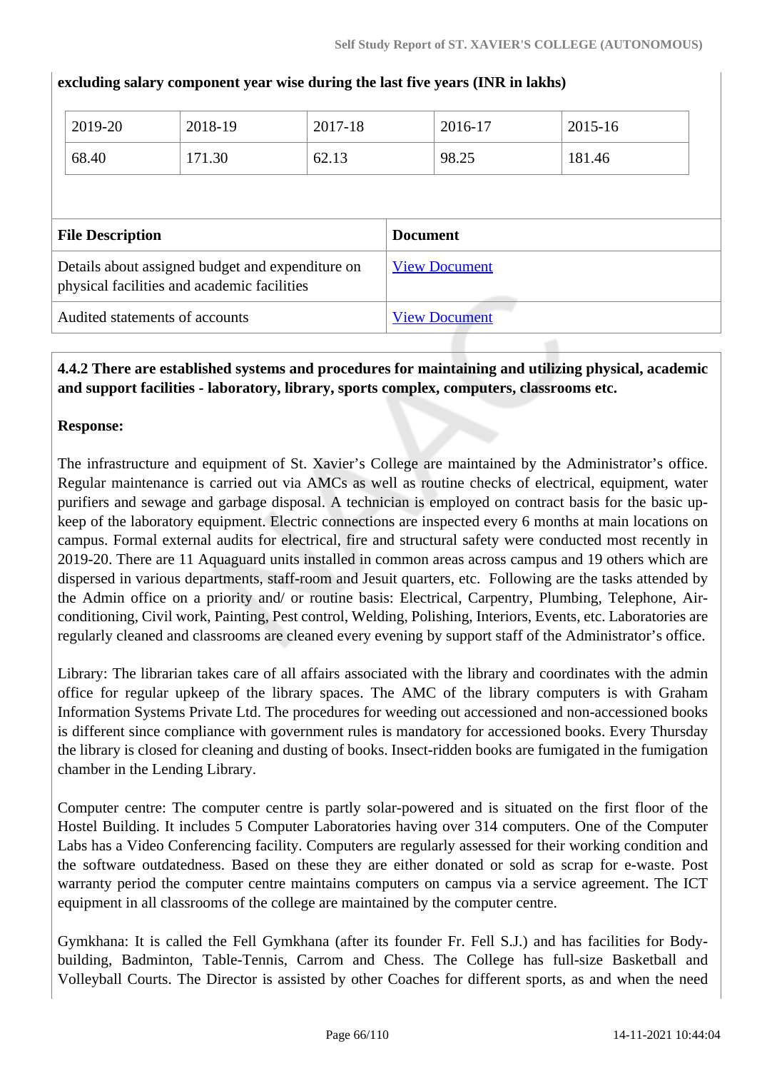**excluding salary component year wise during the last five years (INR in lakhs)**

| 2019-20 | 2018-19 | 2017-18 | 2016-17 | 2015-16 |
|---|---|---|---|---|
| 68.40 | 171.30 | 62.13 | 98.25 | 181.46 |

| File Description | Document |
|---|---|
| Details about assigned budget and expenditure on physical facilities and academic facilities | View Document |
| Audited statements of accounts | View Document |

**4.4.2 There are established systems and procedures for maintaining and utilizing physical, academic and support facilities - laboratory, library, sports complex, computers, classrooms etc.**

**Response:**

The infrastructure and equipment of St. Xavier's College are maintained by the Administrator's office. Regular maintenance is carried out via AMCs as well as routine checks of electrical, equipment, water purifiers and sewage and garbage disposal. A technician is employed on contract basis for the basic up-keep of the laboratory equipment. Electric connections are inspected every 6 months at main locations on campus. Formal external audits for electrical, fire and structural safety were conducted most recently in 2019-20. There are 11 Aquaguard units installed in common areas across campus and 19 others which are dispersed in various departments, staff-room and Jesuit quarters, etc. Following are the tasks attended by the Admin office on a priority and/ or routine basis: Electrical, Carpentry, Plumbing, Telephone, Air-conditioning, Civil work, Painting, Pest control, Welding, Polishing, Interiors, Events, etc. Laboratories are regularly cleaned and classrooms are cleaned every evening by support staff of the Administrator's office.

Library: The librarian takes care of all affairs associated with the library and coordinates with the admin office for regular upkeep of the library spaces. The AMC of the library computers is with Graham Information Systems Private Ltd. The procedures for weeding out accessioned and non-accessioned books is different since compliance with government rules is mandatory for accessioned books. Every Thursday the library is closed for cleaning and dusting of books. Insect-ridden books are fumigated in the fumigation chamber in the Lending Library.

Computer centre: The computer centre is partly solar-powered and is situated on the first floor of the Hostel Building. It includes 5 Computer Laboratories having over 314 computers. One of the Computer Labs has a Video Conferencing facility. Computers are regularly assessed for their working condition and the software outdatedness. Based on these they are either donated or sold as scrap for e-waste. Post warranty period the computer centre maintains computers on campus via a service agreement. The ICT equipment in all classrooms of the college are maintained by the computer centre.

Gymkhana: It is called the Fell Gymkhana (after its founder Fr. Fell S.J.) and has facilities for Body-building, Badminton, Table-Tennis, Carrom and Chess. The College has full-size Basketball and Volleyball Courts. The Director is assisted by other Coaches for different sports, as and when the need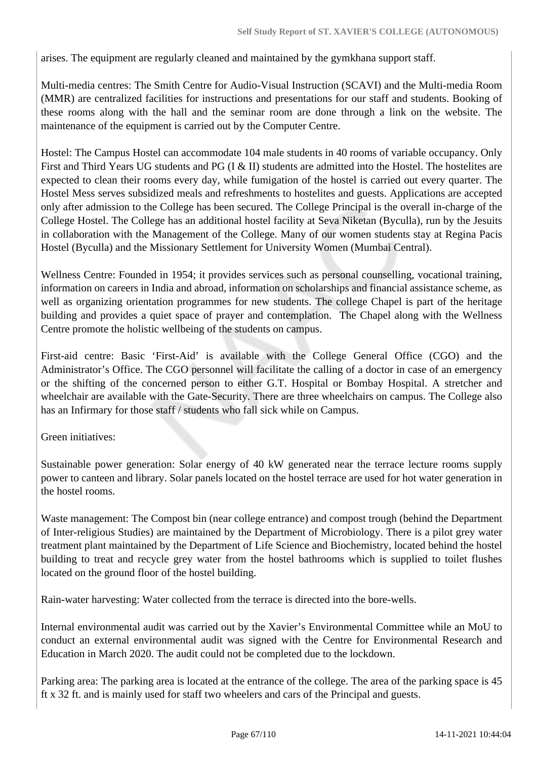arises. The equipment are regularly cleaned and maintained by the gymkhana support staff.

Multi-media centres: The Smith Centre for Audio-Visual Instruction (SCAVI) and the Multi-media Room (MMR) are centralized facilities for instructions and presentations for our staff and students. Booking of these rooms along with the hall and the seminar room are done through a link on the website. The maintenance of the equipment is carried out by the Computer Centre.

Hostel: The Campus Hostel can accommodate 104 male students in 40 rooms of variable occupancy. Only First and Third Years UG students and PG (I & II) students are admitted into the Hostel. The hostelites are expected to clean their rooms every day, while fumigation of the hostel is carried out every quarter. The Hostel Mess serves subsidized meals and refreshments to hostelites and guests. Applications are accepted only after admission to the College has been secured. The College Principal is the overall in-charge of the College Hostel. The College has an additional hostel facility at Seva Niketan (Byculla), run by the Jesuits in collaboration with the Management of the College. Many of our women students stay at Regina Pacis Hostel (Byculla) and the Missionary Settlement for University Women (Mumbai Central).

Wellness Centre: Founded in 1954; it provides services such as personal counselling, vocational training, information on careers in India and abroad, information on scholarships and financial assistance scheme, as well as organizing orientation programmes for new students. The college Chapel is part of the heritage building and provides a quiet space of prayer and contemplation. The Chapel along with the Wellness Centre promote the holistic wellbeing of the students on campus.

First-aid centre: Basic 'First-Aid' is available with the College General Office (CGO) and the Administrator's Office. The CGO personnel will facilitate the calling of a doctor in case of an emergency or the shifting of the concerned person to either G.T. Hospital or Bombay Hospital. A stretcher and wheelchair are available with the Gate-Security. There are three wheelchairs on campus. The College also has an Infirmary for those staff / students who fall sick while on Campus.

Green initiatives:

Sustainable power generation: Solar energy of 40 kW generated near the terrace lecture rooms supply power to canteen and library. Solar panels located on the hostel terrace are used for hot water generation in the hostel rooms.

Waste management: The Compost bin (near college entrance) and compost trough (behind the Department of Inter-religious Studies) are maintained by the Department of Microbiology. There is a pilot grey water treatment plant maintained by the Department of Life Science and Biochemistry, located behind the hostel building to treat and recycle grey water from the hostel bathrooms which is supplied to toilet flushes located on the ground floor of the hostel building.

Rain-water harvesting: Water collected from the terrace is directed into the bore-wells.

Internal environmental audit was carried out by the Xavier's Environmental Committee while an MoU to conduct an external environmental audit was signed with the Centre for Environmental Research and Education in March 2020. The audit could not be completed due to the lockdown.

Parking area: The parking area is located at the entrance of the college. The area of the parking space is 45 ft x 32 ft. and is mainly used for staff two wheelers and cars of the Principal and guests.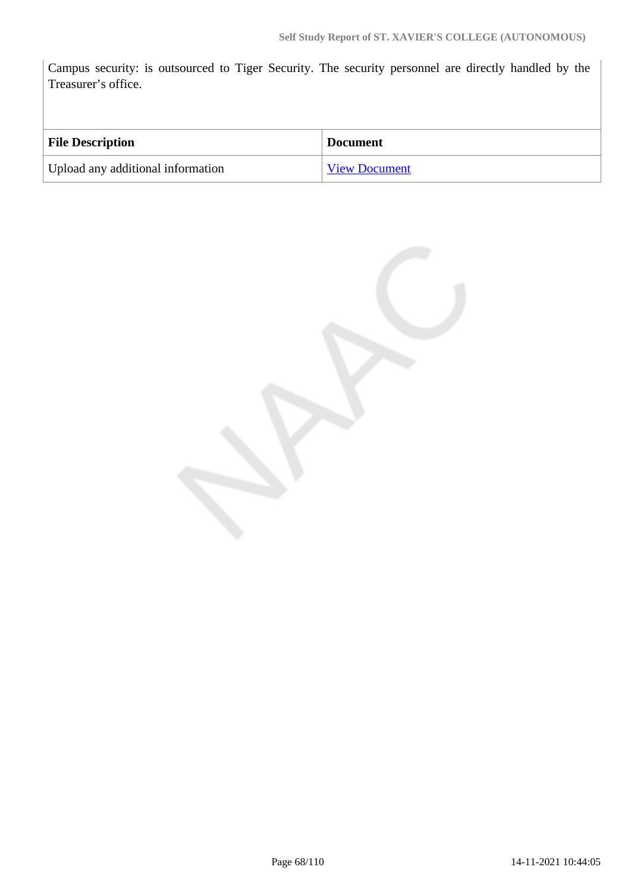Campus security: is outsourced to Tiger Security. The security personnel are directly handled by the Treasurer's office.

| File Description | Document |
| --- | --- |
| Upload any additional information | View Document |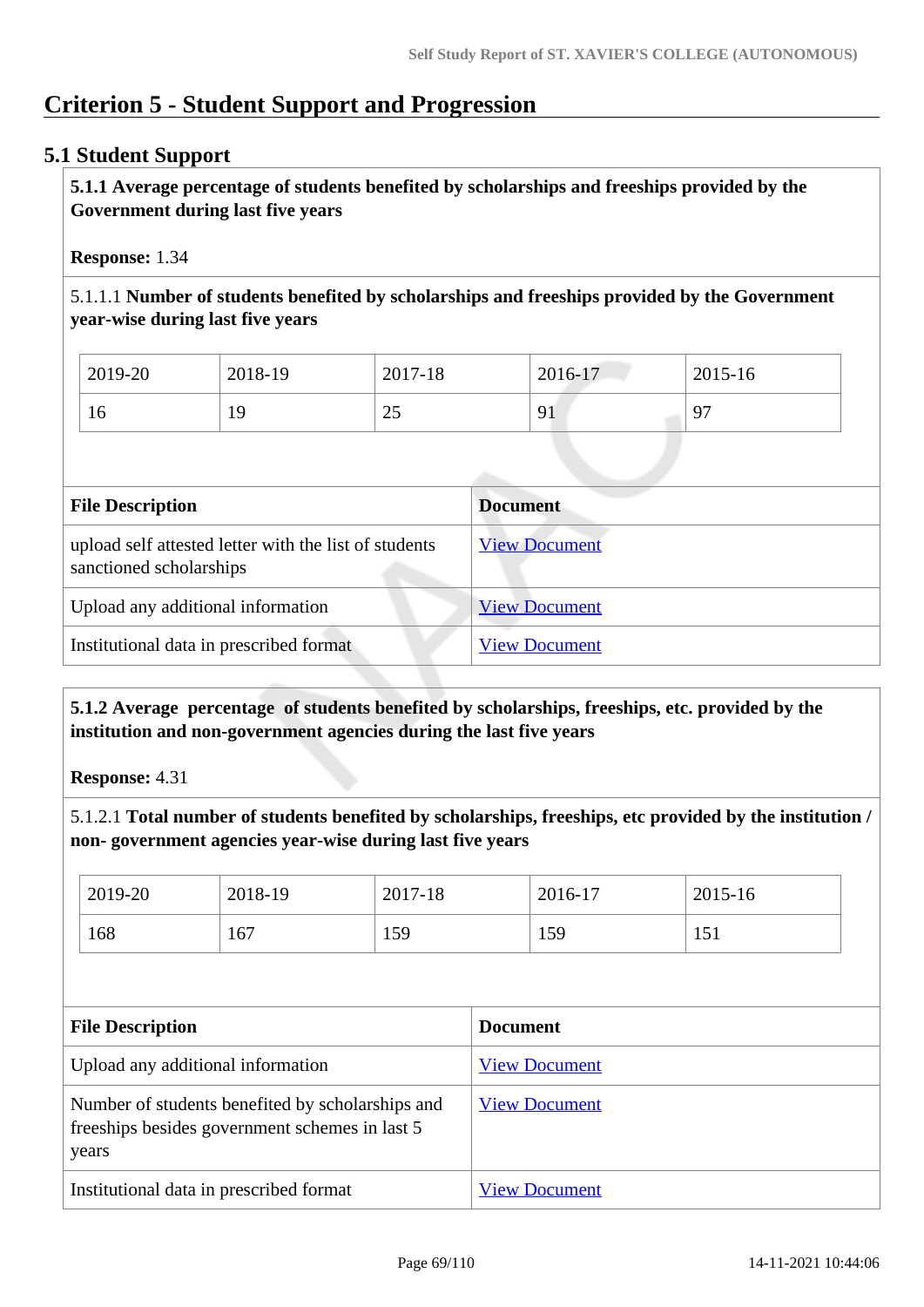# Criterion 5 - Student Support and Progression

## 5.1 Student Support

**5.1.1 Average percentage of students benefited by scholarships and freeships provided by the Government during last five years**

**Response:** 1.34

5.1.1.1 **Number of students benefited by scholarships and freeships provided by the Government year-wise during last five years**

| 2019-20 | 2018-19 | 2017-18 | 2016-17 | 2015-16 |
|---|---|---|---|---|
| 16 | 19 | 25 | 91 | 97 |

| File Description | Document |
|---|---|
| upload self attested letter with the list of students sanctioned scholarships | View Document |
| Upload any additional information | View Document |
| Institutional data in prescribed format | View Document |

**5.1.2 Average percentage of students benefited by scholarships, freeships, etc. provided by the institution and non-government agencies during the last five years**

**Response:** 4.31

5.1.2.1 **Total number of students benefited by scholarships, freeships, etc provided by the institution / non- government agencies year-wise during last five years**

| 2019-20 | 2018-19 | 2017-18 | 2016-17 | 2015-16 |
|---|---|---|---|---|
| 168 | 167 | 159 | 159 | 151 |

| File Description | Document |
|---|---|
| Upload any additional information | View Document |
| Number of students benefited by scholarships and freeships besides government schemes in last 5 years | View Document |
| Institutional data in prescribed format | View Document |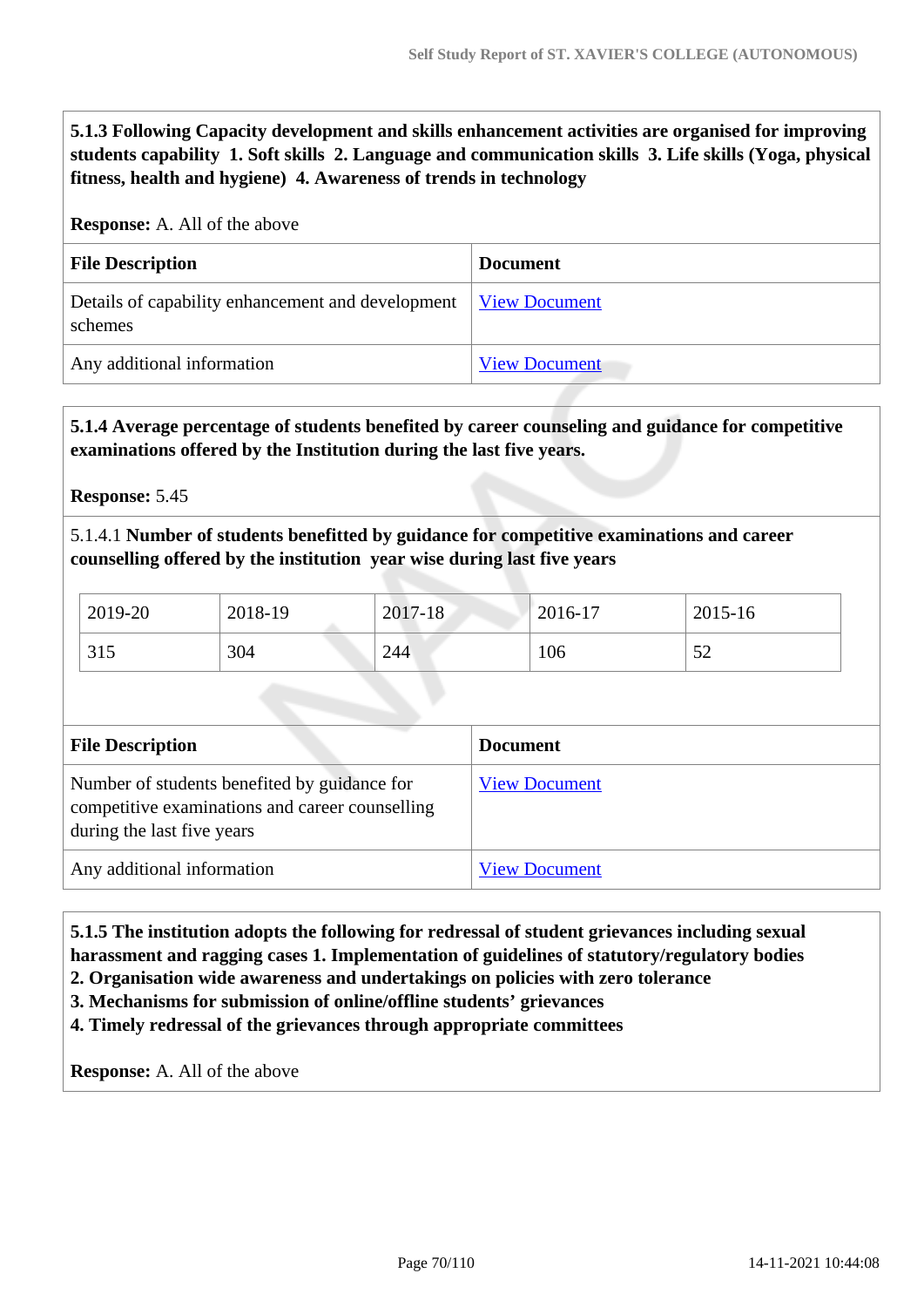**5.1.3 Following Capacity development and skills enhancement activities are organised for improving students capability 1. Soft skills 2. Language and communication skills 3. Life skills (Yoga, physical fitness, health and hygiene) 4. Awareness of trends in technology**

**Response:** A. All of the above

| File Description | Document |
|---|---|
| Details of capability enhancement and development schemes | View Document |
| Any additional information | View Document |

**5.1.4 Average percentage of students benefited by career counseling and guidance for competitive examinations offered by the Institution during the last five years.**

**Response:** 5.45

5.1.4.1 **Number of students benefitted by guidance for competitive examinations and career counselling offered by the institution year wise during last five years**

| 2019-20 | 2018-19 | 2017-18 | 2016-17 | 2015-16 |
|---|---|---|---|---|
| 315 | 304 | 244 | 106 | 52 |

| File Description | Document |
|---|---|
| Number of students benefited by guidance for competitive examinations and career counselling during the last five years | View Document |
| Any additional information | View Document |

**5.1.5 The institution adopts the following for redressal of student grievances including sexual harassment and ragging cases 1. Implementation of guidelines of statutory/regulatory bodies**
**2. Organisation wide awareness and undertakings on policies with zero tolerance**
**3. Mechanisms for submission of online/offline students' grievances**
**4. Timely redressal of the grievances through appropriate committees**

**Response:** A. All of the above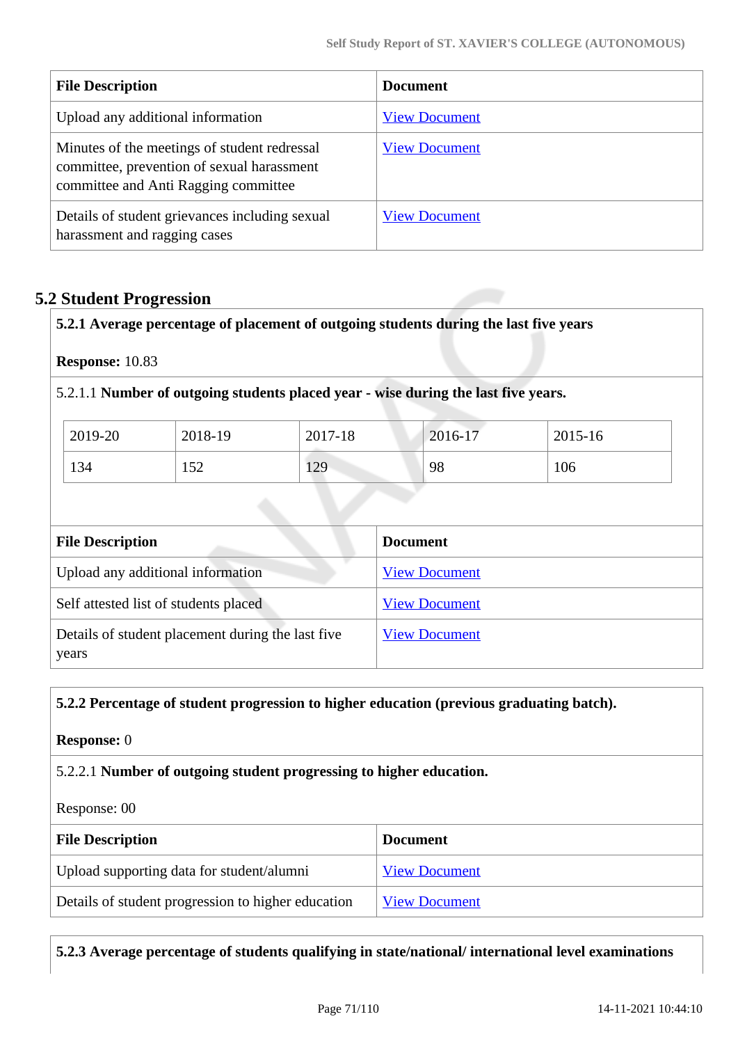| File Description | Document |
| --- | --- |
| Upload any additional information | View Document |
| Minutes of the meetings of student redressal committee, prevention of sexual harassment committee and Anti Ragging committee | View Document |
| Details of student grievances including sexual harassment and ragging cases | View Document |

## 5.2 Student Progression

**5.2.1 Average percentage of placement of outgoing students during the last five years**

**Response:** 10.83

5.2.1.1 **Number of outgoing students placed year - wise during the last five years.**

| 2019-20 | 2018-19 | 2017-18 | 2016-17 | 2015-16 |
| --- | --- | --- | --- | --- |
| 134 | 152 | 129 | 98 | 106 |

| File Description | Document |
| --- | --- |
| Upload any additional information | View Document |
| Self attested list of students placed | View Document |
| Details of student placement during the last five years | View Document |

**5.2.2 Percentage of student progression to higher education (previous graduating batch).**

**Response:** 0

5.2.2.1 **Number of outgoing student progressing to higher education.**

Response: 00

| File Description | Document |
| --- | --- |
| Upload supporting data for student/alumni | View Document |
| Details of student progression to higher education | View Document |

**5.2.3 Average percentage of students qualifying in state/national/ international level examinations**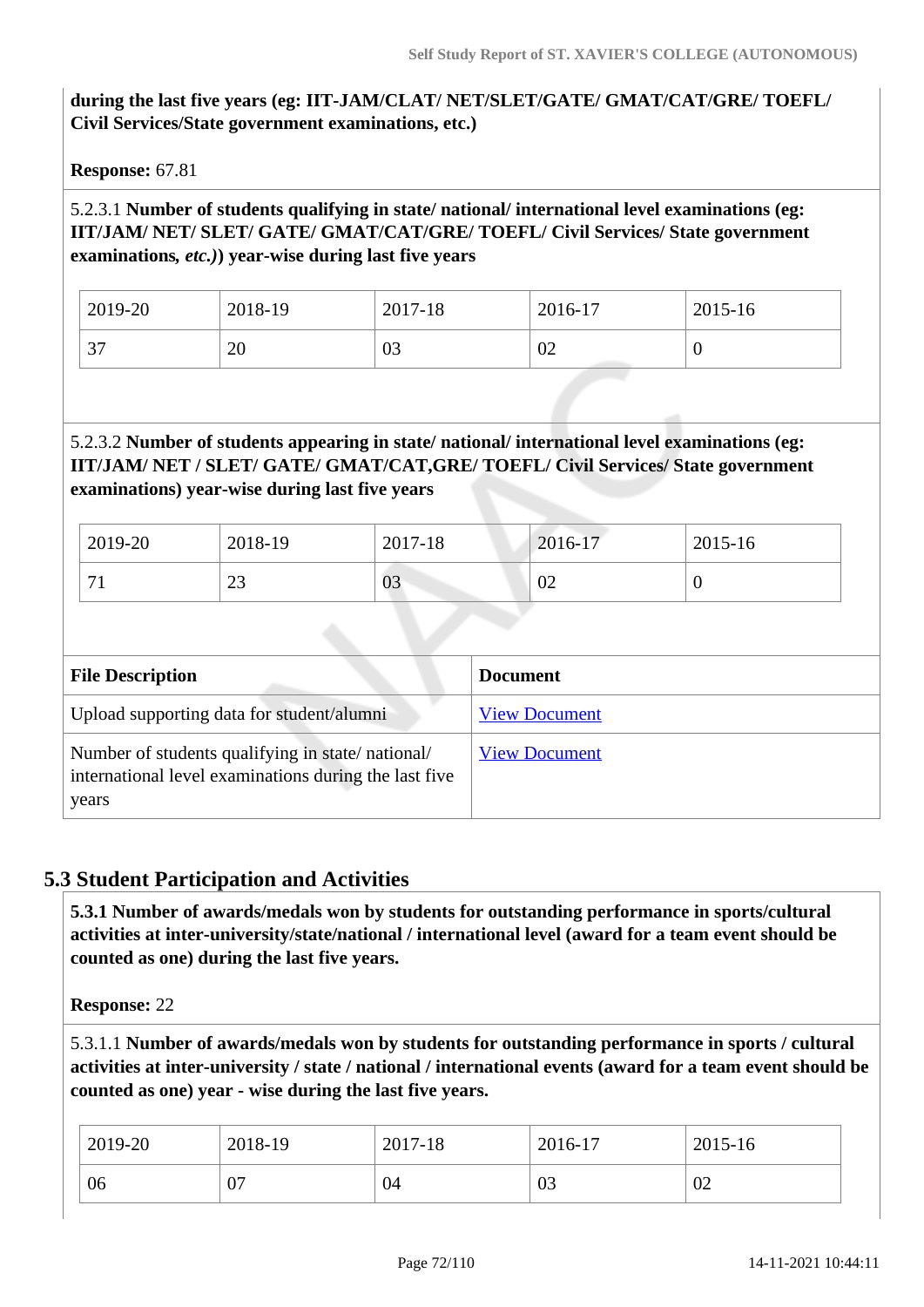**during the last five years (eg: IIT-JAM/CLAT/ NET/SLET/GATE/ GMAT/CAT/GRE/ TOEFL/ Civil Services/State government examinations, etc.)**

**Response:** 67.81

5.2.3.1 **Number of students qualifying in state/ national/ international level examinations (eg: IIT/JAM/ NET/ SLET/ GATE/ GMAT/CAT/GRE/ TOEFL/ Civil Services/ State government examinations, *etc.*)) year-wise during last five years**

| 2019-20 | 2018-19 | 2017-18 | 2016-17 | 2015-16 |
|---|---|---|---|---|
| 37 | 20 | 03 | 02 | 0 |

5.2.3.2 **Number of students appearing in state/ national/ international level examinations (eg: IIT/JAM/ NET / SLET/ GATE/ GMAT/CAT,GRE/ TOEFL/ Civil Services/ State government examinations) year-wise during last five years**

| 2019-20 | 2018-19 | 2017-18 | 2016-17 | 2015-16 |
|---|---|---|---|---|
| 71 | 23 | 03 | 02 | 0 |

| File Description | Document |
|---|---|
| Upload supporting data for student/alumni | View Document |
| Number of students qualifying in state/ national/ international level examinations during the last five years | View Document |

## 5.3 Student Participation and Activities

**5.3.1 Number of awards/medals won by students for outstanding performance in sports/cultural activities at inter-university/state/national / international level (award for a team event should be counted as one) during the last five years.**

**Response:** 22

5.3.1.1 **Number of awards/medals won by students for outstanding performance in sports / cultural activities at inter-university / state / national / international events (award for a team event should be counted as one) year - wise during the last five years.**

| 2019-20 | 2018-19 | 2017-18 | 2016-17 | 2015-16 |
|---|---|---|---|---|
| 06 | 07 | 04 | 03 | 02 |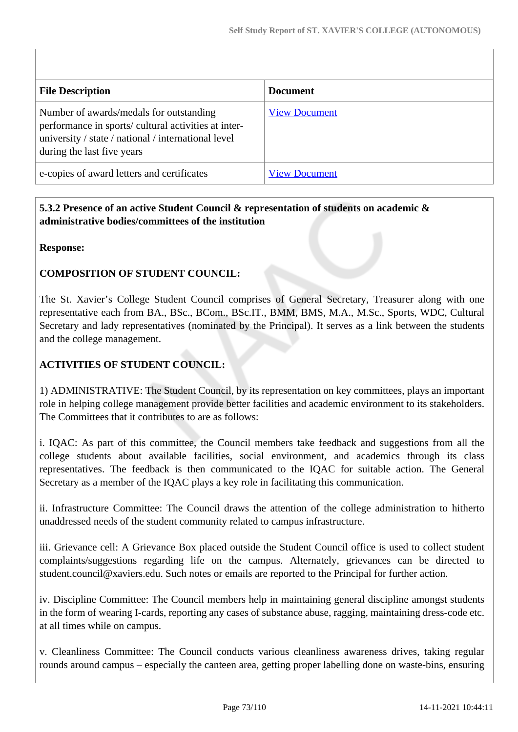| File Description | Document |
|---|---|
| Number of awards/medals for outstanding performance in sports/ cultural activities at inter-university / state / national / international level during the last five years | View Document |
| e-copies of award letters and certificates | View Document |

**5.3.2 Presence of an active Student Council & representation of students on academic & administrative bodies/committees of the institution**

**Response:**

**COMPOSITION OF STUDENT COUNCIL:**

The St. Xavier's College Student Council comprises of General Secretary, Treasurer along with one representative each from BA., BSc., BCom., BSc.IT., BMM, BMS, M.A., M.Sc., Sports, WDC, Cultural Secretary and lady representatives (nominated by the Principal). It serves as a link between the students and the college management.

**ACTIVITIES OF STUDENT COUNCIL:**

1) ADMINISTRATIVE: The Student Council, by its representation on key committees, plays an important role in helping college management provide better facilities and academic environment to its stakeholders. The Committees that it contributes to are as follows:

i. IQAC: As part of this committee, the Council members take feedback and suggestions from all the college students about available facilities, social environment, and academics through its class representatives. The feedback is then communicated to the IQAC for suitable action. The General Secretary as a member of the IQAC plays a key role in facilitating this communication.

ii. Infrastructure Committee: The Council draws the attention of the college administration to hitherto unaddressed needs of the student community related to campus infrastructure.

iii. Grievance cell: A Grievance Box placed outside the Student Council office is used to collect student complaints/suggestions regarding life on the campus. Alternately, grievances can be directed to student.council@xaviers.edu. Such notes or emails are reported to the Principal for further action.

iv. Discipline Committee: The Council members help in maintaining general discipline amongst students in the form of wearing I-cards, reporting any cases of substance abuse, ragging, maintaining dress-code etc. at all times while on campus.

v. Cleanliness Committee: The Council conducts various cleanliness awareness drives, taking regular rounds around campus – especially the canteen area, getting proper labelling done on waste-bins, ensuring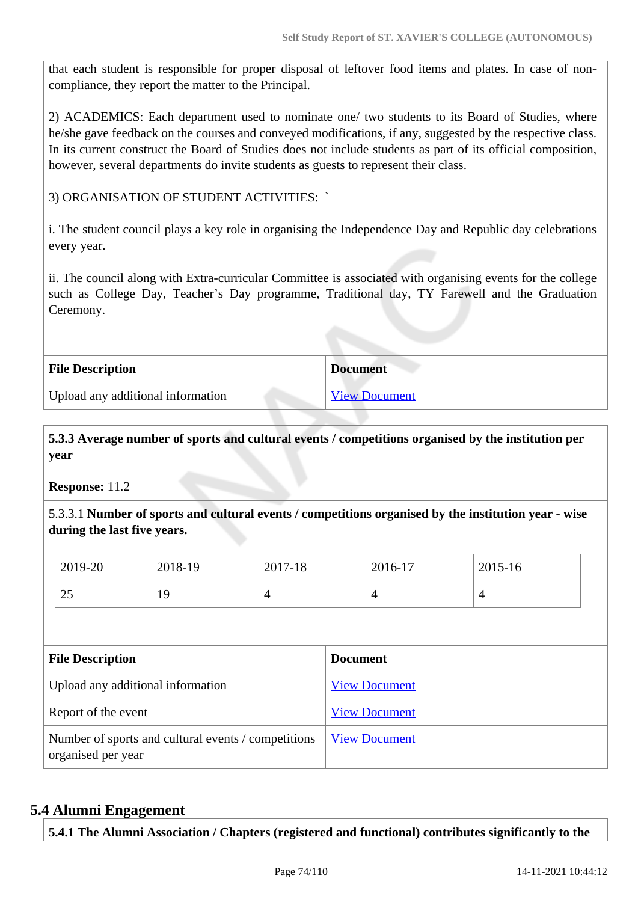that each student is responsible for proper disposal of leftover food items and plates. In case of non-compliance, they report the matter to the Principal.

2) ACADEMICS: Each department used to nominate one/ two students to its Board of Studies, where he/she gave feedback on the courses and conveyed modifications, if any, suggested by the respective class. In its current construct the Board of Studies does not include students as part of its official composition, however, several departments do invite students as guests to represent their class.

3) ORGANISATION OF STUDENT ACTIVITIES: `

i. The student council plays a key role in organising the Independence Day and Republic day celebrations every year.

ii. The council along with Extra-curricular Committee is associated with organising events for the college such as College Day, Teacher's Day programme, Traditional day, TY Farewell and the Graduation Ceremony.

| File Description | Document |
|---|---|
| Upload any additional information | View Document |

**5.3.3 Average number of sports and cultural events / competitions organised by the institution per year**

**Response:** 11.2

5.3.3.1 **Number of sports and cultural events / competitions organised by the institution year - wise during the last five years.**

| 2019-20 | 2018-19 | 2017-18 | 2016-17 | 2015-16 |
|---|---|---|---|---|
| 25 | 19 | 4 | 4 | 4 |

| File Description | Document |
|---|---|
| Upload any additional information | View Document |
| Report of the event | View Document |
| Number of sports and cultural events / competitions organised per year | View Document |

## 5.4 Alumni Engagement

**5.4.1 The Alumni Association / Chapters (registered and functional) contributes significantly to the**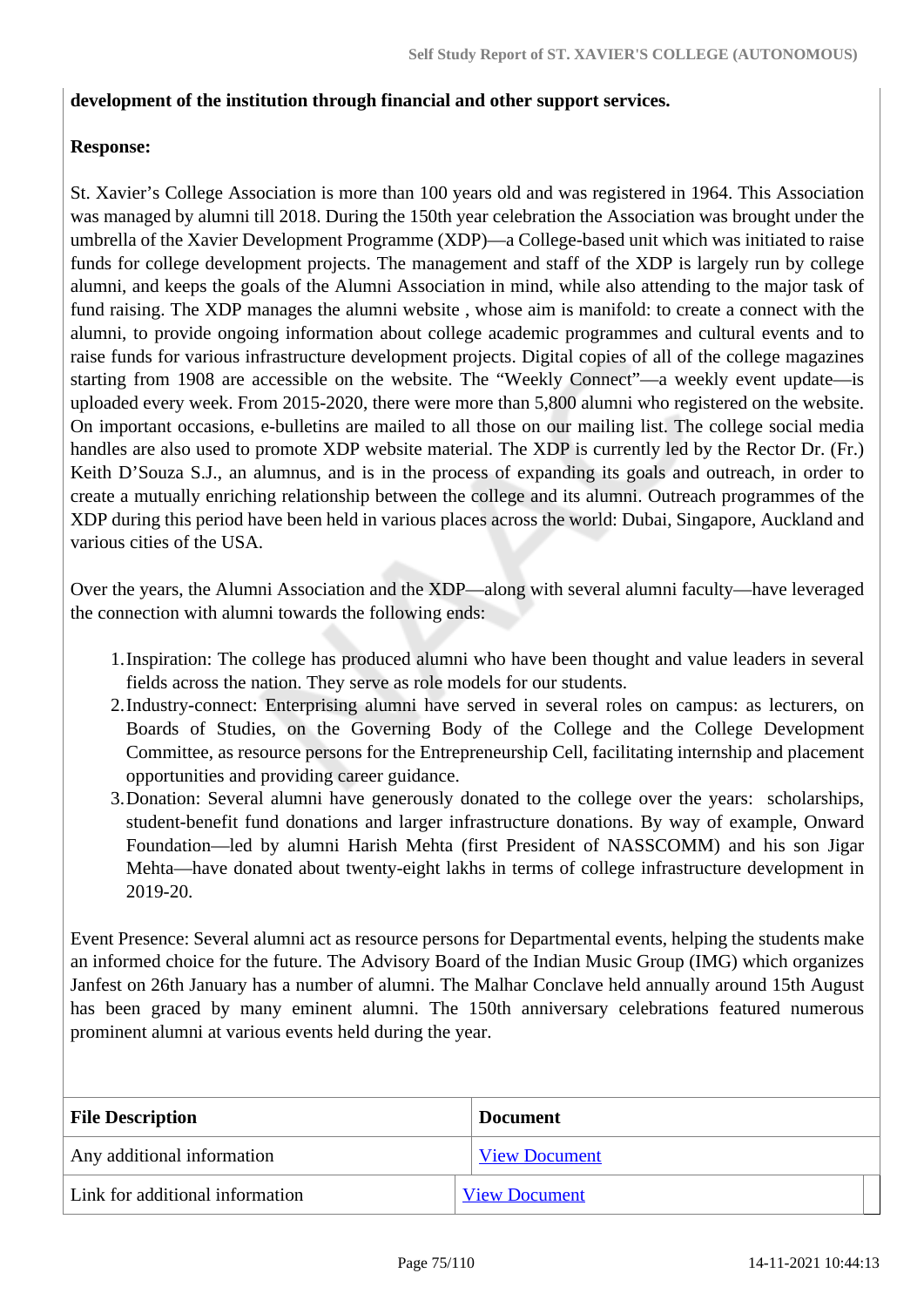**development of the institution through financial and other support services.**

**Response:**

St. Xavier's College Association is more than 100 years old and was registered in 1964. This Association was managed by alumni till 2018. During the 150th year celebration the Association was brought under the umbrella of the Xavier Development Programme (XDP)—a College-based unit which was initiated to raise funds for college development projects. The management and staff of the XDP is largely run by college alumni, and keeps the goals of the Alumni Association in mind, while also attending to the major task of fund raising. The XDP manages the alumni website , whose aim is manifold: to create a connect with the alumni, to provide ongoing information about college academic programmes and cultural events and to raise funds for various infrastructure development projects. Digital copies of all of the college magazines starting from 1908 are accessible on the website. The "Weekly Connect"—a weekly event update—is uploaded every week. From 2015-2020, there were more than 5,800 alumni who registered on the website. On important occasions, e-bulletins are mailed to all those on our mailing list. The college social media handles are also used to promote XDP website material. The XDP is currently led by the Rector Dr. (Fr.) Keith D'Souza S.J., an alumnus, and is in the process of expanding its goals and outreach, in order to create a mutually enriching relationship between the college and its alumni. Outreach programmes of the XDP during this period have been held in various places across the world: Dubai, Singapore, Auckland and various cities of the USA.

Over the years, the Alumni Association and the XDP—along with several alumni faculty—have leveraged the connection with alumni towards the following ends:

1. Inspiration: The college has produced alumni who have been thought and value leaders in several fields across the nation. They serve as role models for our students.
2. Industry-connect: Enterprising alumni have served in several roles on campus: as lecturers, on Boards of Studies, on the Governing Body of the College and the College Development Committee, as resource persons for the Entrepreneurship Cell, facilitating internship and placement opportunities and providing career guidance.
3. Donation: Several alumni have generously donated to the college over the years: scholarships, student-benefit fund donations and larger infrastructure donations. By way of example, Onward Foundation—led by alumni Harish Mehta (first President of NASSCOMM) and his son Jigar Mehta—have donated about twenty-eight lakhs in terms of college infrastructure development in 2019-20.

Event Presence: Several alumni act as resource persons for Departmental events, helping the students make an informed choice for the future. The Advisory Board of the Indian Music Group (IMG) which organizes Janfest on 26th January has a number of alumni. The Malhar Conclave held annually around 15th August has been graced by many eminent alumni. The 150th anniversary celebrations featured numerous prominent alumni at various events held during the year.

| File Description | Document |
|---|---|
| Any additional information | View Document |
| Link for additional information | View Document |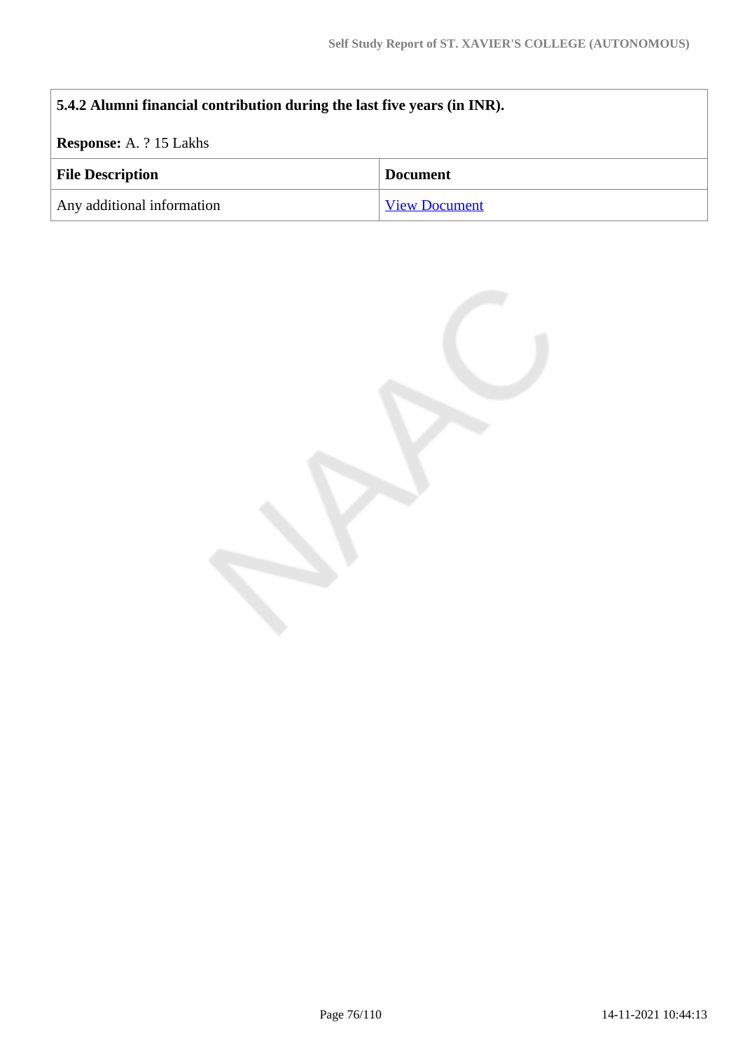**5.4.2 Alumni financial contribution during the last five years (in INR).**

**Response:** A. ? 15 Lakhs

| File Description | Document |
|---|---|
| Any additional information | View Document |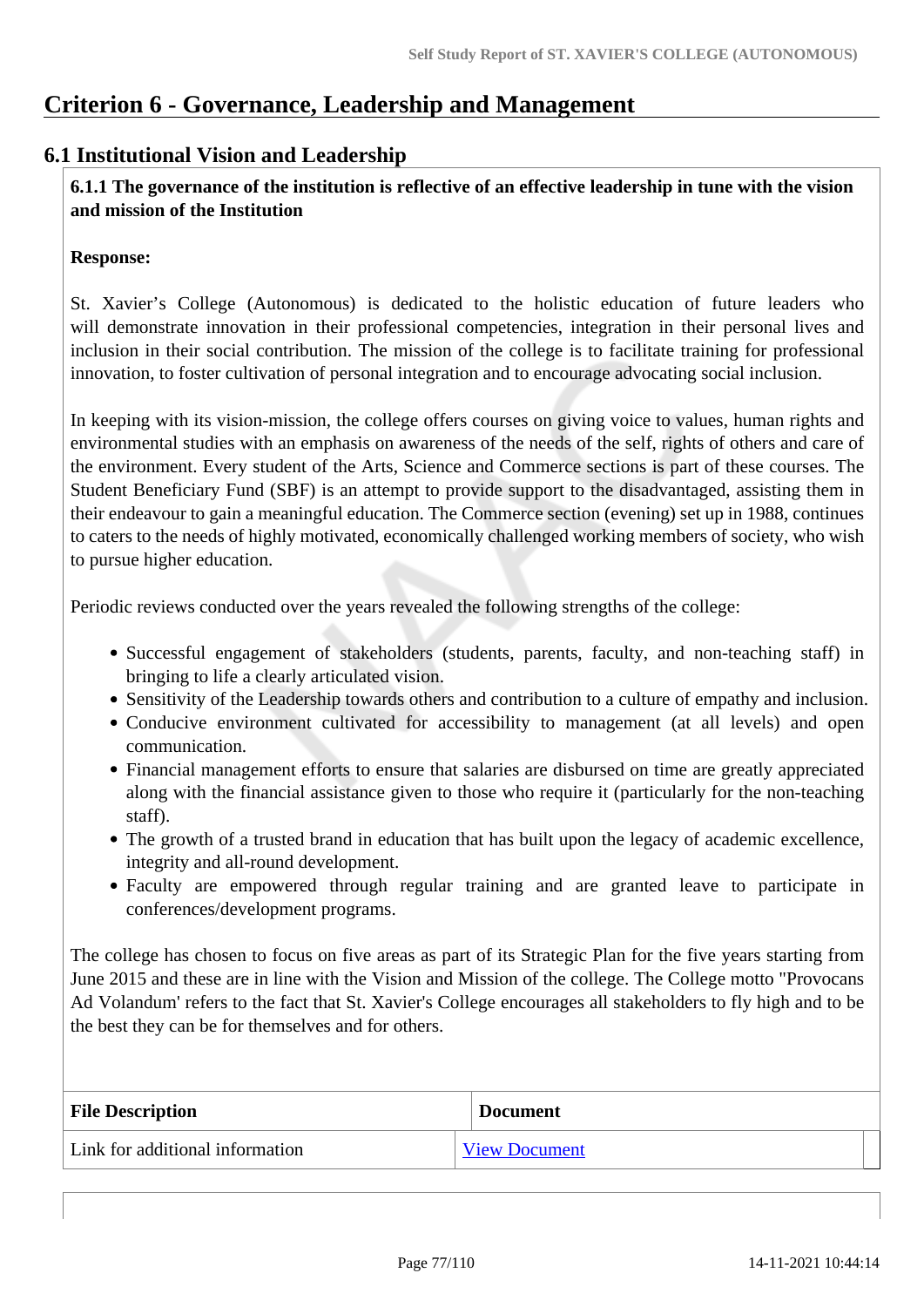# Criterion 6 - Governance, Leadership and Management

## 6.1 Institutional Vision and Leadership

**6.1.1 The governance of the institution is reflective of an effective leadership in tune with the vision and mission of the Institution**

**Response:**

St. Xavier's College (Autonomous) is dedicated to the holistic education of future leaders who will demonstrate innovation in their professional competencies, integration in their personal lives and inclusion in their social contribution. The mission of the college is to facilitate training for professional innovation, to foster cultivation of personal integration and to encourage advocating social inclusion.

In keeping with its vision-mission, the college offers courses on giving voice to values, human rights and environmental studies with an emphasis on awareness of the needs of the self, rights of others and care of the environment. Every student of the Arts, Science and Commerce sections is part of these courses. The Student Beneficiary Fund (SBF) is an attempt to provide support to the disadvantaged, assisting them in their endeavour to gain a meaningful education. The Commerce section (evening) set up in 1988, continues to caters to the needs of highly motivated, economically challenged working members of society, who wish to pursue higher education.

Periodic reviews conducted over the years revealed the following strengths of the college:

- Successful engagement of stakeholders (students, parents, faculty, and non-teaching staff) in bringing to life a clearly articulated vision.
- Sensitivity of the Leadership towards others and contribution to a culture of empathy and inclusion.
- Conducive environment cultivated for accessibility to management (at all levels) and open communication.
- Financial management efforts to ensure that salaries are disbursed on time are greatly appreciated along with the financial assistance given to those who require it (particularly for the non-teaching staff).
- The growth of a trusted brand in education that has built upon the legacy of academic excellence, integrity and all-round development.
- Faculty are empowered through regular training and are granted leave to participate in conferences/development programs.

The college has chosen to focus on five areas as part of its Strategic Plan for the five years starting from June 2015 and these are in line with the Vision and Mission of the college. The College motto "Provocans Ad Volandum' refers to the fact that St. Xavier's College encourages all stakeholders to fly high and to be the best they can be for themselves and for others.

| File Description | Document |
| --- | --- |
| Link for additional information | View Document |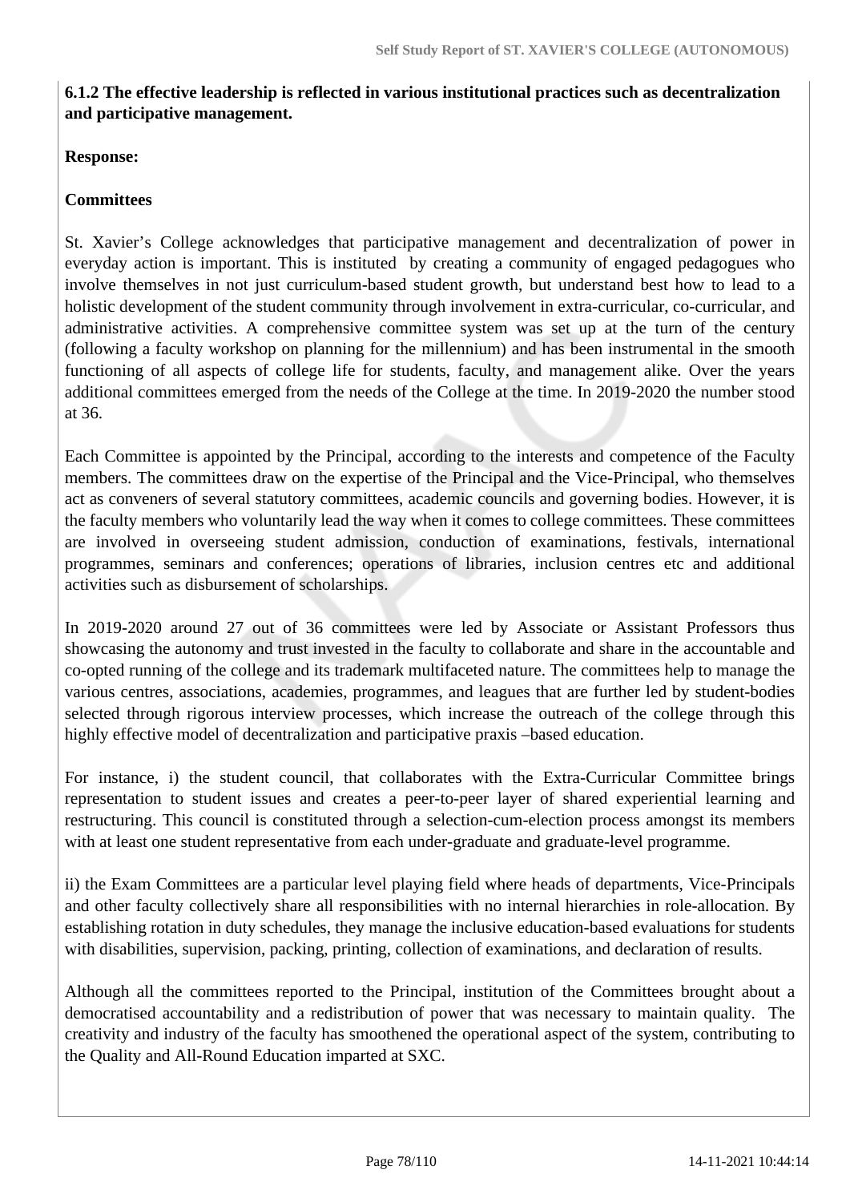**6.1.2 The effective leadership is reflected in various institutional practices such as decentralization and participative management.**

**Response:**

**Committees**

St. Xavier's College acknowledges that participative management and decentralization of power in everyday action is important. This is instituted by creating a community of engaged pedagogues who involve themselves in not just curriculum-based student growth, but understand best how to lead to a holistic development of the student community through involvement in extra-curricular, co-curricular, and administrative activities. A comprehensive committee system was set up at the turn of the century (following a faculty workshop on planning for the millennium) and has been instrumental in the smooth functioning of all aspects of college life for students, faculty, and management alike. Over the years additional committees emerged from the needs of the College at the time. In 2019-2020 the number stood at 36.

Each Committee is appointed by the Principal, according to the interests and competence of the Faculty members. The committees draw on the expertise of the Principal and the Vice-Principal, who themselves act as conveners of several statutory committees, academic councils and governing bodies. However, it is the faculty members who voluntarily lead the way when it comes to college committees. These committees are involved in overseeing student admission, conduction of examinations, festivals, international programmes, seminars and conferences; operations of libraries, inclusion centres etc and additional activities such as disbursement of scholarships.

In 2019-2020 around 27 out of 36 committees were led by Associate or Assistant Professors thus showcasing the autonomy and trust invested in the faculty to collaborate and share in the accountable and co-opted running of the college and its trademark multifaceted nature. The committees help to manage the various centres, associations, academies, programmes, and leagues that are further led by student-bodies selected through rigorous interview processes, which increase the outreach of the college through this highly effective model of decentralization and participative praxis –based education.

For instance, i) the student council, that collaborates with the Extra-Curricular Committee brings representation to student issues and creates a peer-to-peer layer of shared experiential learning and restructuring. This council is constituted through a selection-cum-election process amongst its members with at least one student representative from each under-graduate and graduate-level programme.

ii) the Exam Committees are a particular level playing field where heads of departments, Vice-Principals and other faculty collectively share all responsibilities with no internal hierarchies in role-allocation. By establishing rotation in duty schedules, they manage the inclusive education-based evaluations for students with disabilities, supervision, packing, printing, collection of examinations, and declaration of results.

Although all the committees reported to the Principal, institution of the Committees brought about a democratised accountability and a redistribution of power that was necessary to maintain quality. The creativity and industry of the faculty has smoothened the operational aspect of the system, contributing to the Quality and All-Round Education imparted at SXC.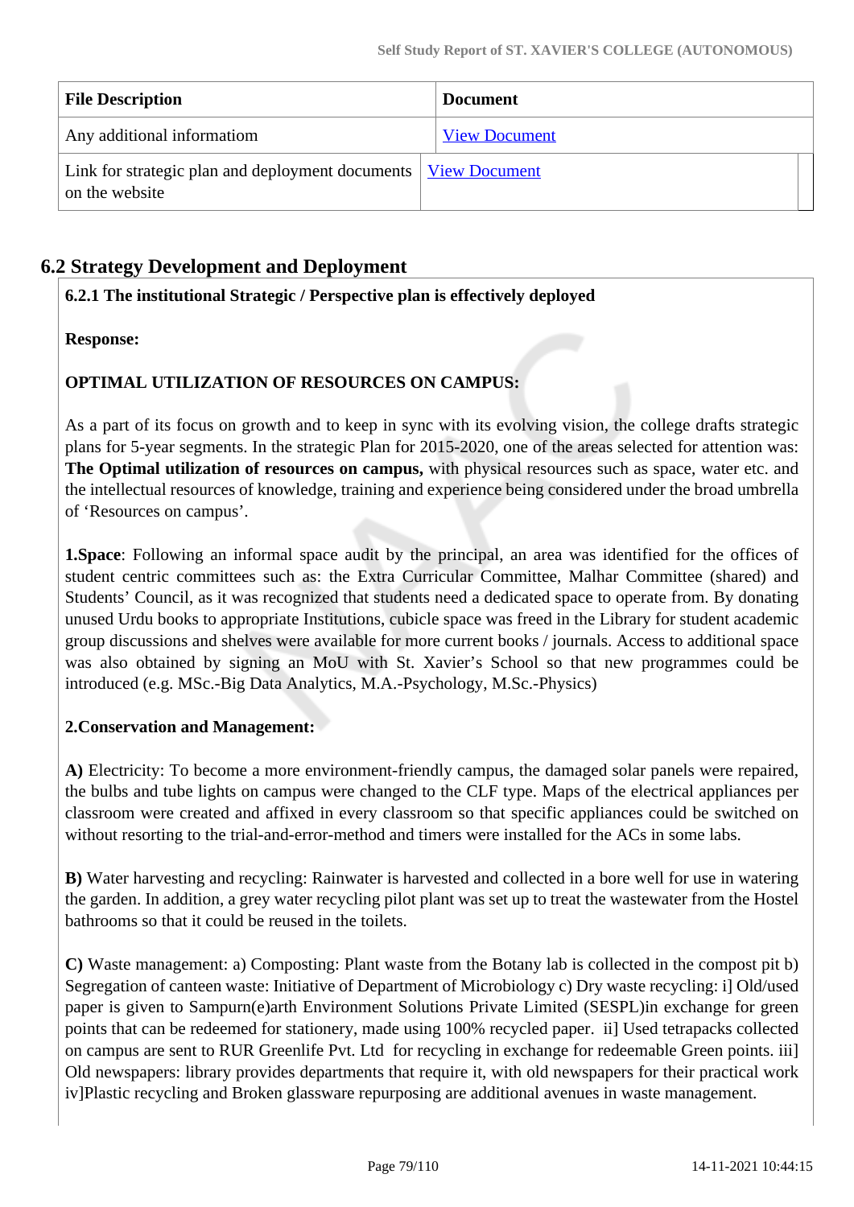| File Description | Document |
|---|---|
| Any additional informatiom | View Document |
| Link for strategic plan and deployment documents on the website | View Document |

## 6.2 Strategy Development and Deployment

**6.2.1 The institutional Strategic / Perspective plan is effectively deployed**

**Response:**

**OPTIMAL UTILIZATION OF RESOURCES ON CAMPUS:**

As a part of its focus on growth and to keep in sync with its evolving vision, the college drafts strategic plans for 5-year segments. In the strategic Plan for 2015-2020, one of the areas selected for attention was: **The Optimal utilization of resources on campus,** with physical resources such as space, water etc. and the intellectual resources of knowledge, training and experience being considered under the broad umbrella of 'Resources on campus'.

**1.Space**: Following an informal space audit by the principal, an area was identified for the offices of student centric committees such as: the Extra Curricular Committee, Malhar Committee (shared) and Students' Council, as it was recognized that students need a dedicated space to operate from. By donating unused Urdu books to appropriate Institutions, cubicle space was freed in the Library for student academic group discussions and shelves were available for more current books / journals. Access to additional space was also obtained by signing an MoU with St. Xavier's School so that new programmes could be introduced (e.g. MSc.-Big Data Analytics, M.A.-Psychology, M.Sc.-Physics)

**2.Conservation and Management:**

**A)** Electricity: To become a more environment-friendly campus, the damaged solar panels were repaired, the bulbs and tube lights on campus were changed to the CLF type. Maps of the electrical appliances per classroom were created and affixed in every classroom so that specific appliances could be switched on without resorting to the trial-and-error-method and timers were installed for the ACs in some labs.

**B)** Water harvesting and recycling: Rainwater is harvested and collected in a bore well for use in watering the garden. In addition, a grey water recycling pilot plant was set up to treat the wastewater from the Hostel bathrooms so that it could be reused in the toilets.

**C)** Waste management: a) Composting: Plant waste from the Botany lab is collected in the compost pit b) Segregation of canteen waste: Initiative of Department of Microbiology c) Dry waste recycling: i] Old/used paper is given to Sampurn(e)arth Environment Solutions Private Limited (SESPL)in exchange for green points that can be redeemed for stationery, made using 100% recycled paper. ii] Used tetrapacks collected on campus are sent to RUR Greenlife Pvt. Ltd for recycling in exchange for redeemable Green points. iii] Old newspapers: library provides departments that require it, with old newspapers for their practical work iv]Plastic recycling and Broken glassware repurposing are additional avenues in waste management.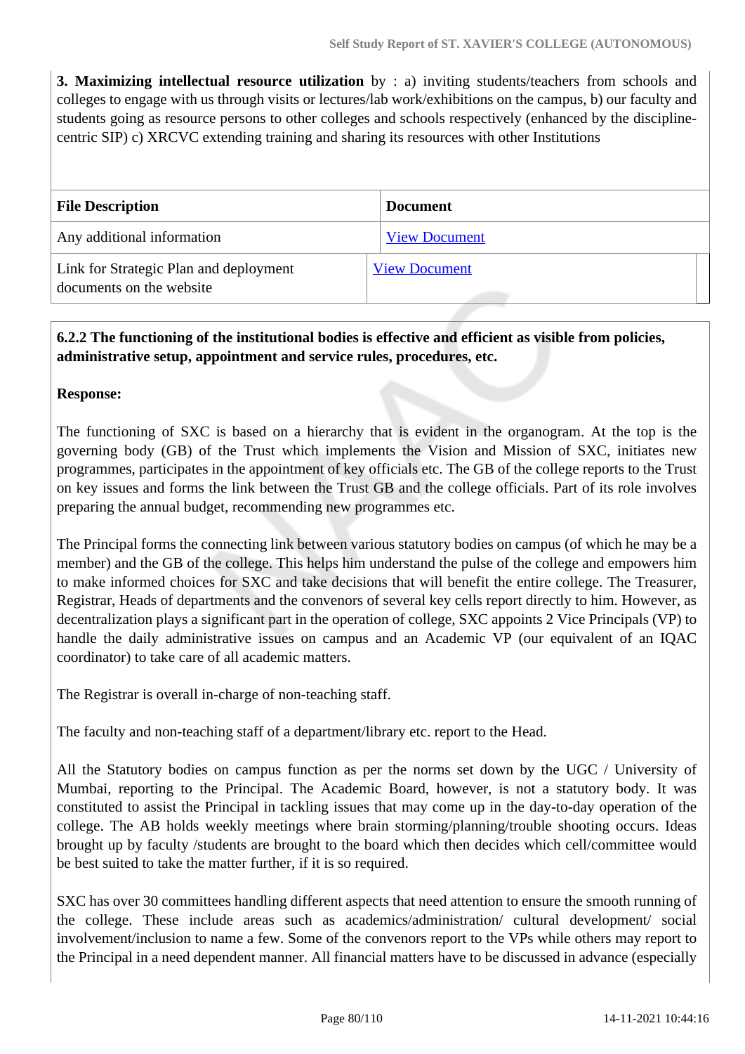**3. Maximizing intellectual resource utilization** by : a) inviting students/teachers from schools and colleges to engage with us through visits or lectures/lab work/exhibitions on the campus, b) our faculty and students going as resource persons to other colleges and schools respectively (enhanced by the discipline-centric SIP) c) XRCVC extending training and sharing its resources with other Institutions

| File Description | Document |
|---|---|
| Any additional information | View Document |
| Link for Strategic Plan and deployment documents on the website | View Document |

**6.2.2 The functioning of the institutional bodies is effective and efficient as visible from policies, administrative setup, appointment and service rules, procedures, etc.**

**Response:**

The functioning of SXC is based on a hierarchy that is evident in the organogram. At the top is the governing body (GB) of the Trust which implements the Vision and Mission of SXC, initiates new programmes, participates in the appointment of key officials etc. The GB of the college reports to the Trust on key issues and forms the link between the Trust GB and the college officials. Part of its role involves preparing the annual budget, recommending new programmes etc.

The Principal forms the connecting link between various statutory bodies on campus (of which he may be a member) and the GB of the college. This helps him understand the pulse of the college and empowers him to make informed choices for SXC and take decisions that will benefit the entire college. The Treasurer, Registrar, Heads of departments and the convenors of several key cells report directly to him. However, as decentralization plays a significant part in the operation of college, SXC appoints 2 Vice Principals (VP) to handle the daily administrative issues on campus and an Academic VP (our equivalent of an IQAC coordinator) to take care of all academic matters.

The Registrar is overall in-charge of non-teaching staff.

The faculty and non-teaching staff of a department/library etc. report to the Head.

All the Statutory bodies on campus function as per the norms set down by the UGC / University of Mumbai, reporting to the Principal. The Academic Board, however, is not a statutory body. It was constituted to assist the Principal in tackling issues that may come up in the day-to-day operation of the college. The AB holds weekly meetings where brain storming/planning/trouble shooting occurs. Ideas brought up by faculty /students are brought to the board which then decides which cell/committee would be best suited to take the matter further, if it is so required.

SXC has over 30 committees handling different aspects that need attention to ensure the smooth running of the college. These include areas such as academics/administration/ cultural development/ social involvement/inclusion to name a few. Some of the convenors report to the VPs while others may report to the Principal in a need dependent manner. All financial matters have to be discussed in advance (especially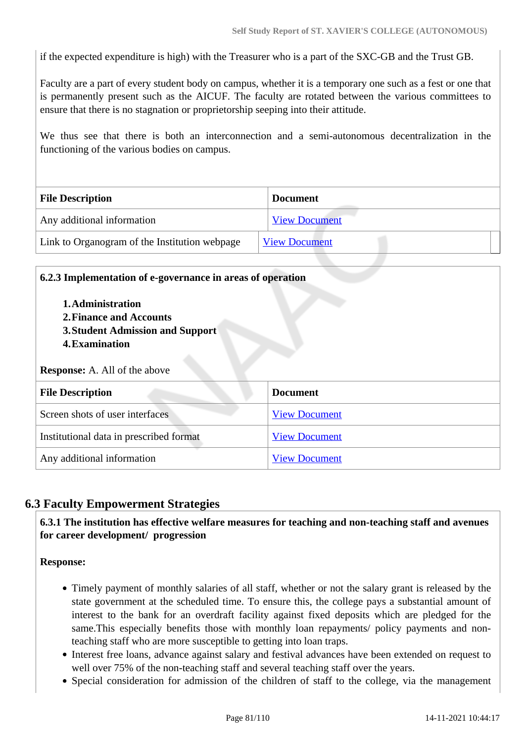if the expected expenditure is high) with the Treasurer who is a part of the SXC-GB and the Trust GB.

Faculty are a part of every student body on campus, whether it is a temporary one such as a fest or one that is permanently present such as the AICUF. The faculty are rotated between the various committees to ensure that there is no stagnation or proprietorship seeping into their attitude.

We thus see that there is both an interconnection and a semi-autonomous decentralization in the functioning of the various bodies on campus.

| File Description | Document |
|---|---|
| Any additional information | View Document |
| Link to Organogram of the Institution webpage | View Document |

**6.2.3 Implementation of e-governance in areas of operation**

1. **Administration**
2. **Finance and Accounts**
3. **Student Admission and Support**
4. **Examination**

**Response:** A. All of the above

| File Description | Document |
|---|---|
| Screen shots of user interfaces | View Document |
| Institutional data in prescribed format | View Document |
| Any additional information | View Document |

## 6.3 Faculty Empowerment Strategies

**6.3.1 The institution has effective welfare measures for teaching and non-teaching staff and avenues for career development/ progression**

**Response:**

- Timely payment of monthly salaries of all staff, whether or not the salary grant is released by the state government at the scheduled time. To ensure this, the college pays a substantial amount of interest to the bank for an overdraft facility against fixed deposits which are pledged for the same.This especially benefits those with monthly loan repayments/ policy payments and non-teaching staff who are more susceptible to getting into loan traps.
- Interest free loans, advance against salary and festival advances have been extended on request to well over 75% of the non-teaching staff and several teaching staff over the years.
- Special consideration for admission of the children of staff to the college, via the management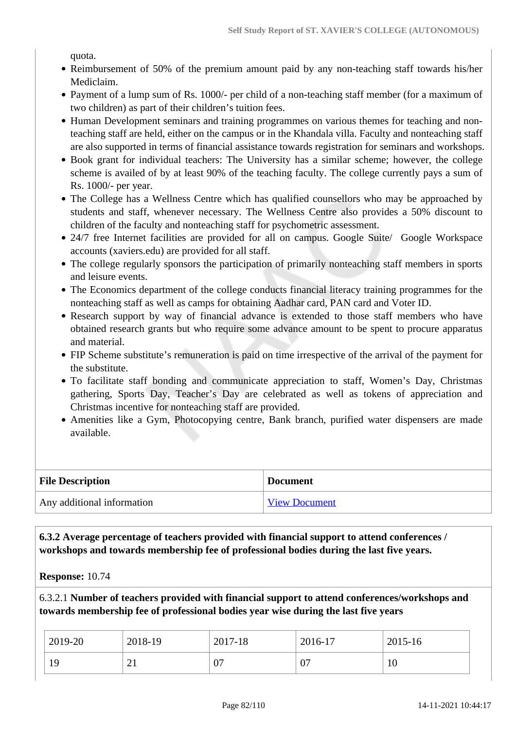quota.

- Reimbursement of 50% of the premium amount paid by any non-teaching staff towards his/her Mediclaim.
- Payment of a lump sum of Rs. 1000/- per child of a non-teaching staff member (for a maximum of two children) as part of their children's tuition fees.
- Human Development seminars and training programmes on various themes for teaching and non-teaching staff are held, either on the campus or in the Khandala villa. Faculty and nonteaching staff are also supported in terms of financial assistance towards registration for seminars and workshops.
- Book grant for individual teachers: The University has a similar scheme; however, the college scheme is availed of by at least 90% of the teaching faculty. The college currently pays a sum of Rs. 1000/- per year.
- The College has a Wellness Centre which has qualified counsellors who may be approached by students and staff, whenever necessary. The Wellness Centre also provides a 50% discount to children of the faculty and nonteaching staff for psychometric assessment.
- 24/7 free Internet facilities are provided for all on campus. Google Suite/ Google Workspace accounts (xaviers.edu) are provided for all staff.
- The college regularly sponsors the participation of primarily nonteaching staff members in sports and leisure events.
- The Economics department of the college conducts financial literacy training programmes for the nonteaching staff as well as camps for obtaining Aadhar card, PAN card and Voter ID.
- Research support by way of financial advance is extended to those staff members who have obtained research grants but who require some advance amount to be spent to procure apparatus and material.
- FIP Scheme substitute's remuneration is paid on time irrespective of the arrival of the payment for the substitute.
- To facilitate staff bonding and communicate appreciation to staff, Women's Day, Christmas gathering, Sports Day, Teacher's Day are celebrated as well as tokens of appreciation and Christmas incentive for nonteaching staff are provided.
- Amenities like a Gym, Photocopying centre, Bank branch, purified water dispensers are made available.

| File Description | Document |
|---|---|
| Any additional information | View Document |

**6.3.2 Average percentage of teachers provided with financial support to attend conferences / workshops and towards membership fee of professional bodies during the last five years.**

**Response:** 10.74

6.3.2.1 **Number of teachers provided with financial support to attend conferences/workshops and towards membership fee of professional bodies year wise during the last five years**

| 2019-20 | 2018-19 | 2017-18 | 2016-17 | 2015-16 |
|---|---|---|---|---|
| 19 | 21 | 07 | 07 | 10 |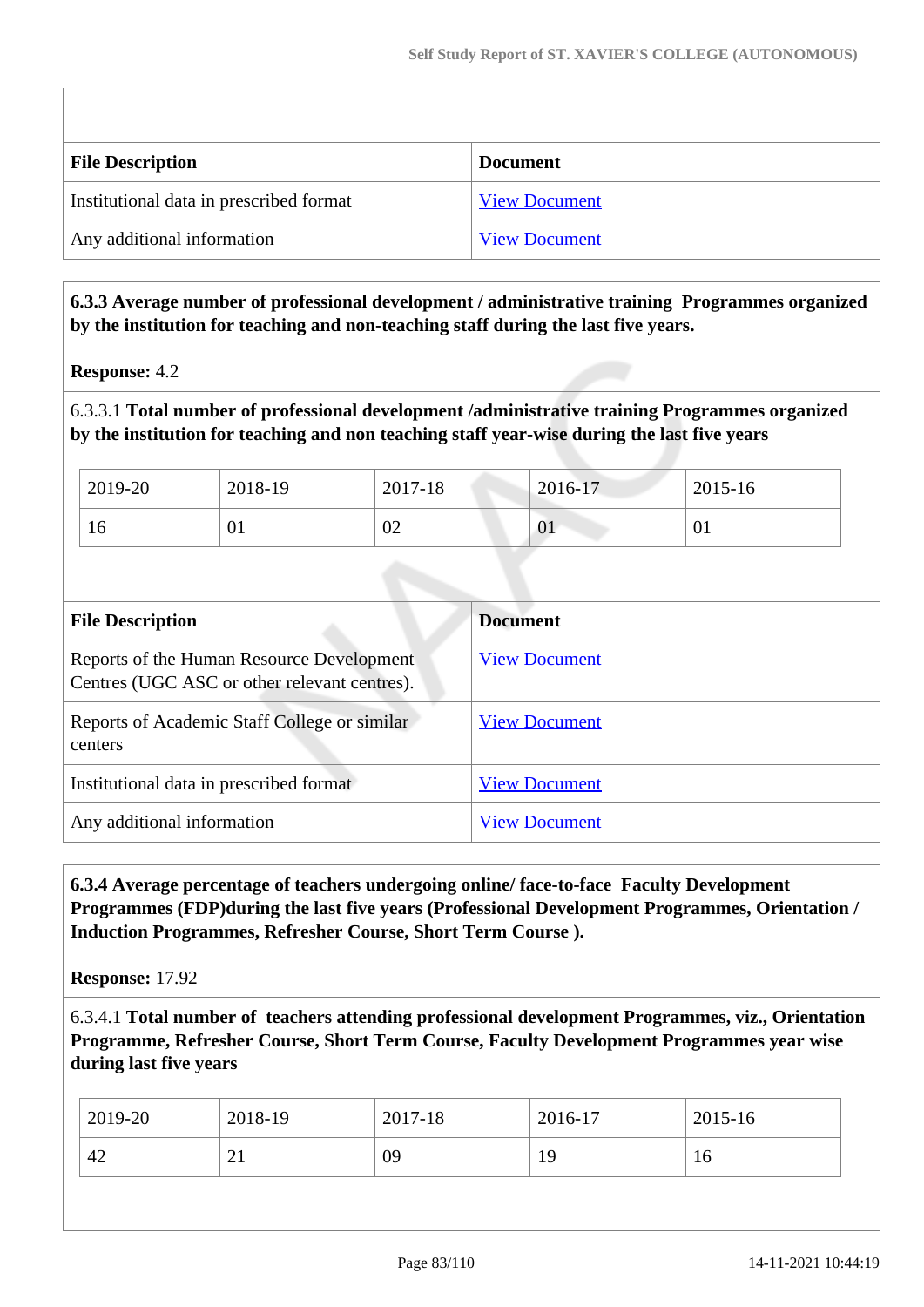| File Description | Document |
|---|---|
| Institutional data in prescribed format | View Document |
| Any additional information | View Document |

**6.3.3 Average number of professional development / administrative training Programmes organized by the institution for teaching and non-teaching staff during the last five years.**

**Response:** 4.2

6.3.3.1 **Total number of professional development /administrative training Programmes organized by the institution for teaching and non teaching staff year-wise during the last five years**

| 2019-20 | 2018-19 | 2017-18 | 2016-17 | 2015-16 |
|---|---|---|---|---|
| 16 | 01 | 02 | 01 | 01 |

| File Description | Document |
|---|---|
| Reports of the Human Resource Development Centres (UGC ASC or other relevant centres). | View Document |
| Reports of Academic Staff College or similar centers | View Document |
| Institutional data in prescribed format | View Document |
| Any additional information | View Document |

**6.3.4 Average percentage of teachers undergoing online/ face-to-face Faculty Development Programmes (FDP)during the last five years (Professional Development Programmes, Orientation / Induction Programmes, Refresher Course, Short Term Course ).**

**Response:** 17.92

6.3.4.1 **Total number of teachers attending professional development Programmes, viz., Orientation Programme, Refresher Course, Short Term Course, Faculty Development Programmes year wise during last five years**

| 2019-20 | 2018-19 | 2017-18 | 2016-17 | 2015-16 |
|---|---|---|---|---|
| 42 | 21 | 09 | 19 | 16 |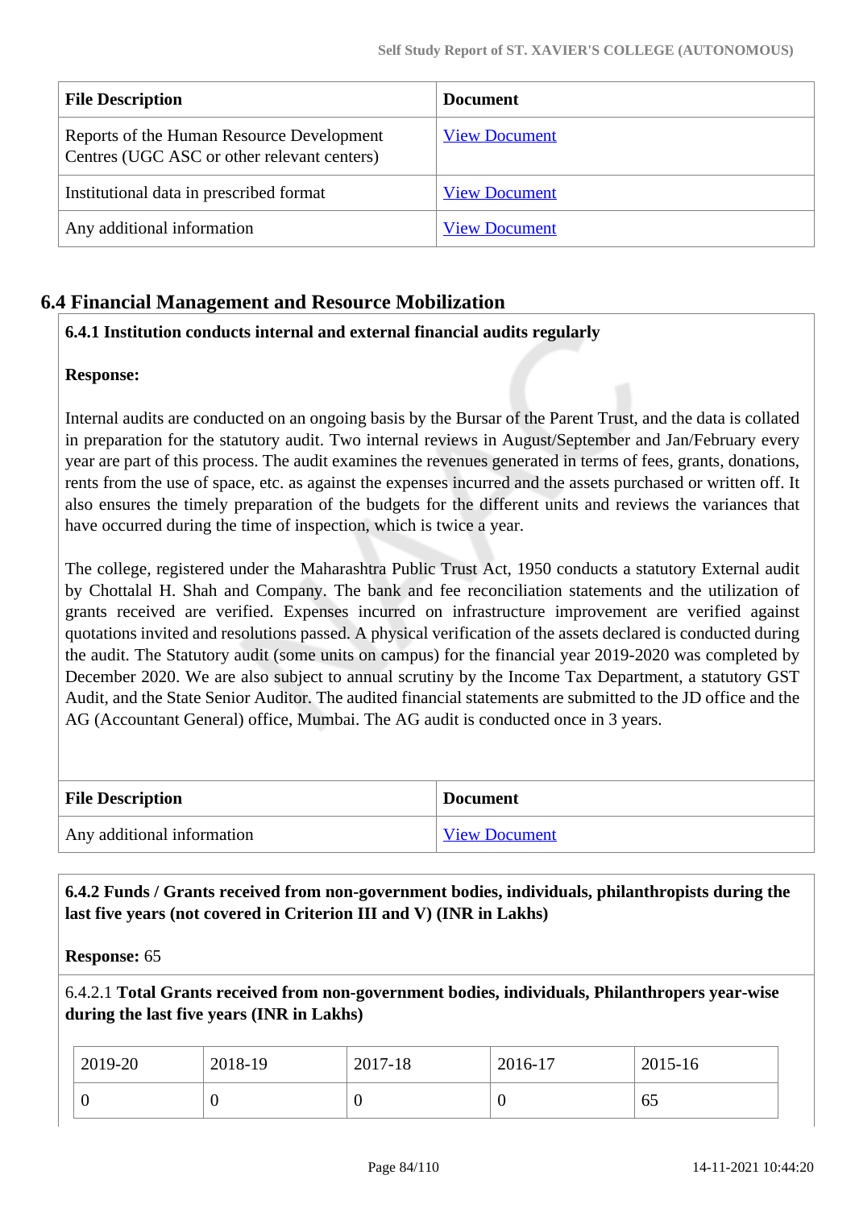| File Description | Document |
|---|---|
| Reports of the Human Resource Development Centres (UGC ASC or other relevant centers) | View Document |
| Institutional data in prescribed format | View Document |
| Any additional information | View Document |

## 6.4 Financial Management and Resource Mobilization

**6.4.1 Institution conducts internal and external financial audits regularly**

**Response:**

Internal audits are conducted on an ongoing basis by the Bursar of the Parent Trust, and the data is collated in preparation for the statutory audit. Two internal reviews in August/September and Jan/February every year are part of this process. The audit examines the revenues generated in terms of fees, grants, donations, rents from the use of space, etc. as against the expenses incurred and the assets purchased or written off. It also ensures the timely preparation of the budgets for the different units and reviews the variances that have occurred during the time of inspection, which is twice a year.

The college, registered under the Maharashtra Public Trust Act, 1950 conducts a statutory External audit by Chottalal H. Shah and Company. The bank and fee reconciliation statements and the utilization of grants received are verified. Expenses incurred on infrastructure improvement are verified against quotations invited and resolutions passed. A physical verification of the assets declared is conducted during the audit. The Statutory audit (some units on campus) for the financial year 2019-2020 was completed by December 2020. We are also subject to annual scrutiny by the Income Tax Department, a statutory GST Audit, and the State Senior Auditor. The audited financial statements are submitted to the JD office and the AG (Accountant General) office, Mumbai. The AG audit is conducted once in 3 years.

| File Description | Document |
|---|---|
| Any additional information | View Document |

**6.4.2 Funds / Grants received from non-government bodies, individuals, philanthropists during the last five years (not covered in Criterion III and V) (INR in Lakhs)**

**Response:** 65

6.4.2.1 **Total Grants received from non-government bodies, individuals, Philanthropers year-wise during the last five years (INR in Lakhs)**

| 2019-20 | 2018-19 | 2017-18 | 2016-17 | 2015-16 |
|---|---|---|---|---|
| 0 | 0 | 0 | 0 | 65 |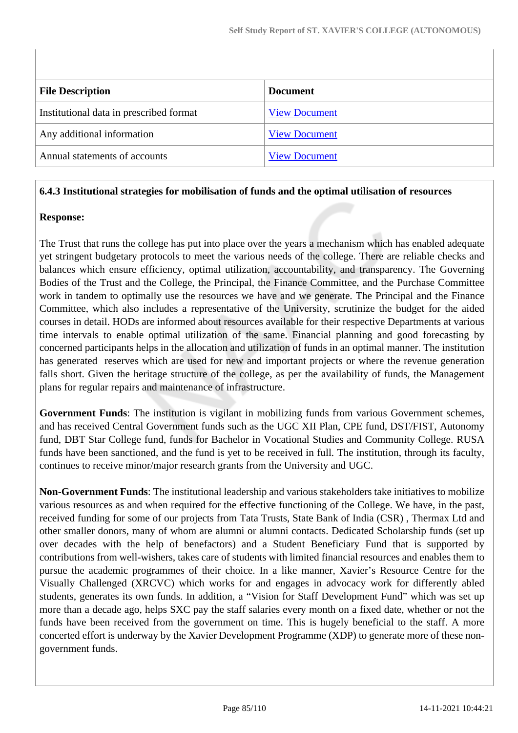| File Description | Document |
|---|---|
| Institutional data in prescribed format | View Document |
| Any additional information | View Document |
| Annual statements of accounts | View Document |

**6.4.3 Institutional strategies for mobilisation of funds and the optimal utilisation of resources**

**Response:**

The Trust that runs the college has put into place over the years a mechanism which has enabled adequate yet stringent budgetary protocols to meet the various needs of the college. There are reliable checks and balances which ensure efficiency, optimal utilization, accountability, and transparency. The Governing Bodies of the Trust and the College, the Principal, the Finance Committee, and the Purchase Committee work in tandem to optimally use the resources we have and we generate. The Principal and the Finance Committee, which also includes a representative of the University, scrutinize the budget for the aided courses in detail. HODs are informed about resources available for their respective Departments at various time intervals to enable optimal utilization of the same. Financial planning and good forecasting by concerned participants helps in the allocation and utilization of funds in an optimal manner. The institution has generated reserves which are used for new and important projects or where the revenue generation falls short. Given the heritage structure of the college, as per the availability of funds, the Management plans for regular repairs and maintenance of infrastructure.

**Government Funds**: The institution is vigilant in mobilizing funds from various Government schemes, and has received Central Government funds such as the UGC XII Plan, CPE fund, DST/FIST, Autonomy fund, DBT Star College fund, funds for Bachelor in Vocational Studies and Community College. RUSA funds have been sanctioned, and the fund is yet to be received in full. The institution, through its faculty, continues to receive minor/major research grants from the University and UGC.

**Non-Government Funds**: The institutional leadership and various stakeholders take initiatives to mobilize various resources as and when required for the effective functioning of the College. We have, in the past, received funding for some of our projects from Tata Trusts, State Bank of India (CSR) , Thermax Ltd and other smaller donors, many of whom are alumni or alumni contacts. Dedicated Scholarship funds (set up over decades with the help of benefactors) and a Student Beneficiary Fund that is supported by contributions from well-wishers, takes care of students with limited financial resources and enables them to pursue the academic programmes of their choice. In a like manner, Xavier's Resource Centre for the Visually Challenged (XRCVC) which works for and engages in advocacy work for differently abled students, generates its own funds. In addition, a "Vision for Staff Development Fund" which was set up more than a decade ago, helps SXC pay the staff salaries every month on a fixed date, whether or not the funds have been received from the government on time. This is hugely beneficial to the staff. A more concerted effort is underway by the Xavier Development Programme (XDP) to generate more of these non-government funds.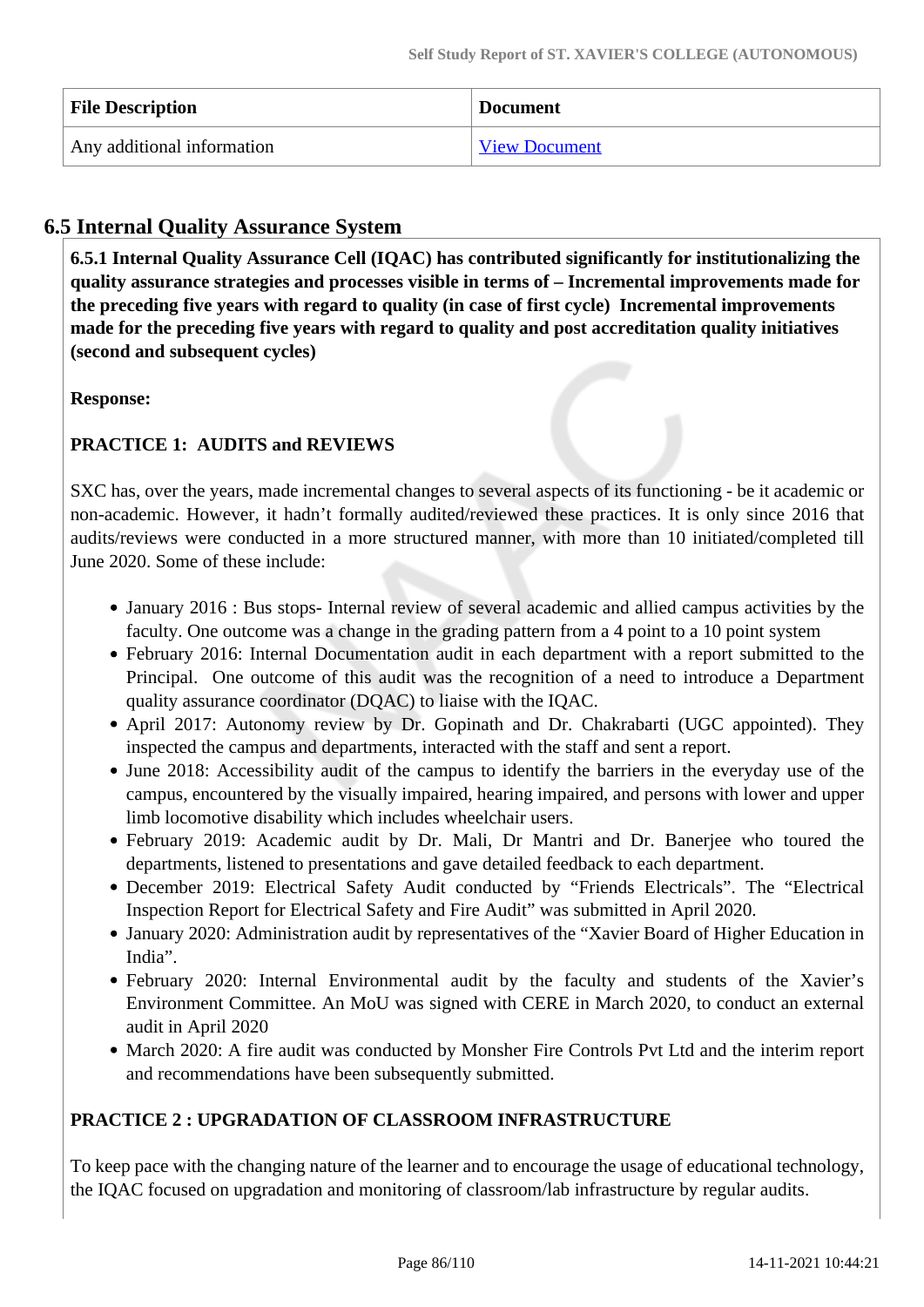| File Description | Document |
| --- | --- |
| Any additional information | View Document |

## 6.5 Internal Quality Assurance System

**6.5.1 Internal Quality Assurance Cell (IQAC) has contributed significantly for institutionalizing the quality assurance strategies and processes visible in terms of – Incremental improvements made for the preceding five years with regard to quality (in case of first cycle)  Incremental improvements made for the preceding five years with regard to quality and post accreditation quality initiatives (second and subsequent cycles)**

**Response:**

**PRACTICE 1:  AUDITS and REVIEWS**

SXC has, over the years, made incremental changes to several aspects of its functioning - be it academic or non-academic. However, it hadn't formally audited/reviewed these practices. It is only since 2016 that audits/reviews were conducted in a more structured manner, with more than 10 initiated/completed till June 2020. Some of these include:

- January 2016 : Bus stops- Internal review of several academic and allied campus activities by the faculty. One outcome was a change in the grading pattern from a 4 point to a 10 point system
- February 2016: Internal Documentation audit in each department with a report submitted to the Principal.  One outcome of this audit was the recognition of a need to introduce a Department quality assurance coordinator (DQAC) to liaise with the IQAC.
- April 2017: Autonomy review by Dr. Gopinath and Dr. Chakrabarti (UGC appointed). They inspected the campus and departments, interacted with the staff and sent a report.
- June 2018: Accessibility audit of the campus to identify the barriers in the everyday use of the campus, encountered by the visually impaired, hearing impaired, and persons with lower and upper limb locomotive disability which includes wheelchair users.
- February 2019: Academic audit by Dr. Mali, Dr Mantri and Dr. Banerjee who toured the departments, listened to presentations and gave detailed feedback to each department.
- December 2019: Electrical Safety Audit conducted by "Friends Electricals". The "Electrical Inspection Report for Electrical Safety and Fire Audit" was submitted in April 2020.
- January 2020: Administration audit by representatives of the "Xavier Board of Higher Education in India".
- February 2020: Internal Environmental audit by the faculty and students of the Xavier's Environment Committee. An MoU was signed with CERE in March 2020, to conduct an external audit in April 2020
- March 2020: A fire audit was conducted by Monsher Fire Controls Pvt Ltd and the interim report and recommendations have been subsequently submitted.

**PRACTICE 2 : UPGRADATION OF CLASSROOM INFRASTRUCTURE**

To keep pace with the changing nature of the learner and to encourage the usage of educational technology, the IQAC focused on upgradation and monitoring of classroom/lab infrastructure by regular audits.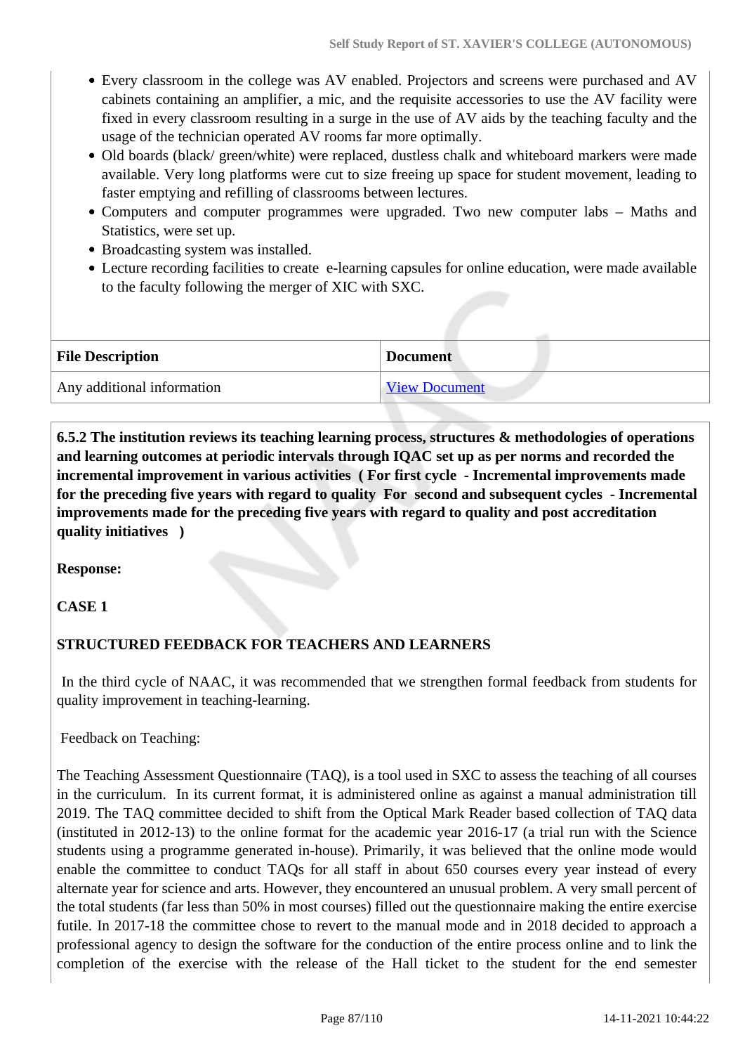- Every classroom in the college was AV enabled. Projectors and screens were purchased and AV cabinets containing an amplifier, a mic, and the requisite accessories to use the AV facility were fixed in every classroom resulting in a surge in the use of AV aids by the teaching faculty and the usage of the technician operated AV rooms far more optimally.
- Old boards (black/ green/white) were replaced, dustless chalk and whiteboard markers were made available. Very long platforms were cut to size freeing up space for student movement, leading to faster emptying and refilling of classrooms between lectures.
- Computers and computer programmes were upgraded. Two new computer labs – Maths and Statistics, were set up.
- Broadcasting system was installed.
- Lecture recording facilities to create e-learning capsules for online education, were made available to the faculty following the merger of XIC with SXC.

| File Description | Document |
| --- | --- |
| Any additional information | View Document |

**6.5.2 The institution reviews its teaching learning process, structures & methodologies of operations and learning outcomes at periodic intervals through IQAC set up as per norms and recorded the incremental improvement in various activities ( For first cycle - Incremental improvements made for the preceding five years with regard to quality For second and subsequent cycles - Incremental improvements made for the preceding five years with regard to quality and post accreditation quality initiatives )**

**Response:**

**CASE 1**

**STRUCTURED FEEDBACK FOR TEACHERS AND LEARNERS**

In the third cycle of NAAC, it was recommended that we strengthen formal feedback from students for quality improvement in teaching-learning.

Feedback on Teaching:

The Teaching Assessment Questionnaire (TAQ), is a tool used in SXC to assess the teaching of all courses in the curriculum. In its current format, it is administered online as against a manual administration till 2019. The TAQ committee decided to shift from the Optical Mark Reader based collection of TAQ data (instituted in 2012-13) to the online format for the academic year 2016-17 (a trial run with the Science students using a programme generated in-house). Primarily, it was believed that the online mode would enable the committee to conduct TAQs for all staff in about 650 courses every year instead of every alternate year for science and arts. However, they encountered an unusual problem. A very small percent of the total students (far less than 50% in most courses) filled out the questionnaire making the entire exercise futile. In 2017-18 the committee chose to revert to the manual mode and in 2018 decided to approach a professional agency to design the software for the conduction of the entire process online and to link the completion of the exercise with the release of the Hall ticket to the student for the end semester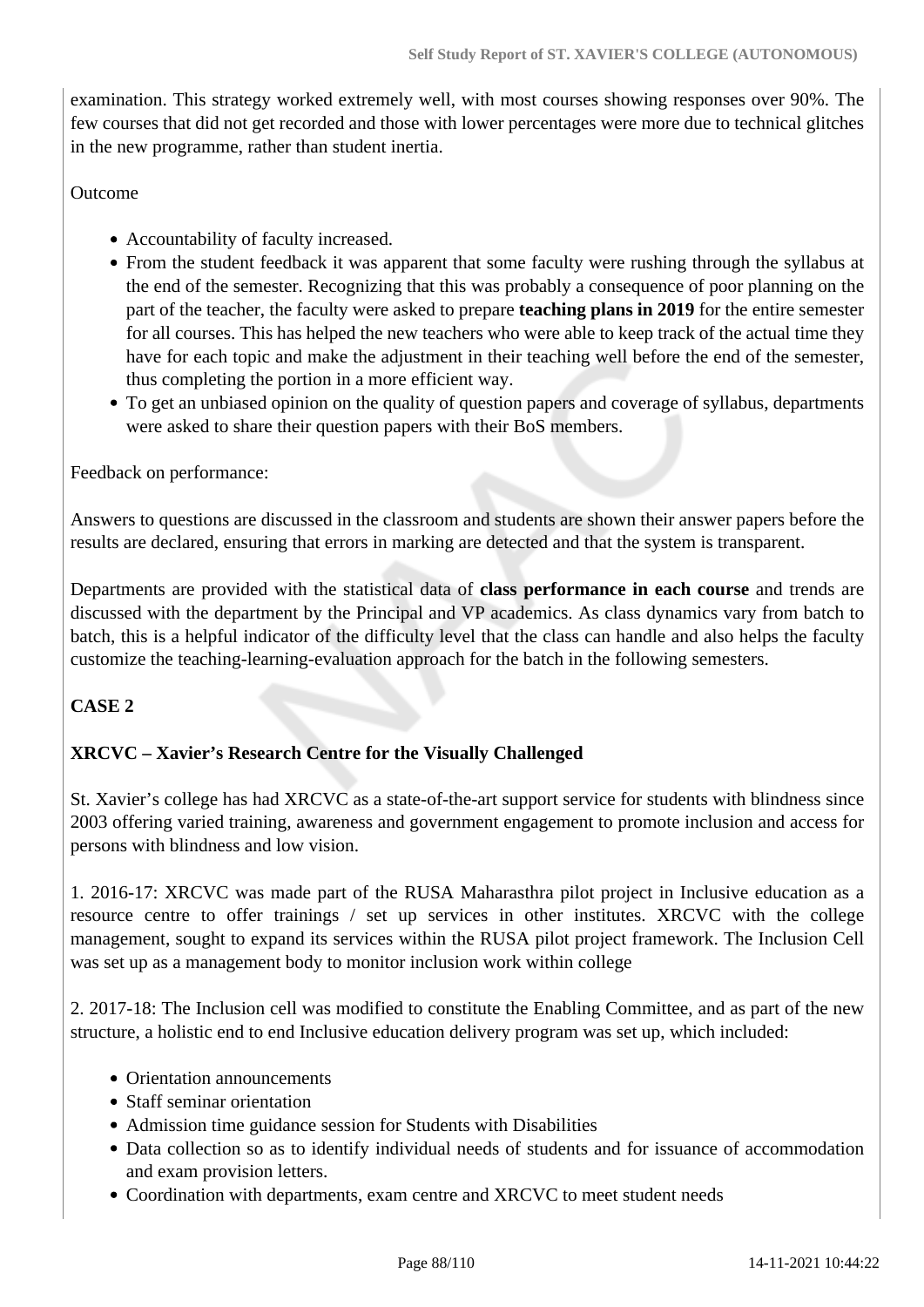examination. This strategy worked extremely well, with most courses showing responses over 90%. The few courses that did not get recorded and those with lower percentages were more due to technical glitches in the new programme, rather than student inertia.

Outcome

- Accountability of faculty increased.
- From the student feedback it was apparent that some faculty were rushing through the syllabus at the end of the semester. Recognizing that this was probably a consequence of poor planning on the part of the teacher, the faculty were asked to prepare **teaching plans in 2019** for the entire semester for all courses. This has helped the new teachers who were able to keep track of the actual time they have for each topic and make the adjustment in their teaching well before the end of the semester, thus completing the portion in a more efficient way.
- To get an unbiased opinion on the quality of question papers and coverage of syllabus, departments were asked to share their question papers with their BoS members.

Feedback on performance:

Answers to questions are discussed in the classroom and students are shown their answer papers before the results are declared, ensuring that errors in marking are detected and that the system is transparent.

Departments are provided with the statistical data of **class performance in each course** and trends are discussed with the department by the Principal and VP academics. As class dynamics vary from batch to batch, this is a helpful indicator of the difficulty level that the class can handle and also helps the faculty customize the teaching-learning-evaluation approach for the batch in the following semesters.

**CASE 2**

**XRCVC – Xavier's Research Centre for the Visually Challenged**

St. Xavier's college has had XRCVC as a state-of-the-art support service for students with blindness since 2003 offering varied training, awareness and government engagement to promote inclusion and access for persons with blindness and low vision.

1. 2016-17: XRCVC was made part of the RUSA Maharasthra pilot project in Inclusive education as a resource centre to offer trainings / set up services in other institutes. XRCVC with the college management, sought to expand its services within the RUSA pilot project framework. The Inclusion Cell was set up as a management body to monitor inclusion work within college

2. 2017-18: The Inclusion cell was modified to constitute the Enabling Committee, and as part of the new structure, a holistic end to end Inclusive education delivery program was set up, which included:

- Orientation announcements
- Staff seminar orientation
- Admission time guidance session for Students with Disabilities
- Data collection so as to identify individual needs of students and for issuance of accommodation and exam provision letters.
- Coordination with departments, exam centre and XRCVC to meet student needs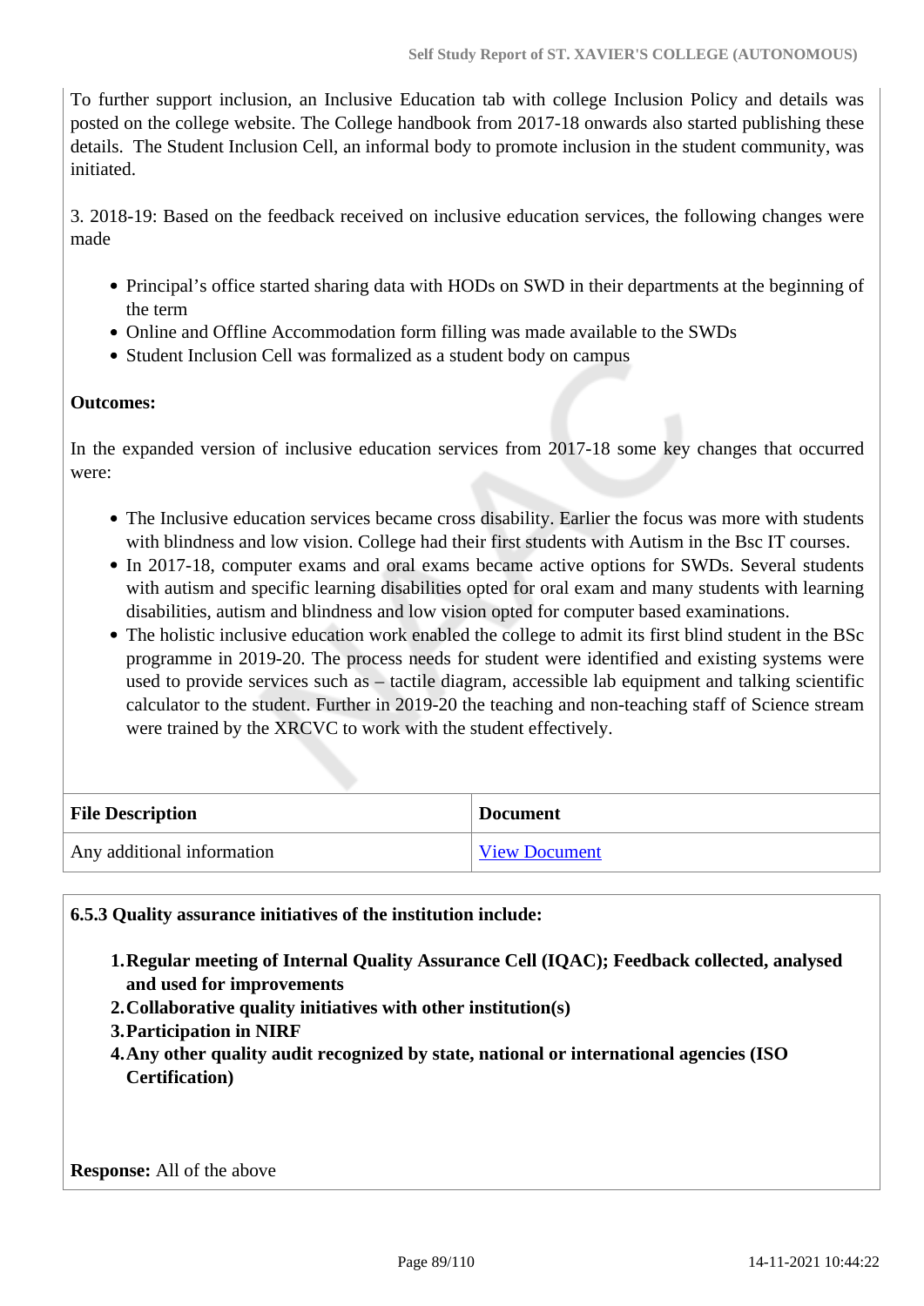To further support inclusion, an Inclusive Education tab with college Inclusion Policy and details was posted on the college website. The College handbook from 2017-18 onwards also started publishing these details. The Student Inclusion Cell, an informal body to promote inclusion in the student community, was initiated.

3. 2018-19: Based on the feedback received on inclusive education services, the following changes were made

- Principal's office started sharing data with HODs on SWD in their departments at the beginning of the term
- Online and Offline Accommodation form filling was made available to the SWDs
- Student Inclusion Cell was formalized as a student body on campus

**Outcomes:**

In the expanded version of inclusive education services from 2017-18 some key changes that occurred were:

- The Inclusive education services became cross disability. Earlier the focus was more with students with blindness and low vision. College had their first students with Autism in the Bsc IT courses.
- In 2017-18, computer exams and oral exams became active options for SWDs. Several students with autism and specific learning disabilities opted for oral exam and many students with learning disabilities, autism and blindness and low vision opted for computer based examinations.
- The holistic inclusive education work enabled the college to admit its first blind student in the BSc programme in 2019-20. The process needs for student were identified and existing systems were used to provide services such as – tactile diagram, accessible lab equipment and talking scientific calculator to the student. Further in 2019-20 the teaching and non-teaching staff of Science stream were trained by the XRCVC to work with the student effectively.

| File Description | Document |
|---|---|
| Any additional information | View Document |

**6.5.3 Quality assurance initiatives of the institution include:**

1. **Regular meeting of Internal Quality Assurance Cell (IQAC); Feedback collected, analysed and used for improvements**
2. **Collaborative quality initiatives with other institution(s)**
3. **Participation in NIRF**
4. **Any other quality audit recognized by state, national or international agencies (ISO Certification)**

**Response:** All of the above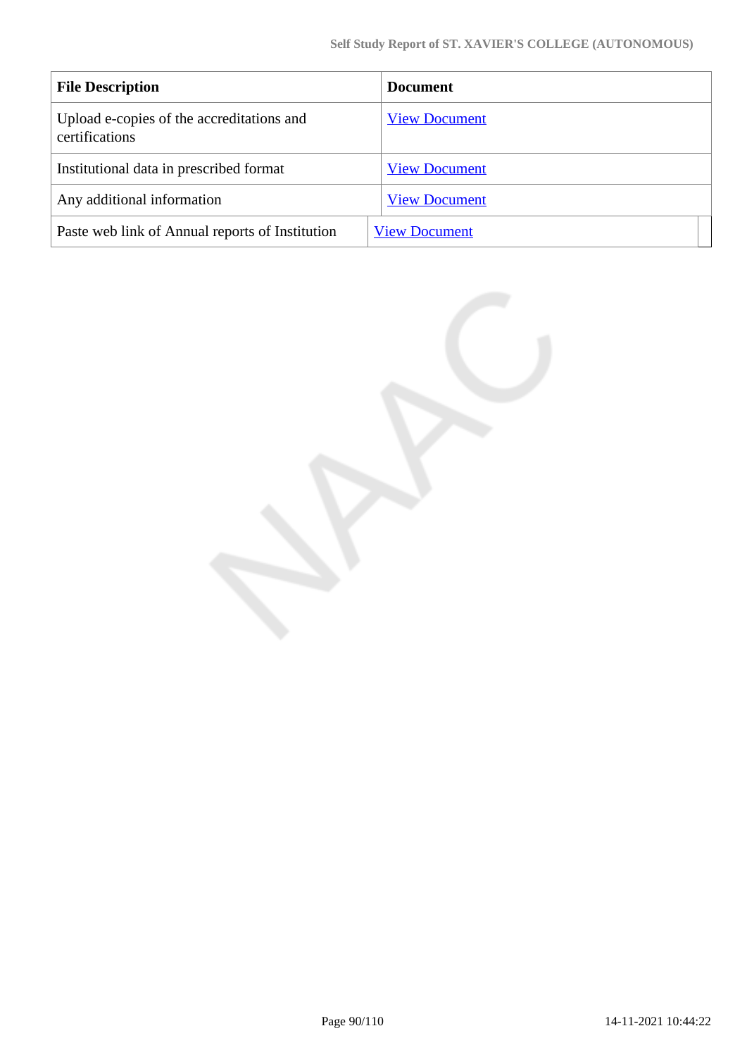| File Description | Document |
| --- | --- |
| Upload e-copies of the accreditations and certifications | View Document |
| Institutional data in prescribed format | View Document |
| Any additional information | View Document |
| Paste web link of Annual reports of Institution | View Document |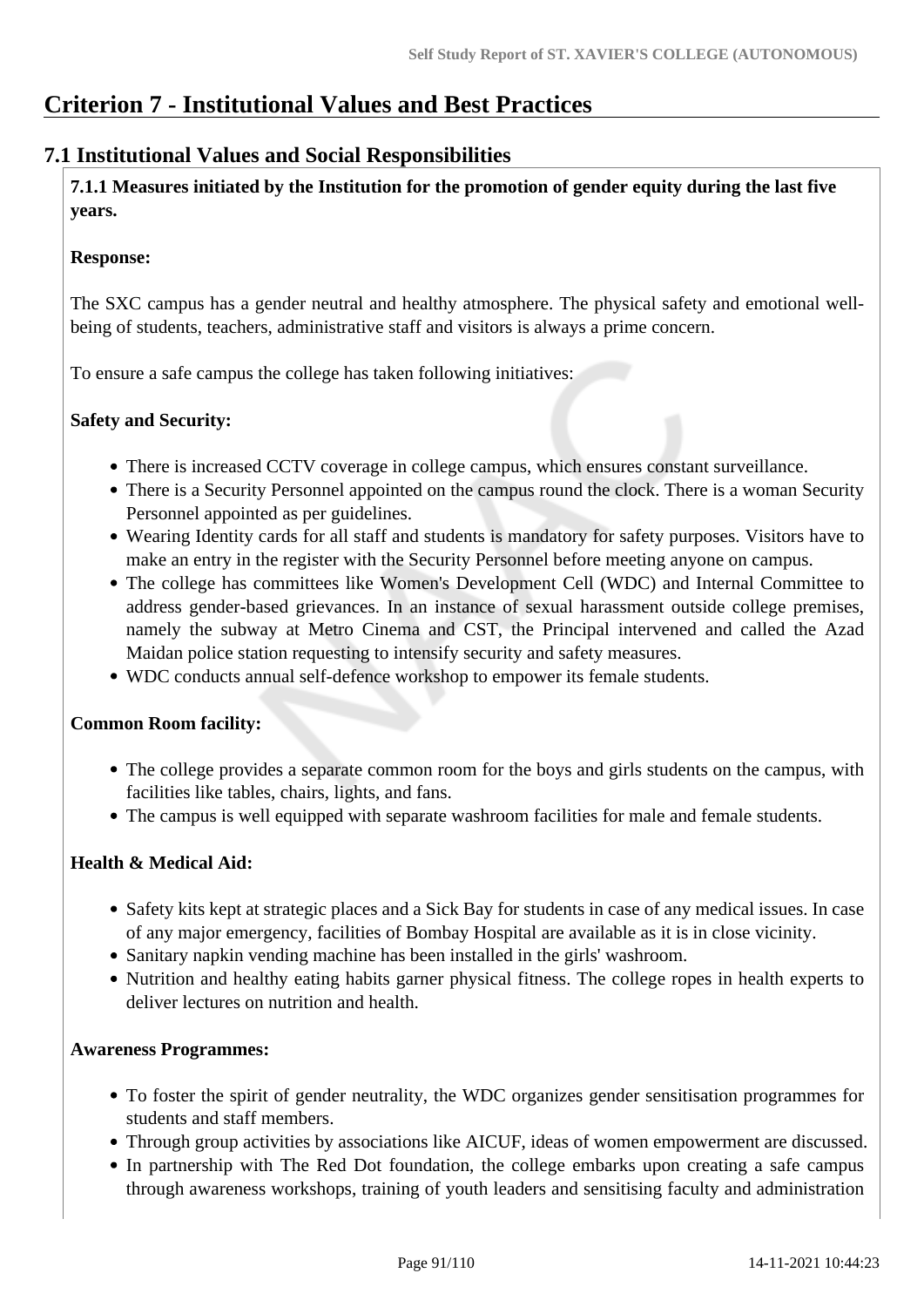# Criterion 7 - Institutional Values and Best Practices

## 7.1 Institutional Values and Social Responsibilities

**7.1.1 Measures initiated by the Institution for the promotion of gender equity during the last five years.**

**Response:**

The SXC campus has a gender neutral and healthy atmosphere. The physical safety and emotional well-being of students, teachers, administrative staff and visitors is always a prime concern.

To ensure a safe campus the college has taken following initiatives:

**Safety and Security:**

- There is increased CCTV coverage in college campus, which ensures constant surveillance.
- There is a Security Personnel appointed on the campus round the clock. There is a woman Security Personnel appointed as per guidelines.
- Wearing Identity cards for all staff and students is mandatory for safety purposes. Visitors have to make an entry in the register with the Security Personnel before meeting anyone on campus.
- The college has committees like Women's Development Cell (WDC) and Internal Committee to address gender-based grievances. In an instance of sexual harassment outside college premises, namely the subway at Metro Cinema and CST, the Principal intervened and called the Azad Maidan police station requesting to intensify security and safety measures.
- WDC conducts annual self-defence workshop to empower its female students.

**Common Room facility:**

- The college provides a separate common room for the boys and girls students on the campus, with facilities like tables, chairs, lights, and fans.
- The campus is well equipped with separate washroom facilities for male and female students.

**Health & Medical Aid:**

- Safety kits kept at strategic places and a Sick Bay for students in case of any medical issues. In case of any major emergency, facilities of Bombay Hospital are available as it is in close vicinity.
- Sanitary napkin vending machine has been installed in the girls' washroom.
- Nutrition and healthy eating habits garner physical fitness. The college ropes in health experts to deliver lectures on nutrition and health.

**Awareness Programmes:**

- To foster the spirit of gender neutrality, the WDC organizes gender sensitisation programmes for students and staff members.
- Through group activities by associations like AICUF, ideas of women empowerment are discussed.
- In partnership with The Red Dot foundation, the college embarks upon creating a safe campus through awareness workshops, training of youth leaders and sensitising faculty and administration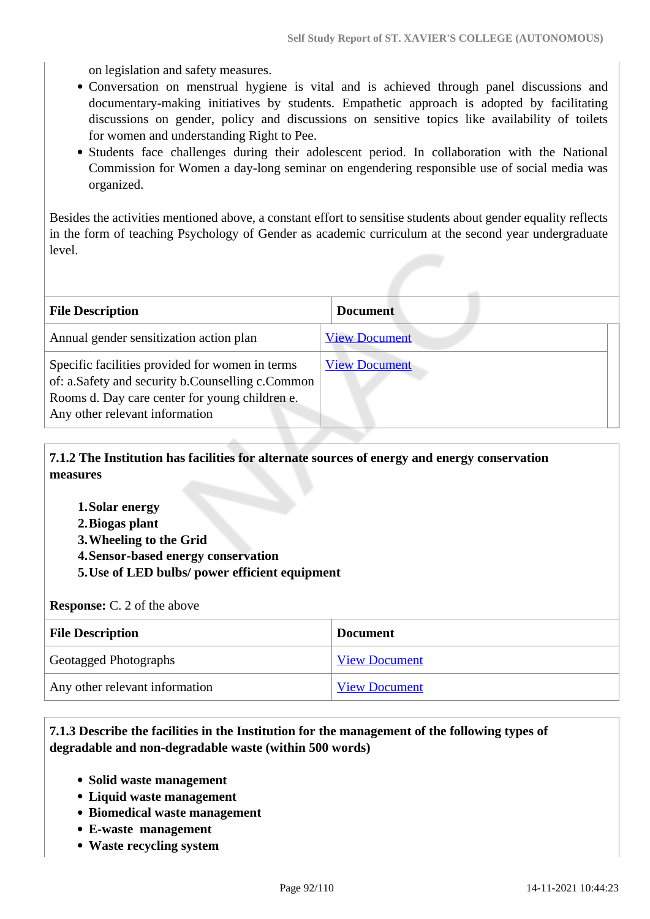on legislation and safety measures.

- Conversation on menstrual hygiene is vital and is achieved through panel discussions and documentary-making initiatives by students. Empathetic approach is adopted by facilitating discussions on gender, policy and discussions on sensitive topics like availability of toilets for women and understanding Right to Pee.
- Students face challenges during their adolescent period. In collaboration with the National Commission for Women a day-long seminar on engendering responsible use of social media was organized.

Besides the activities mentioned above, a constant effort to sensitise students about gender equality reflects in the form of teaching Psychology of Gender as academic curriculum at the second year undergraduate level.

| File Description | Document |
|---|---|
| Annual gender sensitization action plan | View Document |
| Specific facilities provided for women in terms of: a.Safety and security b.Counselling c.Common Rooms d. Day care center for young children e. Any other relevant information | View Document |

**7.1.2 The Institution has facilities for alternate sources of energy and energy conservation measures**

1. **Solar energy**
2. **Biogas plant**
3. **Wheeling to the Grid**
4. **Sensor-based energy conservation**
5. **Use of LED bulbs/ power efficient equipment**

**Response:** C. 2 of the above

| File Description | Document |
|---|---|
| Geotagged Photographs | View Document |
| Any other relevant information | View Document |

**7.1.3 Describe the facilities in the Institution for the management of the following types of degradable and non-degradable waste (within 500 words)**

- **Solid waste management**
- **Liquid waste management**
- **Biomedical waste management**
- **E-waste management**
- **Waste recycling system**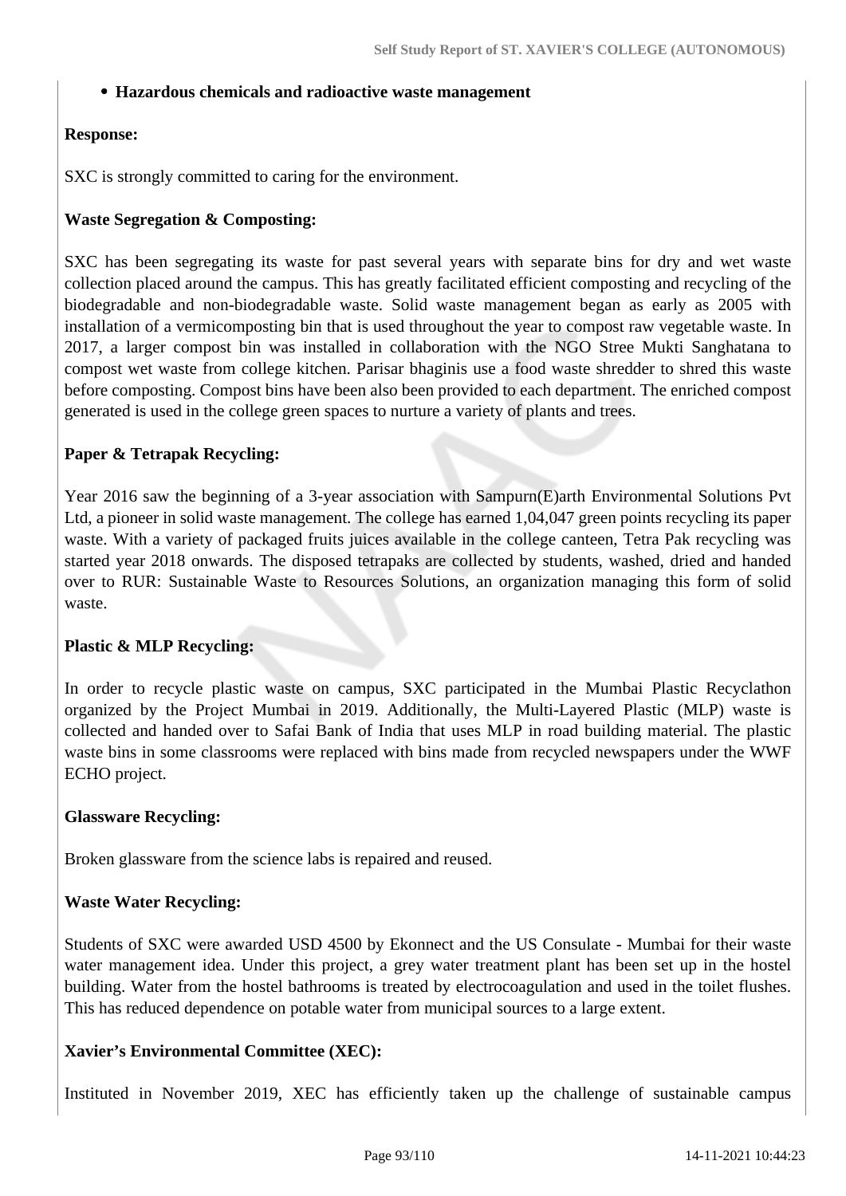- **Hazardous chemicals and radioactive waste management**

**Response:**

SXC is strongly committed to caring for the environment.

**Waste Segregation & Composting:**

SXC has been segregating its waste for past several years with separate bins for dry and wet waste collection placed around the campus. This has greatly facilitated efficient composting and recycling of the biodegradable and non-biodegradable waste. Solid waste management began as early as 2005 with installation of a vermicomposting bin that is used throughout the year to compost raw vegetable waste. In 2017, a larger compost bin was installed in collaboration with the NGO Stree Mukti Sanghatana to compost wet waste from college kitchen. Parisar bhaginis use a food waste shredder to shred this waste before composting. Compost bins have been also been provided to each department. The enriched compost generated is used in the college green spaces to nurture a variety of plants and trees.

**Paper & Tetrapak Recycling:**

Year 2016 saw the beginning of a 3-year association with Sampurn(E)arth Environmental Solutions Pvt Ltd, a pioneer in solid waste management. The college has earned 1,04,047 green points recycling its paper waste. With a variety of packaged fruits juices available in the college canteen, Tetra Pak recycling was started year 2018 onwards. The disposed tetrapaks are collected by students, washed, dried and handed over to RUR: Sustainable Waste to Resources Solutions, an organization managing this form of solid waste.

**Plastic & MLP Recycling:**

In order to recycle plastic waste on campus, SXC participated in the Mumbai Plastic Recyclathon organized by the Project Mumbai in 2019. Additionally, the Multi-Layered Plastic (MLP) waste is collected and handed over to Safai Bank of India that uses MLP in road building material. The plastic waste bins in some classrooms were replaced with bins made from recycled newspapers under the WWF ECHO project.

**Glassware Recycling:**

Broken glassware from the science labs is repaired and reused.

**Waste Water Recycling:**

Students of SXC were awarded USD 4500 by Ekonnect and the US Consulate - Mumbai for their waste water management idea. Under this project, a grey water treatment plant has been set up in the hostel building. Water from the hostel bathrooms is treated by electrocoagulation and used in the toilet flushes. This has reduced dependence on potable water from municipal sources to a large extent.

**Xavier's Environmental Committee (XEC):**

Instituted in November 2019, XEC has efficiently taken up the challenge of sustainable campus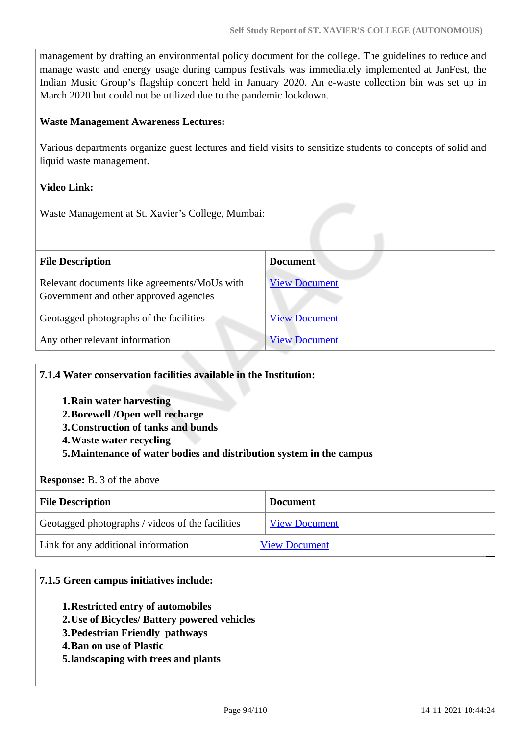management by drafting an environmental policy document for the college. The guidelines to reduce and manage waste and energy usage during campus festivals was immediately implemented at JanFest, the Indian Music Group's flagship concert held in January 2020. An e-waste collection bin was set up in March 2020 but could not be utilized due to the pandemic lockdown.

**Waste Management Awareness Lectures:**

Various departments organize guest lectures and field visits to sensitize students to concepts of solid and liquid waste management.

**Video Link:**

Waste Management at St. Xavier's College, Mumbai:

| File Description | Document |
|---|---|
| Relevant documents like agreements/MoUs with Government and other approved agencies | View Document |
| Geotagged photographs of the facilities | View Document |
| Any other relevant information | View Document |

**7.1.4 Water conservation facilities available in the Institution:**

1. **Rain water harvesting**
2. **Borewell /Open well recharge**
3. **Construction of tanks and bunds**
4. **Waste water recycling**
5. **Maintenance of water bodies and distribution system in the campus**

**Response:** B. 3 of the above

| File Description | Document |
|---|---|
| Geotagged photographs / videos of the facilities | View Document |
| Link for any additional information | View Document |

**7.1.5 Green campus initiatives include:**

1. **Restricted entry of automobiles**
2. **Use of Bicycles/ Battery powered vehicles**
3. **Pedestrian Friendly pathways**
4. **Ban on use of Plastic**
5. **landscaping with trees and plants**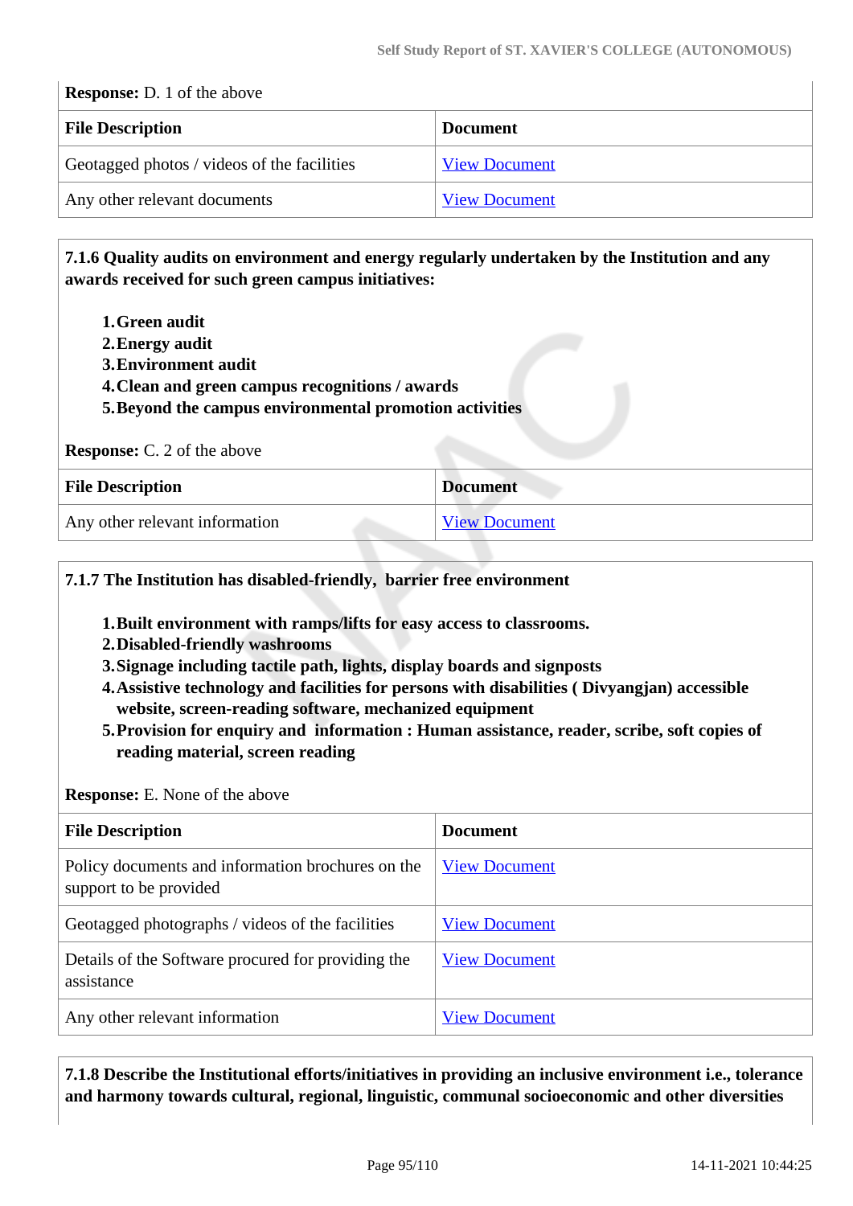**Response:** D. 1 of the above

| File Description | Document |
|---|---|
| Geotagged photos / videos of the facilities | View Document |
| Any other relevant documents | View Document |

**7.1.6 Quality audits on environment and energy regularly undertaken by the Institution and any awards received for such green campus initiatives:**

1. **Green audit**
2. **Energy audit**
3. **Environment audit**
4. **Clean and green campus recognitions / awards**
5. **Beyond the campus environmental promotion activities**

**Response:** C. 2 of the above

| File Description | Document |
|---|---|
| Any other relevant information | View Document |

**7.1.7 The Institution has disabled-friendly, barrier free environment**

1. **Built environment with ramps/lifts for easy access to classrooms.**
2. **Disabled-friendly washrooms**
3. **Signage including tactile path, lights, display boards and signposts**
4. **Assistive technology and facilities for persons with disabilities ( Divyangjan) accessible website, screen-reading software, mechanized equipment**
5. **Provision for enquiry and information : Human assistance, reader, scribe, soft copies of reading material, screen reading**

**Response:** E. None of the above

| File Description | Document |
|---|---|
| Policy documents and information brochures on the support to be provided | View Document |
| Geotagged photographs / videos of the facilities | View Document |
| Details of the Software procured for providing the assistance | View Document |
| Any other relevant information | View Document |

**7.1.8 Describe the Institutional efforts/initiatives in providing an inclusive environment i.e., tolerance and harmony towards cultural, regional, linguistic, communal socioeconomic and other diversities**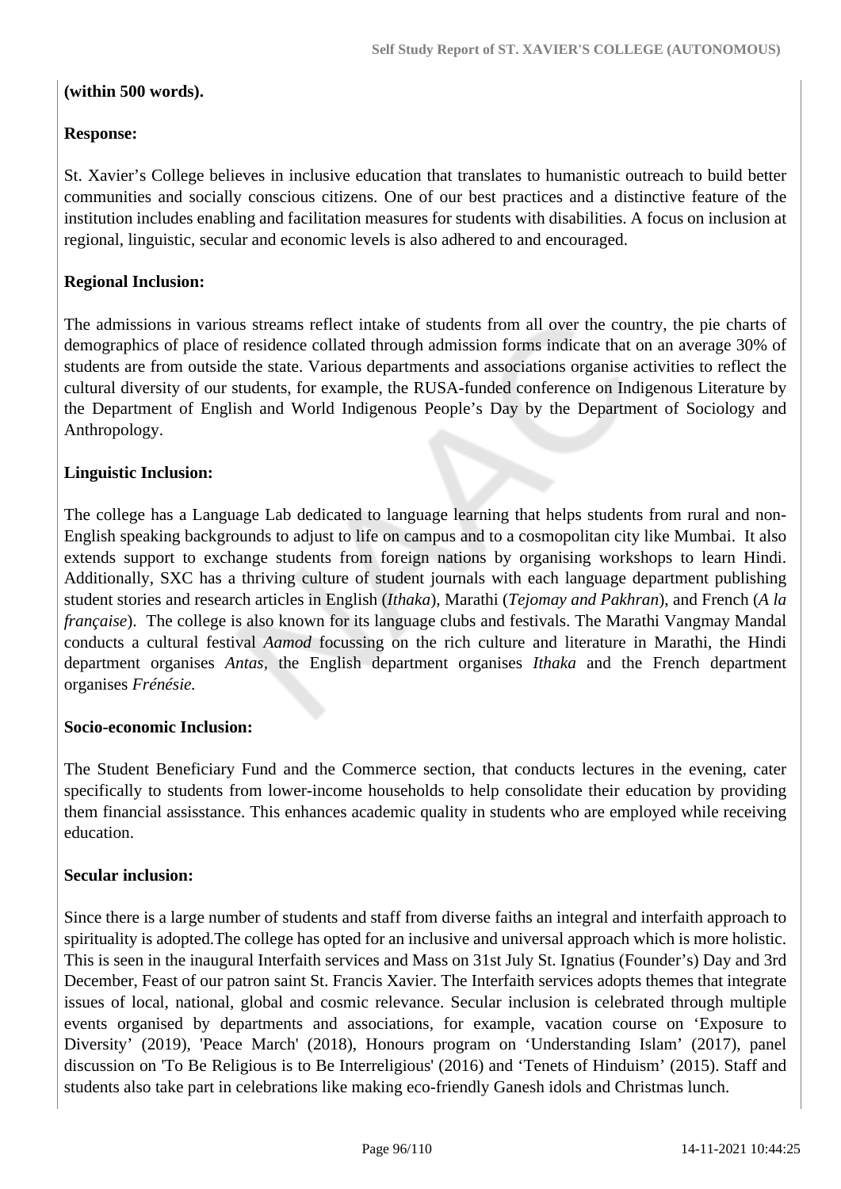**(within 500 words).**

**Response:**

St. Xavier's College believes in inclusive education that translates to humanistic outreach to build better communities and socially conscious citizens. One of our best practices and a distinctive feature of the institution includes enabling and facilitation measures for students with disabilities. A focus on inclusion at regional, linguistic, secular and economic levels is also adhered to and encouraged.

**Regional Inclusion:**

The admissions in various streams reflect intake of students from all over the country, the pie charts of demographics of place of residence collated through admission forms indicate that on an average 30% of students are from outside the state. Various departments and associations organise activities to reflect the cultural diversity of our students, for example, the RUSA-funded conference on Indigenous Literature by the Department of English and World Indigenous People's Day by the Department of Sociology and Anthropology.

**Linguistic Inclusion:**

The college has a Language Lab dedicated to language learning that helps students from rural and non-English speaking backgrounds to adjust to life on campus and to a cosmopolitan city like Mumbai. It also extends support to exchange students from foreign nations by organising workshops to learn Hindi. Additionally, SXC has a thriving culture of student journals with each language department publishing student stories and research articles in English (*Ithaka*), Marathi (*Tejomay and Pakhran*), and French (*A la française*). The college is also known for its language clubs and festivals. The Marathi Vangmay Mandal conducts a cultural festival *Aamod* focussing on the rich culture and literature in Marathi, the Hindi department organises *Antas*, the English department organises *Ithaka* and the French department organises *Frénésie.*

**Socio-economic Inclusion:**

The Student Beneficiary Fund and the Commerce section, that conducts lectures in the evening, cater specifically to students from lower-income households to help consolidate their education by providing them financial assisstance. This enhances academic quality in students who are employed while receiving education.

**Secular inclusion:**

Since there is a large number of students and staff from diverse faiths an integral and interfaith approach to spirituality is adopted.The college has opted for an inclusive and universal approach which is more holistic. This is seen in the inaugural Interfaith services and Mass on 31st July St. Ignatius (Founder's) Day and 3rd December, Feast of our patron saint St. Francis Xavier. The Interfaith services adopts themes that integrate issues of local, national, global and cosmic relevance. Secular inclusion is celebrated through multiple events organised by departments and associations, for example, vacation course on 'Exposure to Diversity' (2019), 'Peace March' (2018), Honours program on 'Understanding Islam' (2017), panel discussion on 'To Be Religious is to Be Interreligious' (2016) and 'Tenets of Hinduism' (2015). Staff and students also take part in celebrations like making eco-friendly Ganesh idols and Christmas lunch.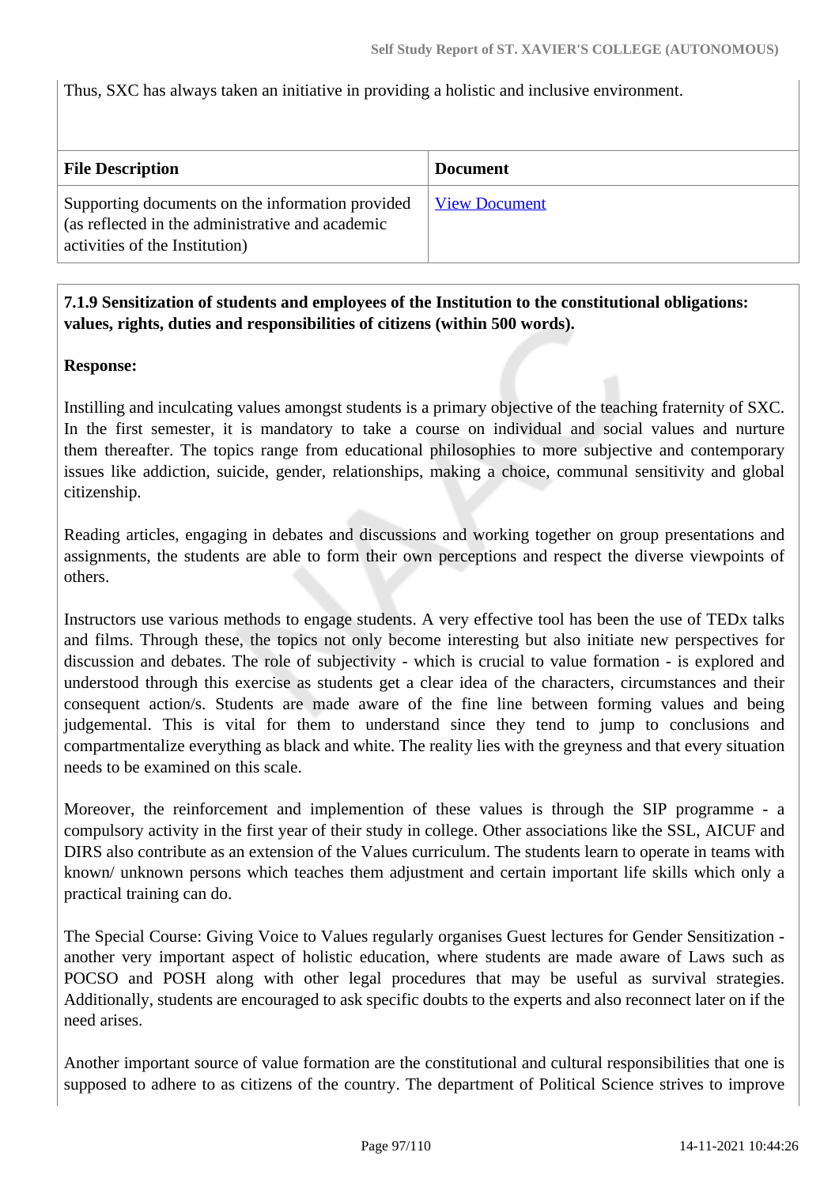Thus, SXC has always taken an initiative in providing a holistic and inclusive environment.

| File Description | Document |
|---|---|
| Supporting documents on the information provided (as reflected in the administrative and academic activities of the Institution) | View Document |

**7.1.9 Sensitization of students and employees of the Institution to the constitutional obligations: values, rights, duties and responsibilities of citizens (within 500 words).**

**Response:**

Instilling and inculcating values amongst students is a primary objective of the teaching fraternity of SXC. In the first semester, it is mandatory to take a course on individual and social values and nurture them thereafter. The topics range from educational philosophies to more subjective and contemporary issues like addiction, suicide, gender, relationships, making a choice, communal sensitivity and global citizenship.

Reading articles, engaging in debates and discussions and working together on group presentations and assignments, the students are able to form their own perceptions and respect the diverse viewpoints of others.

Instructors use various methods to engage students. A very effective tool has been the use of TEDx talks and films. Through these, the topics not only become interesting but also initiate new perspectives for discussion and debates. The role of subjectivity - which is crucial to value formation - is explored and understood through this exercise as students get a clear idea of the characters, circumstances and their consequent action/s. Students are made aware of the fine line between forming values and being judgemental. This is vital for them to understand since they tend to jump to conclusions and compartmentalize everything as black and white. The reality lies with the greyness and that every situation needs to be examined on this scale.

Moreover, the reinforcement and implemention of these values is through the SIP programme - a compulsory activity in the first year of their study in college. Other associations like the SSL, AICUF and DIRS also contribute as an extension of the Values curriculum. The students learn to operate in teams with known/ unknown persons which teaches them adjustment and certain important life skills which only a practical training can do.

The Special Course: Giving Voice to Values regularly organises Guest lectures for Gender Sensitization - another very important aspect of holistic education, where students are made aware of Laws such as POCSO and POSH along with other legal procedures that may be useful as survival strategies. Additionally, students are encouraged to ask specific doubts to the experts and also reconnect later on if the need arises.

Another important source of value formation are the constitutional and cultural responsibilities that one is supposed to adhere to as citizens of the country. The department of Political Science strives to improve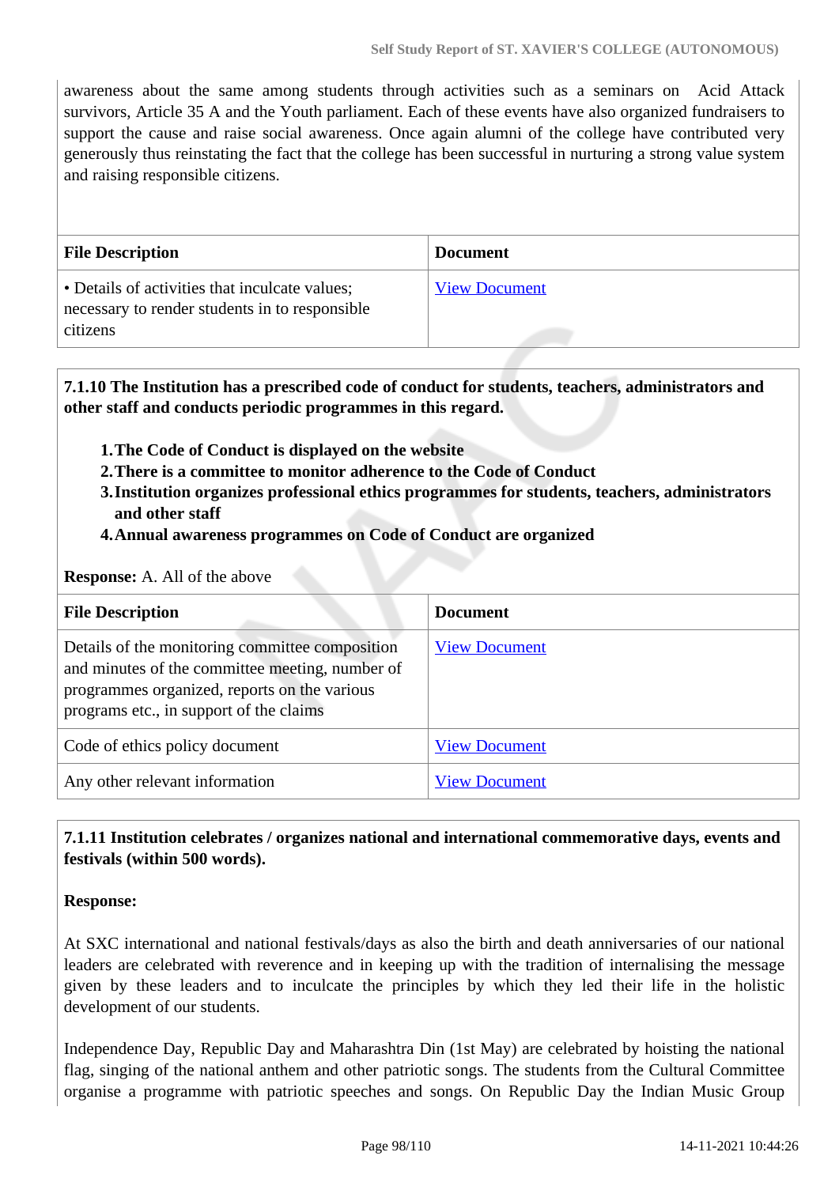awareness about the same among students through activities such as a seminars on Acid Attack survivors, Article 35 A and the Youth parliament. Each of these events have also organized fundraisers to support the cause and raise social awareness. Once again alumni of the college have contributed very generously thus reinstating the fact that the college has been successful in nurturing a strong value system and raising responsible citizens.

| File Description | Document |
|---|---|
| • Details of activities that inculcate values; necessary to render students in to responsible citizens | View Document |

**7.1.10 The Institution has a prescribed code of conduct for students, teachers, administrators and other staff and conducts periodic programmes in this regard.**

1. **The Code of Conduct is displayed on the website**
2. **There is a committee to monitor adherence to the Code of Conduct**
3. **Institution organizes professional ethics programmes for students, teachers, administrators and other staff**
4. **Annual awareness programmes on Code of Conduct are organized**

**Response:** A. All of the above

| File Description | Document |
|---|---|
| Details of the monitoring committee composition and minutes of the committee meeting, number of programmes organized, reports on the various programs etc., in support of the claims | View Document |
| Code of ethics policy document | View Document |
| Any other relevant information | View Document |

**7.1.11 Institution celebrates / organizes national and international commemorative days, events and festivals (within 500 words).**

**Response:**

At SXC international and national festivals/days as also the birth and death anniversaries of our national leaders are celebrated with reverence and in keeping up with the tradition of internalising the message given by these leaders and to inculcate the principles by which they led their life in the holistic development of our students.

Independence Day, Republic Day and Maharashtra Din (1st May) are celebrated by hoisting the national flag, singing of the national anthem and other patriotic songs. The students from the Cultural Committee organise a programme with patriotic speeches and songs. On Republic Day the Indian Music Group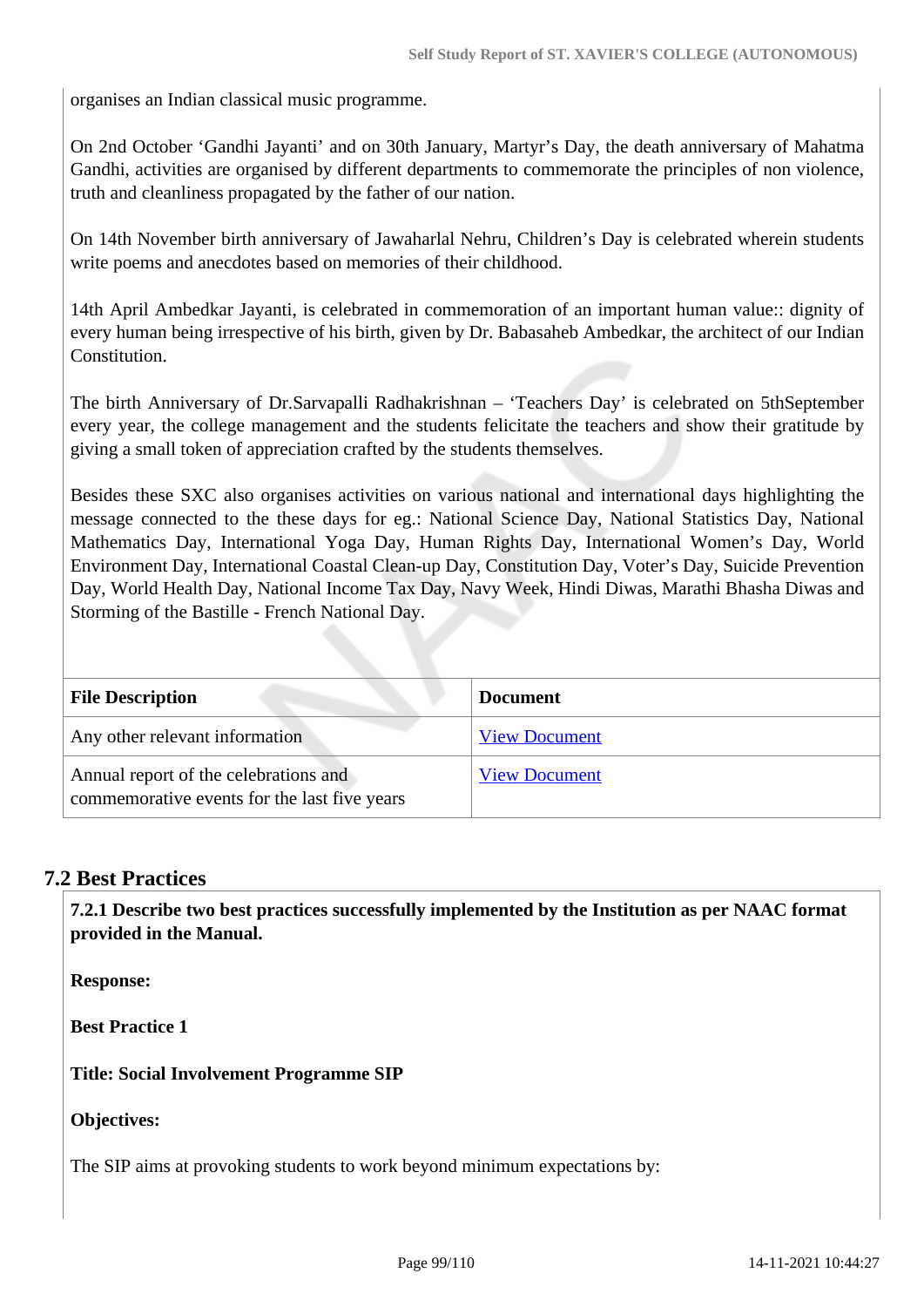organises an Indian classical music programme.

On 2nd October 'Gandhi Jayanti' and on 30th January, Martyr's Day, the death anniversary of Mahatma Gandhi, activities are organised by different departments to commemorate the principles of non violence, truth and cleanliness propagated by the father of our nation.

On 14th November birth anniversary of Jawaharlal Nehru, Children's Day is celebrated wherein students write poems and anecdotes based on memories of their childhood.

14th April Ambedkar Jayanti, is celebrated in commemoration of an important human value:: dignity of every human being irrespective of his birth, given by Dr. Babasaheb Ambedkar, the architect of our Indian Constitution.

The birth Anniversary of Dr.Sarvapalli Radhakrishnan – 'Teachers Day' is celebrated on 5thSeptember every year, the college management and the students felicitate the teachers and show their gratitude by giving a small token of appreciation crafted by the students themselves.

Besides these SXC also organises activities on various national and international days highlighting the message connected to the these days for eg.: National Science Day, National Statistics Day, National Mathematics Day, International Yoga Day, Human Rights Day, International Women's Day, World Environment Day, International Coastal Clean-up Day, Constitution Day, Voter's Day, Suicide Prevention Day, World Health Day, National Income Tax Day, Navy Week, Hindi Diwas, Marathi Bhasha Diwas and Storming of the Bastille - French National Day.

| File Description | Document |
|---|---|
| Any other relevant information | View Document |
| Annual report of the celebrations and commemorative events for the last five years | View Document |

## 7.2 Best Practices

**7.2.1 Describe two best practices successfully implemented by the Institution as per NAAC format provided in the Manual.**

**Response:**

**Best Practice 1**

**Title: Social Involvement Programme SIP**

**Objectives:**

The SIP aims at provoking students to work beyond minimum expectations by: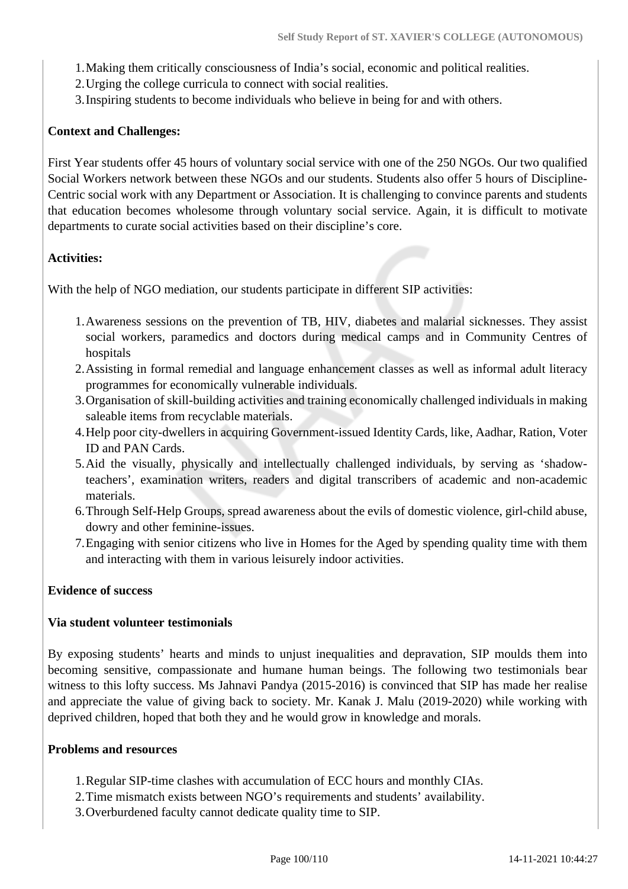1. Making them critically consciousness of India’s social, economic and political realities.
2. Urging the college curricula to connect with social realities.
3. Inspiring students to become individuals who believe in being for and with others.

**Context and Challenges:**

First Year students offer 45 hours of voluntary social service with one of the 250 NGOs. Our two qualified Social Workers network between these NGOs and our students. Students also offer 5 hours of Discipline-Centric social work with any Department or Association. It is challenging to convince parents and students that education becomes wholesome through voluntary social service. Again, it is difficult to motivate departments to curate social activities based on their discipline’s core.

**Activities:**

With the help of NGO mediation, our students participate in different SIP activities:

1. Awareness sessions on the prevention of TB, HIV, diabetes and malarial sicknesses. They assist social workers, paramedics and doctors during medical camps and in Community Centres of hospitals
2. Assisting in formal remedial and language enhancement classes as well as informal adult literacy programmes for economically vulnerable individuals.
3. Organisation of skill-building activities and training economically challenged individuals in making saleable items from recyclable materials.
4. Help poor city-dwellers in acquiring Government-issued Identity Cards, like, Aadhar, Ration, Voter ID and PAN Cards.
5. Aid the visually, physically and intellectually challenged individuals, by serving as ‘shadow-teachers’, examination writers, readers and digital transcribers of academic and non-academic materials.
6. Through Self-Help Groups, spread awareness about the evils of domestic violence, girl-child abuse, dowry and other feminine-issues.
7. Engaging with senior citizens who live in Homes for the Aged by spending quality time with them and interacting with them in various leisurely indoor activities.

**Evidence of success**

**Via student volunteer testimonials**

By exposing students’ hearts and minds to unjust inequalities and depravation, SIP moulds them into becoming sensitive, compassionate and humane human beings. The following two testimonials bear witness to this lofty success. Ms Jahnavi Pandya (2015-2016) is convinced that SIP has made her realise and appreciate the value of giving back to society. Mr. Kanak J. Malu (2019-2020) while working with deprived children, hoped that both they and he would grow in knowledge and morals.

**Problems and resources**

1. Regular SIP-time clashes with accumulation of ECC hours and monthly CIAs.
2. Time mismatch exists between NGO’s requirements and students’ availability.
3. Overburdened faculty cannot dedicate quality time to SIP.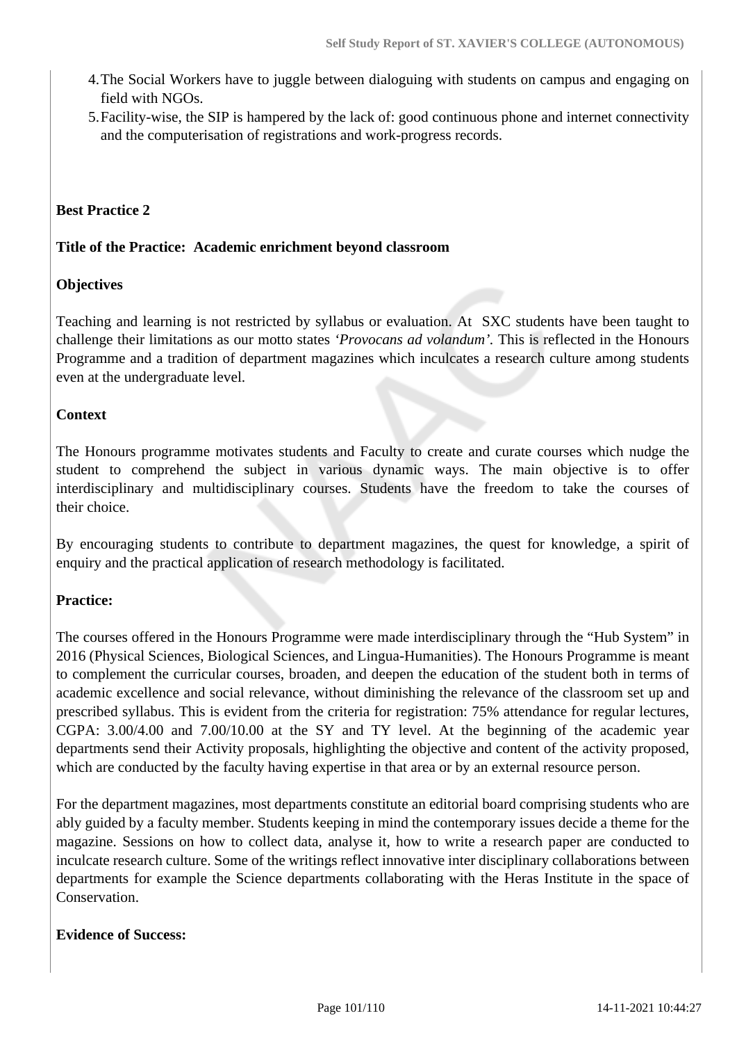4. The Social Workers have to juggle between dialoguing with students on campus and engaging on field with NGOs.
5. Facility-wise, the SIP is hampered by the lack of: good continuous phone and internet connectivity and the computerisation of registrations and work-progress records.

**Best Practice 2**

**Title of the Practice: Academic enrichment beyond classroom**

**Objectives**

Teaching and learning is not restricted by syllabus or evaluation. At SXC students have been taught to challenge their limitations as our motto states *'Provocans ad volandum'*. This is reflected in the Honours Programme and a tradition of department magazines which inculcates a research culture among students even at the undergraduate level.

**Context**

The Honours programme motivates students and Faculty to create and curate courses which nudge the student to comprehend the subject in various dynamic ways. The main objective is to offer interdisciplinary and multidisciplinary courses. Students have the freedom to take the courses of their choice.

By encouraging students to contribute to department magazines, the quest for knowledge, a spirit of enquiry and the practical application of research methodology is facilitated.

**Practice:**

The courses offered in the Honours Programme were made interdisciplinary through the "Hub System" in 2016 (Physical Sciences, Biological Sciences, and Lingua-Humanities). The Honours Programme is meant to complement the curricular courses, broaden, and deepen the education of the student both in terms of academic excellence and social relevance, without diminishing the relevance of the classroom set up and prescribed syllabus. This is evident from the criteria for registration: 75% attendance for regular lectures, CGPA: 3.00/4.00 and 7.00/10.00 at the SY and TY level. At the beginning of the academic year departments send their Activity proposals, highlighting the objective and content of the activity proposed, which are conducted by the faculty having expertise in that area or by an external resource person.

For the department magazines, most departments constitute an editorial board comprising students who are ably guided by a faculty member. Students keeping in mind the contemporary issues decide a theme for the magazine. Sessions on how to collect data, analyse it, how to write a research paper are conducted to inculcate research culture. Some of the writings reflect innovative inter disciplinary collaborations between departments for example the Science departments collaborating with the Heras Institute in the space of Conservation.

**Evidence of Success:**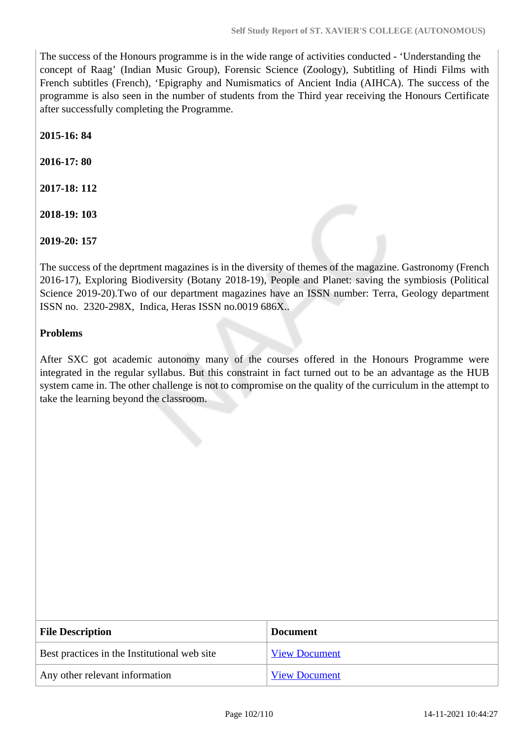The success of the Honours programme is in the wide range of activities conducted - ‘Understanding the concept of Raag’ (Indian Music Group), Forensic Science (Zoology), Subtitling of Hindi Films with French subtitles (French), ‘Epigraphy and Numismatics of Ancient India (AIHCA). The success of the programme is also seen in the number of students from the Third year receiving the Honours Certificate after successfully completing the Programme.

**2015-16: 84**

**2016-17: 80**

**2017-18: 112**

**2018-19: 103**

**2019-20: 157**

The success of the deprtment magazines is in the diversity of themes of the magazine. Gastronomy (French 2016-17), Exploring Biodiversity (Botany 2018-19), People and Planet: saving the symbiosis (Political Science 2019-20).Two of our department magazines have an ISSN number: Terra, Geology department ISSN no. 2320-298X, Indica, Heras ISSN no.0019 686X..

**Problems**

After SXC got academic autonomy many of the courses offered in the Honours Programme were integrated in the regular syllabus. But this constraint in fact turned out to be an advantage as the HUB system came in. The other challenge is not to compromise on the quality of the curriculum in the attempt to take the learning beyond the classroom.

| File Description | Document |
|---|---|
| Best practices in the Institutional web site | View Document |
| Any other relevant information | View Document |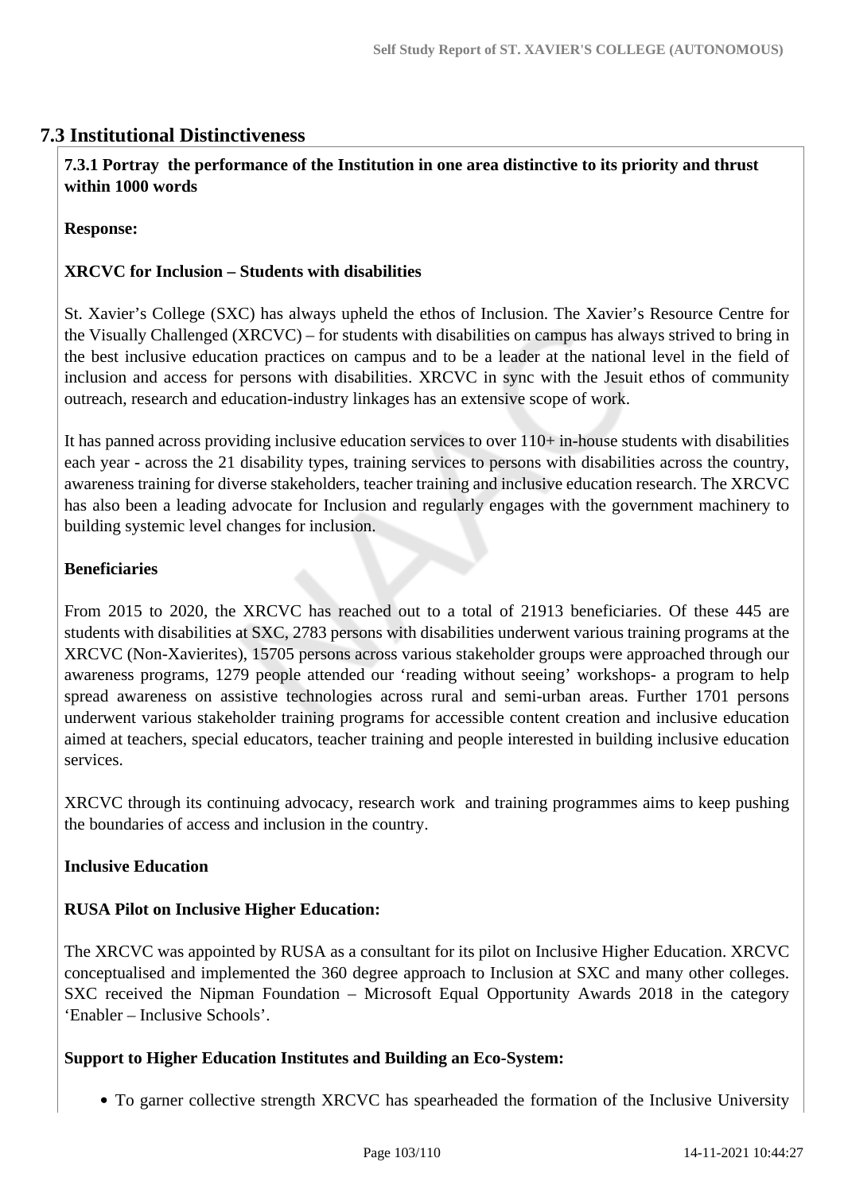## 7.3 Institutional Distinctiveness

**7.3.1 Portray the performance of the Institution in one area distinctive to its priority and thrust within 1000 words**

**Response:**

**XRCVC for Inclusion – Students with disabilities**

St. Xavier's College (SXC) has always upheld the ethos of Inclusion. The Xavier's Resource Centre for the Visually Challenged (XRCVC) – for students with disabilities on campus has always strived to bring in the best inclusive education practices on campus and to be a leader at the national level in the field of inclusion and access for persons with disabilities. XRCVC in sync with the Jesuit ethos of community outreach, research and education-industry linkages has an extensive scope of work.

It has panned across providing inclusive education services to over 110+ in-house students with disabilities each year - across the 21 disability types, training services to persons with disabilities across the country, awareness training for diverse stakeholders, teacher training and inclusive education research. The XRCVC has also been a leading advocate for Inclusion and regularly engages with the government machinery to building systemic level changes for inclusion.

**Beneficiaries**

From 2015 to 2020, the XRCVC has reached out to a total of 21913 beneficiaries. Of these 445 are students with disabilities at SXC, 2783 persons with disabilities underwent various training programs at the XRCVC (Non-Xavierites), 15705 persons across various stakeholder groups were approached through our awareness programs, 1279 people attended our 'reading without seeing' workshops- a program to help spread awareness on assistive technologies across rural and semi-urban areas. Further 1701 persons underwent various stakeholder training programs for accessible content creation and inclusive education aimed at teachers, special educators, teacher training and people interested in building inclusive education services.

XRCVC through its continuing advocacy, research work and training programmes aims to keep pushing the boundaries of access and inclusion in the country.

**Inclusive Education**

**RUSA Pilot on Inclusive Higher Education:**

The XRCVC was appointed by RUSA as a consultant for its pilot on Inclusive Higher Education. XRCVC conceptualised and implemented the 360 degree approach to Inclusion at SXC and many other colleges. SXC received the Nipman Foundation – Microsoft Equal Opportunity Awards 2018 in the category 'Enabler – Inclusive Schools'.

**Support to Higher Education Institutes and Building an Eco-System:**

- To garner collective strength XRCVC has spearheaded the formation of the Inclusive University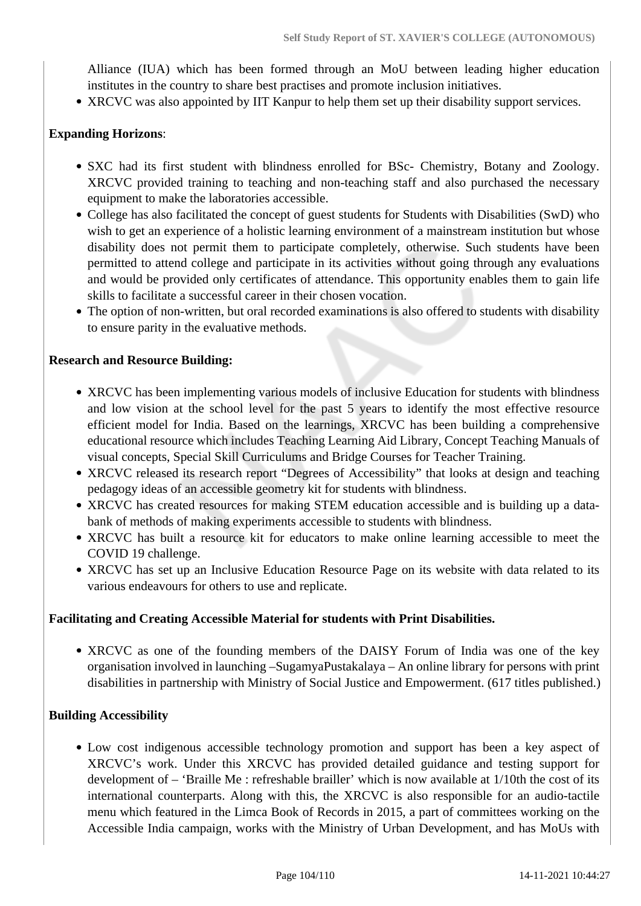Alliance (IUA) which has been formed through an MoU between leading higher education institutes in the country to share best practises and promote inclusion initiatives.

- XRCVC was also appointed by IIT Kanpur to help them set up their disability support services.

**Expanding Horizons**:

- SXC had its first student with blindness enrolled for BSc- Chemistry, Botany and Zoology. XRCVC provided training to teaching and non-teaching staff and also purchased the necessary equipment to make the laboratories accessible.
- College has also facilitated the concept of guest students for Students with Disabilities (SwD) who wish to get an experience of a holistic learning environment of a mainstream institution but whose disability does not permit them to participate completely, otherwise. Such students have been permitted to attend college and participate in its activities without going through any evaluations and would be provided only certificates of attendance. This opportunity enables them to gain life skills to facilitate a successful career in their chosen vocation.
- The option of non-written, but oral recorded examinations is also offered to students with disability to ensure parity in the evaluative methods.

**Research and Resource Building:**

- XRCVC has been implementing various models of inclusive Education for students with blindness and low vision at the school level for the past 5 years to identify the most effective resource efficient model for India. Based on the learnings, XRCVC has been building a comprehensive educational resource which includes Teaching Learning Aid Library, Concept Teaching Manuals of visual concepts, Special Skill Curriculums and Bridge Courses for Teacher Training.
- XRCVC released its research report "Degrees of Accessibility" that looks at design and teaching pedagogy ideas of an accessible geometry kit for students with blindness.
- XRCVC has created resources for making STEM education accessible and is building up a data-bank of methods of making experiments accessible to students with blindness.
- XRCVC has built a resource kit for educators to make online learning accessible to meet the COVID 19 challenge.
- XRCVC has set up an Inclusive Education Resource Page on its website with data related to its various endeavours for others to use and replicate.

**Facilitating and Creating Accessible Material for students with Print Disabilities.**

- XRCVC as one of the founding members of the DAISY Forum of India was one of the key organisation involved in launching –SugamyaPustakalaya – An online library for persons with print disabilities in partnership with Ministry of Social Justice and Empowerment. (617 titles published.)

**Building Accessibility**

- Low cost indigenous accessible technology promotion and support has been a key aspect of XRCVC's work. Under this XRCVC has provided detailed guidance and testing support for development of – 'Braille Me : refreshable brailler' which is now available at 1/10th the cost of its international counterparts. Along with this, the XRCVC is also responsible for an audio-tactile menu which featured in the Limca Book of Records in 2015, a part of committees working on the Accessible India campaign, works with the Ministry of Urban Development, and has MoUs with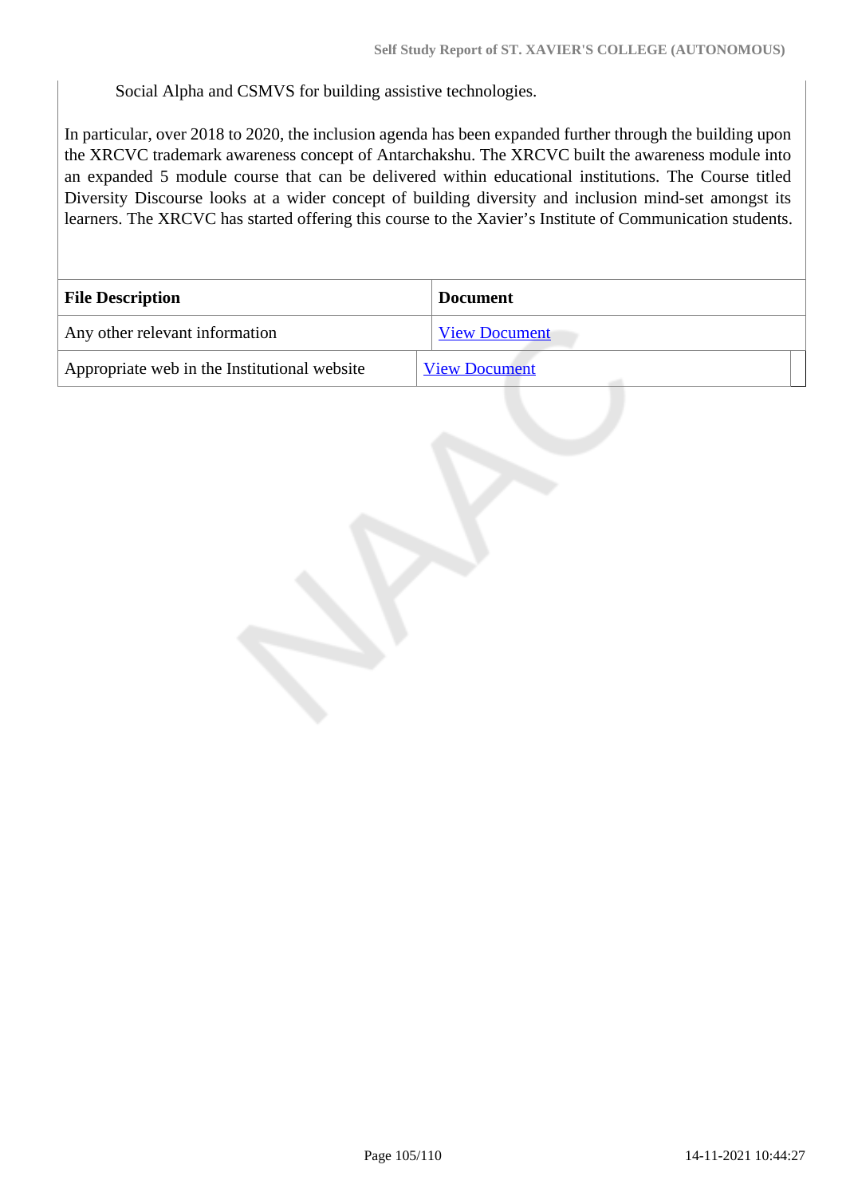Social Alpha and CSMVS for building assistive technologies.

In particular, over 2018 to 2020, the inclusion agenda has been expanded further through the building upon the XRCVC trademark awareness concept of Antarchakshu. The XRCVC built the awareness module into an expanded 5 module course that can be delivered within educational institutions. The Course titled Diversity Discourse looks at a wider concept of building diversity and inclusion mind-set amongst its learners. The XRCVC has started offering this course to the Xavier's Institute of Communication students.

| File Description | Document |
|---|---|
| Any other relevant information | View Document |
| Appropriate web in the Institutional website | View Document |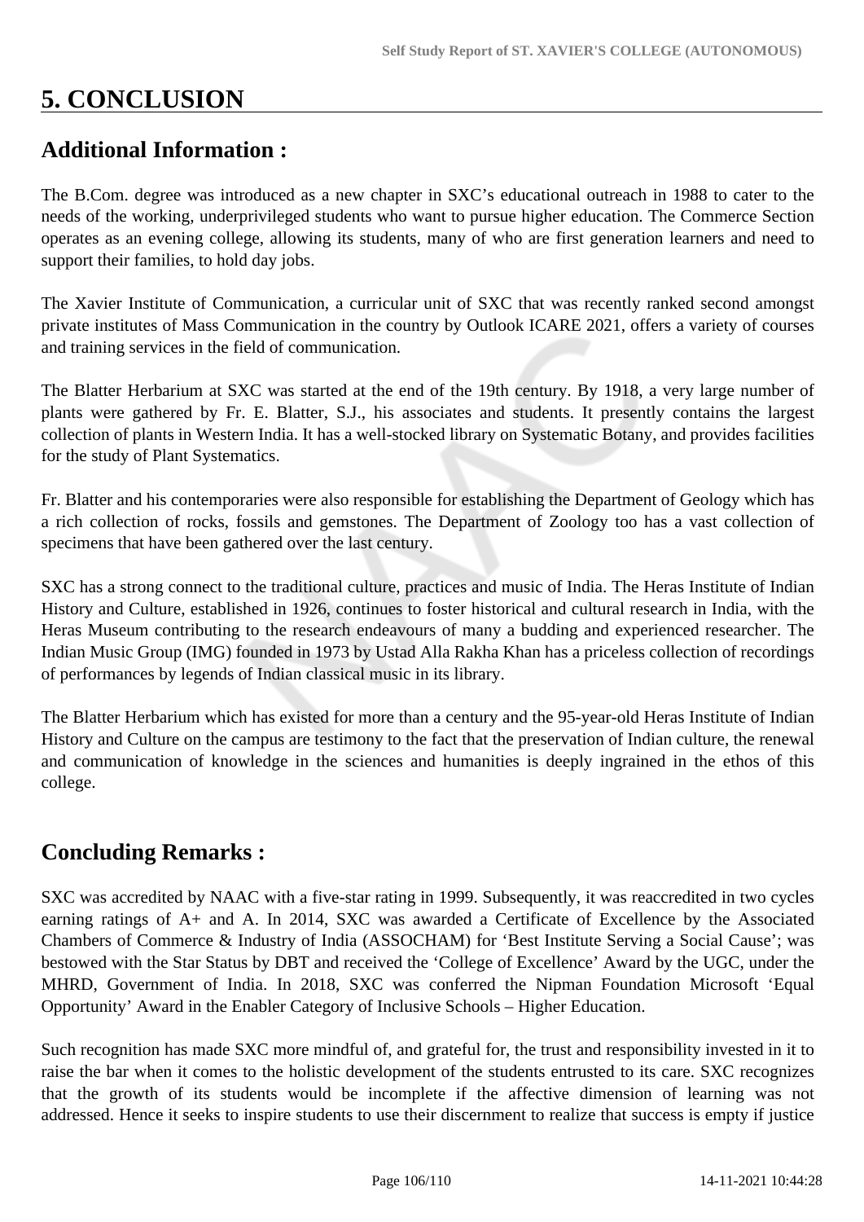# 5. CONCLUSION

## Additional Information :

The B.Com. degree was introduced as a new chapter in SXC's educational outreach in 1988 to cater to the needs of the working, underprivileged students who want to pursue higher education. The Commerce Section operates as an evening college, allowing its students, many of who are first generation learners and need to support their families, to hold day jobs.

The Xavier Institute of Communication, a curricular unit of SXC that was recently ranked second amongst private institutes of Mass Communication in the country by Outlook ICARE 2021, offers a variety of courses and training services in the field of communication.

The Blatter Herbarium at SXC was started at the end of the 19th century. By 1918, a very large number of plants were gathered by Fr. E. Blatter, S.J., his associates and students. It presently contains the largest collection of plants in Western India. It has a well-stocked library on Systematic Botany, and provides facilities for the study of Plant Systematics.

Fr. Blatter and his contemporaries were also responsible for establishing the Department of Geology which has a rich collection of rocks, fossils and gemstones. The Department of Zoology too has a vast collection of specimens that have been gathered over the last century.

SXC has a strong connect to the traditional culture, practices and music of India. The Heras Institute of Indian History and Culture, established in 1926, continues to foster historical and cultural research in India, with the Heras Museum contributing to the research endeavours of many a budding and experienced researcher. The Indian Music Group (IMG) founded in 1973 by Ustad Alla Rakha Khan has a priceless collection of recordings of performances by legends of Indian classical music in its library.

The Blatter Herbarium which has existed for more than a century and the 95-year-old Heras Institute of Indian History and Culture on the campus are testimony to the fact that the preservation of Indian culture, the renewal and communication of knowledge in the sciences and humanities is deeply ingrained in the ethos of this college.

## Concluding Remarks :

SXC was accredited by NAAC with a five-star rating in 1999. Subsequently, it was reaccredited in two cycles earning ratings of A+ and A. In 2014, SXC was awarded a Certificate of Excellence by the Associated Chambers of Commerce & Industry of India (ASSOCHAM) for 'Best Institute Serving a Social Cause'; was bestowed with the Star Status by DBT and received the 'College of Excellence' Award by the UGC, under the MHRD, Government of India. In 2018, SXC was conferred the Nipman Foundation Microsoft 'Equal Opportunity' Award in the Enabler Category of Inclusive Schools – Higher Education.

Such recognition has made SXC more mindful of, and grateful for, the trust and responsibility invested in it to raise the bar when it comes to the holistic development of the students entrusted to its care. SXC recognizes that the growth of its students would be incomplete if the affective dimension of learning was not addressed. Hence it seeks to inspire students to use their discernment to realize that success is empty if justice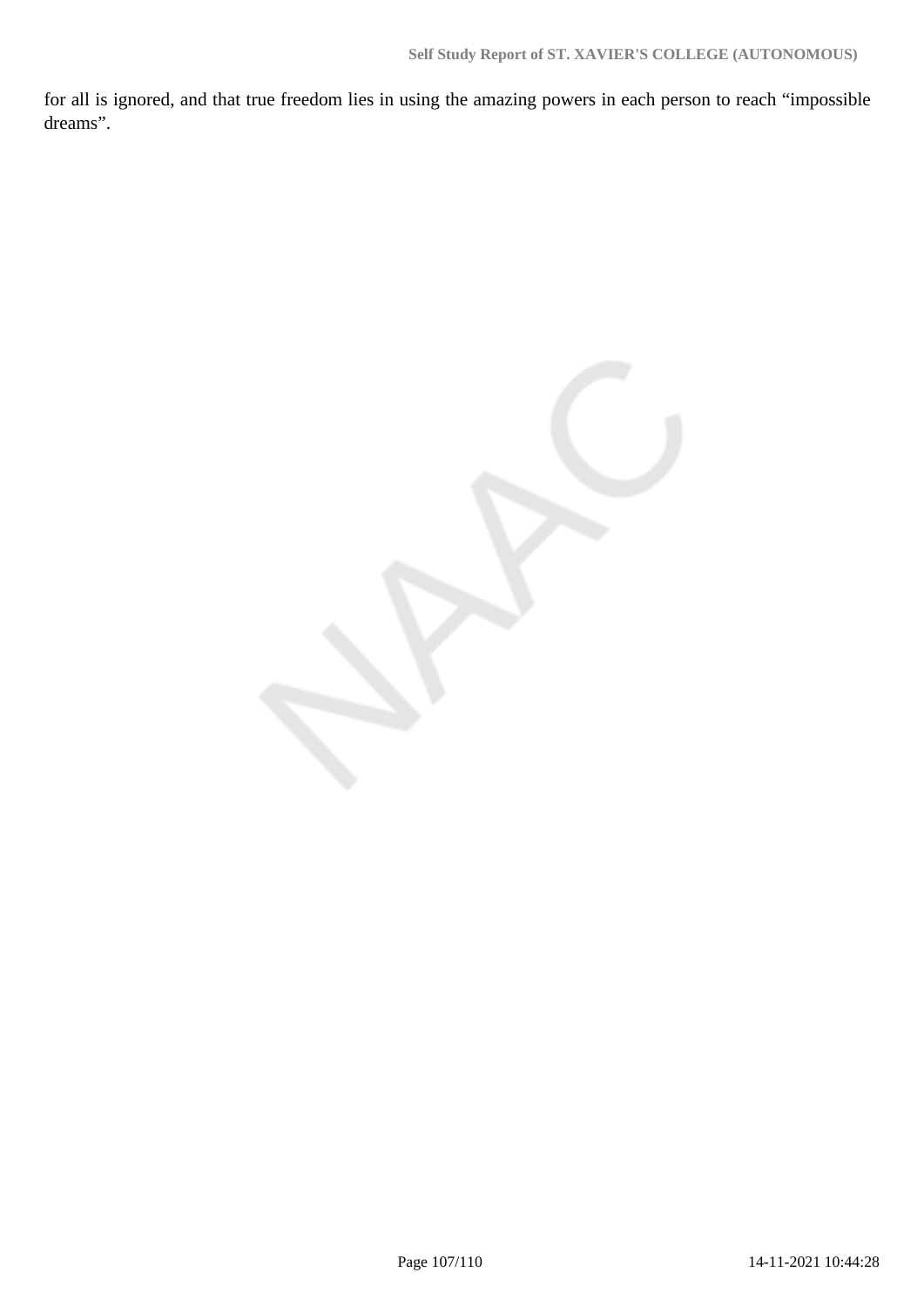for all is ignored, and that true freedom lies in using the amazing powers in each person to reach “impossible dreams”.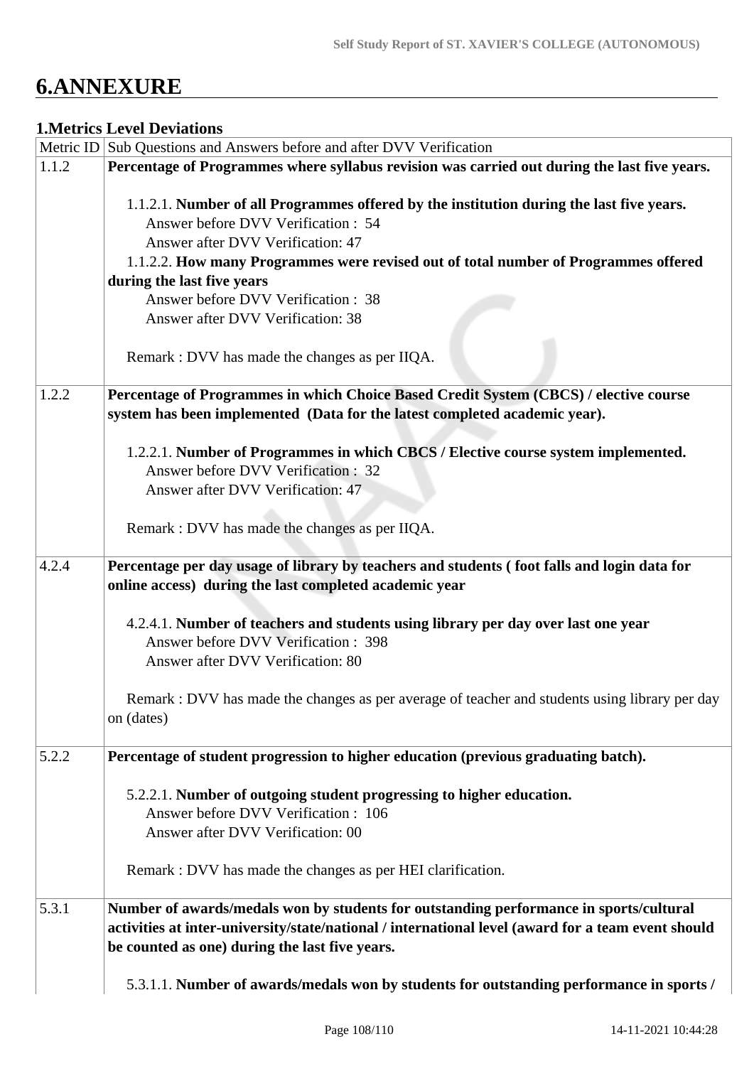# 6.ANNEXURE

## 1.Metrics Level Deviations

| Metric ID | Sub Questions and Answers before and after DVV Verification |
|---|---|
| 1.1.2 | **Percentage of Programmes where syllabus revision was carried out during the last five years.**<br><br>1.1.2.1. **Number of all Programmes offered by the institution during the last five years.**<br>Answer before DVV Verification : 54<br>Answer after DVV Verification: 47<br>1.1.2.2. **How many Programmes were revised out of total number of Programmes offered during the last five years**<br>Answer before DVV Verification : 38<br>Answer after DVV Verification: 38<br><br>Remark : DVV has made the changes as per IIQA. |
| 1.2.2 | **Percentage of Programmes in which Choice Based Credit System (CBCS) / elective course system has been implemented (Data for the latest completed academic year).**<br><br>1.2.2.1. **Number of Programmes in which CBCS / Elective course system implemented.**<br>Answer before DVV Verification : 32<br>Answer after DVV Verification: 47<br><br>Remark : DVV has made the changes as per IIQA. |
| 4.2.4 | **Percentage per day usage of library by teachers and students ( foot falls and login data for online access) during the last completed academic year**<br><br>4.2.4.1. **Number of teachers and students using library per day over last one year**<br>Answer before DVV Verification : 398<br>Answer after DVV Verification: 80<br><br>Remark : DVV has made the changes as per average of teacher and students using library per day on (dates) |
| 5.2.2 | **Percentage of student progression to higher education (previous graduating batch).**<br><br>5.2.2.1. **Number of outgoing student progressing to higher education.**<br>Answer before DVV Verification : 106<br>Answer after DVV Verification: 00<br><br>Remark : DVV has made the changes as per HEI clarification. |
| 5.3.1 | **Number of awards/medals won by students for outstanding performance in sports/cultural activities at inter-university/state/national / international level (award for a team event should be counted as one) during the last five years.**<br><br>5.3.1.1. **Number of awards/medals won by students for outstanding performance in sports /** |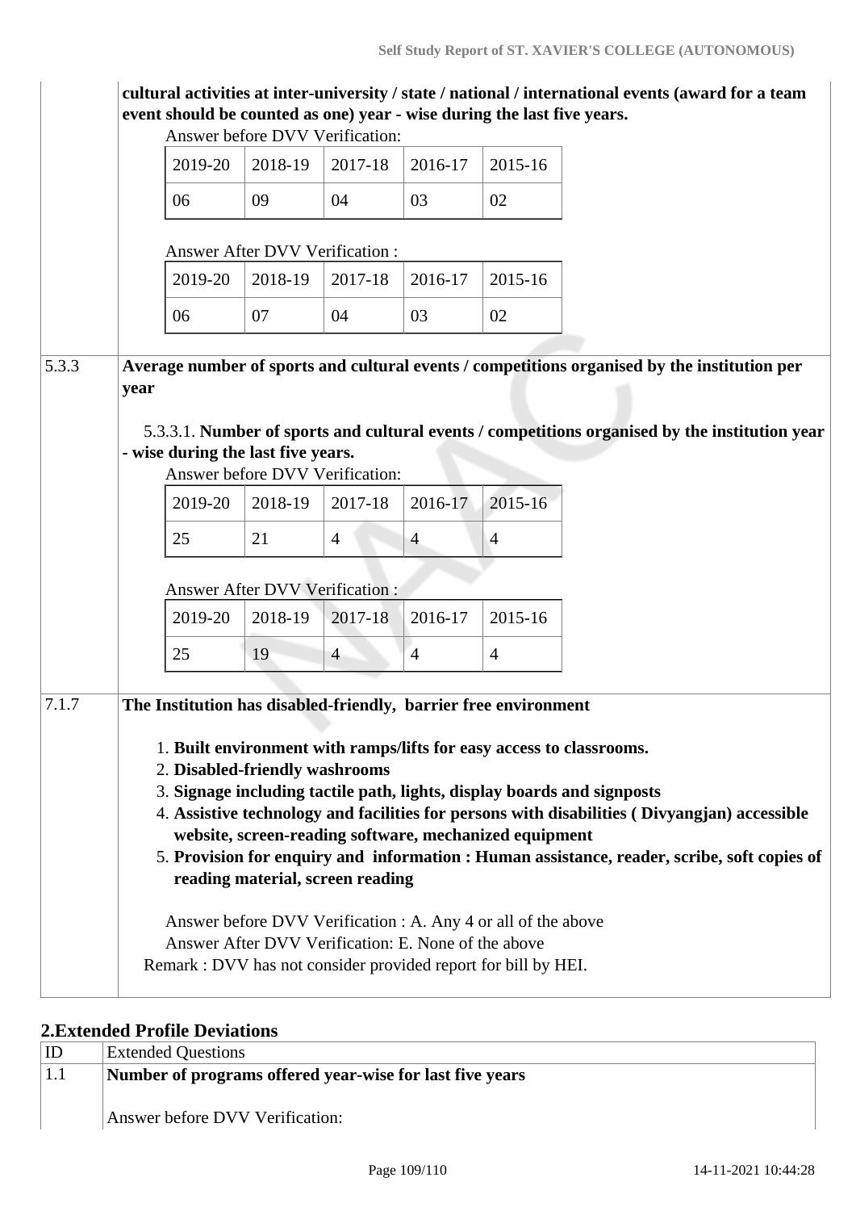| | **cultural activities at inter-university / state / national / international events (award for a team event should be counted as one) year - wise during the last five years.** |
|---|---|

Answer before DVV Verification:

| 2019-20 | 2018-19 | 2017-18 | 2016-17 | 2015-16 |
|---|---|---|---|---|
| 06 | 09 | 04 | 03 | 02 |

Answer After DVV Verification :

| 2019-20 | 2018-19 | 2017-18 | 2016-17 | 2015-16 |
|---|---|---|---|---|
| 06 | 07 | 04 | 03 | 02 |

**5.3.3 Average number of sports and cultural events / competitions organised by the institution per year**

5.3.3.1. **Number of sports and cultural events / competitions organised by the institution year - wise during the last five years.**

Answer before DVV Verification:

| 2019-20 | 2018-19 | 2017-18 | 2016-17 | 2015-16 |
|---|---|---|---|---|
| 25 | 21 | 4 | 4 | 4 |

Answer After DVV Verification :

| 2019-20 | 2018-19 | 2017-18 | 2016-17 | 2015-16 |
|---|---|---|---|---|
| 25 | 19 | 4 | 4 | 4 |

**7.1.7 The Institution has disabled-friendly, barrier free environment**

1. **Built environment with ramps/lifts for easy access to classrooms.**
2. **Disabled-friendly washrooms**
3. **Signage including tactile path, lights, display boards and signposts**
4. **Assistive technology and facilities for persons with disabilities ( Divyangjan) accessible website, screen-reading software, mechanized equipment**
5. **Provision for enquiry and information : Human assistance, reader, scribe, soft copies of reading material, screen reading**

Answer before DVV Verification : A. Any 4 or all of the above
Answer After DVV Verification: E. None of the above
Remark : DVV has not consider provided report for bill by HEI.

## 2.Extended Profile Deviations

| ID | Extended Questions |
|---|---|
| 1.1 | **Number of programs offered year-wise for last five years**<br><br>Answer before DVV Verification: |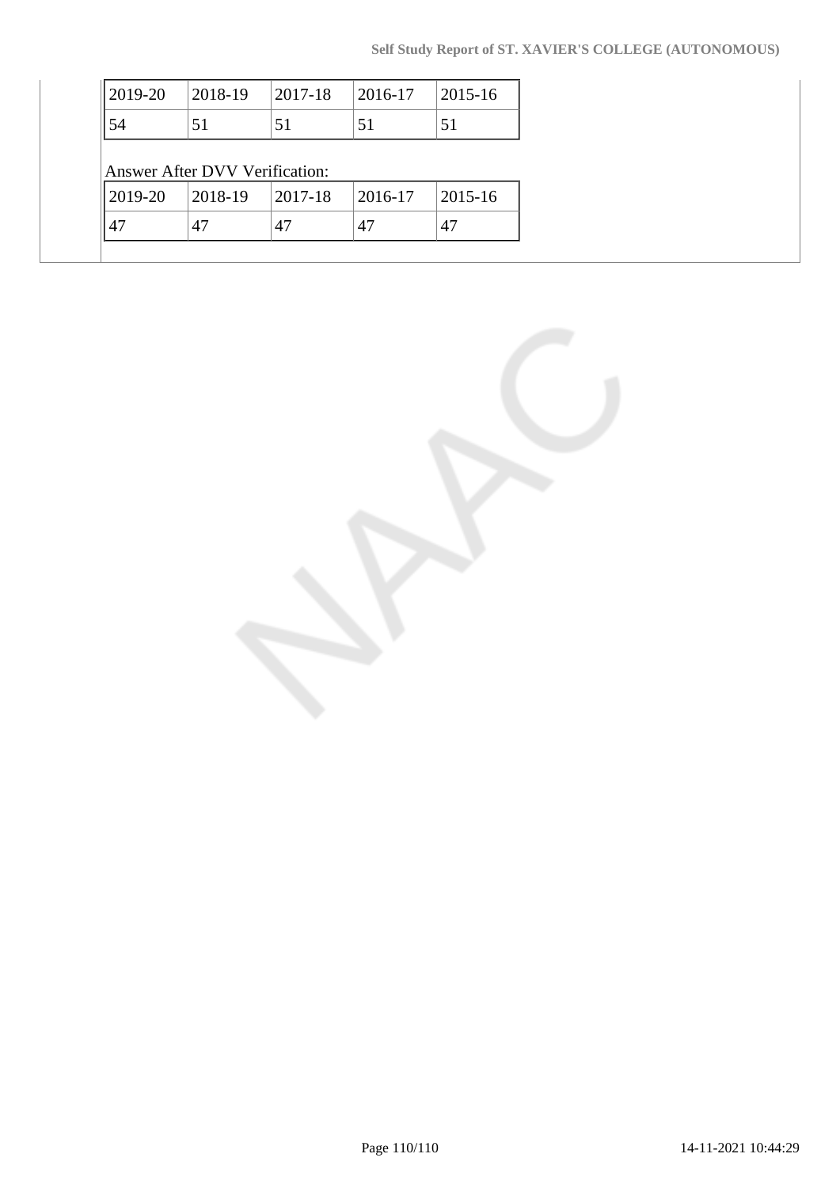| 2019-20 | 2018-19 | 2017-18 | 2016-17 | 2015-16 |
|---|---|---|---|---|
| 54 | 51 | 51 | 51 | 51 |

Answer After DVV Verification:

| 2019-20 | 2018-19 | 2017-18 | 2016-17 | 2015-16 |
|---|---|---|---|---|
| 47 | 47 | 47 | 47 | 47 |